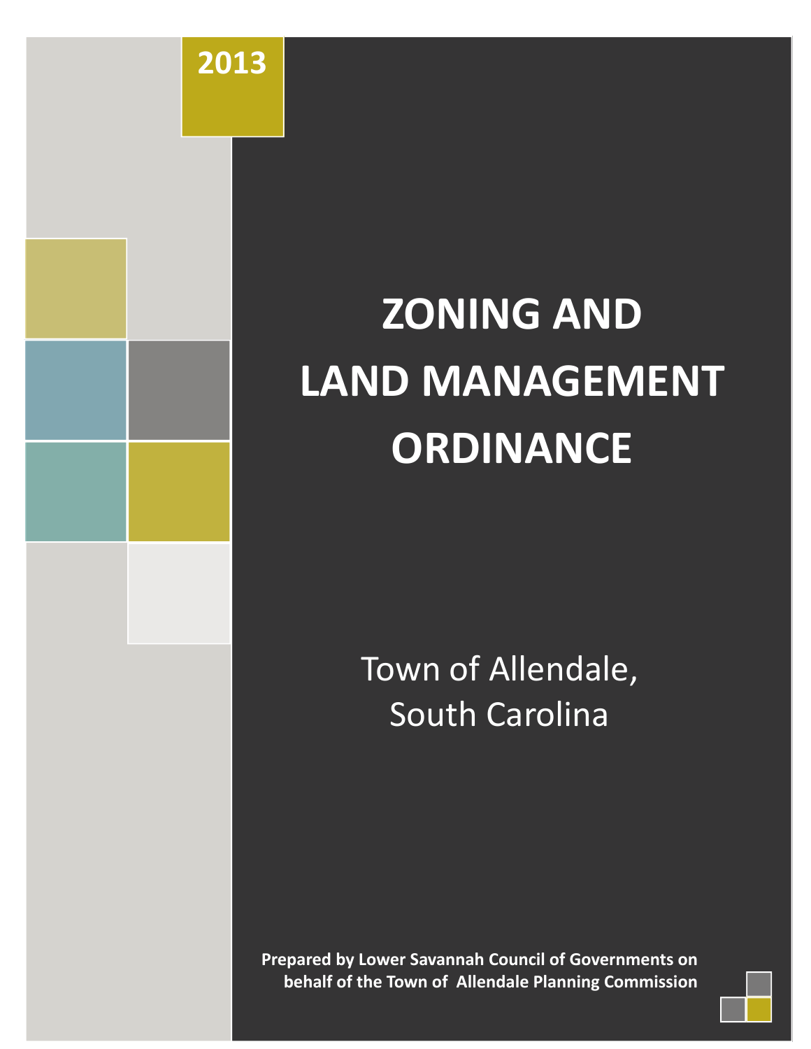2013

# ZONING AND LAND MANAGEMENT ORDINANCE

Town of Allendale, South Carolina

**Prepared by Lower Savannah Council of Governments on behalf of the Town of Allendale Planning Commission**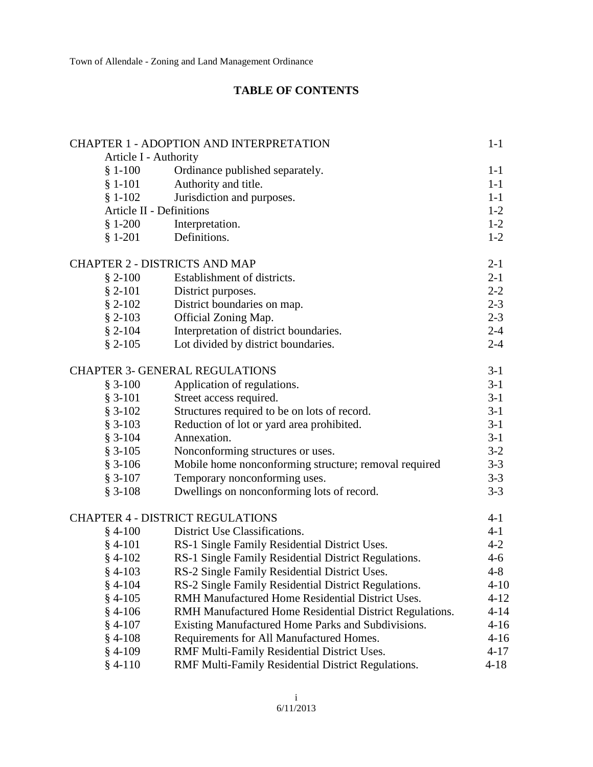# TABLE OF CONTENTS

| | | |
|---|---|---|
| CHAPTER 1 - ADOPTION AND INTERPRETATION | | 1-1 |
| Article I - Authority | | |
| § 1-100 | Ordinance published separately. | 1-1 |
| § 1-101 | Authority and title. | 1-1 |
| § 1-102 | Jurisdiction and purposes. | 1-1 |
| Article II - Definitions | | 1-2 |
| § 1-200 | Interpretation. | 1-2 |
| § 1-201 | Definitions. | 1-2 |
| | | |
| CHAPTER 2 - DISTRICTS AND MAP | | 2-1 |
| § 2-100 | Establishment of districts. | 2-1 |
| § 2-101 | District purposes. | 2-2 |
| § 2-102 | District boundaries on map. | 2-3 |
| § 2-103 | Official Zoning Map. | 2-3 |
| § 2-104 | Interpretation of district boundaries. | 2-4 |
| § 2-105 | Lot divided by district boundaries. | 2-4 |
| | | |
| CHAPTER 3- GENERAL REGULATIONS | | 3-1 |
| § 3-100 | Application of regulations. | 3-1 |
| § 3-101 | Street access required. | 3-1 |
| § 3-102 | Structures required to be on lots of record. | 3-1 |
| § 3-103 | Reduction of lot or yard area prohibited. | 3-1 |
| § 3-104 | Annexation. | 3-1 |
| § 3-105 | Nonconforming structures or uses. | 3-2 |
| § 3-106 | Mobile home nonconforming structure; removal required | 3-3 |
| § 3-107 | Temporary nonconforming uses. | 3-3 |
| § 3-108 | Dwellings on nonconforming lots of record. | 3-3 |
| | | |
| CHAPTER 4 - DISTRICT REGULATIONS | | 4-1 |
| § 4-100 | District Use Classifications. | 4-1 |
| § 4-101 | RS-1 Single Family Residential District Uses. | 4-2 |
| § 4-102 | RS-1 Single Family Residential District Regulations. | 4-6 |
| § 4-103 | RS-2 Single Family Residential District Uses. | 4-8 |
| § 4-104 | RS-2 Single Family Residential District Regulations. | 4-10 |
| § 4-105 | RMH Manufactured Home Residential District Uses. | 4-12 |
| § 4-106 | RMH Manufactured Home Residential District Regulations. | 4-14 |
| § 4-107 | Existing Manufactured Home Parks and Subdivisions. | 4-16 |
| § 4-108 | Requirements for All Manufactured Homes. | 4-16 |
| § 4-109 | RMF Multi-Family Residential District Uses. | 4-17 |
| § 4-110 | RMF Multi-Family Residential District Regulations. | 4-18 |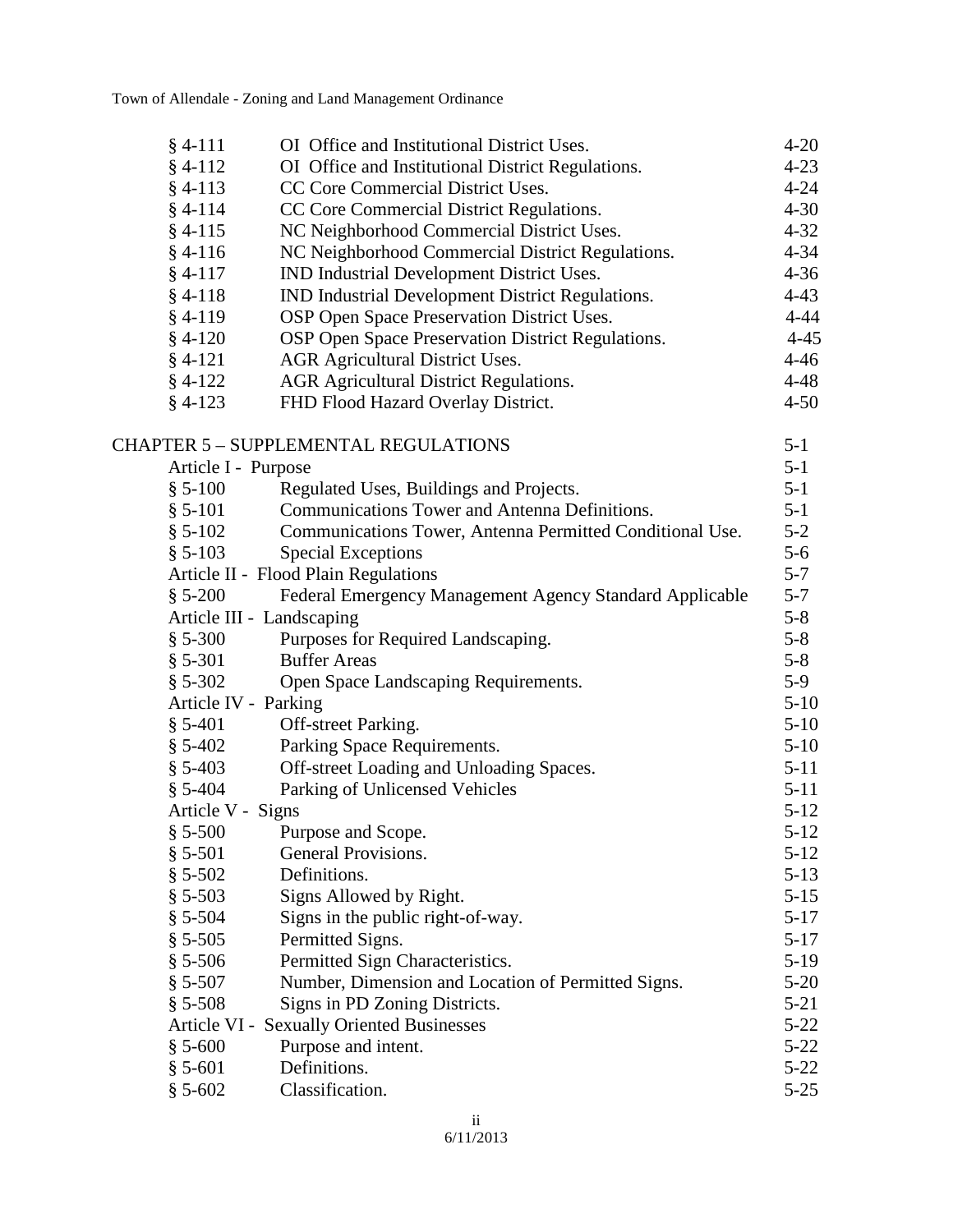| | | |
|---|---|---|
| § 4-111 | OI Office and Institutional District Uses. | 4-20 |
| § 4-112 | OI Office and Institutional District Regulations. | 4-23 |
| § 4-113 | CC Core Commercial District Uses. | 4-24 |
| § 4-114 | CC Core Commercial District Regulations. | 4-30 |
| § 4-115 | NC Neighborhood Commercial District Uses. | 4-32 |
| § 4-116 | NC Neighborhood Commercial District Regulations. | 4-34 |
| § 4-117 | IND Industrial Development District Uses. | 4-36 |
| § 4-118 | IND Industrial Development District Regulations. | 4-43 |
| § 4-119 | OSP Open Space Preservation District Uses. | 4-44 |
| § 4-120 | OSP Open Space Preservation District Regulations. | 4-45 |
| § 4-121 | AGR Agricultural District Uses. | 4-46 |
| § 4-122 | AGR Agricultural District Regulations. | 4-48 |
| § 4-123 | FHD Flood Hazard Overlay District. | 4-50 |

| | | |
|---|---|---|
| **CHAPTER 5 – SUPPLEMENTAL REGULATIONS** | | 5-1 |
| Article I - Purpose | | 5-1 |
| § 5-100 | Regulated Uses, Buildings and Projects. | 5-1 |
| § 5-101 | Communications Tower and Antenna Definitions. | 5-1 |
| § 5-102 | Communications Tower, Antenna Permitted Conditional Use. | 5-2 |
| § 5-103 | Special Exceptions | 5-6 |
| Article II - Flood Plain Regulations | | 5-7 |
| § 5-200 | Federal Emergency Management Agency Standard Applicable | 5-7 |
| Article III - Landscaping | | 5-8 |
| § 5-300 | Purposes for Required Landscaping. | 5-8 |
| § 5-301 | Buffer Areas | 5-8 |
| § 5-302 | Open Space Landscaping Requirements. | 5-9 |
| Article IV - Parking | | 5-10 |
| § 5-401 | Off-street Parking. | 5-10 |
| § 5-402 | Parking Space Requirements. | 5-10 |
| § 5-403 | Off-street Loading and Unloading Spaces. | 5-11 |
| § 5-404 | Parking of Unlicensed Vehicles | 5-11 |
| Article V - Signs | | 5-12 |
| § 5-500 | Purpose and Scope. | 5-12 |
| § 5-501 | General Provisions. | 5-12 |
| § 5-502 | Definitions. | 5-13 |
| § 5-503 | Signs Allowed by Right. | 5-15 |
| § 5-504 | Signs in the public right-of-way. | 5-17 |
| § 5-505 | Permitted Signs. | 5-17 |
| § 5-506 | Permitted Sign Characteristics. | 5-19 |
| § 5-507 | Number, Dimension and Location of Permitted Signs. | 5-20 |
| § 5-508 | Signs in PD Zoning Districts. | 5-21 |
| Article VI - Sexually Oriented Businesses | | 5-22 |
| § 5-600 | Purpose and intent. | 5-22 |
| § 5-601 | Definitions. | 5-22 |
| § 5-602 | Classification. | 5-25 |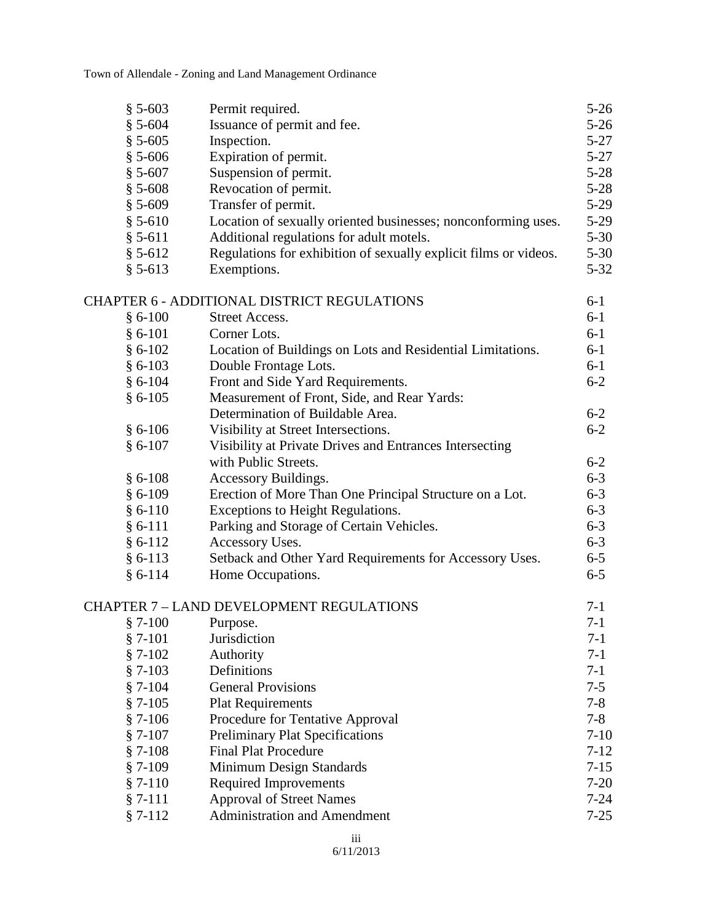| | | |
|---|---|---|
| § 5-603 | Permit required. | 5-26 |
| § 5-604 | Issuance of permit and fee. | 5-26 |
| § 5-605 | Inspection. | 5-27 |
| § 5-606 | Expiration of permit. | 5-27 |
| § 5-607 | Suspension of permit. | 5-28 |
| § 5-608 | Revocation of permit. | 5-28 |
| § 5-609 | Transfer of permit. | 5-29 |
| § 5-610 | Location of sexually oriented businesses; nonconforming uses. | 5-29 |
| § 5-611 | Additional regulations for adult motels. | 5-30 |
| § 5-612 | Regulations for exhibition of sexually explicit films or videos. | 5-30 |
| § 5-613 | Exemptions. | 5-32 |

| CHAPTER 6 - ADDITIONAL DISTRICT REGULATIONS | | 6-1 |
|---|---|---|
| § 6-100 | Street Access. | 6-1 |
| § 6-101 | Corner Lots. | 6-1 |
| § 6-102 | Location of Buildings on Lots and Residential Limitations. | 6-1 |
| § 6-103 | Double Frontage Lots. | 6-1 |
| § 6-104 | Front and Side Yard Requirements. | 6-2 |
| § 6-105 | Measurement of Front, Side, and Rear Yards: Determination of Buildable Area. | 6-2 |
| § 6-106 | Visibility at Street Intersections. | 6-2 |
| § 6-107 | Visibility at Private Drives and Entrances Intersecting with Public Streets. | 6-2 |
| § 6-108 | Accessory Buildings. | 6-3 |
| § 6-109 | Erection of More Than One Principal Structure on a Lot. | 6-3 |
| § 6-110 | Exceptions to Height Regulations. | 6-3 |
| § 6-111 | Parking and Storage of Certain Vehicles. | 6-3 |
| § 6-112 | Accessory Uses. | 6-3 |
| § 6-113 | Setback and Other Yard Requirements for Accessory Uses. | 6-5 |
| § 6-114 | Home Occupations. | 6-5 |

| CHAPTER 7 – LAND DEVELOPMENT REGULATIONS | | 7-1 |
|---|---|---|
| § 7-100 | Purpose. | 7-1 |
| § 7-101 | Jurisdiction | 7-1 |
| § 7-102 | Authority | 7-1 |
| § 7-103 | Definitions | 7-1 |
| § 7-104 | General Provisions | 7-5 |
| § 7-105 | Plat Requirements | 7-8 |
| § 7-106 | Procedure for Tentative Approval | 7-8 |
| § 7-107 | Preliminary Plat Specifications | 7-10 |
| § 7-108 | Final Plat Procedure | 7-12 |
| § 7-109 | Minimum Design Standards | 7-15 |
| § 7-110 | Required Improvements | 7-20 |
| § 7-111 | Approval of Street Names | 7-24 |
| § 7-112 | Administration and Amendment | 7-25 |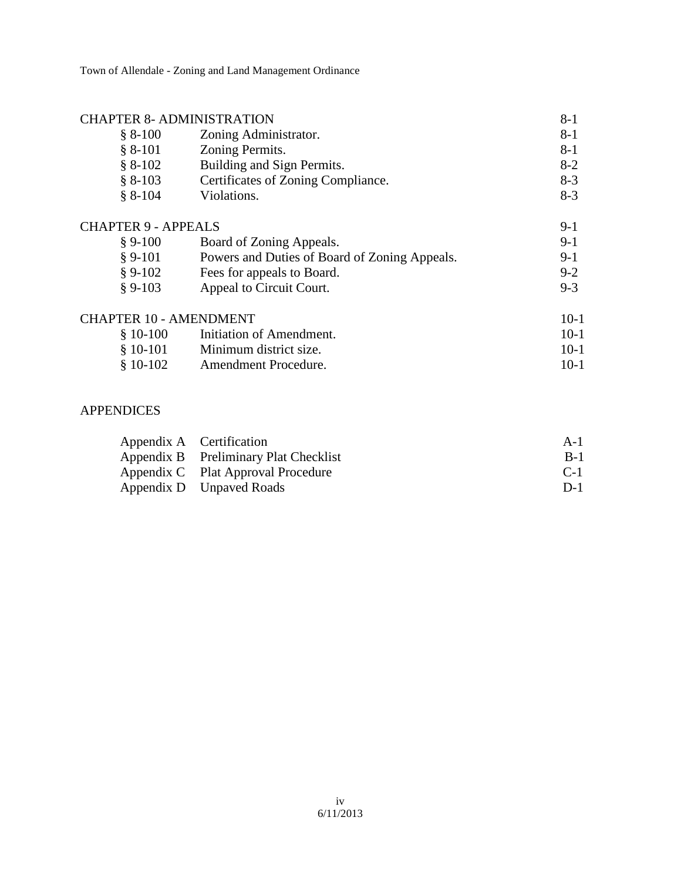| | | |
|---|---|---|
| CHAPTER 8- ADMINISTRATION | | 8-1 |
| § 8-100 | Zoning Administrator. | 8-1 |
| § 8-101 | Zoning Permits. | 8-1 |
| § 8-102 | Building and Sign Permits. | 8-2 |
| § 8-103 | Certificates of Zoning Compliance. | 8-3 |
| § 8-104 | Violations. | 8-3 |
| CHAPTER 9 - APPEALS | | 9-1 |
| § 9-100 | Board of Zoning Appeals. | 9-1 |
| § 9-101 | Powers and Duties of Board of Zoning Appeals. | 9-1 |
| § 9-102 | Fees for appeals to Board. | 9-2 |
| § 9-103 | Appeal to Circuit Court. | 9-3 |
| CHAPTER 10 - AMENDMENT | | 10-1 |
| § 10-100 | Initiation of Amendment. | 10-1 |
| § 10-101 | Minimum district size. | 10-1 |
| § 10-102 | Amendment Procedure. | 10-1 |

APPENDICES

| | | |
|---|---|---|
| Appendix A | Certification | A-1 |
| Appendix B | Preliminary Plat Checklist | B-1 |
| Appendix C | Plat Approval Procedure | C-1 |
| Appendix D | Unpaved Roads | D-1 |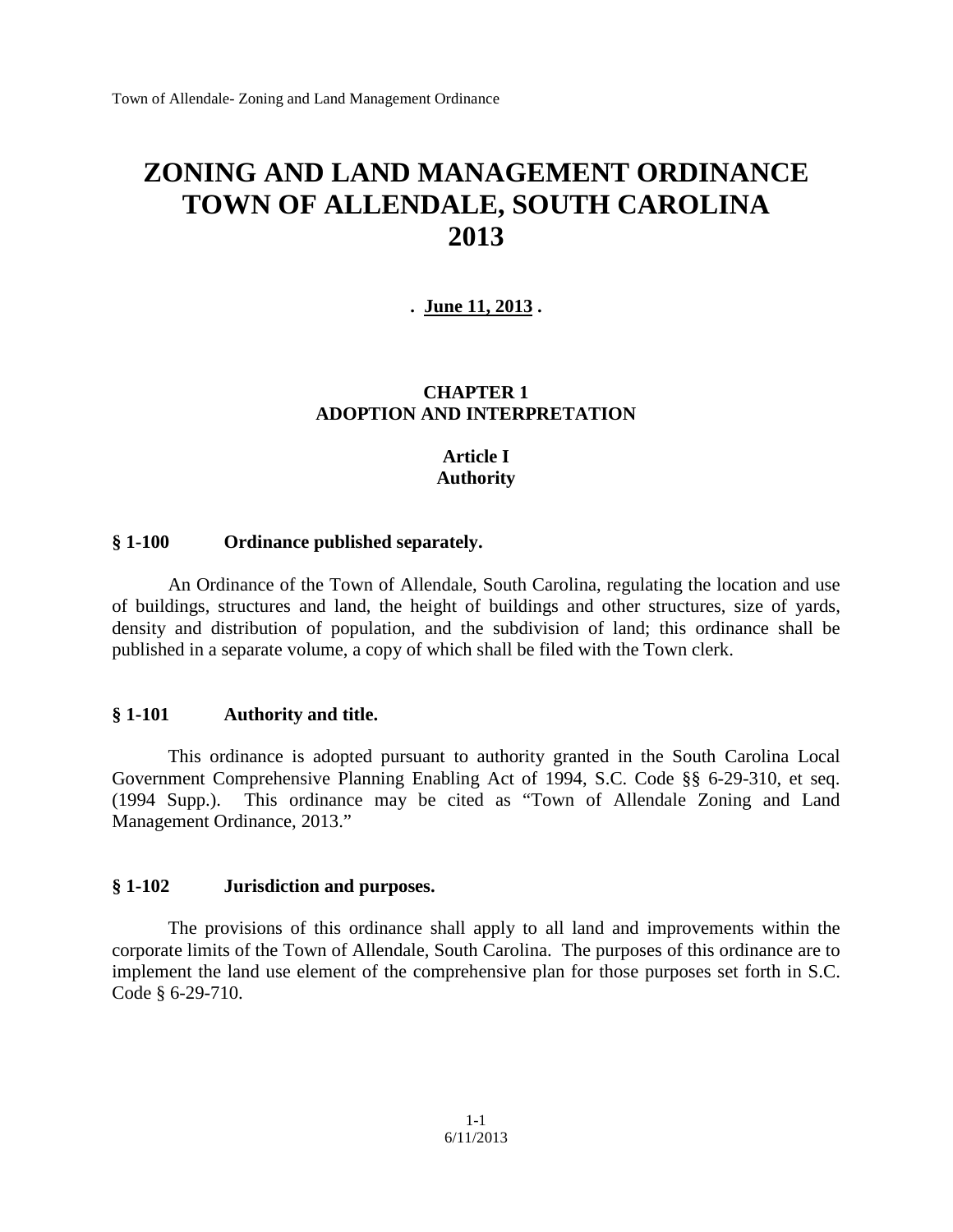# ZONING AND LAND MANAGEMENT ORDINANCE TOWN OF ALLENDALE, SOUTH CAROLINA 2013

**. June 11, 2013 .**

## CHAPTER 1
## ADOPTION AND INTERPRETATION

### Article I
### Authority

**§ 1-100 Ordinance published separately.**

An Ordinance of the Town of Allendale, South Carolina, regulating the location and use of buildings, structures and land, the height of buildings and other structures, size of yards, density and distribution of population, and the subdivision of land; this ordinance shall be published in a separate volume, a copy of which shall be filed with the Town clerk.

**§ 1-101 Authority and title.**

This ordinance is adopted pursuant to authority granted in the South Carolina Local Government Comprehensive Planning Enabling Act of 1994, S.C. Code §§ 6-29-310, et seq. (1994 Supp.). This ordinance may be cited as "Town of Allendale Zoning and Land Management Ordinance, 2013."

**§ 1-102 Jurisdiction and purposes.**

The provisions of this ordinance shall apply to all land and improvements within the corporate limits of the Town of Allendale, South Carolina. The purposes of this ordinance are to implement the land use element of the comprehensive plan for those purposes set forth in S.C. Code § 6-29-710.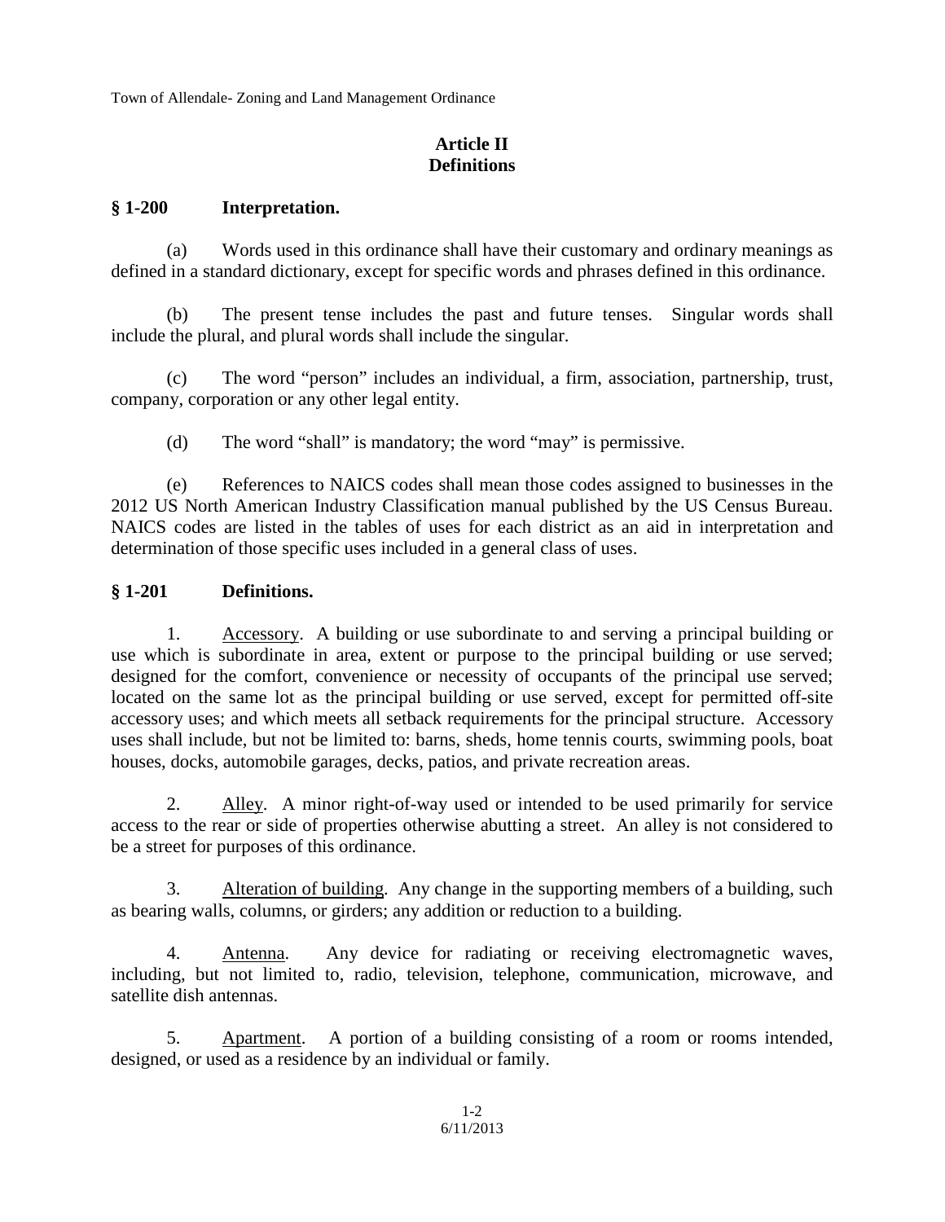# Article II
# Definitions

## § 1-200 Interpretation.

(a) Words used in this ordinance shall have their customary and ordinary meanings as defined in a standard dictionary, except for specific words and phrases defined in this ordinance.

(b) The present tense includes the past and future tenses. Singular words shall include the plural, and plural words shall include the singular.

(c) The word "person" includes an individual, a firm, association, partnership, trust, company, corporation or any other legal entity.

(d) The word "shall" is mandatory; the word "may" is permissive.

(e) References to NAICS codes shall mean those codes assigned to businesses in the 2012 US North American Industry Classification manual published by the US Census Bureau. NAICS codes are listed in the tables of uses for each district as an aid in interpretation and determination of those specific uses included in a general class of uses.

## § 1-201 Definitions.

1. Accessory. A building or use subordinate to and serving a principal building or use which is subordinate in area, extent or purpose to the principal building or use served; designed for the comfort, convenience or necessity of occupants of the principal use served; located on the same lot as the principal building or use served, except for permitted off-site accessory uses; and which meets all setback requirements for the principal structure. Accessory uses shall include, but not be limited to: barns, sheds, home tennis courts, swimming pools, boat houses, docks, automobile garages, decks, patios, and private recreation areas.

2. Alley. A minor right-of-way used or intended to be used primarily for service access to the rear or side of properties otherwise abutting a street. An alley is not considered to be a street for purposes of this ordinance.

3. Alteration of building. Any change in the supporting members of a building, such as bearing walls, columns, or girders; any addition or reduction to a building.

4. Antenna. Any device for radiating or receiving electromagnetic waves, including, but not limited to, radio, television, telephone, communication, microwave, and satellite dish antennas.

5. Apartment. A portion of a building consisting of a room or rooms intended, designed, or used as a residence by an individual or family.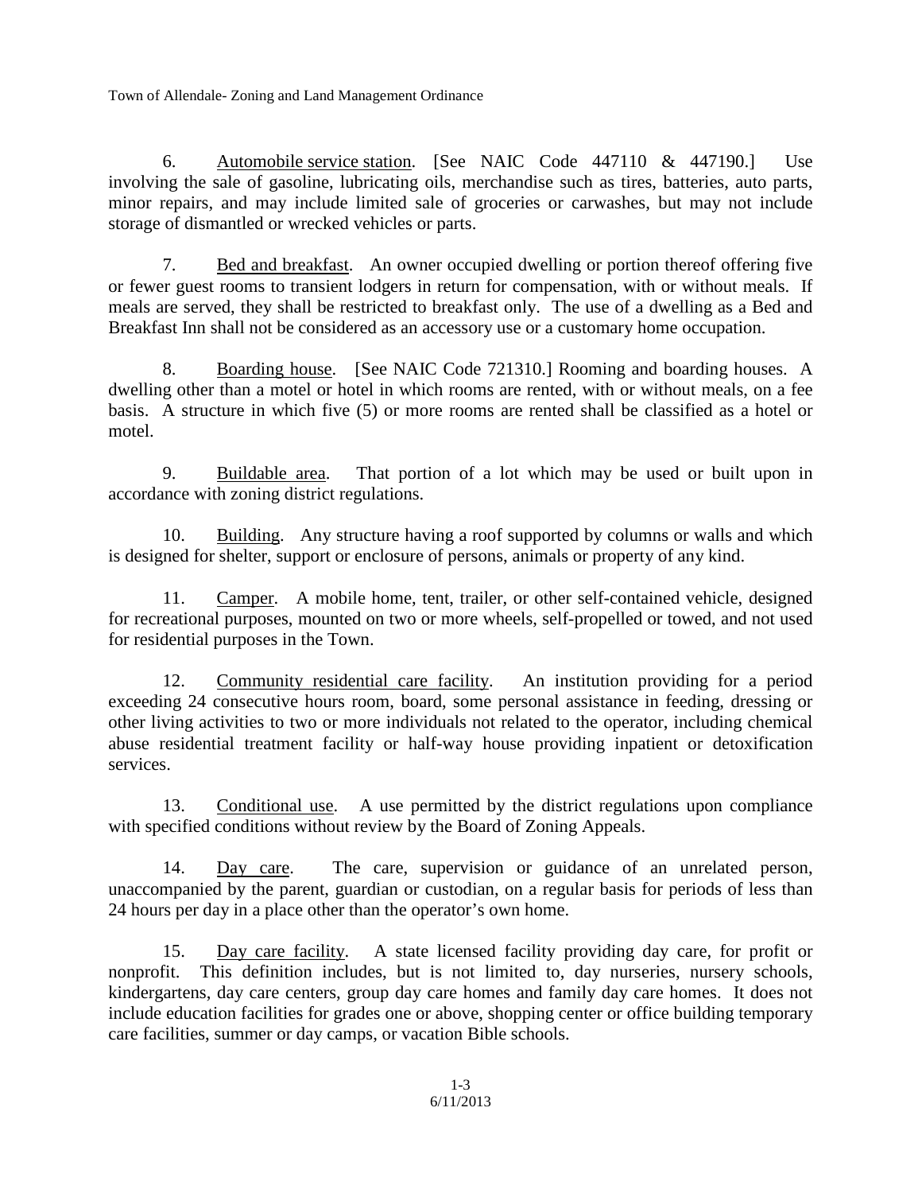6. Automobile service station. [See NAIC Code 447110 & 447190.] Use involving the sale of gasoline, lubricating oils, merchandise such as tires, batteries, auto parts, minor repairs, and may include limited sale of groceries or carwashes, but may not include storage of dismantled or wrecked vehicles or parts.

7. Bed and breakfast. An owner occupied dwelling or portion thereof offering five or fewer guest rooms to transient lodgers in return for compensation, with or without meals. If meals are served, they shall be restricted to breakfast only. The use of a dwelling as a Bed and Breakfast Inn shall not be considered as an accessory use or a customary home occupation.

8. Boarding house. [See NAIC Code 721310.] Rooming and boarding houses. A dwelling other than a motel or hotel in which rooms are rented, with or without meals, on a fee basis. A structure in which five (5) or more rooms are rented shall be classified as a hotel or motel.

9. Buildable area. That portion of a lot which may be used or built upon in accordance with zoning district regulations.

10. Building. Any structure having a roof supported by columns or walls and which is designed for shelter, support or enclosure of persons, animals or property of any kind.

11. Camper. A mobile home, tent, trailer, or other self-contained vehicle, designed for recreational purposes, mounted on two or more wheels, self-propelled or towed, and not used for residential purposes in the Town.

12. Community residential care facility. An institution providing for a period exceeding 24 consecutive hours room, board, some personal assistance in feeding, dressing or other living activities to two or more individuals not related to the operator, including chemical abuse residential treatment facility or half-way house providing inpatient or detoxification services.

13. Conditional use. A use permitted by the district regulations upon compliance with specified conditions without review by the Board of Zoning Appeals.

14. Day care. The care, supervision or guidance of an unrelated person, unaccompanied by the parent, guardian or custodian, on a regular basis for periods of less than 24 hours per day in a place other than the operator's own home.

15. Day care facility. A state licensed facility providing day care, for profit or nonprofit. This definition includes, but is not limited to, day nurseries, nursery schools, kindergartens, day care centers, group day care homes and family day care homes. It does not include education facilities for grades one or above, shopping center or office building temporary care facilities, summer or day camps, or vacation Bible schools.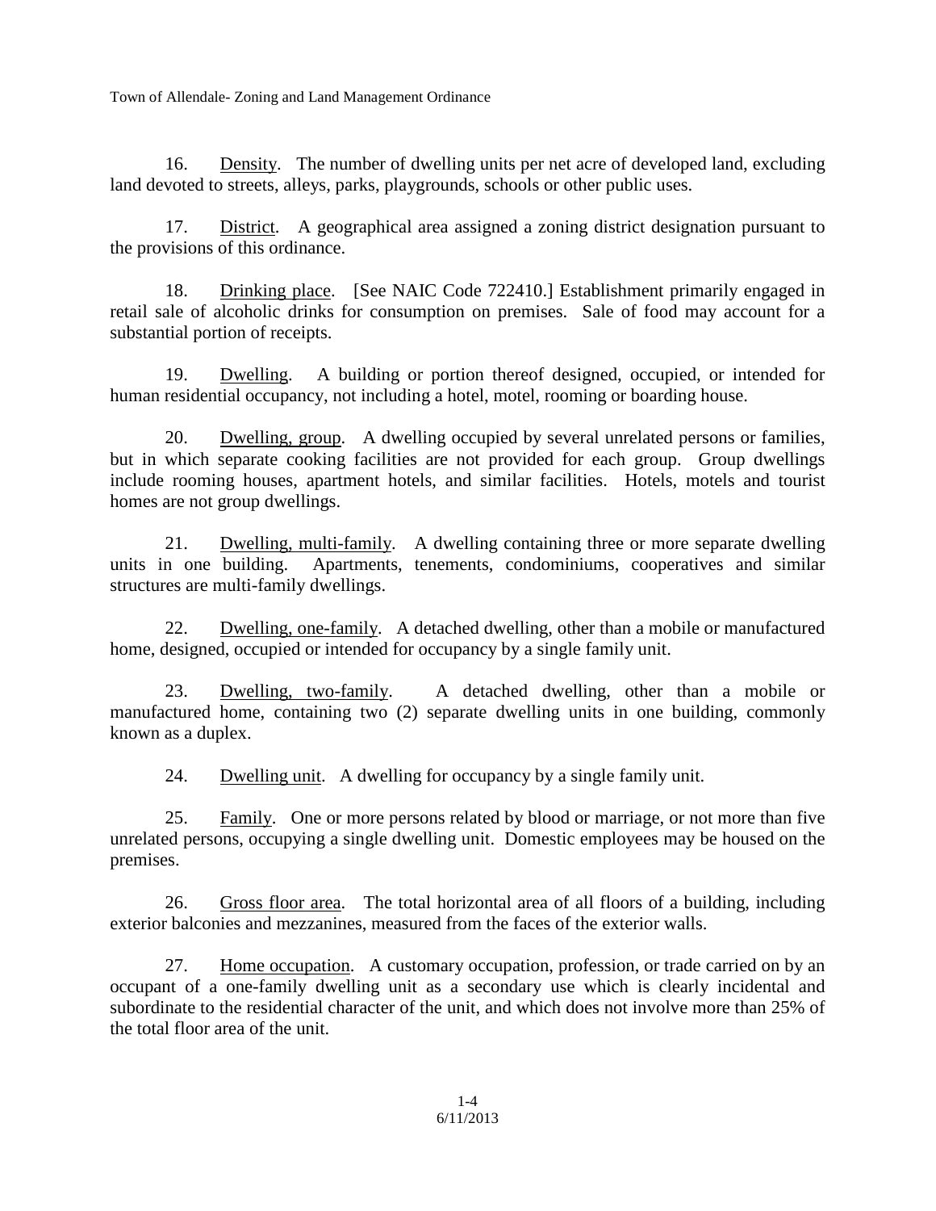16. Density. The number of dwelling units per net acre of developed land, excluding land devoted to streets, alleys, parks, playgrounds, schools or other public uses.

17. District. A geographical area assigned a zoning district designation pursuant to the provisions of this ordinance.

18. Drinking place. [See NAIC Code 722410.] Establishment primarily engaged in retail sale of alcoholic drinks for consumption on premises. Sale of food may account for a substantial portion of receipts.

19. Dwelling. A building or portion thereof designed, occupied, or intended for human residential occupancy, not including a hotel, motel, rooming or boarding house.

20. Dwelling, group. A dwelling occupied by several unrelated persons or families, but in which separate cooking facilities are not provided for each group. Group dwellings include rooming houses, apartment hotels, and similar facilities. Hotels, motels and tourist homes are not group dwellings.

21. Dwelling, multi-family. A dwelling containing three or more separate dwelling units in one building. Apartments, tenements, condominiums, cooperatives and similar structures are multi-family dwellings.

22. Dwelling, one-family. A detached dwelling, other than a mobile or manufactured home, designed, occupied or intended for occupancy by a single family unit.

23. Dwelling, two-family. A detached dwelling, other than a mobile or manufactured home, containing two (2) separate dwelling units in one building, commonly known as a duplex.

24. Dwelling unit. A dwelling for occupancy by a single family unit.

25. Family. One or more persons related by blood or marriage, or not more than five unrelated persons, occupying a single dwelling unit. Domestic employees may be housed on the premises.

26. Gross floor area. The total horizontal area of all floors of a building, including exterior balconies and mezzanines, measured from the faces of the exterior walls.

27. Home occupation. A customary occupation, profession, or trade carried on by an occupant of a one-family dwelling unit as a secondary use which is clearly incidental and subordinate to the residential character of the unit, and which does not involve more than 25% of the total floor area of the unit.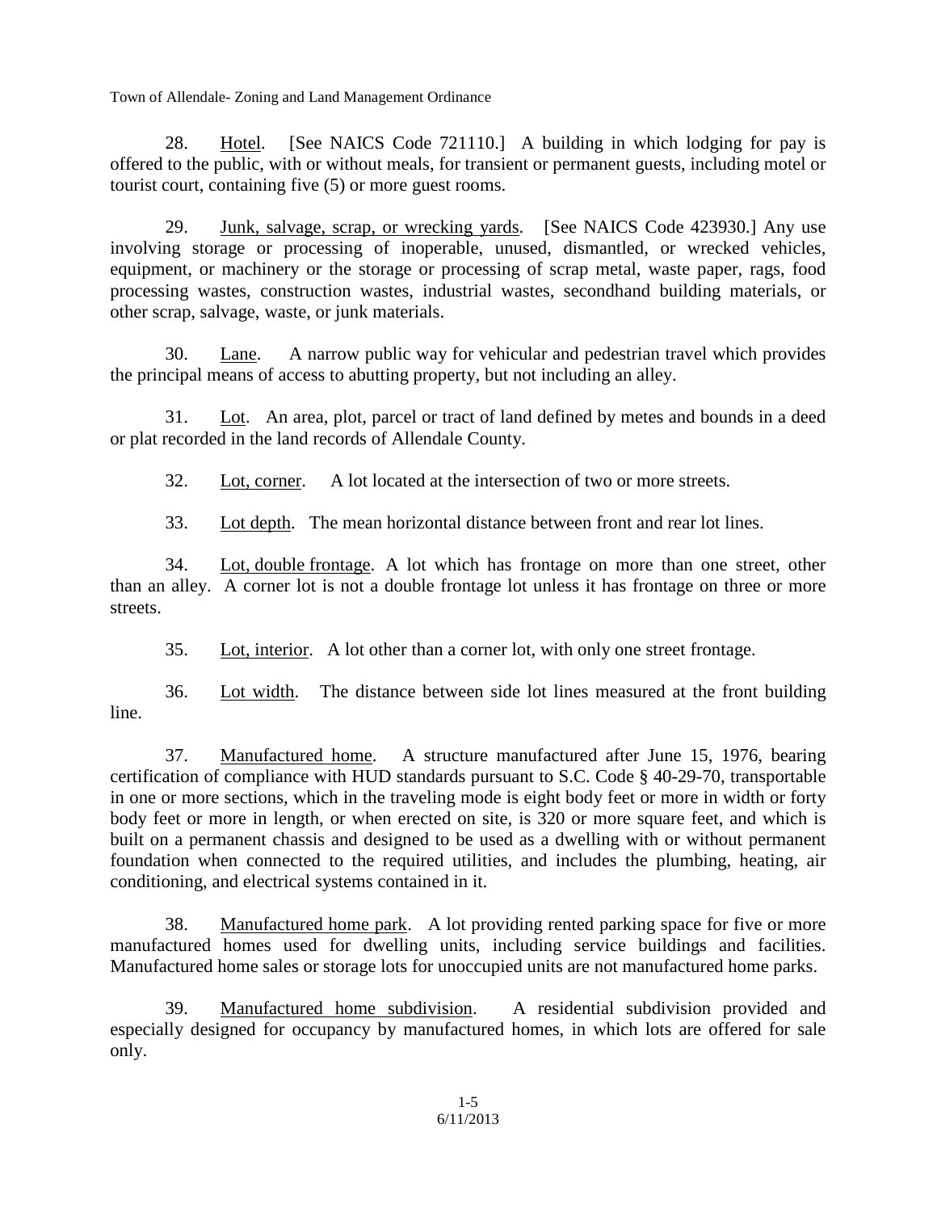28. Hotel. [See NAICS Code 721110.] A building in which lodging for pay is offered to the public, with or without meals, for transient or permanent guests, including motel or tourist court, containing five (5) or more guest rooms.

29. Junk, salvage, scrap, or wrecking yards. [See NAICS Code 423930.] Any use involving storage or processing of inoperable, unused, dismantled, or wrecked vehicles, equipment, or machinery or the storage or processing of scrap metal, waste paper, rags, food processing wastes, construction wastes, industrial wastes, secondhand building materials, or other scrap, salvage, waste, or junk materials.

30. Lane. A narrow public way for vehicular and pedestrian travel which provides the principal means of access to abutting property, but not including an alley.

31. Lot. An area, plot, parcel or tract of land defined by metes and bounds in a deed or plat recorded in the land records of Allendale County.

32. Lot, corner. A lot located at the intersection of two or more streets.

33. Lot depth. The mean horizontal distance between front and rear lot lines.

34. Lot, double frontage. A lot which has frontage on more than one street, other than an alley. A corner lot is not a double frontage lot unless it has frontage on three or more streets.

35. Lot, interior. A lot other than a corner lot, with only one street frontage.

36. Lot width. The distance between side lot lines measured at the front building line.

37. Manufactured home. A structure manufactured after June 15, 1976, bearing certification of compliance with HUD standards pursuant to S.C. Code § 40-29-70, transportable in one or more sections, which in the traveling mode is eight body feet or more in width or forty body feet or more in length, or when erected on site, is 320 or more square feet, and which is built on a permanent chassis and designed to be used as a dwelling with or without permanent foundation when connected to the required utilities, and includes the plumbing, heating, air conditioning, and electrical systems contained in it.

38. Manufactured home park. A lot providing rented parking space for five or more manufactured homes used for dwelling units, including service buildings and facilities. Manufactured home sales or storage lots for unoccupied units are not manufactured home parks.

39. Manufactured home subdivision. A residential subdivision provided and especially designed for occupancy by manufactured homes, in which lots are offered for sale only.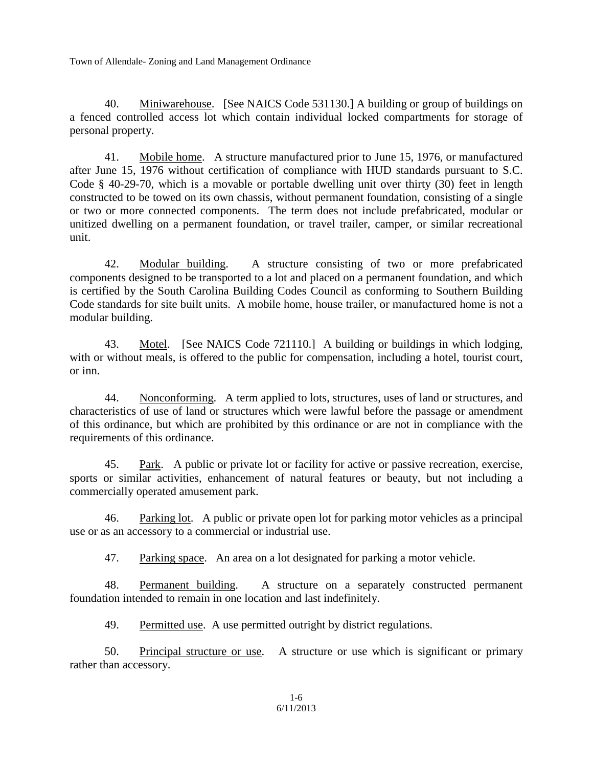40. Miniwarehouse. [See NAICS Code 531130.] A building or group of buildings on a fenced controlled access lot which contain individual locked compartments for storage of personal property.

41. Mobile home. A structure manufactured prior to June 15, 1976, or manufactured after June 15, 1976 without certification of compliance with HUD standards pursuant to S.C. Code § 40-29-70, which is a movable or portable dwelling unit over thirty (30) feet in length constructed to be towed on its own chassis, without permanent foundation, consisting of a single or two or more connected components. The term does not include prefabricated, modular or unitized dwelling on a permanent foundation, or travel trailer, camper, or similar recreational unit.

42. Modular building. A structure consisting of two or more prefabricated components designed to be transported to a lot and placed on a permanent foundation, and which is certified by the South Carolina Building Codes Council as conforming to Southern Building Code standards for site built units. A mobile home, house trailer, or manufactured home is not a modular building.

43. Motel. [See NAICS Code 721110.] A building or buildings in which lodging, with or without meals, is offered to the public for compensation, including a hotel, tourist court, or inn.

44. Nonconforming. A term applied to lots, structures, uses of land or structures, and characteristics of use of land or structures which were lawful before the passage or amendment of this ordinance, but which are prohibited by this ordinance or are not in compliance with the requirements of this ordinance.

45. Park. A public or private lot or facility for active or passive recreation, exercise, sports or similar activities, enhancement of natural features or beauty, but not including a commercially operated amusement park.

46. Parking lot. A public or private open lot for parking motor vehicles as a principal use or as an accessory to a commercial or industrial use.

47. Parking space. An area on a lot designated for parking a motor vehicle.

48. Permanent building. A structure on a separately constructed permanent foundation intended to remain in one location and last indefinitely.

49. Permitted use. A use permitted outright by district regulations.

50. Principal structure or use. A structure or use which is significant or primary rather than accessory.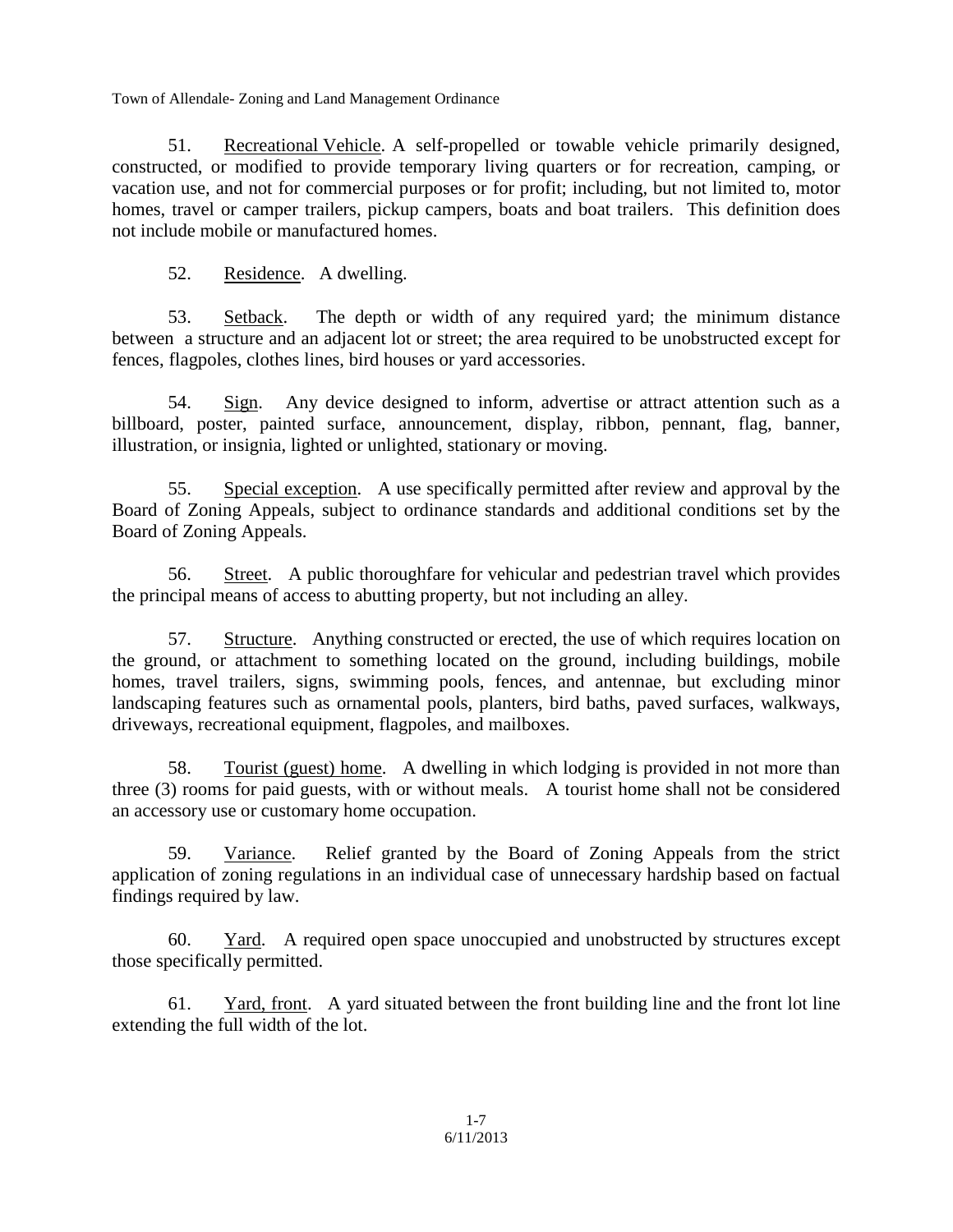51. Recreational Vehicle. A self-propelled or towable vehicle primarily designed, constructed, or modified to provide temporary living quarters or for recreation, camping, or vacation use, and not for commercial purposes or for profit; including, but not limited to, motor homes, travel or camper trailers, pickup campers, boats and boat trailers. This definition does not include mobile or manufactured homes.

52. Residence. A dwelling.

53. Setback. The depth or width of any required yard; the minimum distance between a structure and an adjacent lot or street; the area required to be unobstructed except for fences, flagpoles, clothes lines, bird houses or yard accessories.

54. Sign. Any device designed to inform, advertise or attract attention such as a billboard, poster, painted surface, announcement, display, ribbon, pennant, flag, banner, illustration, or insignia, lighted or unlighted, stationary or moving.

55. Special exception. A use specifically permitted after review and approval by the Board of Zoning Appeals, subject to ordinance standards and additional conditions set by the Board of Zoning Appeals.

56. Street. A public thoroughfare for vehicular and pedestrian travel which provides the principal means of access to abutting property, but not including an alley.

57. Structure. Anything constructed or erected, the use of which requires location on the ground, or attachment to something located on the ground, including buildings, mobile homes, travel trailers, signs, swimming pools, fences, and antennae, but excluding minor landscaping features such as ornamental pools, planters, bird baths, paved surfaces, walkways, driveways, recreational equipment, flagpoles, and mailboxes.

58. Tourist (guest) home. A dwelling in which lodging is provided in not more than three (3) rooms for paid guests, with or without meals. A tourist home shall not be considered an accessory use or customary home occupation.

59. Variance. Relief granted by the Board of Zoning Appeals from the strict application of zoning regulations in an individual case of unnecessary hardship based on factual findings required by law.

60. Yard. A required open space unoccupied and unobstructed by structures except those specifically permitted.

61. Yard, front. A yard situated between the front building line and the front lot line extending the full width of the lot.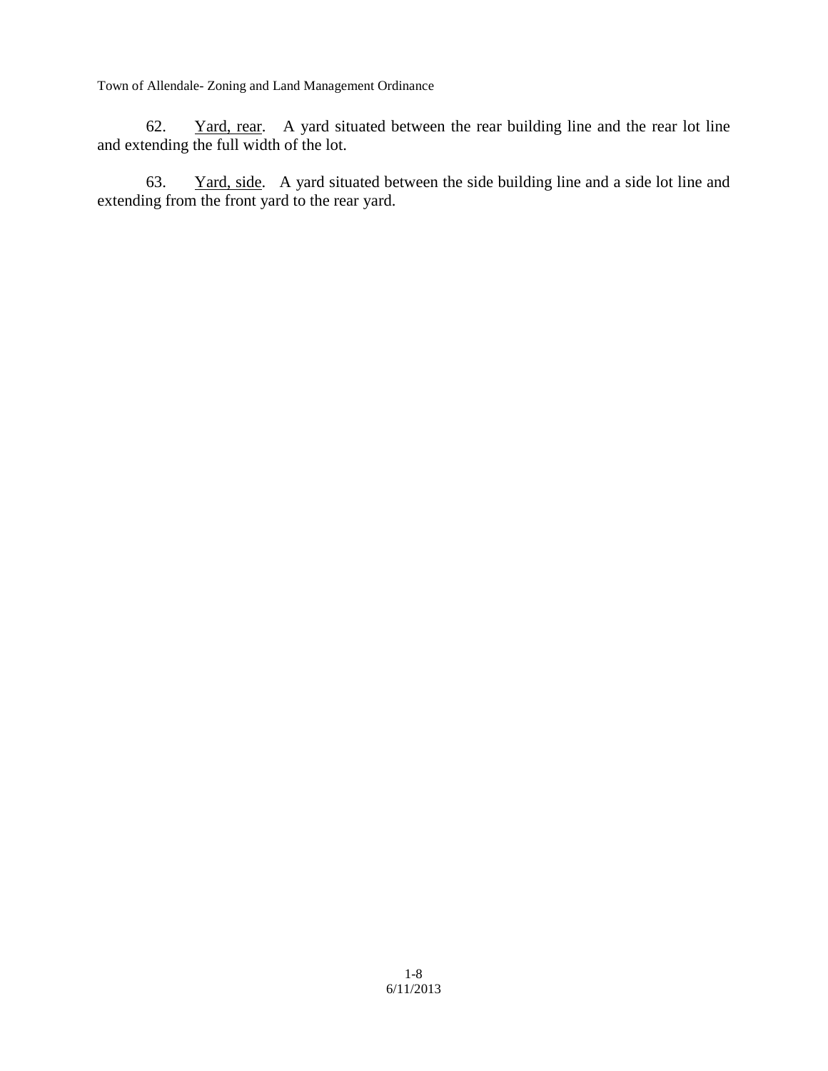62. <u>Yard, rear</u>. A yard situated between the rear building line and the rear lot line and extending the full width of the lot.

63. <u>Yard, side</u>. A yard situated between the side building line and a side lot line and extending from the front yard to the rear yard.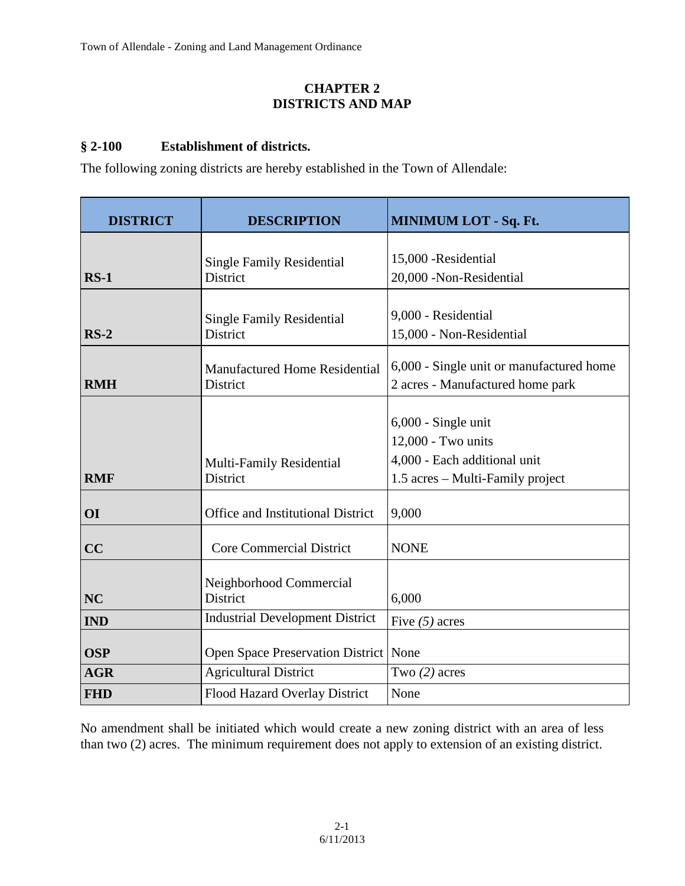# CHAPTER 2
# DISTRICTS AND MAP

## § 2-100 Establishment of districts.

The following zoning districts are hereby established in the Town of Allendale:

| DISTRICT | DESCRIPTION | MINIMUM LOT - Sq. Ft. |
|---|---|---|
| **RS-1** | Single Family Residential District | 15,000 -Residential<br>20,000 -Non-Residential |
| **RS-2** | Single Family Residential District | 9,000 - Residential<br>15,000 - Non-Residential |
| **RMH** | Manufactured Home Residential District | 6,000 - Single unit or manufactured home<br>2 acres - Manufactured home park |
| **RMF** | Multi-Family Residential District | 6,000 - Single unit<br>12,000 - Two units<br>4,000 - Each additional unit<br>1.5 acres – Multi-Family project |
| **OI** | Office and Institutional District | 9,000 |
| **CC** | Core Commercial District | NONE |
| **NC** | Neighborhood Commercial District | 6,000 |
| **IND** | Industrial Development District | Five *(5)* acres |
| **OSP** | Open Space Preservation District | None |
| **AGR** | Agricultural District | Two *(2)* acres |
| **FHD** | Flood Hazard Overlay District | None |

No amendment shall be initiated which would create a new zoning district with an area of less than two (2) acres. The minimum requirement does not apply to extension of an existing district.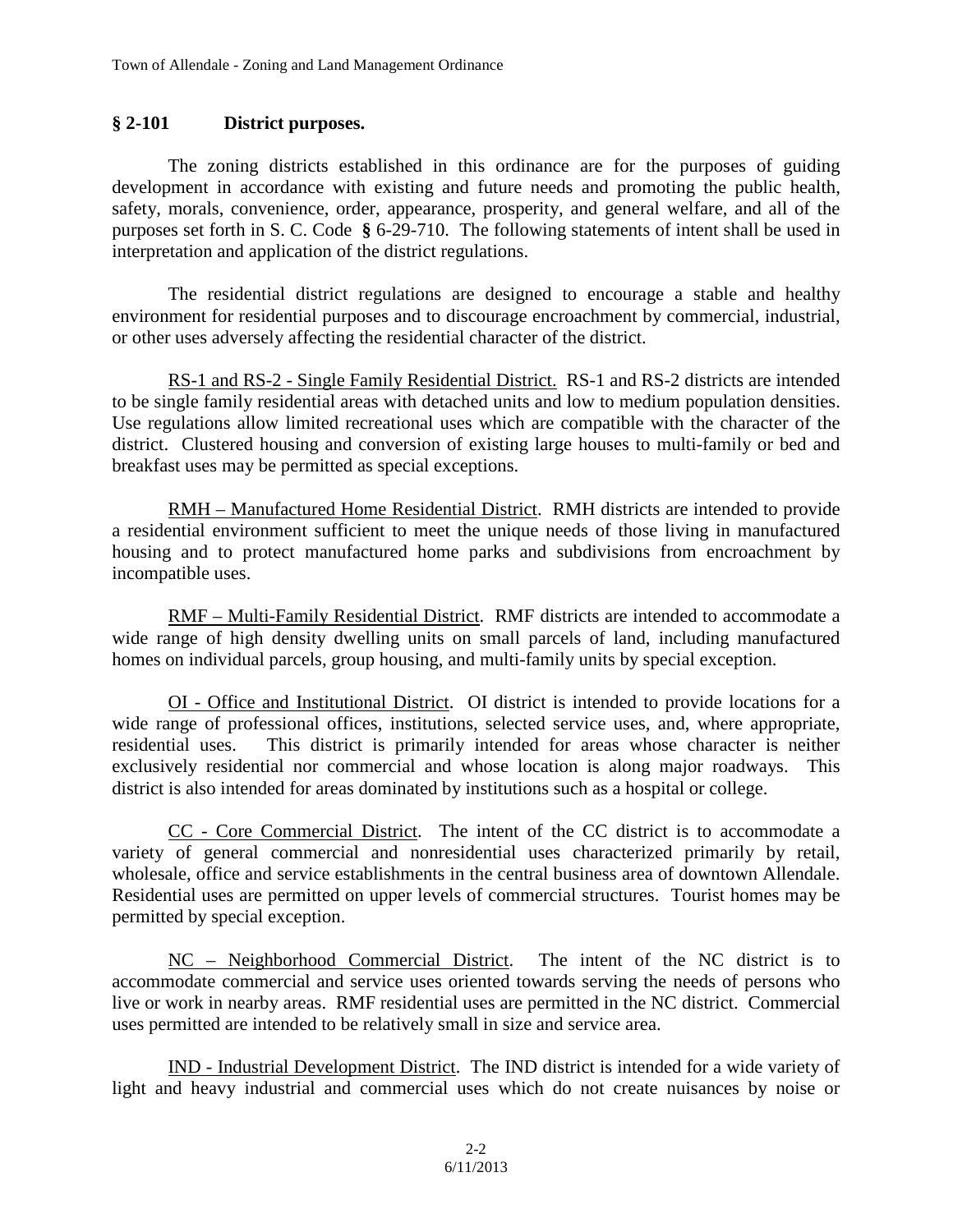## § 2-101 District purposes.

The zoning districts established in this ordinance are for the purposes of guiding development in accordance with existing and future needs and promoting the public health, safety, morals, convenience, order, appearance, prosperity, and general welfare, and all of the purposes set forth in S. C. Code **§** 6-29-710. The following statements of intent shall be used in interpretation and application of the district regulations.

The residential district regulations are designed to encourage a stable and healthy environment for residential purposes and to discourage encroachment by commercial, industrial, or other uses adversely affecting the residential character of the district.

<u>RS-1 and RS-2 - Single Family Residential District.</u> RS-1 and RS-2 districts are intended to be single family residential areas with detached units and low to medium population densities. Use regulations allow limited recreational uses which are compatible with the character of the district. Clustered housing and conversion of existing large houses to multi-family or bed and breakfast uses may be permitted as special exceptions.

<u>RMH – Manufactured Home Residential District</u>. RMH districts are intended to provide a residential environment sufficient to meet the unique needs of those living in manufactured housing and to protect manufactured home parks and subdivisions from encroachment by incompatible uses.

<u>RMF – Multi-Family Residential District</u>. RMF districts are intended to accommodate a wide range of high density dwelling units on small parcels of land, including manufactured homes on individual parcels, group housing, and multi-family units by special exception.

<u>OI - Office and Institutional District</u>. OI district is intended to provide locations for a wide range of professional offices, institutions, selected service uses, and, where appropriate, residential uses. This district is primarily intended for areas whose character is neither exclusively residential nor commercial and whose location is along major roadways. This district is also intended for areas dominated by institutions such as a hospital or college.

<u>CC - Core Commercial District</u>. The intent of the CC district is to accommodate a variety of general commercial and nonresidential uses characterized primarily by retail, wholesale, office and service establishments in the central business area of downtown Allendale. Residential uses are permitted on upper levels of commercial structures. Tourist homes may be permitted by special exception.

<u>NC – Neighborhood Commercial District</u>. The intent of the NC district is to accommodate commercial and service uses oriented towards serving the needs of persons who live or work in nearby areas. RMF residential uses are permitted in the NC district. Commercial uses permitted are intended to be relatively small in size and service area.

<u>IND - Industrial Development District</u>. The IND district is intended for a wide variety of light and heavy industrial and commercial uses which do not create nuisances by noise or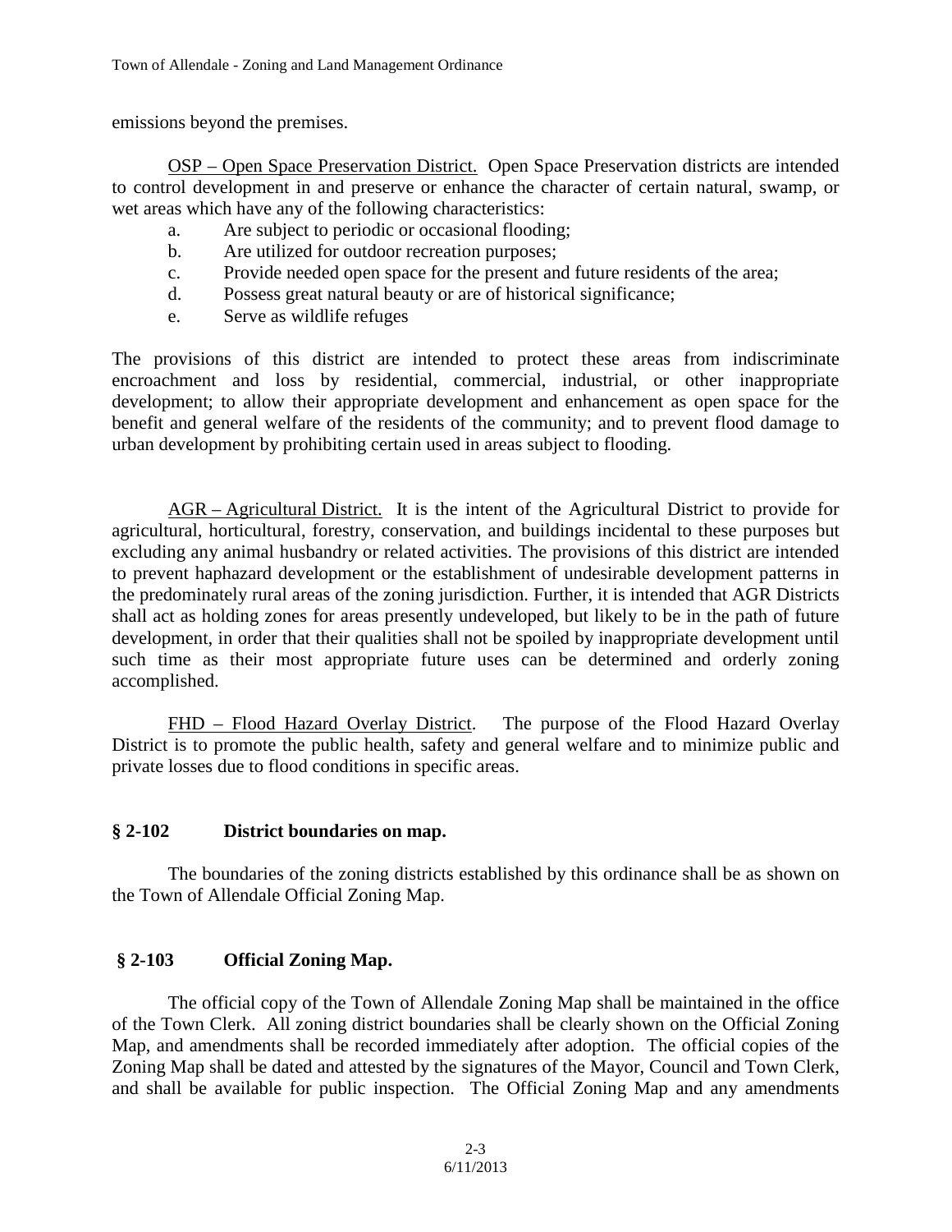emissions beyond the premises.

OSP – Open Space Preservation District. Open Space Preservation districts are intended to control development in and preserve or enhance the character of certain natural, swamp, or wet areas which have any of the following characteristics:

a. Are subject to periodic or occasional flooding;
b. Are utilized for outdoor recreation purposes;
c. Provide needed open space for the present and future residents of the area;
d. Possess great natural beauty or are of historical significance;
e. Serve as wildlife refuges

The provisions of this district are intended to protect these areas from indiscriminate encroachment and loss by residential, commercial, industrial, or other inappropriate development; to allow their appropriate development and enhancement as open space for the benefit and general welfare of the residents of the community; and to prevent flood damage to urban development by prohibiting certain used in areas subject to flooding.

AGR – Agricultural District. It is the intent of the Agricultural District to provide for agricultural, horticultural, forestry, conservation, and buildings incidental to these purposes but excluding any animal husbandry or related activities. The provisions of this district are intended to prevent haphazard development or the establishment of undesirable development patterns in the predominately rural areas of the zoning jurisdiction. Further, it is intended that AGR Districts shall act as holding zones for areas presently undeveloped, but likely to be in the path of future development, in order that their qualities shall not be spoiled by inappropriate development until such time as their most appropriate future uses can be determined and orderly zoning accomplished.

FHD – Flood Hazard Overlay District. The purpose of the Flood Hazard Overlay District is to promote the public health, safety and general welfare and to minimize public and private losses due to flood conditions in specific areas.

## § 2-102 District boundaries on map.

The boundaries of the zoning districts established by this ordinance shall be as shown on the Town of Allendale Official Zoning Map.

## § 2-103 Official Zoning Map.

The official copy of the Town of Allendale Zoning Map shall be maintained in the office of the Town Clerk. All zoning district boundaries shall be clearly shown on the Official Zoning Map, and amendments shall be recorded immediately after adoption. The official copies of the Zoning Map shall be dated and attested by the signatures of the Mayor, Council and Town Clerk, and shall be available for public inspection. The Official Zoning Map and any amendments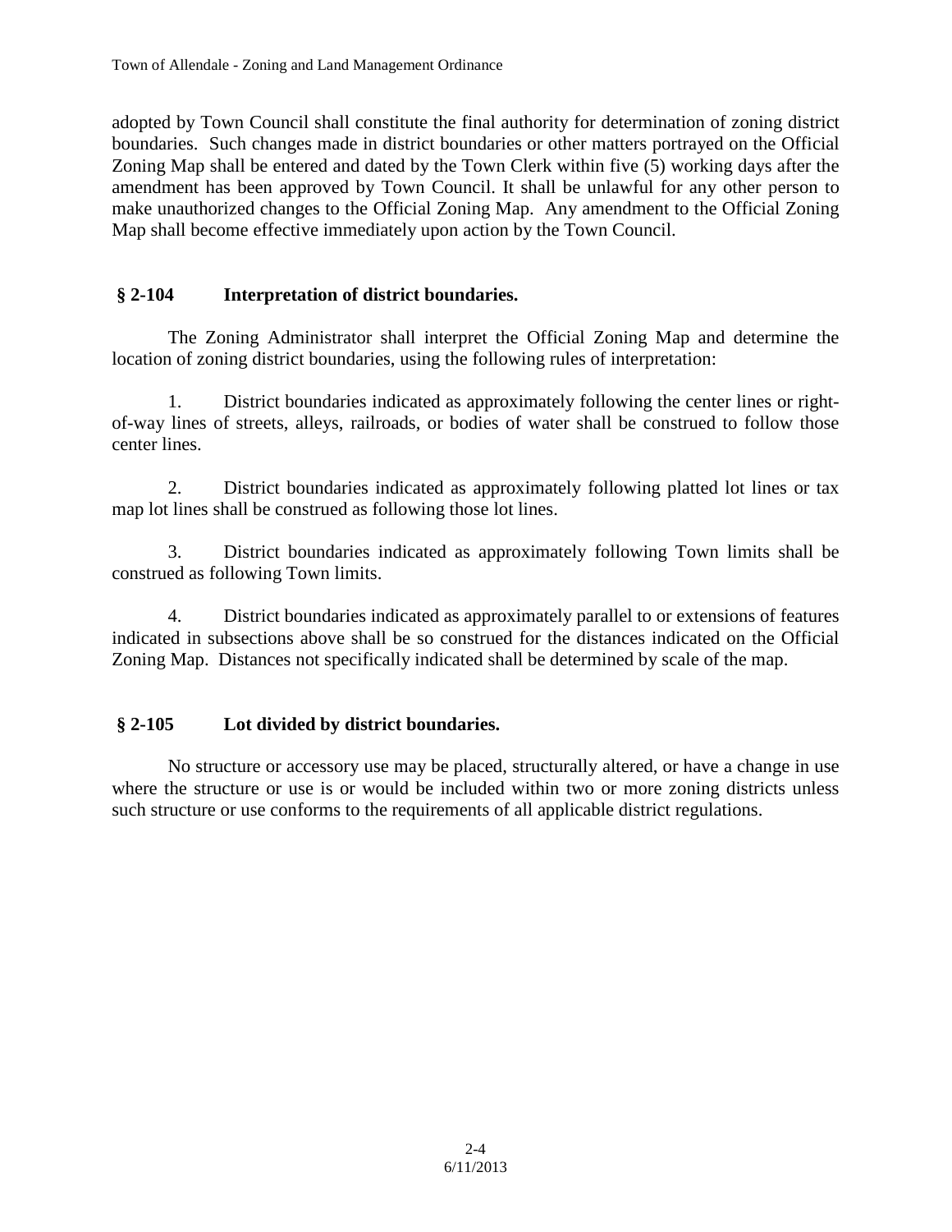adopted by Town Council shall constitute the final authority for determination of zoning district boundaries. Such changes made in district boundaries or other matters portrayed on the Official Zoning Map shall be entered and dated by the Town Clerk within five (5) working days after the amendment has been approved by Town Council. It shall be unlawful for any other person to make unauthorized changes to the Official Zoning Map. Any amendment to the Official Zoning Map shall become effective immediately upon action by the Town Council.

### § 2-104 Interpretation of district boundaries.

The Zoning Administrator shall interpret the Official Zoning Map and determine the location of zoning district boundaries, using the following rules of interpretation:

1. District boundaries indicated as approximately following the center lines or right-of-way lines of streets, alleys, railroads, or bodies of water shall be construed to follow those center lines.

2. District boundaries indicated as approximately following platted lot lines or tax map lot lines shall be construed as following those lot lines.

3. District boundaries indicated as approximately following Town limits shall be construed as following Town limits.

4. District boundaries indicated as approximately parallel to or extensions of features indicated in subsections above shall be so construed for the distances indicated on the Official Zoning Map. Distances not specifically indicated shall be determined by scale of the map.

### § 2-105 Lot divided by district boundaries.

No structure or accessory use may be placed, structurally altered, or have a change in use where the structure or use is or would be included within two or more zoning districts unless such structure or use conforms to the requirements of all applicable district regulations.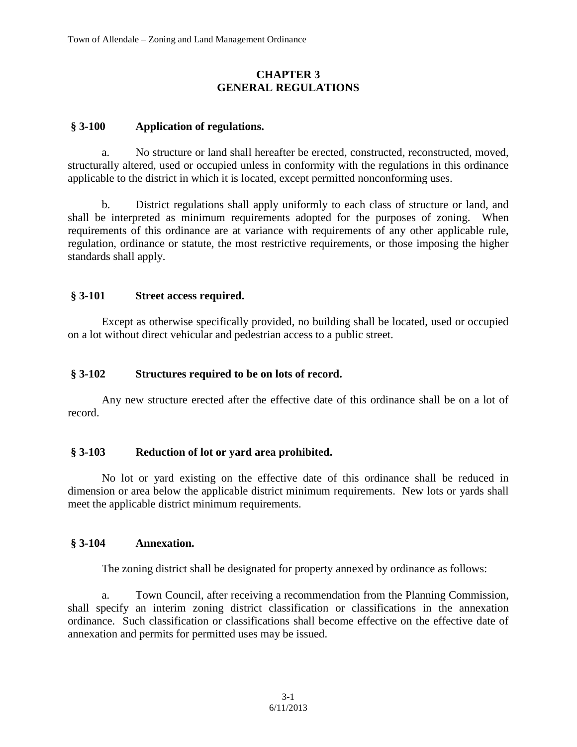# CHAPTER 3
# GENERAL REGULATIONS

### § 3-100 Application of regulations.

a. No structure or land shall hereafter be erected, constructed, reconstructed, moved, structurally altered, used or occupied unless in conformity with the regulations in this ordinance applicable to the district in which it is located, except permitted nonconforming uses.

b. District regulations shall apply uniformly to each class of structure or land, and shall be interpreted as minimum requirements adopted for the purposes of zoning. When requirements of this ordinance are at variance with requirements of any other applicable rule, regulation, ordinance or statute, the most restrictive requirements, or those imposing the higher standards shall apply.

### § 3-101 Street access required.

Except as otherwise specifically provided, no building shall be located, used or occupied on a lot without direct vehicular and pedestrian access to a public street.

### § 3-102 Structures required to be on lots of record.

Any new structure erected after the effective date of this ordinance shall be on a lot of record.

### § 3-103 Reduction of lot or yard area prohibited.

No lot or yard existing on the effective date of this ordinance shall be reduced in dimension or area below the applicable district minimum requirements. New lots or yards shall meet the applicable district minimum requirements.

### § 3-104 Annexation.

The zoning district shall be designated for property annexed by ordinance as follows:

a. Town Council, after receiving a recommendation from the Planning Commission, shall specify an interim zoning district classification or classifications in the annexation ordinance. Such classification or classifications shall become effective on the effective date of annexation and permits for permitted uses may be issued.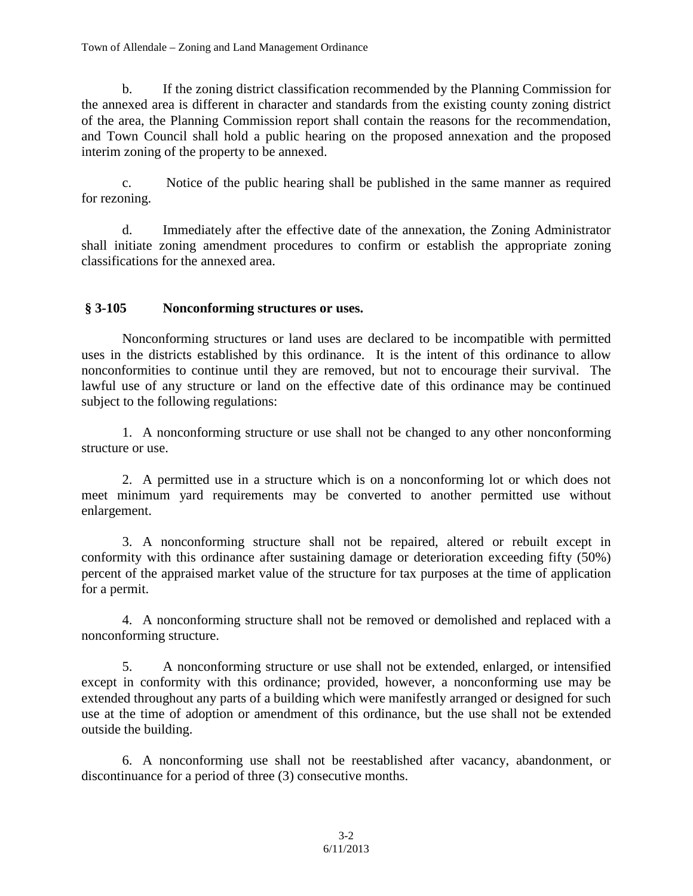b. If the zoning district classification recommended by the Planning Commission for the annexed area is different in character and standards from the existing county zoning district of the area, the Planning Commission report shall contain the reasons for the recommendation, and Town Council shall hold a public hearing on the proposed annexation and the proposed interim zoning of the property to be annexed.

c. Notice of the public hearing shall be published in the same manner as required for rezoning.

d. Immediately after the effective date of the annexation, the Zoning Administrator shall initiate zoning amendment procedures to confirm or establish the appropriate zoning classifications for the annexed area.

## § 3-105 Nonconforming structures or uses.

Nonconforming structures or land uses are declared to be incompatible with permitted uses in the districts established by this ordinance. It is the intent of this ordinance to allow nonconformities to continue until they are removed, but not to encourage their survival. The lawful use of any structure or land on the effective date of this ordinance may be continued subject to the following regulations:

1. A nonconforming structure or use shall not be changed to any other nonconforming structure or use.

2. A permitted use in a structure which is on a nonconforming lot or which does not meet minimum yard requirements may be converted to another permitted use without enlargement.

3. A nonconforming structure shall not be repaired, altered or rebuilt except in conformity with this ordinance after sustaining damage or deterioration exceeding fifty (50%) percent of the appraised market value of the structure for tax purposes at the time of application for a permit.

4. A nonconforming structure shall not be removed or demolished and replaced with a nonconforming structure.

5. A nonconforming structure or use shall not be extended, enlarged, or intensified except in conformity with this ordinance; provided, however, a nonconforming use may be extended throughout any parts of a building which were manifestly arranged or designed for such use at the time of adoption or amendment of this ordinance, but the use shall not be extended outside the building.

6. A nonconforming use shall not be reestablished after vacancy, abandonment, or discontinuance for a period of three (3) consecutive months.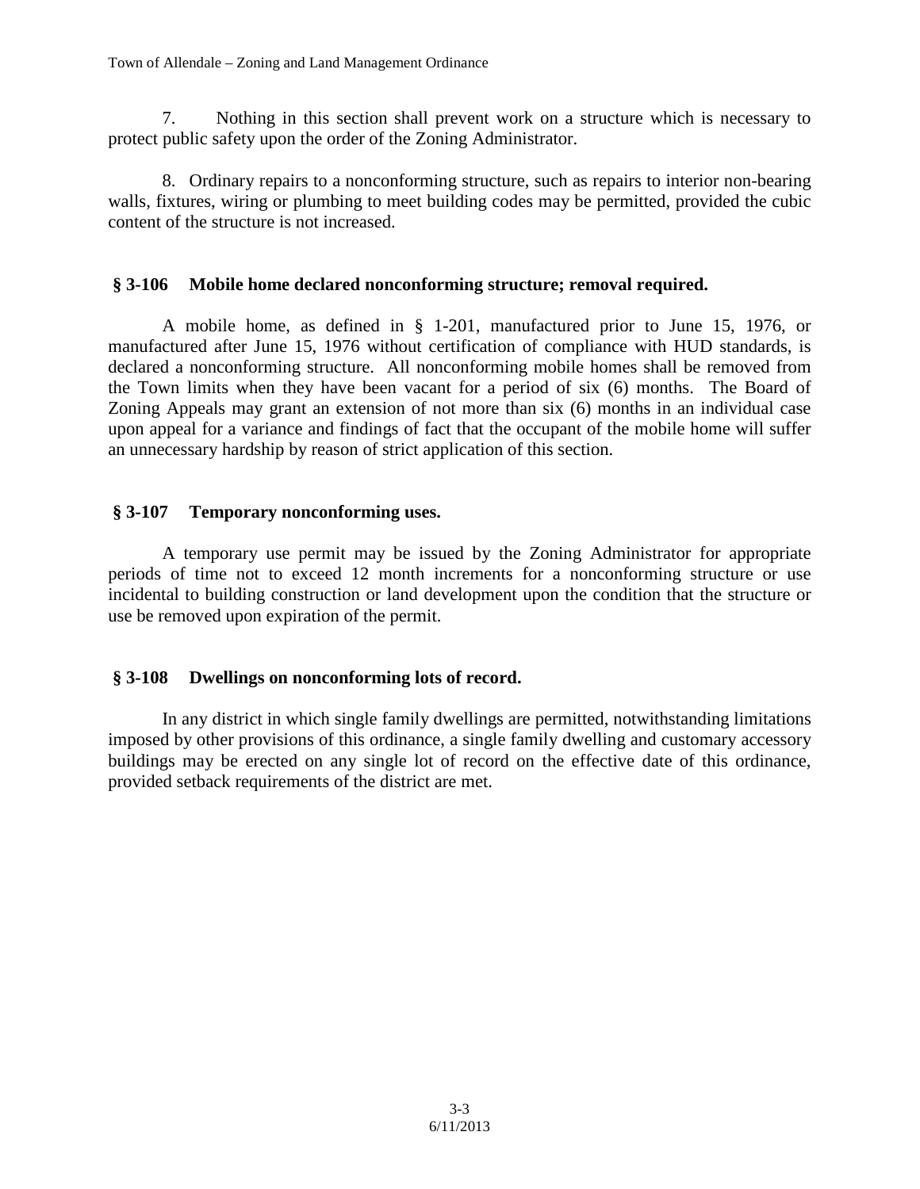7. Nothing in this section shall prevent work on a structure which is necessary to protect public safety upon the order of the Zoning Administrator.

8. Ordinary repairs to a nonconforming structure, such as repairs to interior non-bearing walls, fixtures, wiring or plumbing to meet building codes may be permitted, provided the cubic content of the structure is not increased.

### § 3-106 Mobile home declared nonconforming structure; removal required.

A mobile home, as defined in § 1-201, manufactured prior to June 15, 1976, or manufactured after June 15, 1976 without certification of compliance with HUD standards, is declared a nonconforming structure. All nonconforming mobile homes shall be removed from the Town limits when they have been vacant for a period of six (6) months. The Board of Zoning Appeals may grant an extension of not more than six (6) months in an individual case upon appeal for a variance and findings of fact that the occupant of the mobile home will suffer an unnecessary hardship by reason of strict application of this section.

### § 3-107 Temporary nonconforming uses.

A temporary use permit may be issued by the Zoning Administrator for appropriate periods of time not to exceed 12 month increments for a nonconforming structure or use incidental to building construction or land development upon the condition that the structure or use be removed upon expiration of the permit.

### § 3-108 Dwellings on nonconforming lots of record.

In any district in which single family dwellings are permitted, notwithstanding limitations imposed by other provisions of this ordinance, a single family dwelling and customary accessory buildings may be erected on any single lot of record on the effective date of this ordinance, provided setback requirements of the district are met.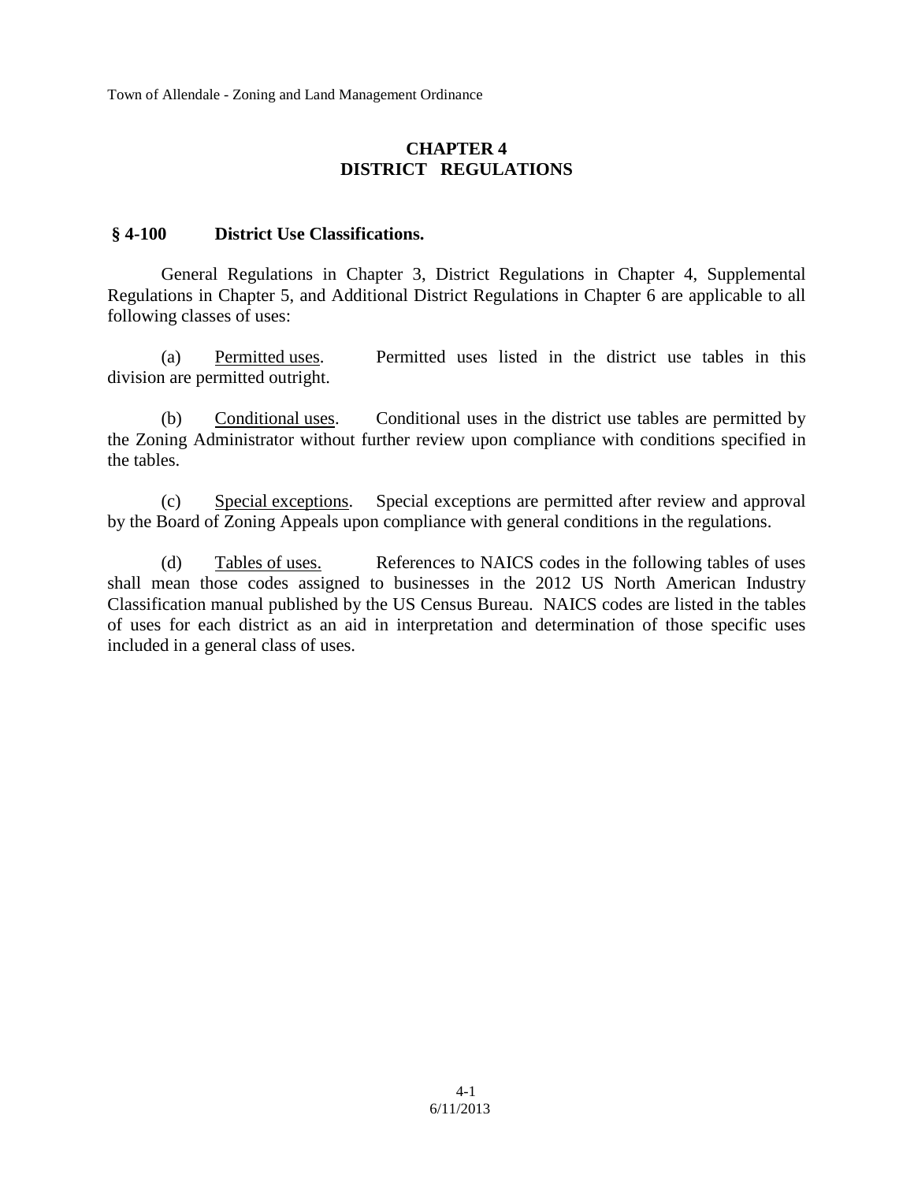# CHAPTER 4
# DISTRICT REGULATIONS

## § 4-100 District Use Classifications.

General Regulations in Chapter 3, District Regulations in Chapter 4, Supplemental Regulations in Chapter 5, and Additional District Regulations in Chapter 6 are applicable to all following classes of uses:

(a) Permitted uses. Permitted uses listed in the district use tables in this division are permitted outright.

(b) Conditional uses. Conditional uses in the district use tables are permitted by the Zoning Administrator without further review upon compliance with conditions specified in the tables.

(c) Special exceptions. Special exceptions are permitted after review and approval by the Board of Zoning Appeals upon compliance with general conditions in the regulations.

(d) Tables of uses. References to NAICS codes in the following tables of uses shall mean those codes assigned to businesses in the 2012 US North American Industry Classification manual published by the US Census Bureau. NAICS codes are listed in the tables of uses for each district as an aid in interpretation and determination of those specific uses included in a general class of uses.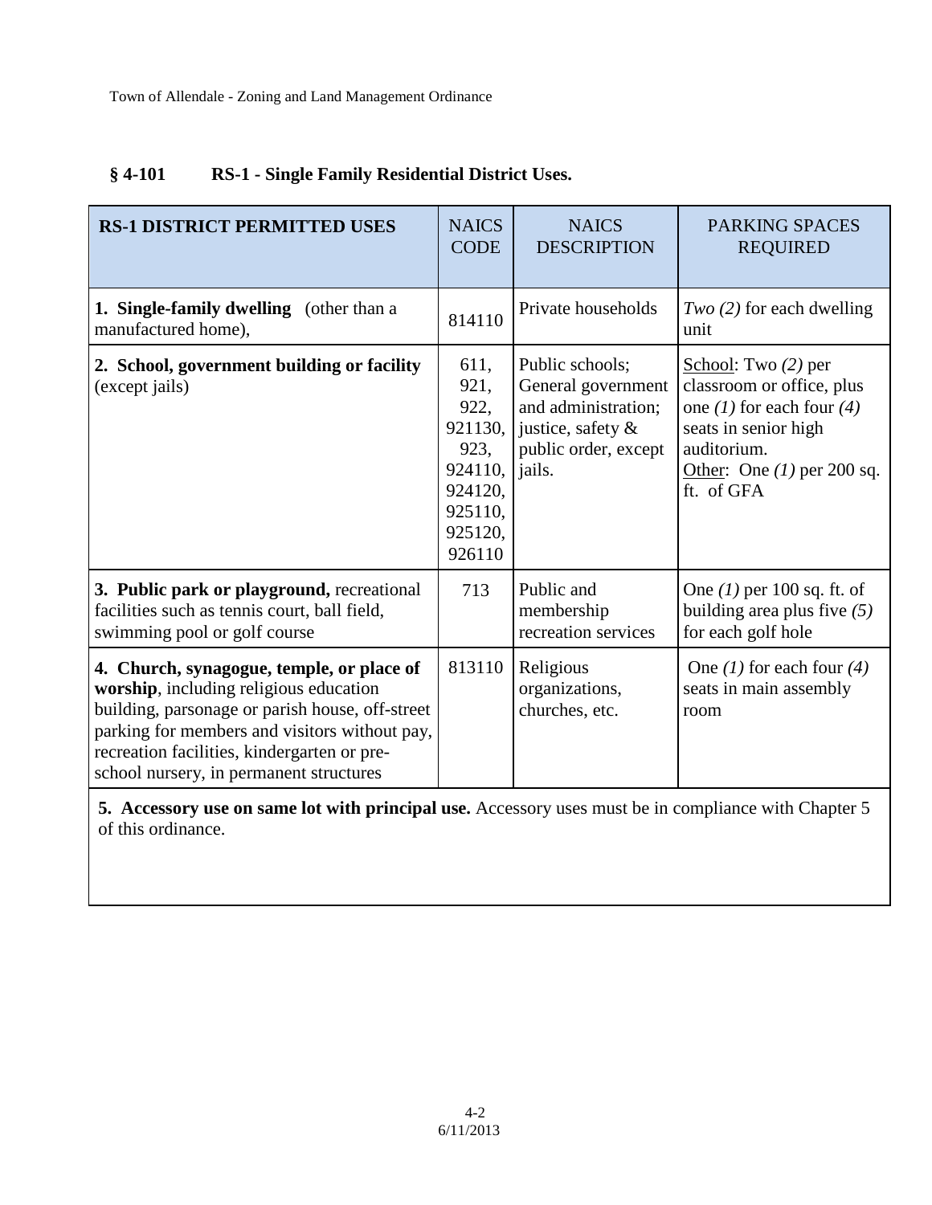## § 4-101 RS-1 - Single Family Residential District Uses.

| RS-1 DISTRICT PERMITTED USES | NAICS CODE | NAICS DESCRIPTION | PARKING SPACES REQUIRED |
|---|---|---|---|
| **1. Single-family dwelling** (other than a manufactured home), | 814110 | Private households | *Two (2)* for each dwelling unit |
| **2. School, government building or facility** (except jails) | 611, 921, 922, 921130, 923, 924110, 924120, 925110, 925120, 926110 | Public schools; General government and administration; justice, safety & public order, except jails. | School: Two *(2)* per classroom or office, plus one *(1)* for each four *(4)* seats in senior high auditorium. Other: One *(1)* per 200 sq. ft. of GFA |
| **3. Public park or playground,** recreational facilities such as tennis court, ball field, swimming pool or golf course | 713 | Public and membership recreation services | One *(1)* per 100 sq. ft. of building area plus five *(5)* for each golf hole |
| **4. Church, synagogue, temple, or place of worship**, including religious education building, parsonage or parish house, off-street parking for members and visitors without pay, recreation facilities, kindergarten or pre-school nursery, in permanent structures | 813110 | Religious organizations, churches, etc. | One *(1)* for each four *(4)* seats in main assembly room |
| **5. Accessory use on same lot with principal use.** Accessory uses must be in compliance with Chapter 5 of this ordinance. | | | |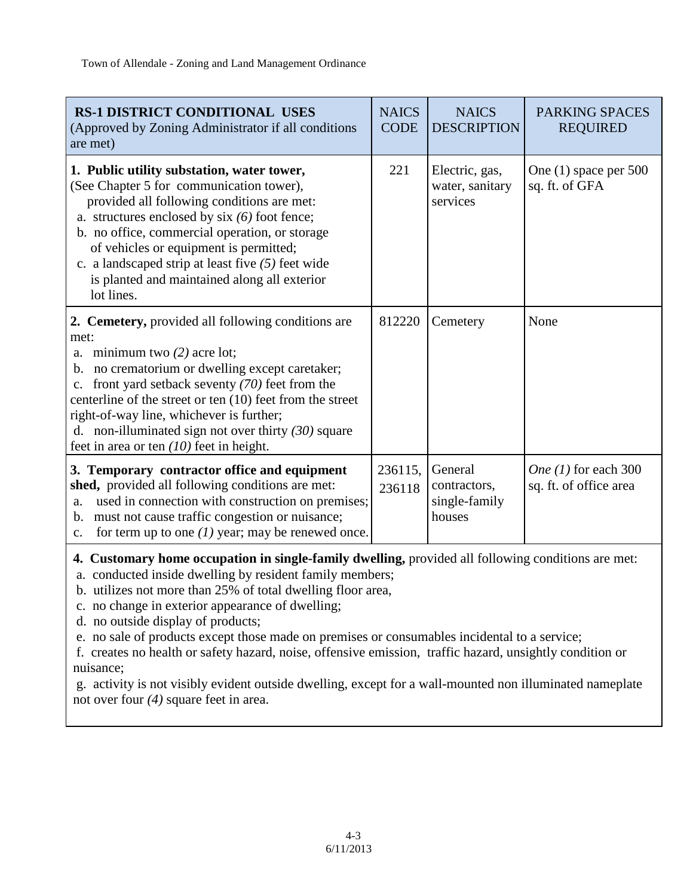| **RS-1 DISTRICT CONDITIONAL USES** (Approved by Zoning Administrator if all conditions are met) | NAICS CODE | NAICS DESCRIPTION | PARKING SPACES REQUIRED |
|---|---|---|---|
| **1. Public utility substation, water tower,** (See Chapter 5 for communication tower), provided all following conditions are met:<br>a. structures enclosed by six *(6)* foot fence;<br>b. no office, commercial operation, or storage of vehicles or equipment is permitted;<br>c. a landscaped strip at least five *(5)* feet wide is planted and maintained along all exterior lot lines. | 221 | Electric, gas, water, sanitary services | One (1) space per 500 sq. ft. of GFA |
| **2. Cemetery,** provided all following conditions are met:<br>a. minimum two *(2)* acre lot;<br>b. no crematorium or dwelling except caretaker;<br>c. front yard setback seventy *(70)* feet from the centerline of the street or ten (10) feet from the street right-of-way line, whichever is further;<br>d. non-illuminated sign not over thirty *(30)* square feet in area or ten *(10)* feet in height. | 812220 | Cemetery | None |
| **3. Temporary contractor office and equipment shed,** provided all following conditions are met:<br>a. used in connection with construction on premises;<br>b. must not cause traffic congestion or nuisance;<br>c. for term up to one *(1)* year; may be renewed once. | 236115, 236118 | General contractors, single-family houses | *One (1)* for each 300 sq. ft. of office area |

**4. Customary home occupation in single-family dwelling,** provided all following conditions are met:

a. conducted inside dwelling by resident family members;
b. utilizes not more than 25% of total dwelling floor area,
c. no change in exterior appearance of dwelling;
d. no outside display of products;
e. no sale of products except those made on premises or consumables incidental to a service;
f. creates no health or safety hazard, noise, offensive emission, traffic hazard, unsightly condition or nuisance;
g. activity is not visibly evident outside dwelling, except for a wall-mounted non illuminated nameplate not over four *(4)* square feet in area.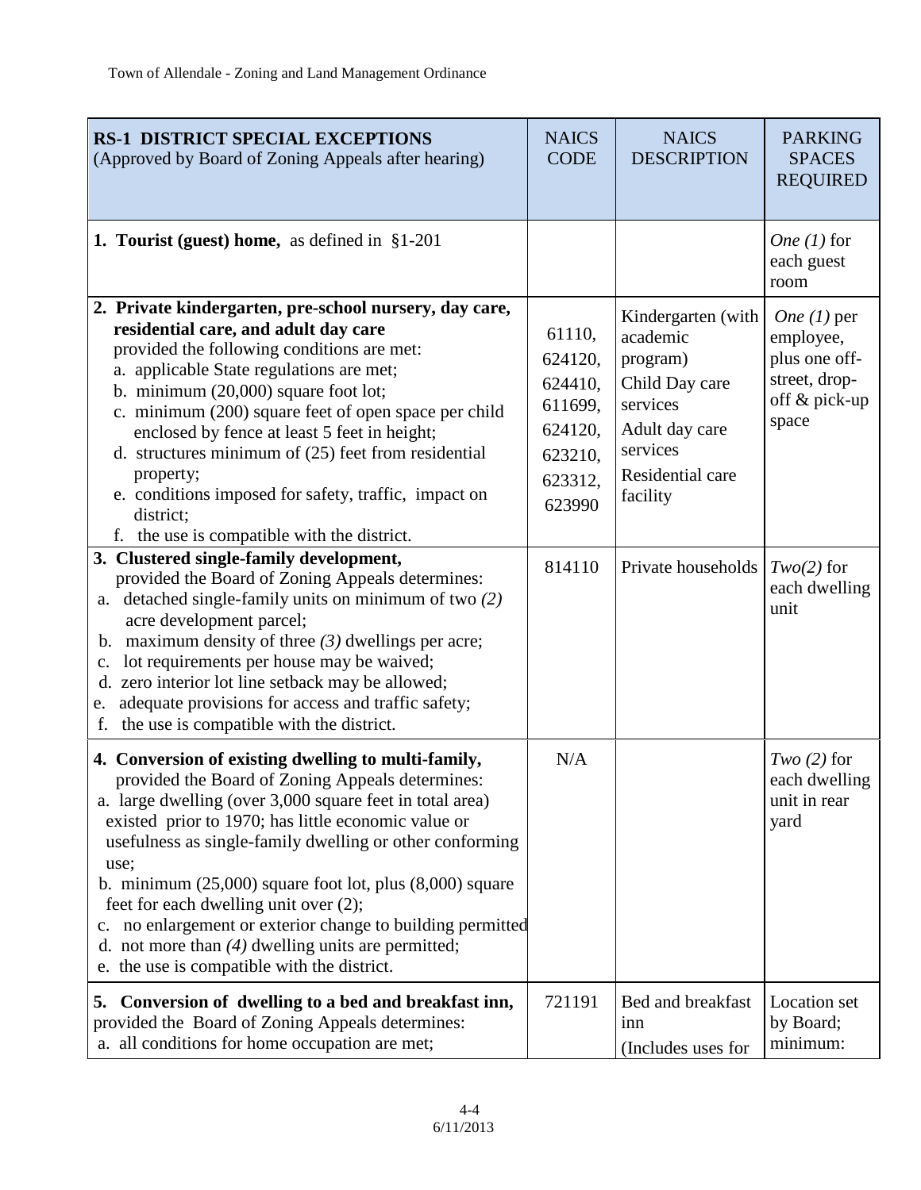| **RS-1 DISTRICT SPECIAL EXCEPTIONS** (Approved by Board of Zoning Appeals after hearing) | NAICS CODE | NAICS DESCRIPTION | PARKING SPACES REQUIRED |
|---|---|---|---|
| **1. Tourist (guest) home,** as defined in §1-201 | | | *One (1)* for each guest room |
| **2. Private kindergarten, pre-school nursery, day care, residential care, and adult day care** provided the following conditions are met:<br>a. applicable State regulations are met;<br>b. minimum (20,000) square foot lot;<br>c. minimum (200) square feet of open space per child enclosed by fence at least 5 feet in height;<br>d. structures minimum of (25) feet from residential property;<br>e. conditions imposed for safety, traffic, impact on district;<br>f. the use is compatible with the district. | 61110, 624120, 624410, 611699, 624120, 623210, 623312, 623990 | Kindergarten (with academic program)<br>Child Day care services<br>Adult day care services<br>Residential care facility | *One (1)* per employee, plus one off-street, drop-off & pick-up space |
| **3. Clustered single-family development,** provided the Board of Zoning Appeals determines:<br>a. detached single-family units on minimum of two *(2)* acre development parcel;<br>b. maximum density of three *(3)* dwellings per acre;<br>c. lot requirements per house may be waived;<br>d. zero interior lot line setback may be allowed;<br>e. adequate provisions for access and traffic safety;<br>f. the use is compatible with the district. | 814110 | Private households | *Two(2)* for each dwelling unit |
| **4. Conversion of existing dwelling to multi-family,** provided the Board of Zoning Appeals determines:<br>a. large dwelling (over 3,000 square feet in total area) existed prior to 1970; has little economic value or usefulness as single-family dwelling or other conforming use;<br>b. minimum (25,000) square foot lot, plus (8,000) square feet for each dwelling unit over (2);<br>c. no enlargement or exterior change to building permitted<br>d. not more than *(4)* dwelling units are permitted;<br>e. the use is compatible with the district. | N/A | | *Two (2)* for each dwelling unit in rear yard |
| **5. Conversion of dwelling to a bed and breakfast inn,** provided the Board of Zoning Appeals determines:<br>a. all conditions for home occupation are met; | 721191 | Bed and breakfast inn (Includes uses for | Location set by Board; minimum: |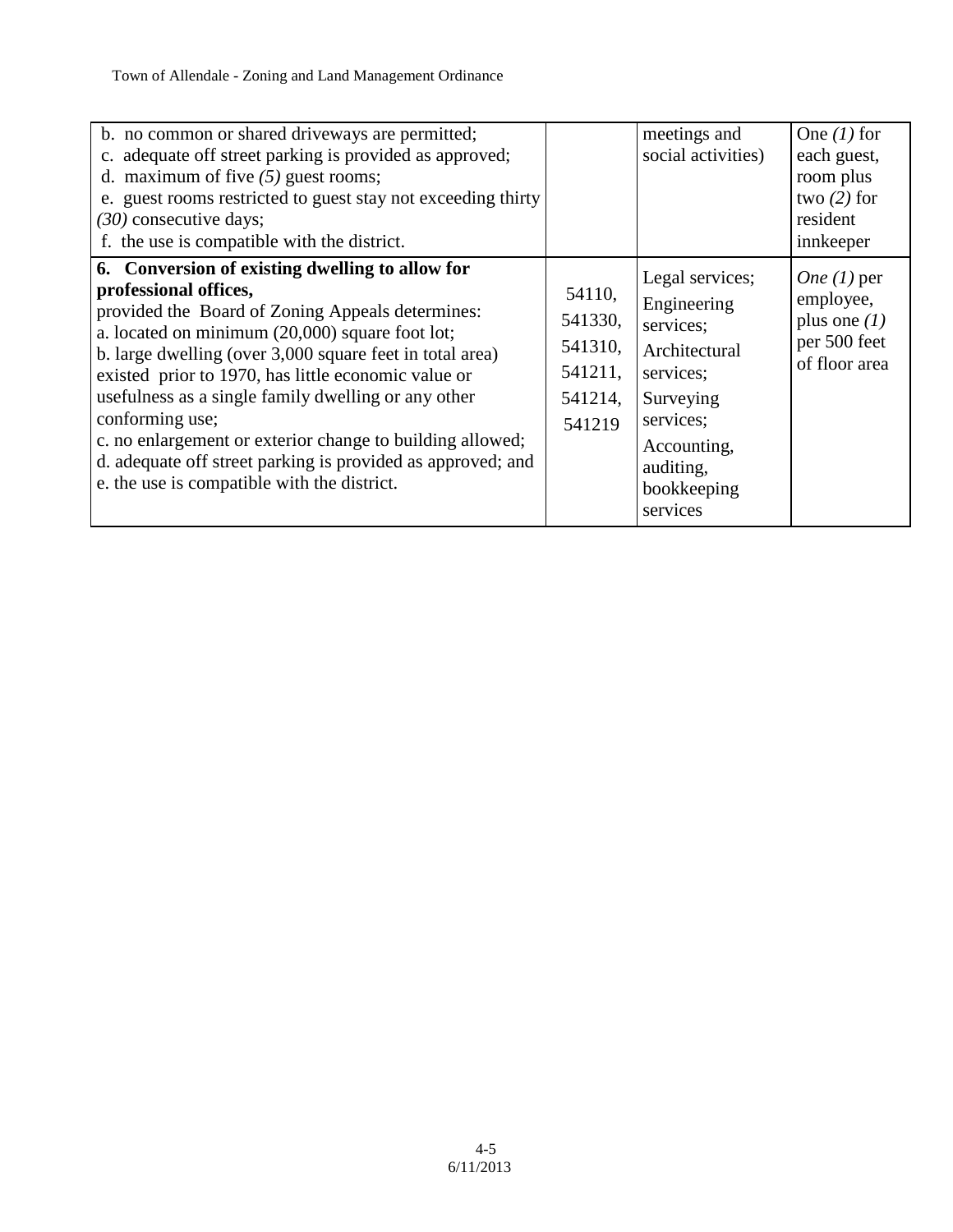| | | | |
|---|---|---|---|
| b. no common or shared driveways are permitted;<br>c. adequate off street parking is provided as approved;<br>d. maximum of five *(5)* guest rooms;<br>e. guest rooms restricted to guest stay not exceeding thirty *(30)* consecutive days;<br>f. the use is compatible with the district. | | meetings and social activities) | One *(1)* for each guest, room plus two *(2)* for resident innkeeper |
| **6. Conversion of existing dwelling to allow for professional offices,**<br>provided the Board of Zoning Appeals determines:<br>a. located on minimum (20,000) square foot lot;<br>b. large dwelling (over 3,000 square feet in total area) existed prior to 1970, has little economic value or usefulness as a single family dwelling or any other conforming use;<br>c. no enlargement or exterior change to building allowed;<br>d. adequate off street parking is provided as approved; and<br>e. the use is compatible with the district. | 54110, 541330, 541310, 541211, 541214, 541219 | Legal services; Engineering services; Architectural services; Surveying services; Accounting, auditing, bookkeeping services | *One (1)* per employee, plus one *(1)* per 500 feet of floor area |

6/11/2013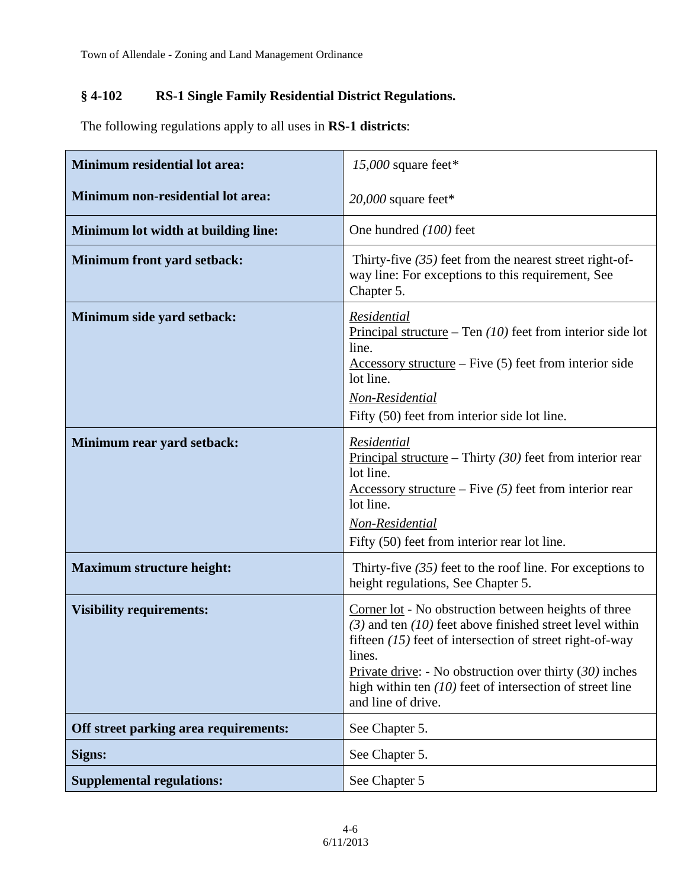## § 4-102 RS-1 Single Family Residential District Regulations.

The following regulations apply to all uses in **RS-1 districts**:

| | |
|---|---|
| **Minimum residential lot area:**<br><br>**Minimum non-residential lot area:** | *15,000* square feet*<br><br>*20,000* square feet* |
| **Minimum lot width at building line:** | One hundred *(100)* feet |
| **Minimum front yard setback:** | Thirty-five *(35)* feet from the nearest street right-of-way line: For exceptions to this requirement, See Chapter 5. |
| **Minimum side yard setback:** | *Residential*<br>Principal structure – Ten *(10)* feet from interior side lot line.<br>Accessory structure – Five (5) feet from interior side lot line.<br>*Non-Residential*<br>Fifty (50) feet from interior side lot line. |
| **Minimum rear yard setback:** | *Residential*<br>Principal structure – Thirty *(30)* feet from interior rear lot line.<br>Accessory structure – Five *(5)* feet from interior rear lot line.<br>*Non-Residential*<br>Fifty (50) feet from interior rear lot line. |
| **Maximum structure height:** | Thirty-five *(35)* feet to the roof line. For exceptions to height regulations, See Chapter 5. |
| **Visibility requirements:** | Corner lot - No obstruction between heights of three *(3)* and ten *(10)* feet above finished street level within fifteen *(15)* feet of intersection of street right-of-way lines.<br>Private drive: - No obstruction over thirty (*30)* inches high within ten *(10)* feet of intersection of street line and line of drive. |
| **Off street parking area requirements:** | See Chapter 5. |
| **Signs:** | See Chapter 5. |
| **Supplemental regulations:** | See Chapter 5 |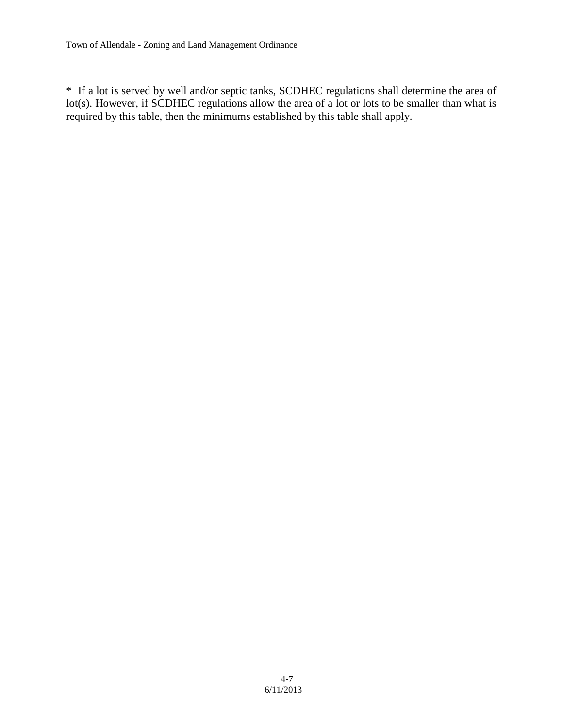* If a lot is served by well and/or septic tanks, SCDHEC regulations shall determine the area of lot(s). However, if SCDHEC regulations allow the area of a lot or lots to be smaller than what is required by this table, then the minimums established by this table shall apply.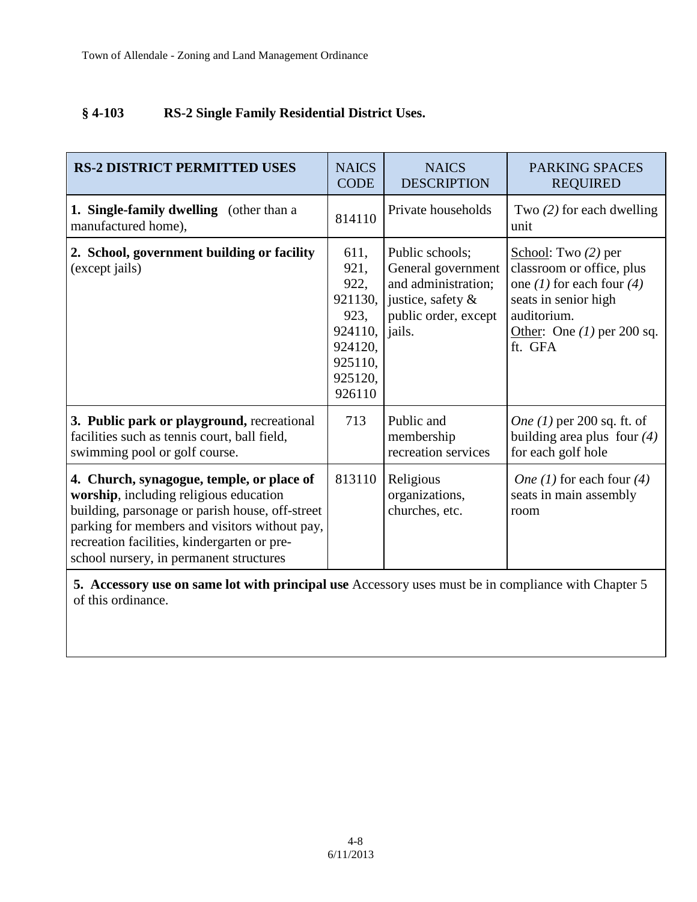## § 4-103 RS-2 Single Family Residential District Uses.

| RS-2 DISTRICT PERMITTED USES | NAICS CODE | NAICS DESCRIPTION | PARKING SPACES REQUIRED |
|---|---|---|---|
| **1. Single-family dwelling** (other than a manufactured home), | 814110 | Private households | Two *(2)* for each dwelling unit |
| **2. School, government building or facility** (except jails) | 611, 921, 922, 921130, 923, 924110, 924120, 925110, 925120, 926110 | Public schools; General government and administration; justice, safety & public order, except jails. | School: Two *(2)* per classroom or office, plus one *(1)* for each four *(4)* seats in senior high auditorium. Other: One *(1)* per 200 sq. ft. GFA |
| **3. Public park or playground,** recreational facilities such as tennis court, ball field, swimming pool or golf course. | 713 | Public and membership recreation services | *One (1)* per 200 sq. ft. of building area plus four *(4)* for each golf hole |
| **4. Church, synagogue, temple, or place of worship**, including religious education building, parsonage or parish house, off-street parking for members and visitors without pay, recreation facilities, kindergarten or pre-school nursery, in permanent structures | 813110 | Religious organizations, churches, etc. | *One (1)* for each four *(4)* seats in main assembly room |
| **5. Accessory use on same lot with principal use** Accessory uses must be in compliance with Chapter 5 of this ordinance. | | | |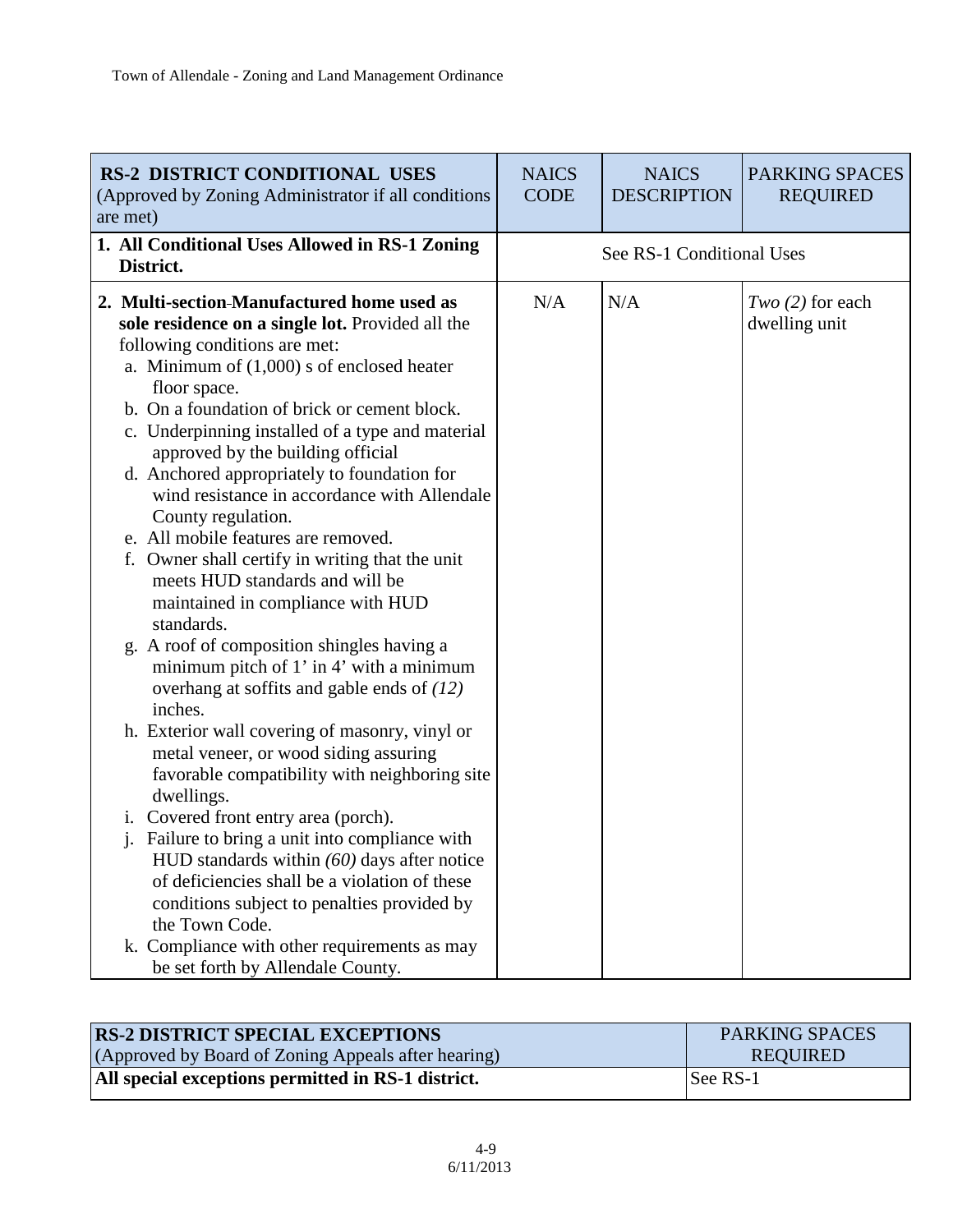| **RS-2 DISTRICT CONDITIONAL USES** (Approved by Zoning Administrator if all conditions are met) | NAICS CODE | NAICS DESCRIPTION | PARKING SPACES REQUIRED |
|---|---|---|---|
| **1. All Conditional Uses Allowed in RS-1 Zoning District.** | See RS-1 Conditional Uses | | |
| **2. Multi-section Manufactured home used as sole residence on a single lot.** Provided all the following conditions are met:<br>a. Minimum of (1,000) s of enclosed heater floor space.<br>b. On a foundation of brick or cement block.<br>c. Underpinning installed of a type and material approved by the building official<br>d. Anchored appropriately to foundation for wind resistance in accordance with Allendale County regulation.<br>e. All mobile features are removed.<br>f. Owner shall certify in writing that the unit meets HUD standards and will be maintained in compliance with HUD standards.<br>g. A roof of composition shingles having a minimum pitch of 1' in 4' with a minimum overhang at soffits and gable ends of *(12)* inches.<br>h. Exterior wall covering of masonry, vinyl or metal veneer, or wood siding assuring favorable compatibility with neighboring site dwellings.<br>i. Covered front entry area (porch).<br>j. Failure to bring a unit into compliance with HUD standards within *(60)* days after notice of deficiencies shall be a violation of these conditions subject to penalties provided by the Town Code.<br>k. Compliance with other requirements as may be set forth by Allendale County. | N/A | N/A | *Two (2)* for each dwelling unit |

| **RS-2 DISTRICT SPECIAL EXCEPTIONS** (Approved by Board of Zoning Appeals after hearing) | PARKING SPACES REQUIRED |
|---|---|
| **All special exceptions permitted in RS-1 district.** | See RS-1 |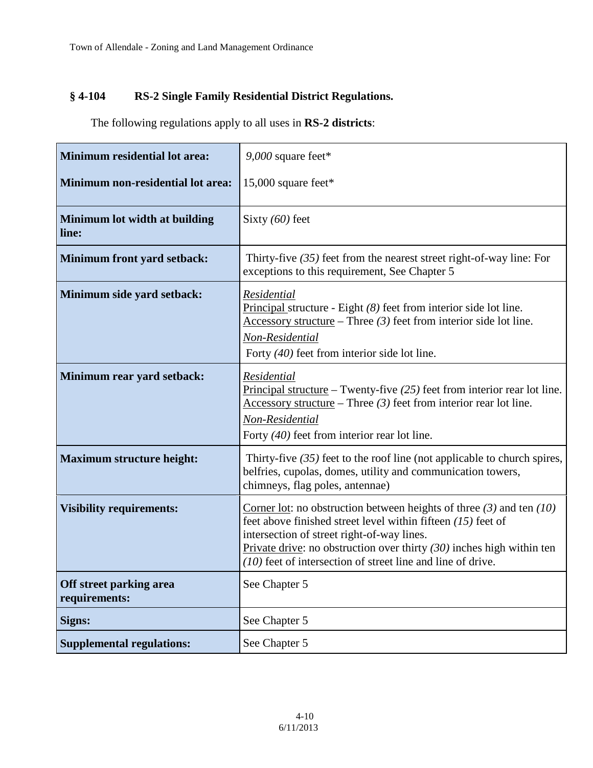## § 4-104 RS-2 Single Family Residential District Regulations.

The following regulations apply to all uses in **RS-2 districts**:

| | |
|---|---|
| **Minimum residential lot area:**<br>**Minimum non-residential lot area:** | *9,000* square feet*<br>15,000 square feet* |
| **Minimum lot width at building line:** | Sixty *(60)* feet |
| **Minimum front yard setback:** | Thirty-five *(35)* feet from the nearest street right-of-way line: For exceptions to this requirement, See Chapter 5 |
| **Minimum side yard setback:** | *Residential*<br>Principal structure - Eight *(8)* feet from interior side lot line.<br>Accessory structure – Three *(3)* feet from interior side lot line.<br>*Non-Residential*<br>Forty *(40)* feet from interior side lot line. |
| **Minimum rear yard setback:** | *Residential*<br>Principal structure – Twenty-five *(25)* feet from interior rear lot line.<br>Accessory structure – Three *(3)* feet from interior rear lot line.<br>*Non-Residential*<br>Forty *(40)* feet from interior rear lot line. |
| **Maximum structure height:** | Thirty-five *(35)* feet to the roof line (not applicable to church spires, belfries, cupolas, domes, utility and communication towers, chimneys, flag poles, antennae) |
| **Visibility requirements:** | Corner lot: no obstruction between heights of three *(3)* and ten *(10)* feet above finished street level within fifteen *(15)* feet of intersection of street right-of-way lines.<br>Private drive: no obstruction over thirty *(30)* inches high within ten *(10)* feet of intersection of street line and line of drive. |
| **Off street parking area requirements:** | See Chapter 5 |
| **Signs:** | See Chapter 5 |
| **Supplemental regulations:** | See Chapter 5 |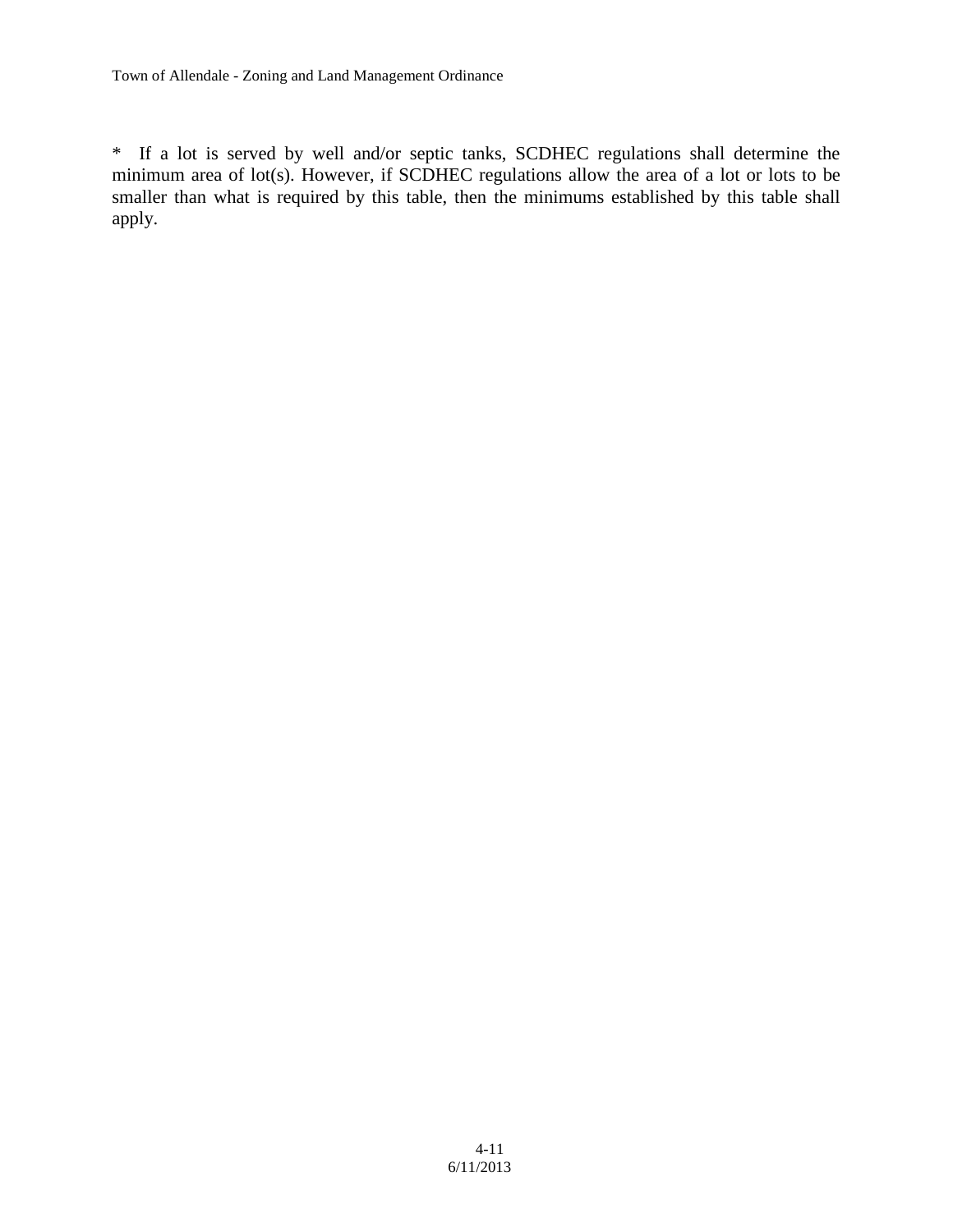* If a lot is served by well and/or septic tanks, SCDHEC regulations shall determine the minimum area of lot(s). However, if SCDHEC regulations allow the area of a lot or lots to be smaller than what is required by this table, then the minimums established by this table shall apply.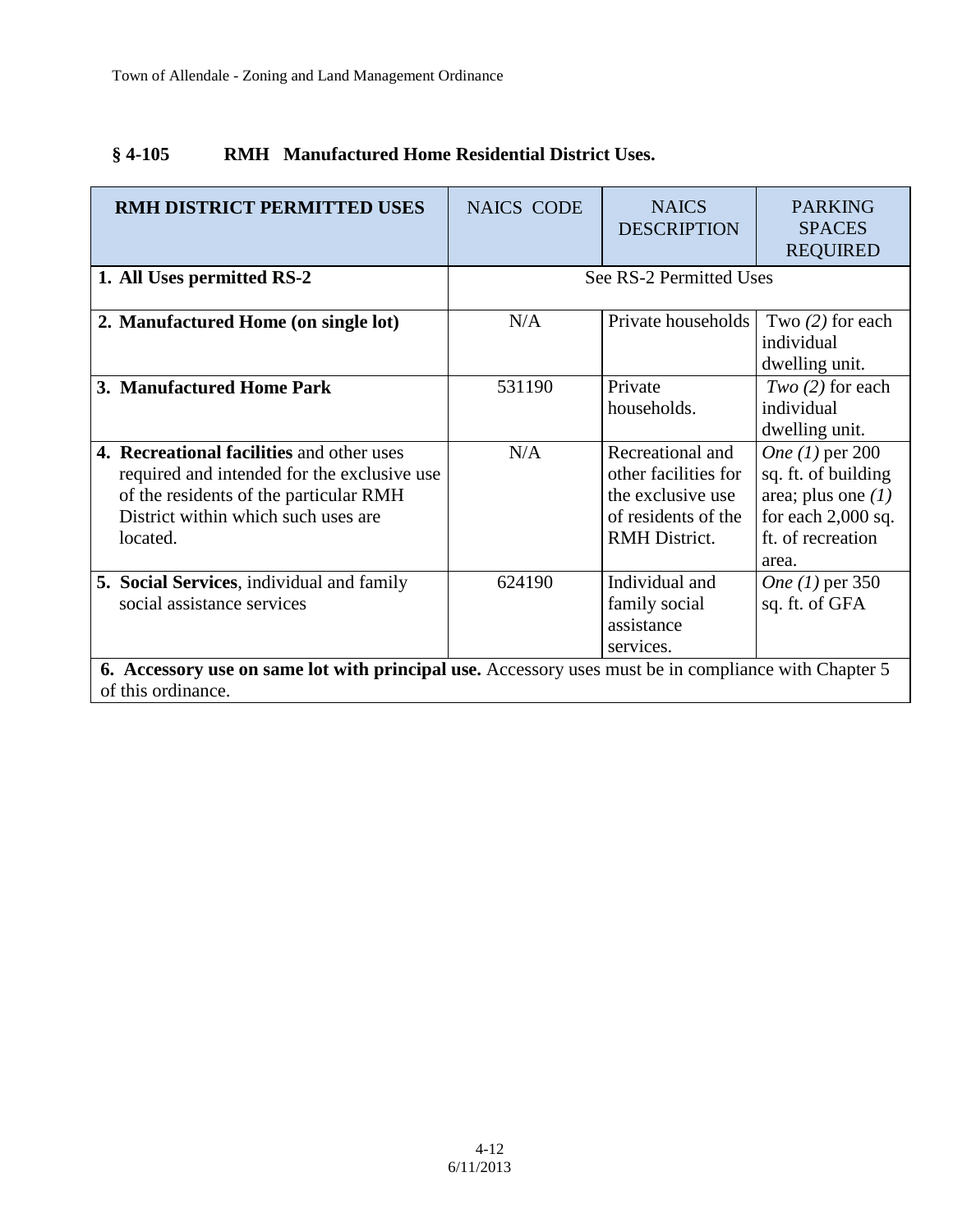## § 4-105 RMH Manufactured Home Residential District Uses.

| RMH DISTRICT PERMITTED USES | NAICS CODE | NAICS DESCRIPTION | PARKING SPACES REQUIRED |
|---|---|---|---|
| **1. All Uses permitted RS-2** | See RS-2 Permitted Uses | | |
| **2. Manufactured Home (on single lot)** | N/A | Private households | Two *(2)* for each individual dwelling unit. |
| **3. Manufactured Home Park** | 531190 | Private households. | *Two (2)* for each individual dwelling unit. |
| **4. Recreational facilities** and other uses required and intended for the exclusive use of the residents of the particular RMH District within which such uses are located. | N/A | Recreational and other facilities for the exclusive use of residents of the RMH District. | *One (1)* per 200 sq. ft. of building area; plus one *(1)* for each 2,000 sq. ft. of recreation area. |
| **5. Social Services**, individual and family social assistance services | 624190 | Individual and family social assistance services. | *One (1)* per 350 sq. ft. of GFA |
| **6. Accessory use on same lot with principal use.** Accessory uses must be in compliance with Chapter 5 of this ordinance. | | | |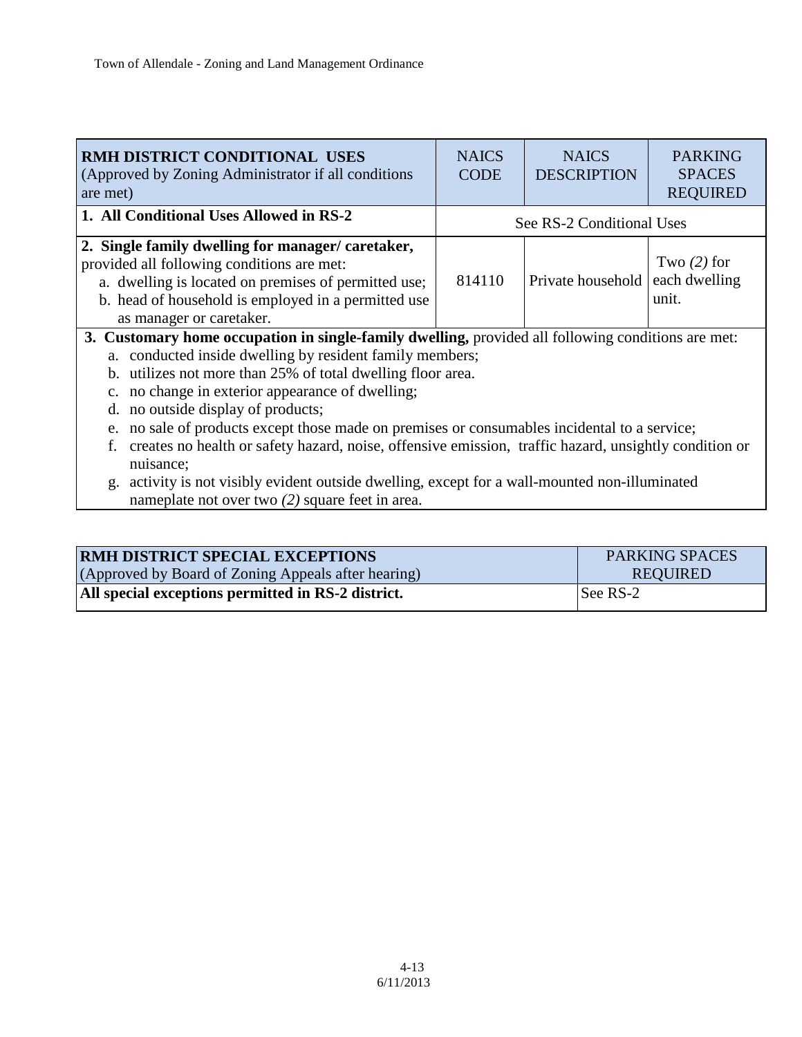| **RMH DISTRICT CONDITIONAL USES** (Approved by Zoning Administrator if all conditions are met) | NAICS CODE | NAICS DESCRIPTION | PARKING SPACES REQUIRED |
|---|---|---|---|
| **1. All Conditional Uses Allowed in RS-2** | See RS-2 Conditional Uses | | |
| **2. Single family dwelling for manager/ caretaker,** provided all following conditions are met:<br>a. dwelling is located on premises of permitted use;<br>b. head of household is employed in a permitted use as manager or caretaker. | 814110 | Private household | Two *(2)* for each dwelling unit. |
| **3. Customary home occupation in single-family dwelling,** provided all following conditions are met:<br>a. conducted inside dwelling by resident family members;<br>b. utilizes not more than 25% of total dwelling floor area.<br>c. no change in exterior appearance of dwelling;<br>d. no outside display of products;<br>e. no sale of products except those made on premises or consumables incidental to a service;<br>f. creates no health or safety hazard, noise, offensive emission, traffic hazard, unsightly condition or nuisance;<br>g. activity is not visibly evident outside dwelling, except for a wall-mounted non-illuminated nameplate not over two *(2)* square feet in area. | | | |

| **RMH DISTRICT SPECIAL EXCEPTIONS** (Approved by Board of Zoning Appeals after hearing) | PARKING SPACES REQUIRED |
|---|---|
| **All special exceptions permitted in RS-2 district.** | See RS-2 |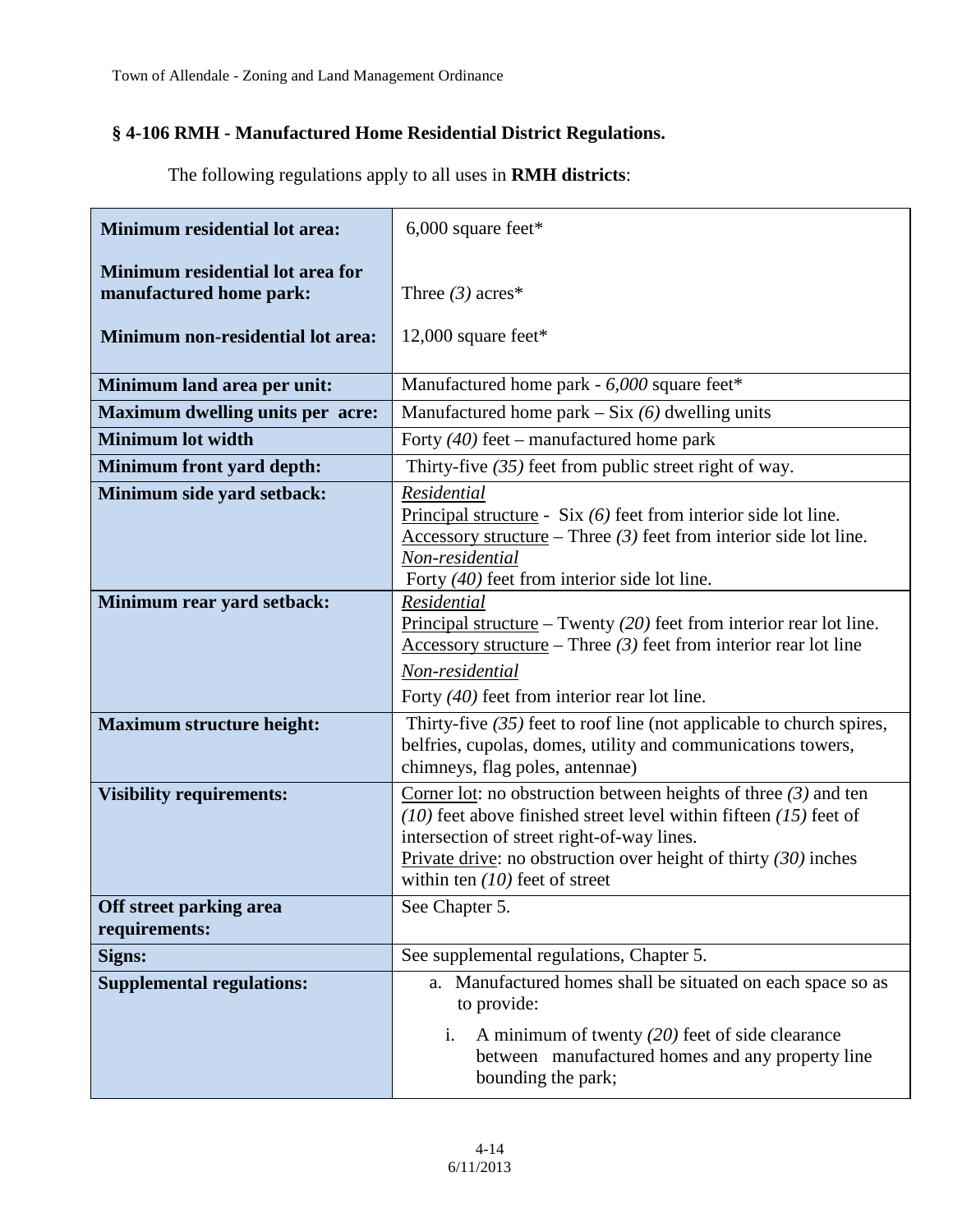## § 4-106 RMH - Manufactured Home Residential District Regulations.

The following regulations apply to all uses in **RMH districts**:

| | |
|---|---|
| **Minimum residential lot area:**<br><br>**Minimum residential lot area for manufactured home park:**<br><br>**Minimum non-residential lot area:** | 6,000 square feet*<br><br>Three *(3)* acres*<br><br>12,000 square feet* |
| **Minimum land area per unit:** | Manufactured home park - *6,000* square feet* |
| **Maximum dwelling units per acre:** | Manufactured home park – Six *(6)* dwelling units |
| **Minimum lot width** | Forty *(40)* feet – manufactured home park |
| **Minimum front yard depth:** | Thirty-five *(35)* feet from public street right of way. |
| **Minimum side yard setback:** | *Residential*<br>Principal structure - Six *(6)* feet from interior side lot line.<br>Accessory structure – Three *(3)* feet from interior side lot line.<br>*Non-residential*<br>Forty *(40)* feet from interior side lot line. |
| **Minimum rear yard setback:** | *Residential*<br>Principal structure – Twenty *(20)* feet from interior rear lot line.<br>Accessory structure – Three *(3)* feet from interior rear lot line<br>*Non-residential*<br>Forty *(40)* feet from interior rear lot line. |
| **Maximum structure height:** | Thirty-five *(35)* feet to roof line (not applicable to church spires, belfries, cupolas, domes, utility and communications towers, chimneys, flag poles, antennae) |
| **Visibility requirements:** | Corner lot: no obstruction between heights of three *(3)* and ten *(10)* feet above finished street level within fifteen *(15)* feet of intersection of street right-of-way lines.<br>Private drive: no obstruction over height of thirty *(30)* inches within ten *(10)* feet of street |
| **Off street parking area requirements:** | See Chapter 5. |
| **Signs:** | See supplemental regulations, Chapter 5. |
| **Supplemental regulations:** | a. Manufactured homes shall be situated on each space so as to provide:<br>i. A minimum of twenty *(20)* feet of side clearance between manufactured homes and any property line bounding the park; |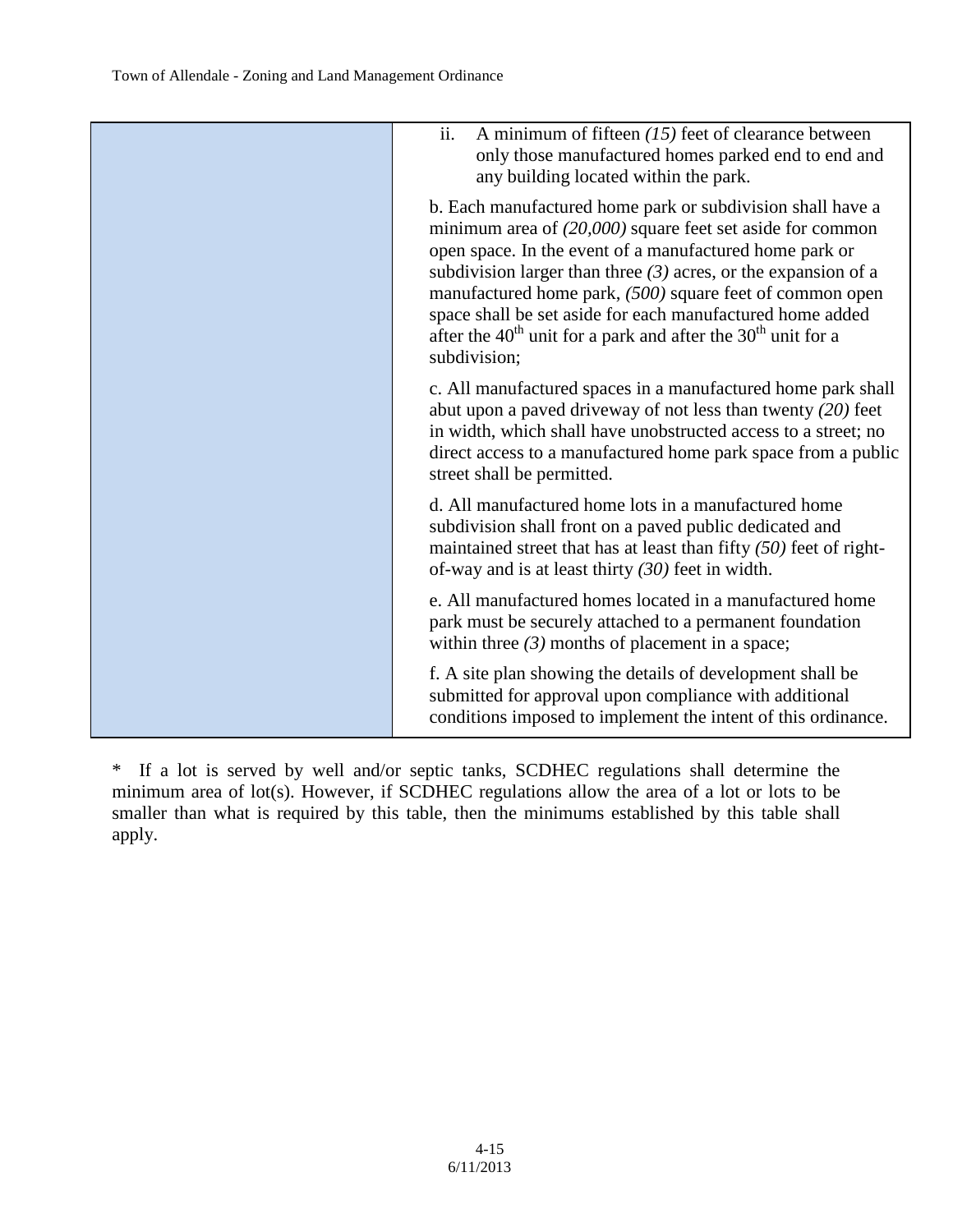| | |
|---|---|
| | ii. A minimum of fifteen *(15)* feet of clearance between only those manufactured homes parked end to end and any building located within the park.<br><br>b. Each manufactured home park or subdivision shall have a minimum area of *(20,000)* square feet set aside for common open space. In the event of a manufactured home park or subdivision larger than three *(3)* acres, or the expansion of a manufactured home park, *(500)* square feet of common open space shall be set aside for each manufactured home added after the 40th unit for a park and after the 30th unit for a subdivision;<br><br>c. All manufactured spaces in a manufactured home park shall abut upon a paved driveway of not less than twenty *(20)* feet in width, which shall have unobstructed access to a street; no direct access to a manufactured home park space from a public street shall be permitted.<br><br>d. All manufactured home lots in a manufactured home subdivision shall front on a paved public dedicated and maintained street that has at least than fifty *(50)* feet of right-of-way and is at least thirty *(30)* feet in width.<br><br>e. All manufactured homes located in a manufactured home park must be securely attached to a permanent foundation within three *(3)* months of placement in a space;<br><br>f. A site plan showing the details of development shall be submitted for approval upon compliance with additional conditions imposed to implement the intent of this ordinance. |

* If a lot is served by well and/or septic tanks, SCDHEC regulations shall determine the minimum area of lot(s). However, if SCDHEC regulations allow the area of a lot or lots to be smaller than what is required by this table, then the minimums established by this table shall apply.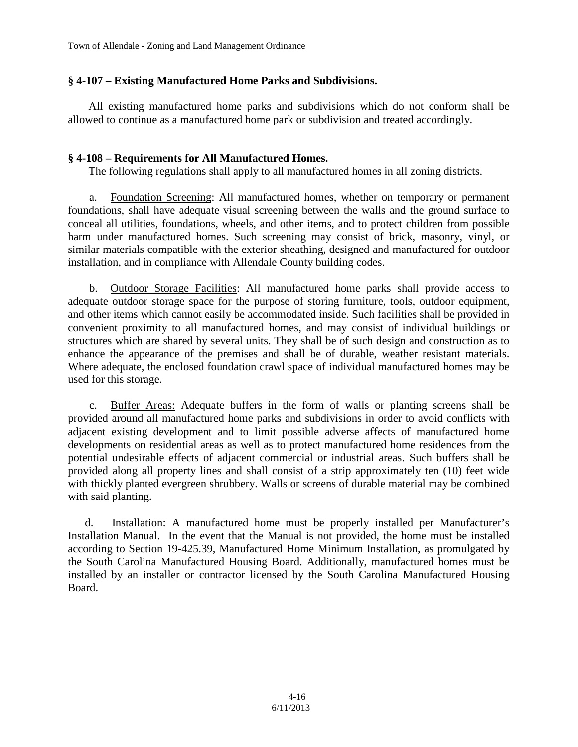## § 4-107 – Existing Manufactured Home Parks and Subdivisions.

All existing manufactured home parks and subdivisions which do not conform shall be allowed to continue as a manufactured home park or subdivision and treated accordingly.

## § 4-108 – Requirements for All Manufactured Homes.

The following regulations shall apply to all manufactured homes in all zoning districts.

a. <u>Foundation Screening</u>: All manufactured homes, whether on temporary or permanent foundations, shall have adequate visual screening between the walls and the ground surface to conceal all utilities, foundations, wheels, and other items, and to protect children from possible harm under manufactured homes. Such screening may consist of brick, masonry, vinyl, or similar materials compatible with the exterior sheathing, designed and manufactured for outdoor installation, and in compliance with Allendale County building codes.

b. <u>Outdoor Storage Facilities</u>: All manufactured home parks shall provide access to adequate outdoor storage space for the purpose of storing furniture, tools, outdoor equipment, and other items which cannot easily be accommodated inside. Such facilities shall be provided in convenient proximity to all manufactured homes, and may consist of individual buildings or structures which are shared by several units. They shall be of such design and construction as to enhance the appearance of the premises and shall be of durable, weather resistant materials. Where adequate, the enclosed foundation crawl space of individual manufactured homes may be used for this storage.

c. <u>Buffer Areas:</u> Adequate buffers in the form of walls or planting screens shall be provided around all manufactured home parks and subdivisions in order to avoid conflicts with adjacent existing development and to limit possible adverse affects of manufactured home developments on residential areas as well as to protect manufactured home residences from the potential undesirable effects of adjacent commercial or industrial areas. Such buffers shall be provided along all property lines and shall consist of a strip approximately ten (10) feet wide with thickly planted evergreen shrubbery. Walls or screens of durable material may be combined with said planting.

d. <u>Installation:</u> A manufactured home must be properly installed per Manufacturer's Installation Manual. In the event that the Manual is not provided, the home must be installed according to Section 19-425.39, Manufactured Home Minimum Installation, as promulgated by the South Carolina Manufactured Housing Board. Additionally, manufactured homes must be installed by an installer or contractor licensed by the South Carolina Manufactured Housing Board.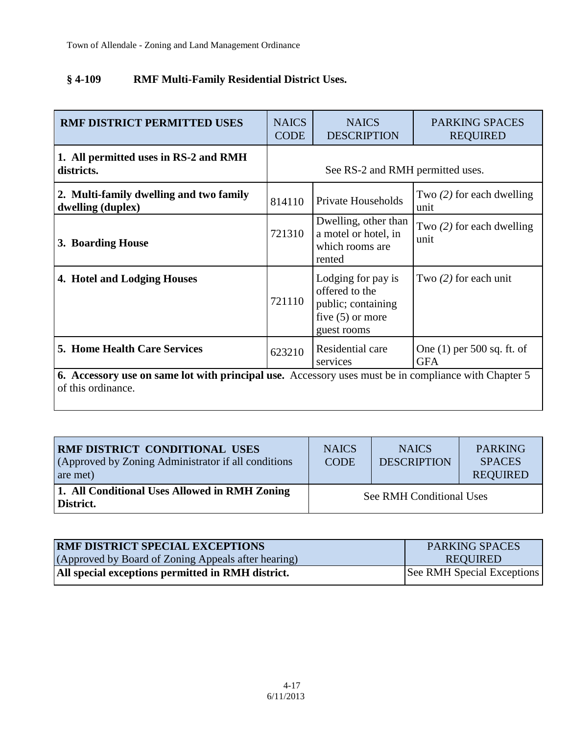## § 4-109 RMF Multi-Family Residential District Uses.

| RMF DISTRICT PERMITTED USES | NAICS CODE | NAICS DESCRIPTION | PARKING SPACES REQUIRED |
|---|---|---|---|
| **1. All permitted uses in RS-2 and RMH districts.** | See RS-2 and RMH permitted uses. | | |
| **2. Multi-family dwelling and two family dwelling (duplex)** | 814110 | Private Households | Two *(2)* for each dwelling unit |
| **3. Boarding House** | 721310 | Dwelling, other than a motel or hotel, in which rooms are rented | Two *(2)* for each dwelling unit |
| **4. Hotel and Lodging Houses** | 721110 | Lodging for pay is offered to the public; containing five (5) or more guest rooms | Two *(2)* for each unit |
| **5. Home Health Care Services** | 623210 | Residential care services | One (1) per 500 sq. ft. of GFA |
| **6. Accessory use on same lot with principal use.** Accessory uses must be in compliance with Chapter 5 of this ordinance. | | | |

| **RMF DISTRICT CONDITIONAL USES** (Approved by Zoning Administrator if all conditions are met) | NAICS CODE | NAICS DESCRIPTION | PARKING SPACES REQUIRED |
|---|---|---|---|
| **1. All Conditional Uses Allowed in RMH Zoning District.** | See RMH Conditional Uses | | |

| **RMF DISTRICT SPECIAL EXCEPTIONS** (Approved by Board of Zoning Appeals after hearing) | PARKING SPACES REQUIRED |
|---|---|
| **All special exceptions permitted in RMH district.** | See RMH Special Exceptions |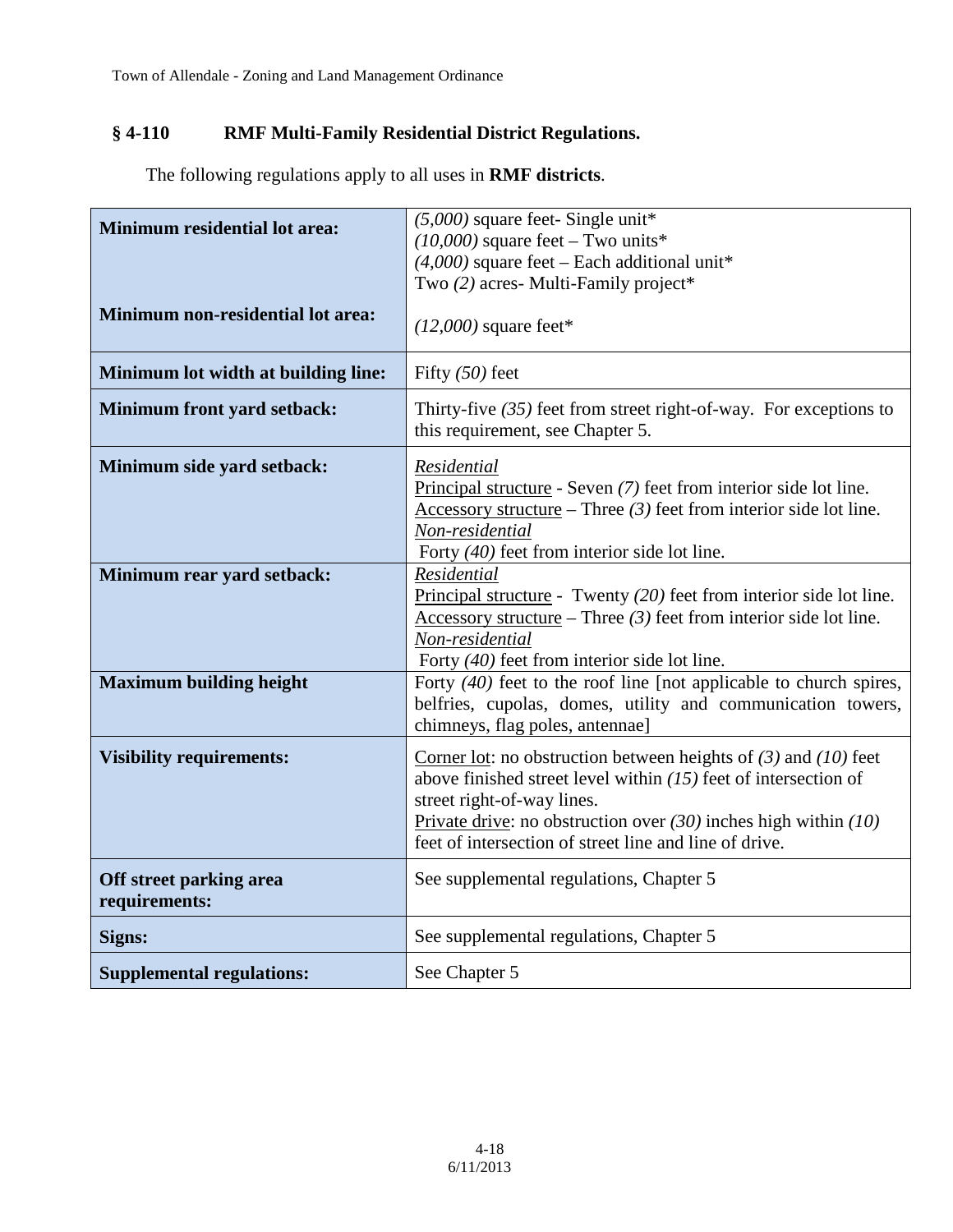## § 4-110 RMF Multi-Family Residential District Regulations.

The following regulations apply to all uses in **RMF districts**.

| | |
|---|---|
| **Minimum residential lot area:**<br><br>**Minimum non-residential lot area:** | *(5,000)* square feet- Single unit*<br>*(10,000)* square feet – Two units*<br>*(4,000)* square feet – Each additional unit*<br>Two *(2)* acres- Multi-Family project*<br><br>*(12,000)* square feet* |
| **Minimum lot width at building line:** | Fifty *(50)* feet |
| **Minimum front yard setback:** | Thirty-five *(35)* feet from street right-of-way. For exceptions to this requirement, see Chapter 5. |
| **Minimum side yard setback:** | *Residential*<br>Principal structure - Seven *(7)* feet from interior side lot line.<br>Accessory structure – Three *(3)* feet from interior side lot line.<br>*Non-residential*<br>Forty *(40)* feet from interior side lot line. |
| **Minimum rear yard setback:** | *Residential*<br>Principal structure - Twenty *(20)* feet from interior side lot line.<br>Accessory structure – Three *(3)* feet from interior side lot line.<br>*Non-residential*<br>Forty *(40)* feet from interior side lot line. |
| **Maximum building height** | Forty *(40)* feet to the roof line [not applicable to church spires, belfries, cupolas, domes, utility and communication towers, chimneys, flag poles, antennae] |
| **Visibility requirements:** | Corner lot: no obstruction between heights of *(3)* and *(10)* feet above finished street level within *(15)* feet of intersection of street right-of-way lines.<br>Private drive: no obstruction over *(30)* inches high within *(10)* feet of intersection of street line and line of drive. |
| **Off street parking area requirements:** | See supplemental regulations, Chapter 5 |
| **Signs:** | See supplemental regulations, Chapter 5 |
| **Supplemental regulations:** | See Chapter 5 |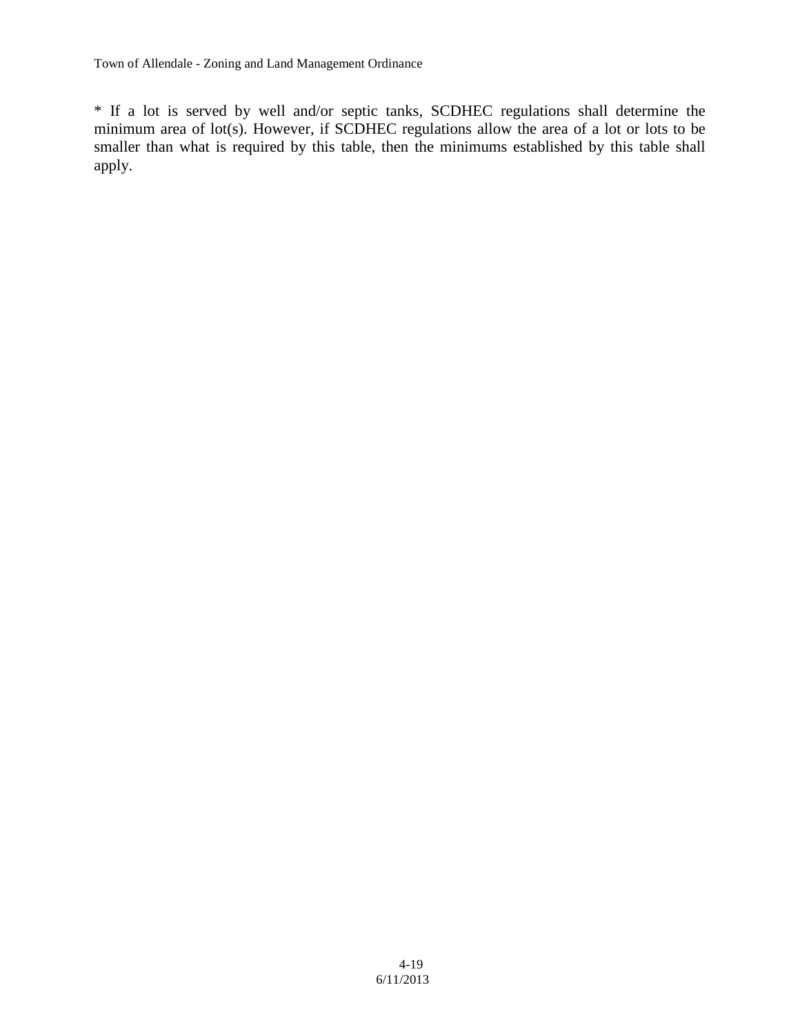* If a lot is served by well and/or septic tanks, SCDHEC regulations shall determine the minimum area of lot(s). However, if SCDHEC regulations allow the area of a lot or lots to be smaller than what is required by this table, then the minimums established by this table shall apply.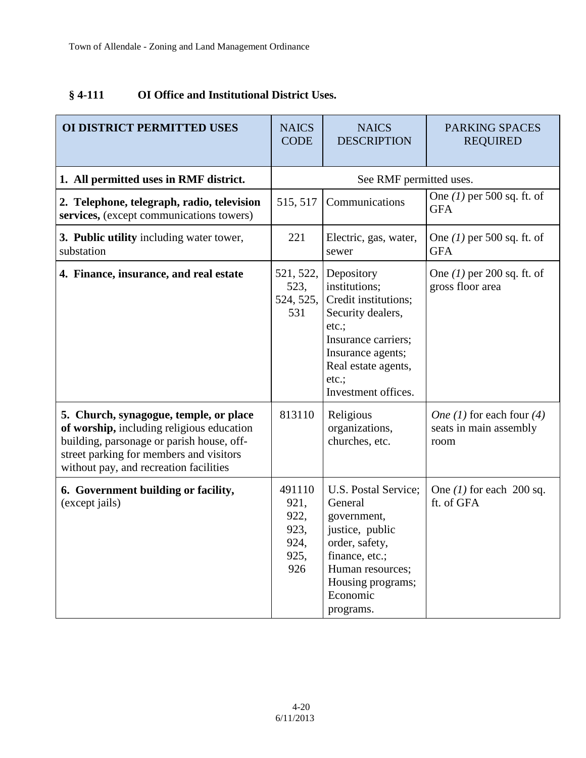## § 4-111 OI Office and Institutional District Uses.

| OI DISTRICT PERMITTED USES | NAICS CODE | NAICS DESCRIPTION | PARKING SPACES REQUIRED |
|---|---|---|---|
| **1. All permitted uses in RMF district.** | See RMF permitted uses. | | |
| **2. Telephone, telegraph, radio, television services,** (except communications towers) | 515, 517 | Communications | One *(1)* per 500 sq. ft. of GFA |
| **3. Public utility** including water tower, substation | 221 | Electric, gas, water, sewer | One *(1)* per 500 sq. ft. of GFA |
| **4. Finance, insurance, and real estate** | 521, 522, 523, 524, 525, 531 | Depository institutions; Credit institutions; Security dealers, etc.; Insurance carriers; Insurance agents; Real estate agents, etc.; Investment offices. | One *(1)* per 200 sq. ft. of gross floor area |
| **5. Church, synagogue, temple, or place of worship,** including religious education building, parsonage or parish house, off-street parking for members and visitors without pay, and recreation facilities | 813110 | Religious organizations, churches, etc. | *One (1)* for each four *(4)* seats in main assembly room |
| **6. Government building or facility,** (except jails) | 491110 921, 922, 923, 924, 925, 926 | U.S. Postal Service; General government, justice, public order, safety, finance, etc.; Human resources; Housing programs; Economic programs. | One *(1)* for each 200 sq. ft. of GFA |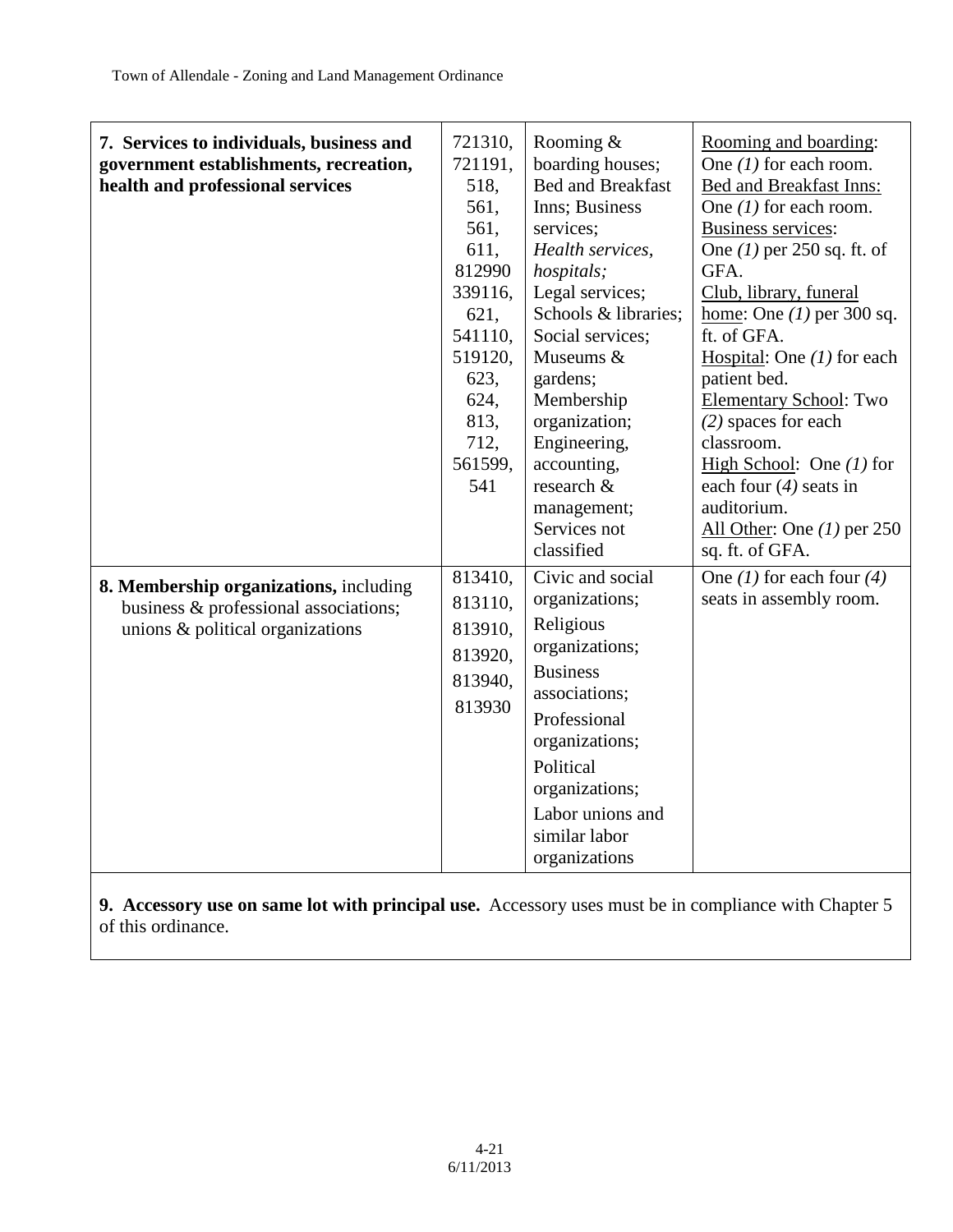| | | | |
|---|---|---|---|
| **7. Services to individuals, business and government establishments, recreation, health and professional services** | 721310, 721191, 518, 561, 561, 611, 812990 339116, 621, 541110, 519120, 623, 624, 813, 712, 561599, 541 | Rooming & boarding houses; Bed and Breakfast Inns; Business services; *Health services, hospitals;* Legal services; Schools & libraries; Social services; Museums & gardens; Membership organization; Engineering, accounting, research & management; Services not classified | Rooming and boarding: One *(1)* for each room. Bed and Breakfast Inns: One *(1)* for each room. Business services: One *(1)* per 250 sq. ft. of GFA. Club, library, funeral home: One *(1)* per 300 sq. ft. of GFA. Hospital: One *(1)* for each patient bed. Elementary School: Two *(2)* spaces for each classroom. High School: One *(1)* for each four *(4)* seats in auditorium. All Other: One *(1)* per 250 sq. ft. of GFA. |
| **8. Membership organizations,** including business & professional associations; unions & political organizations | 813410, 813110, 813910, 813920, 813940, 813930 | Civic and social organizations; Religious organizations; Business associations; Professional organizations; Political organizations; Labor unions and similar labor organizations | One *(1)* for each four *(4)* seats in assembly room. |
| **9. Accessory use on same lot with principal use.** Accessory uses must be in compliance with Chapter 5 of this ordinance. | | | |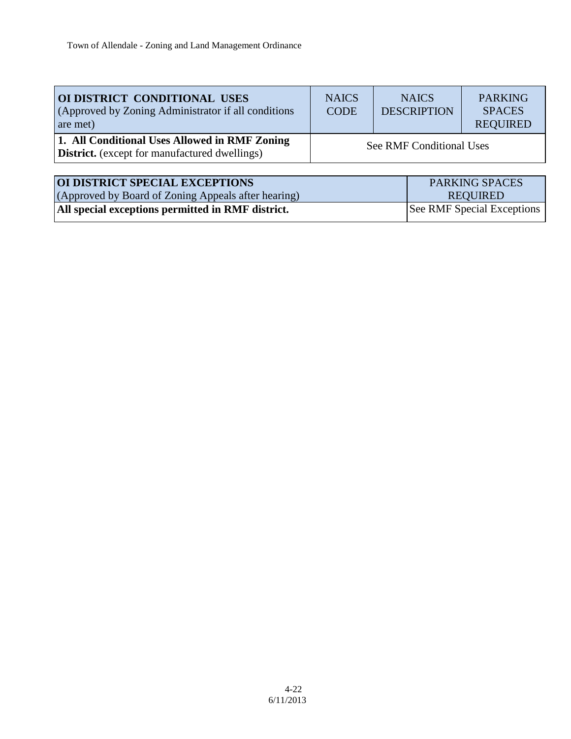| **OI DISTRICT CONDITIONAL USES** (Approved by Zoning Administrator if all conditions are met) | NAICS CODE | NAICS DESCRIPTION | PARKING SPACES REQUIRED |
|---|---|---|---|
| **1. All Conditional Uses Allowed in RMF Zoning District.** (except for manufactured dwellings) | See RMF Conditional Uses | | |

| **OI DISTRICT SPECIAL EXCEPTIONS** (Approved by Board of Zoning Appeals after hearing) | PARKING SPACES REQUIRED |
|---|---|
| **All special exceptions permitted in RMF district.** | See RMF Special Exceptions |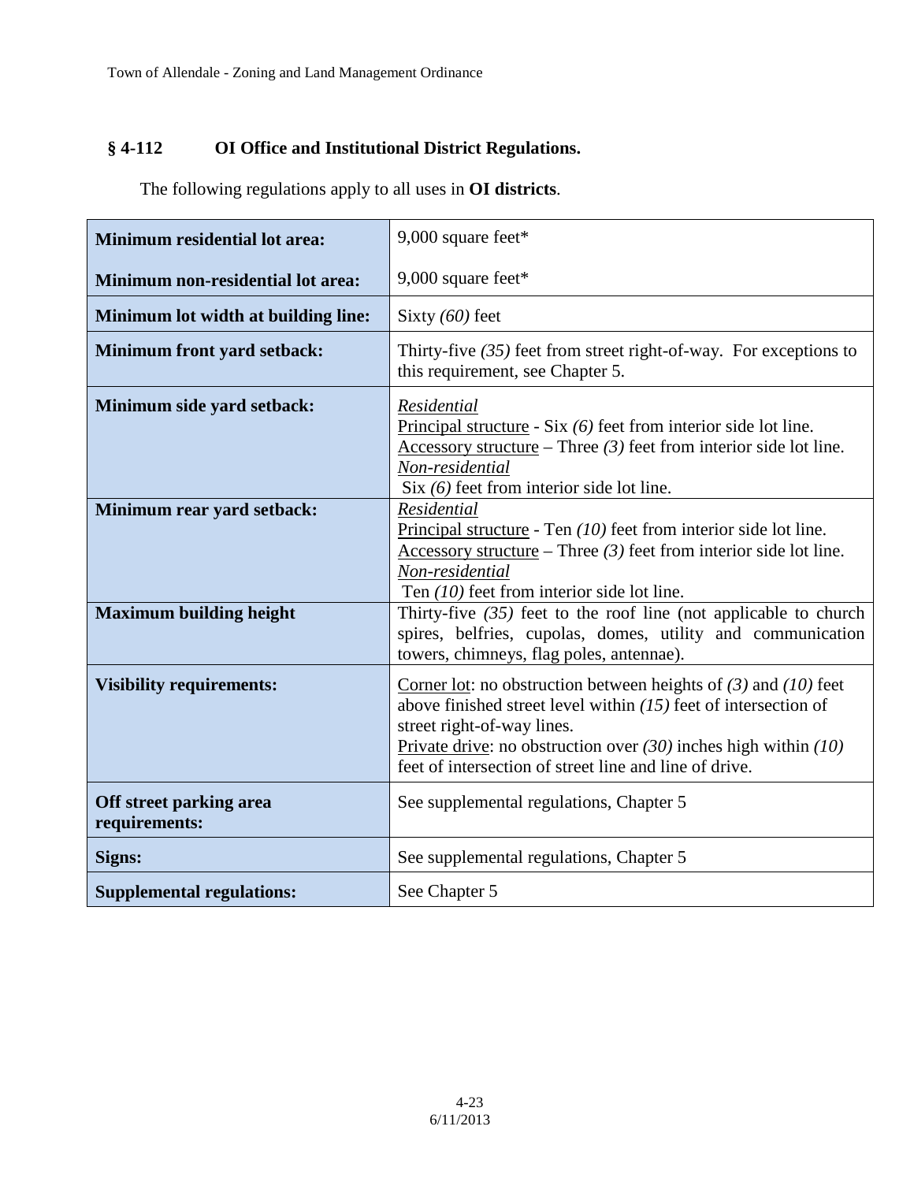## § 4-112 OI Office and Institutional District Regulations.

The following regulations apply to all uses in **OI districts**.

| | |
|---|---|
| **Minimum residential lot area:** | 9,000 square feet* |
| **Minimum non-residential lot area:** | 9,000 square feet* |
| **Minimum lot width at building line:** | Sixty *(60)* feet |
| **Minimum front yard setback:** | Thirty-five *(35)* feet from street right-of-way. For exceptions to this requirement, see Chapter 5. |
| **Minimum side yard setback:** | *Residential*<br>Principal structure - Six *(6)* feet from interior side lot line.<br>Accessory structure – Three *(3)* feet from interior side lot line.<br>*Non-residential*<br>Six *(6)* feet from interior side lot line. |
| **Minimum rear yard setback:** | *Residential*<br>Principal structure - Ten *(10)* feet from interior side lot line.<br>Accessory structure – Three *(3)* feet from interior side lot line.<br>*Non-residential*<br>Ten *(10)* feet from interior side lot line. |
| **Maximum building height** | Thirty-five *(35)* feet to the roof line (not applicable to church spires, belfries, cupolas, domes, utility and communication towers, chimneys, flag poles, antennae). |
| **Visibility requirements:** | Corner lot: no obstruction between heights of *(3)* and *(10)* feet above finished street level within *(15)* feet of intersection of street right-of-way lines.<br>Private drive: no obstruction over *(30)* inches high within *(10)* feet of intersection of street line and line of drive. |
| **Off street parking area requirements:** | See supplemental regulations, Chapter 5 |
| **Signs:** | See supplemental regulations, Chapter 5 |
| **Supplemental regulations:** | See Chapter 5 |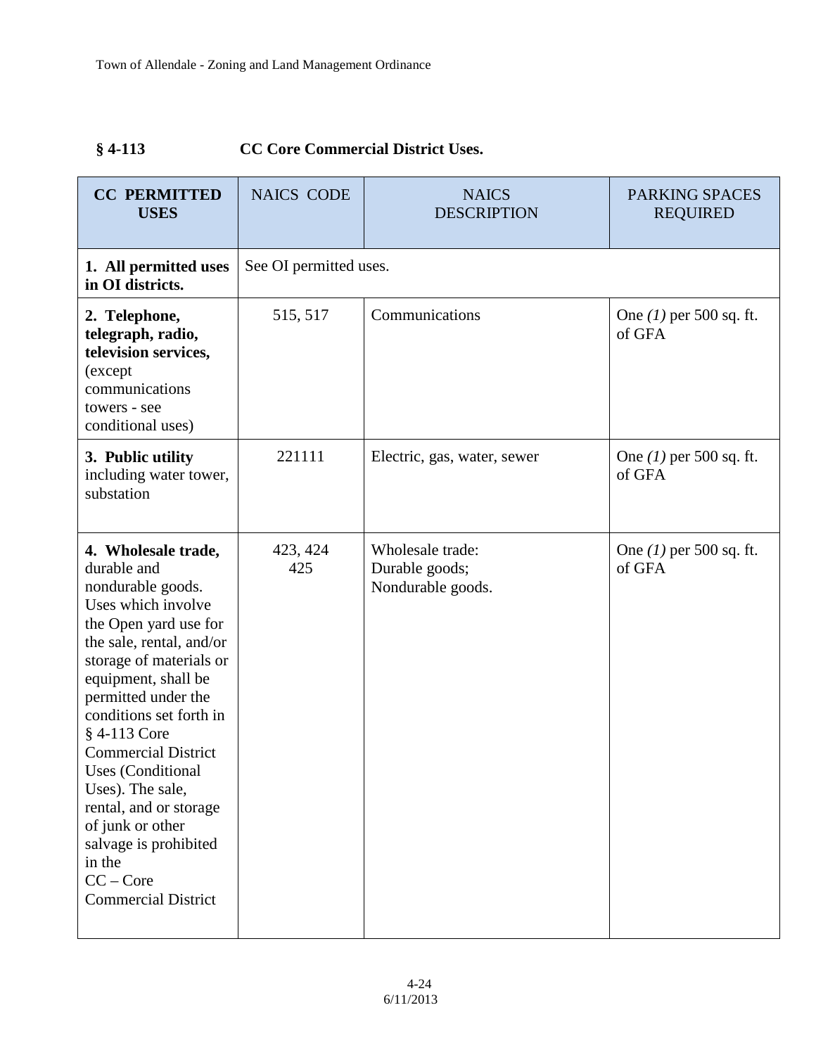### § 4-113 CC Core Commercial District Uses.

| CC PERMITTED USES | NAICS CODE | NAICS DESCRIPTION | PARKING SPACES REQUIRED |
|---|---|---|---|
| **1. All permitted uses in OI districts.** | See OI permitted uses. | | |
| **2. Telephone, telegraph, radio, television services,** (except communications towers - see conditional uses) | 515, 517 | Communications | One *(1)* per 500 sq. ft. of GFA |
| **3. Public utility** including water tower, substation | 221111 | Electric, gas, water, sewer | One *(1)* per 500 sq. ft. of GFA |
| **4. Wholesale trade,** durable and nondurable goods. Uses which involve the Open yard use for the sale, rental, and/or storage of materials or equipment, shall be permitted under the conditions set forth in § 4-113 Core Commercial District Uses (Conditional Uses). The sale, rental, and or storage of junk or other salvage is prohibited in the CC – Core Commercial District | 423, 424 425 | Wholesale trade: Durable goods; Nondurable goods. | One *(1)* per 500 sq. ft. of GFA |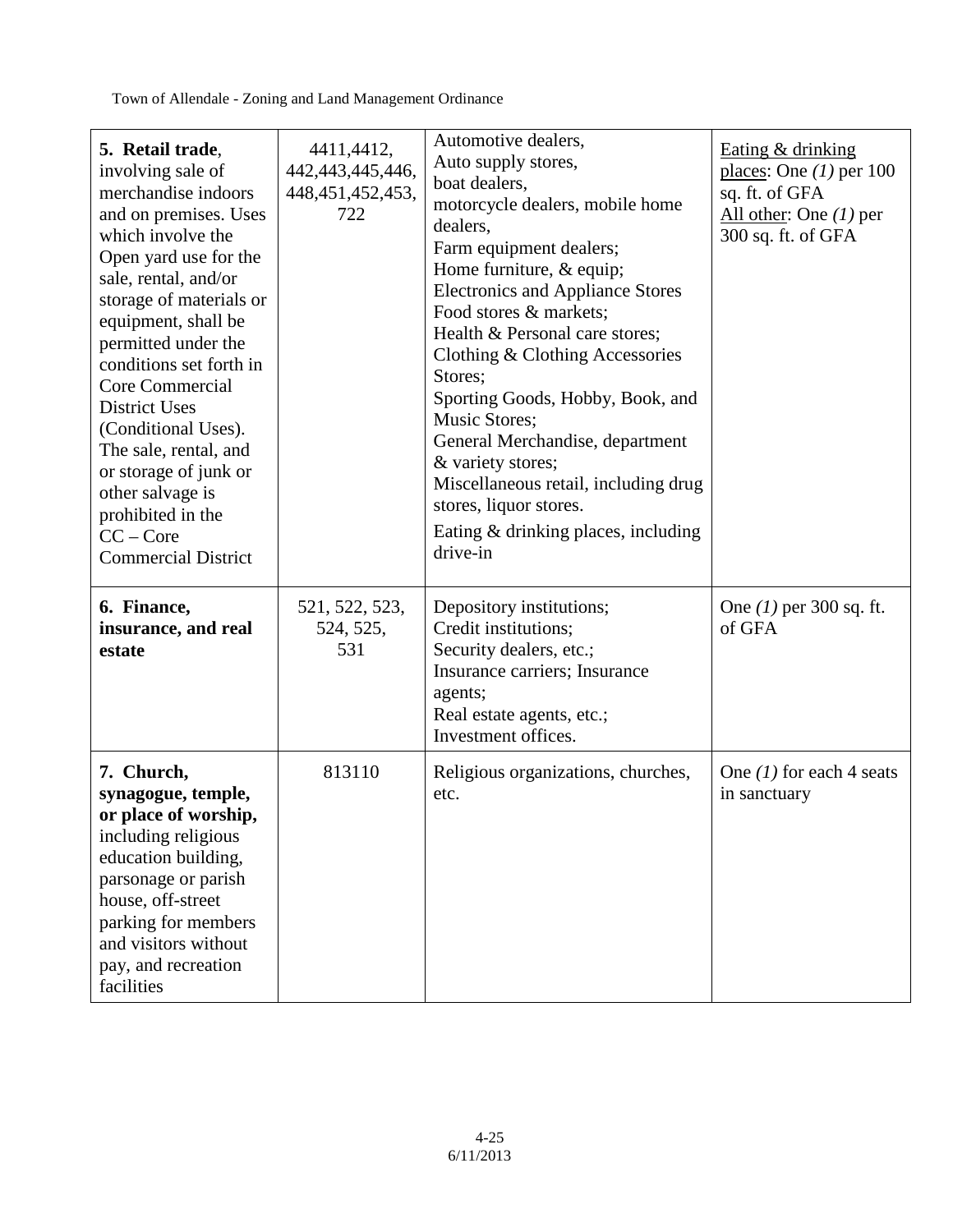| **5. Retail trade**, involving sale of merchandise indoors and on premises. Uses which involve the Open yard use for the sale, rental, and/or storage of materials or equipment, shall be permitted under the conditions set forth in Core Commercial District Uses (Conditional Uses). The sale, rental, and or storage of junk or other salvage is prohibited in the CC – Core Commercial District | 4411,4412, 442,443,445,446, 448,451,452,453, 722 | Automotive dealers, Auto supply stores, boat dealers, motorcycle dealers, mobile home dealers, Farm equipment dealers; Home furniture, & equip; Electronics and Appliance Stores Food stores & markets; Health & Personal care stores; Clothing & Clothing Accessories Stores; Sporting Goods, Hobby, Book, and Music Stores; General Merchandise, department & variety stores; Miscellaneous retail, including drug stores, liquor stores. Eating & drinking places, including drive-in | Eating & drinking places: One *(1)* per 100 sq. ft. of GFA All other: One *(1)* per 300 sq. ft. of GFA |
|---|---|---|---|
| **6. Finance, insurance, and real estate** | 521, 522, 523, 524, 525, 531 | Depository institutions; Credit institutions; Security dealers, etc.; Insurance carriers; Insurance agents; Real estate agents, etc.; Investment offices. | One *(1)* per 300 sq. ft. of GFA |
| **7. Church, synagogue, temple, or place of worship,** including religious education building, parsonage or parish house, off-street parking for members and visitors without pay, and recreation facilities | 813110 | Religious organizations, churches, etc. | One *(1)* for each 4 seats in sanctuary |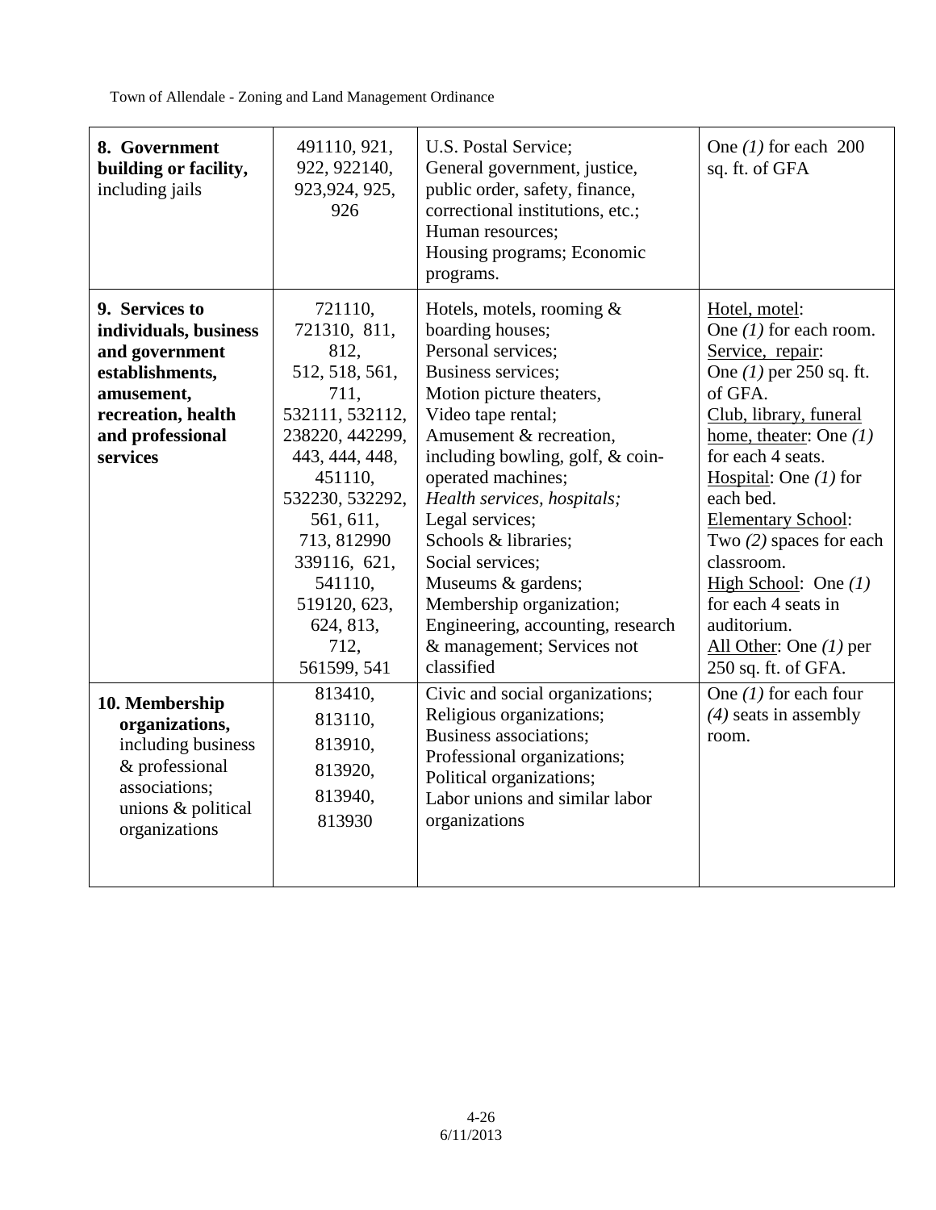| **8. Government building or facility,** including jails | 491110, 921, 922, 922140, 923,924, 925, 926 | U.S. Postal Service; General government, justice, public order, safety, finance, correctional institutions, etc.; Human resources; Housing programs; Economic programs. | One *(1)* for each 200 sq. ft. of GFA |
|---|---|---|---|
| **9. Services to individuals, business and government establishments, amusement, recreation, health and professional services** | 721110, 721310, 811, 812, 512, 518, 561, 711, 532111, 532112, 238220, 442299, 443, 444, 448, 451110, 532230, 532292, 561, 611, 713, 812990 339116, 621, 541110, 519120, 623, 624, 813, 712, 561599, 541 | Hotels, motels, rooming & boarding houses; Personal services; Business services; Motion picture theaters, Video tape rental; Amusement & recreation, including bowling, golf, & coin-operated machines; *Health services, hospitals;* Legal services; Schools & libraries; Social services; Museums & gardens; Membership organization; Engineering, accounting, research & management; Services not classified | Hotel, motel: One *(1)* for each room. Service, repair: One *(1)* per 250 sq. ft. of GFA. Club, library, funeral home, theater: One *(1)* for each 4 seats. Hospital: One *(1)* for each bed. Elementary School: Two *(2)* spaces for each classroom. High School: One *(1)* for each 4 seats in auditorium. All Other: One *(1)* per 250 sq. ft. of GFA. |
| **10. Membership organizations,** including business & professional associations; unions & political organizations | 813410, 813110, 813910, 813920, 813940, 813930 | Civic and social organizations; Religious organizations; Business associations; Professional organizations; Political organizations; Labor unions and similar labor organizations | One *(1)* for each four *(4)* seats in assembly room. |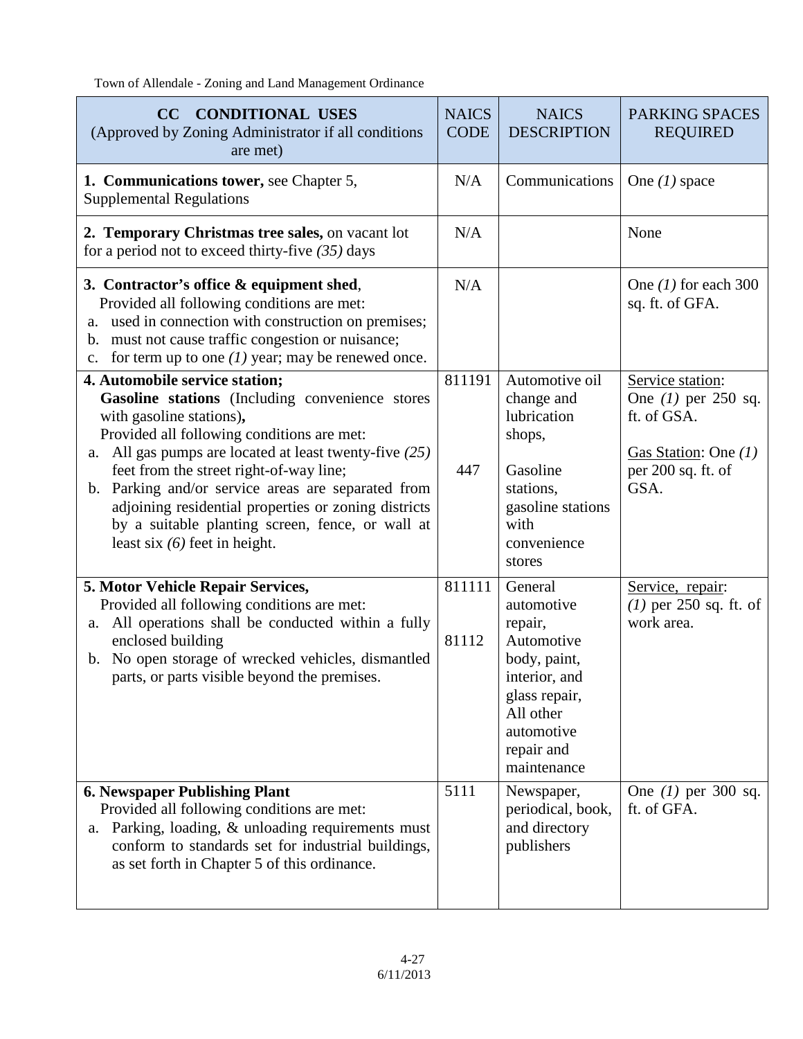| **CC CONDITIONAL USES** (Approved by Zoning Administrator if all conditions are met) | NAICS CODE | NAICS DESCRIPTION | PARKING SPACES REQUIRED |
|---|---|---|---|
| **1. Communications tower,** see Chapter 5, Supplemental Regulations | N/A | Communications | One *(1)* space |
| **2. Temporary Christmas tree sales,** on vacant lot for a period not to exceed thirty-five *(35)* days | N/A | | None |
| **3. Contractor's office & equipment shed**, Provided all following conditions are met: a. used in connection with construction on premises; b. must not cause traffic congestion or nuisance; c. for term up to one *(1)* year; may be renewed once. | N/A | | One *(1)* for each 300 sq. ft. of GFA. |
| **4. Automobile service station; Gasoline stations** (Including convenience stores with gasoline stations)**,** Provided all following conditions are met: a. All gas pumps are located at least twenty-five *(25)* feet from the street right-of-way line; b. Parking and/or service areas are separated from adjoining residential properties or zoning districts by a suitable planting screen, fence, or wall at least six *(6)* feet in height. | 811191<br><br>447 | Automotive oil change and lubrication shops,<br><br>Gasoline stations, gasoline stations with convenience stores | Service station: One *(1)* per 250 sq. ft. of GSA.<br><br>Gas Station: One *(1)* per 200 sq. ft. of GSA. |
| **5. Motor Vehicle Repair Services,** Provided all following conditions are met: a. All operations shall be conducted within a fully enclosed building b. No open storage of wrecked vehicles, dismantled parts, or parts visible beyond the premises. | 811111<br><br>81112 | General automotive repair, Automotive body, paint, interior, and glass repair, All other automotive repair and maintenance | Service, repair: *(1)* per 250 sq. ft. of work area. |
| **6. Newspaper Publishing Plant** Provided all following conditions are met: a. Parking, loading, & unloading requirements must conform to standards set for industrial buildings, as set forth in Chapter 5 of this ordinance. | 5111 | Newspaper, periodical, book, and directory publishers | One *(1)* per 300 sq. ft. of GFA. |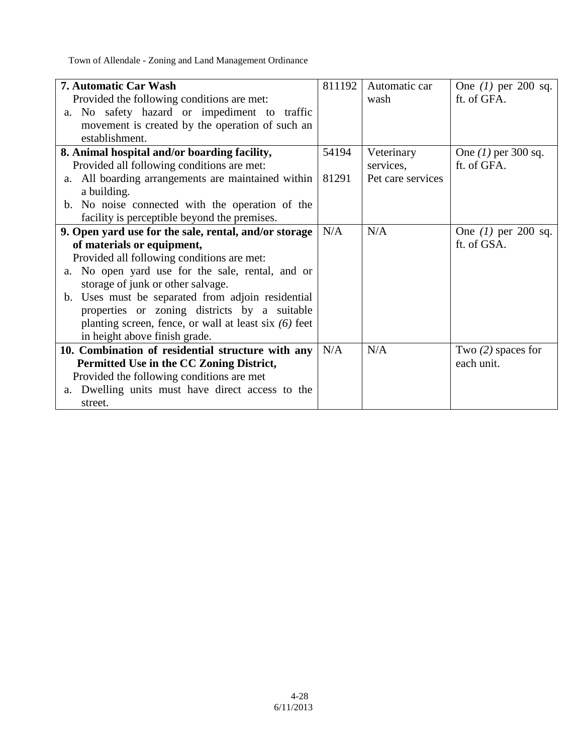| | | | |
|---|---|---|---|
| **7. Automatic Car Wash**<br>Provided the following conditions are met:<br>a. No safety hazard or impediment to traffic movement is created by the operation of such an establishment. | 811192 | Automatic car wash | One *(1)* per 200 sq. ft. of GFA. |
| **8. Animal hospital and/or boarding facility,**<br>Provided all following conditions are met:<br>a. All boarding arrangements are maintained within a building.<br>b. No noise connected with the operation of the facility is perceptible beyond the premises. | 54194<br><br>81291 | Veterinary services,<br>Pet care services | One *(1)* per 300 sq. ft. of GFA. |
| **9. Open yard use for the sale, rental, and/or storage of materials or equipment,**<br>Provided all following conditions are met:<br>a. No open yard use for the sale, rental, and or storage of junk or other salvage.<br>b. Uses must be separated from adjoin residential properties or zoning districts by a suitable planting screen, fence, or wall at least six *(6)* feet in height above finish grade. | N/A | N/A | One *(1)* per 200 sq. ft. of GSA. |
| **10. Combination of residential structure with any Permitted Use in the CC Zoning District,**<br>Provided the following conditions are met<br>a. Dwelling units must have direct access to the street. | N/A | N/A | Two *(2)* spaces for each unit. |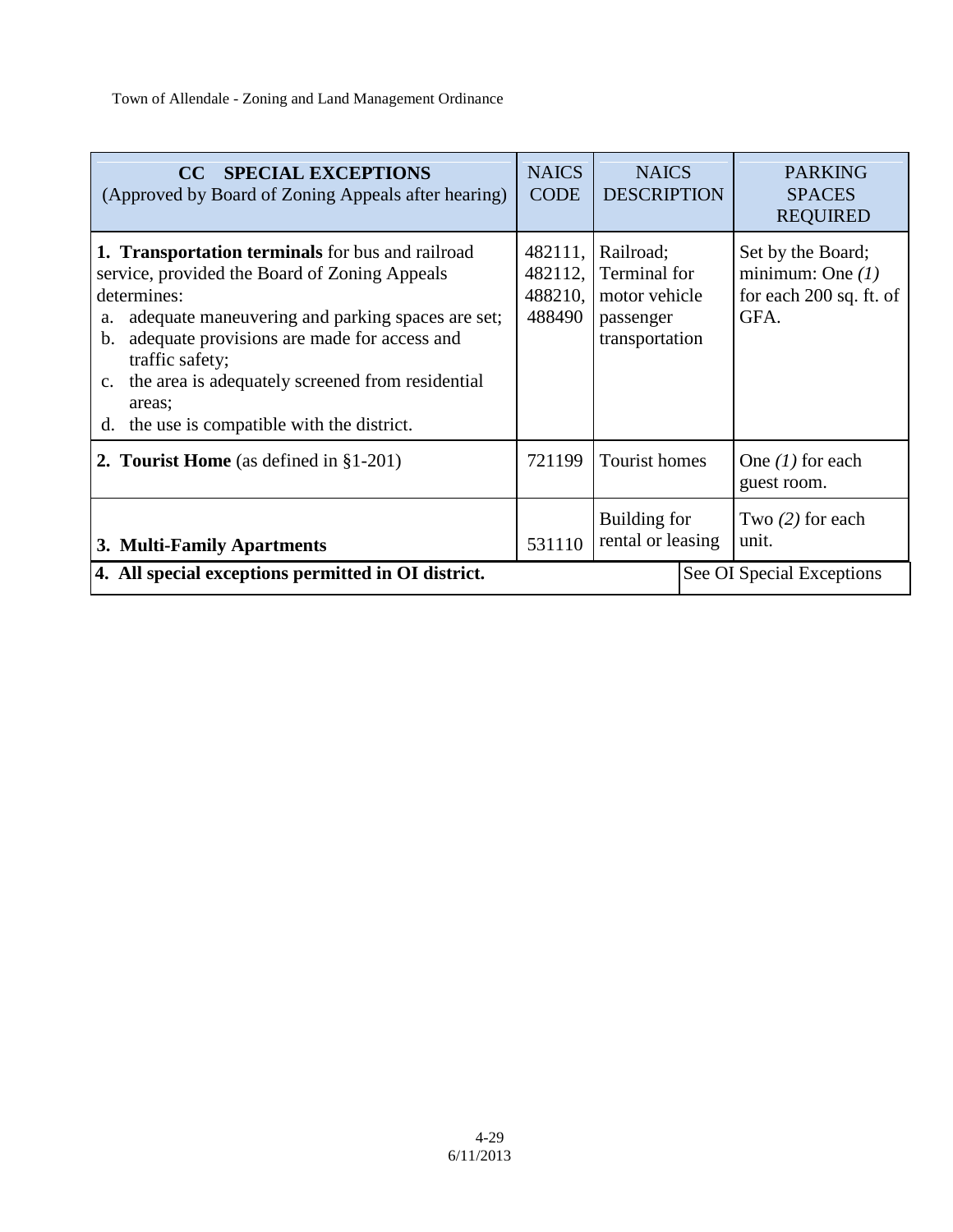| **CC SPECIAL EXCEPTIONS** (Approved by Board of Zoning Appeals after hearing) | NAICS CODE | NAICS DESCRIPTION | PARKING SPACES REQUIRED |
|---|---|---|---|
| **1. Transportation terminals** for bus and railroad service, provided the Board of Zoning Appeals determines: a. adequate maneuvering and parking spaces are set; b. adequate provisions are made for access and traffic safety; c. the area is adequately screened from residential areas; d. the use is compatible with the district. | 482111, 482112, 488210, 488490 | Railroad; Terminal for motor vehicle passenger transportation | Set by the Board; minimum: One *(1)* for each 200 sq. ft. of GFA. |
| **2. Tourist Home** (as defined in §1-201) | 721199 | Tourist homes | One *(1)* for each guest room. |
| **3. Multi-Family Apartments** | 531110 | Building for rental or leasing | Two *(2)* for each unit. |
| **4. All special exceptions permitted in OI district.** | | | See OI Special Exceptions |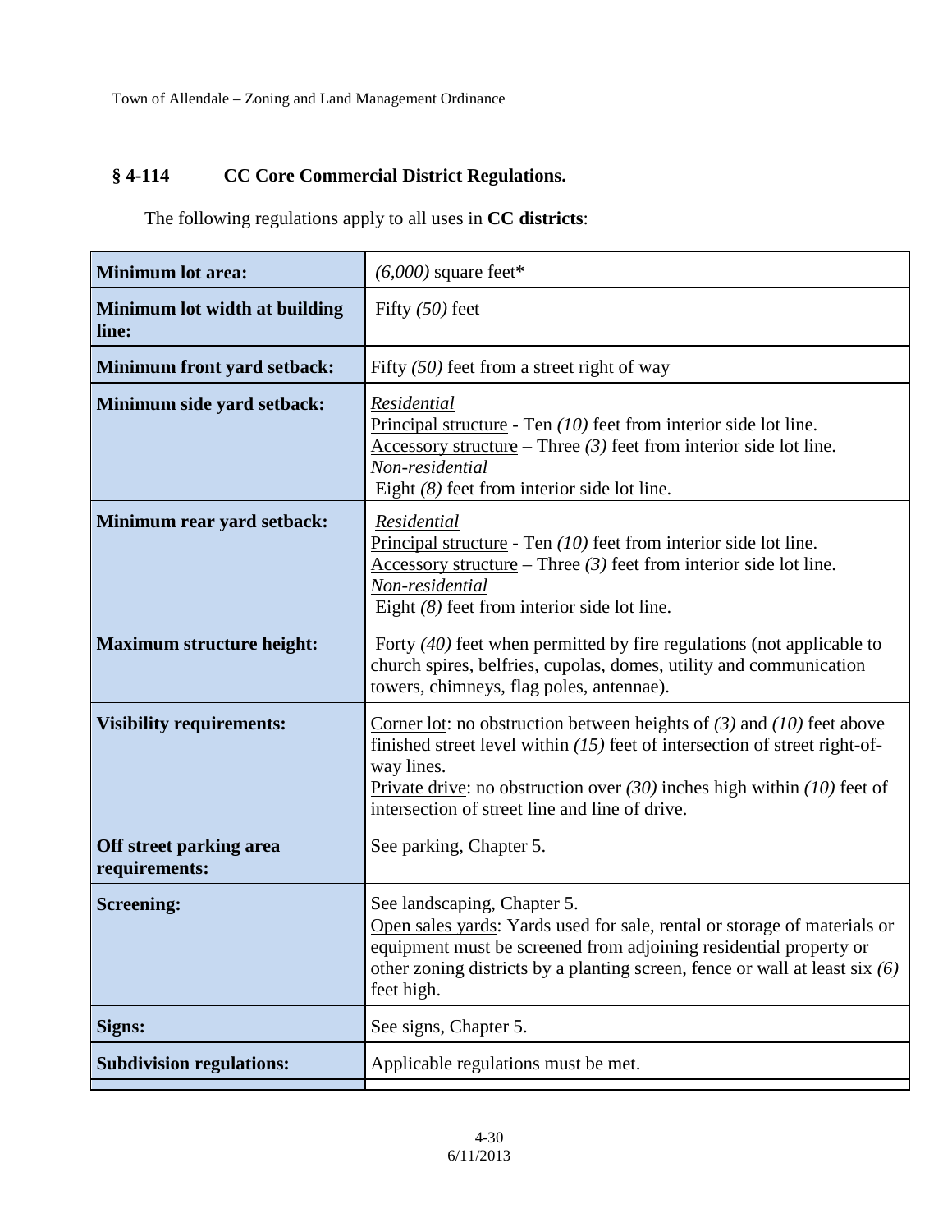## § 4-114 CC Core Commercial District Regulations.

The following regulations apply to all uses in **CC districts**:

| | |
|---|---|
| **Minimum lot area:** | *(6,000)* square feet* |
| **Minimum lot width at building line:** | Fifty *(50)* feet |
| **Minimum front yard setback:** | Fifty *(50)* feet from a street right of way |
| **Minimum side yard setback:** | *Residential*<br>Principal structure - Ten *(10)* feet from interior side lot line.<br>Accessory structure – Three *(3)* feet from interior side lot line.<br>*Non-residential*<br>Eight *(8)* feet from interior side lot line. |
| **Minimum rear yard setback:** | *Residential*<br>Principal structure - Ten *(10)* feet from interior side lot line.<br>Accessory structure – Three *(3)* feet from interior side lot line.<br>*Non-residential*<br>Eight *(8)* feet from interior side lot line. |
| **Maximum structure height:** | Forty *(40)* feet when permitted by fire regulations (not applicable to church spires, belfries, cupolas, domes, utility and communication towers, chimneys, flag poles, antennae). |
| **Visibility requirements:** | Corner lot: no obstruction between heights of *(3)* and *(10)* feet above finished street level within *(15)* feet of intersection of street right-of-way lines.<br>Private drive: no obstruction over *(30)* inches high within *(10)* feet of intersection of street line and line of drive. |
| **Off street parking area requirements:** | See parking, Chapter 5. |
| **Screening:** | See landscaping, Chapter 5.<br>Open sales yards: Yards used for sale, rental or storage of materials or equipment must be screened from adjoining residential property or other zoning districts by a planting screen, fence or wall at least six *(6)* feet high. |
| **Signs:** | See signs, Chapter 5. |
| **Subdivision regulations:** | Applicable regulations must be met. |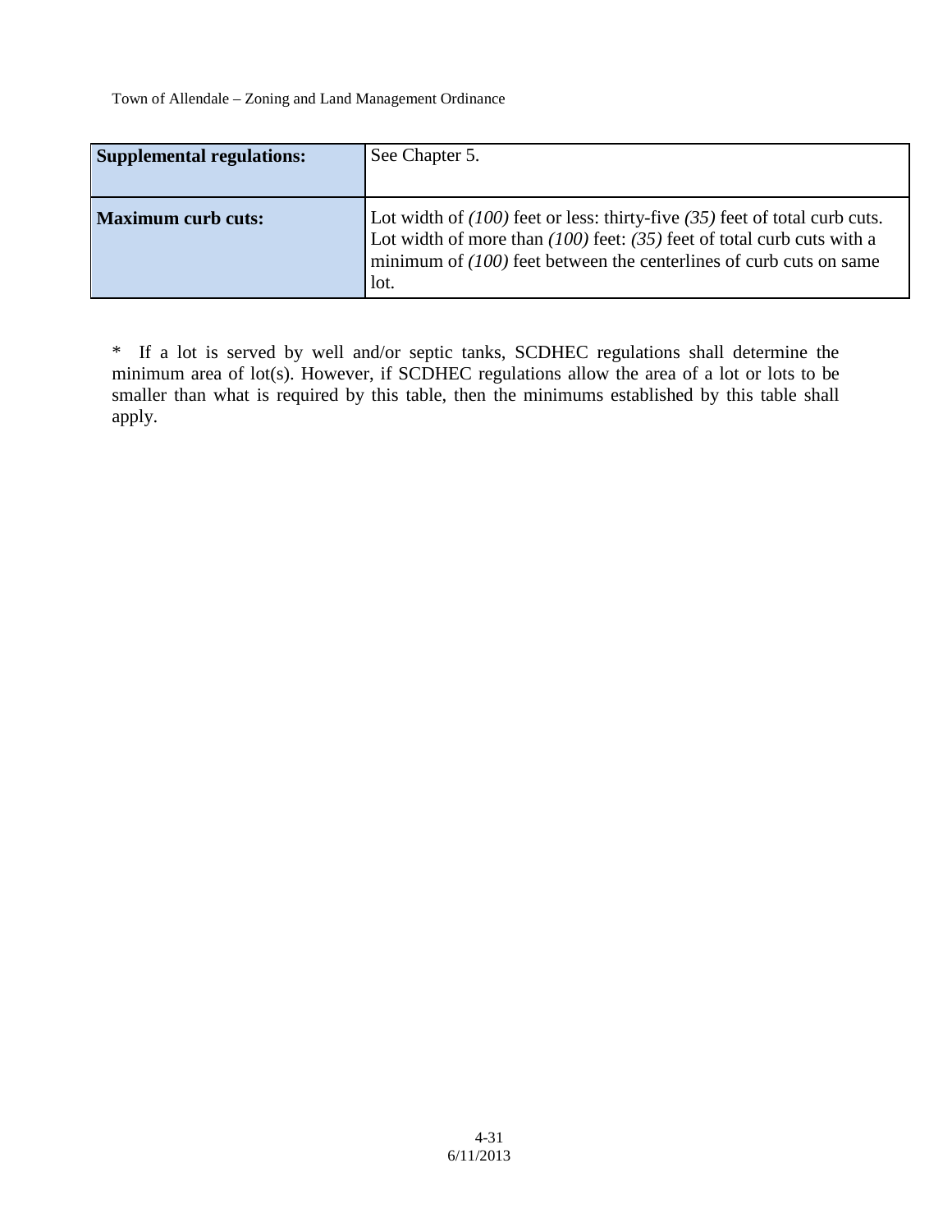| | |
|---|---|
| **Supplemental regulations:** | See Chapter 5. |
| **Maximum curb cuts:** | Lot width of *(100)* feet or less: thirty-five *(35)* feet of total curb cuts. Lot width of more than *(100)* feet: *(35)* feet of total curb cuts with a minimum of *(100)* feet between the centerlines of curb cuts on same lot. |

* If a lot is served by well and/or septic tanks, SCDHEC regulations shall determine the minimum area of lot(s). However, if SCDHEC regulations allow the area of a lot or lots to be smaller than what is required by this table, then the minimums established by this table shall apply.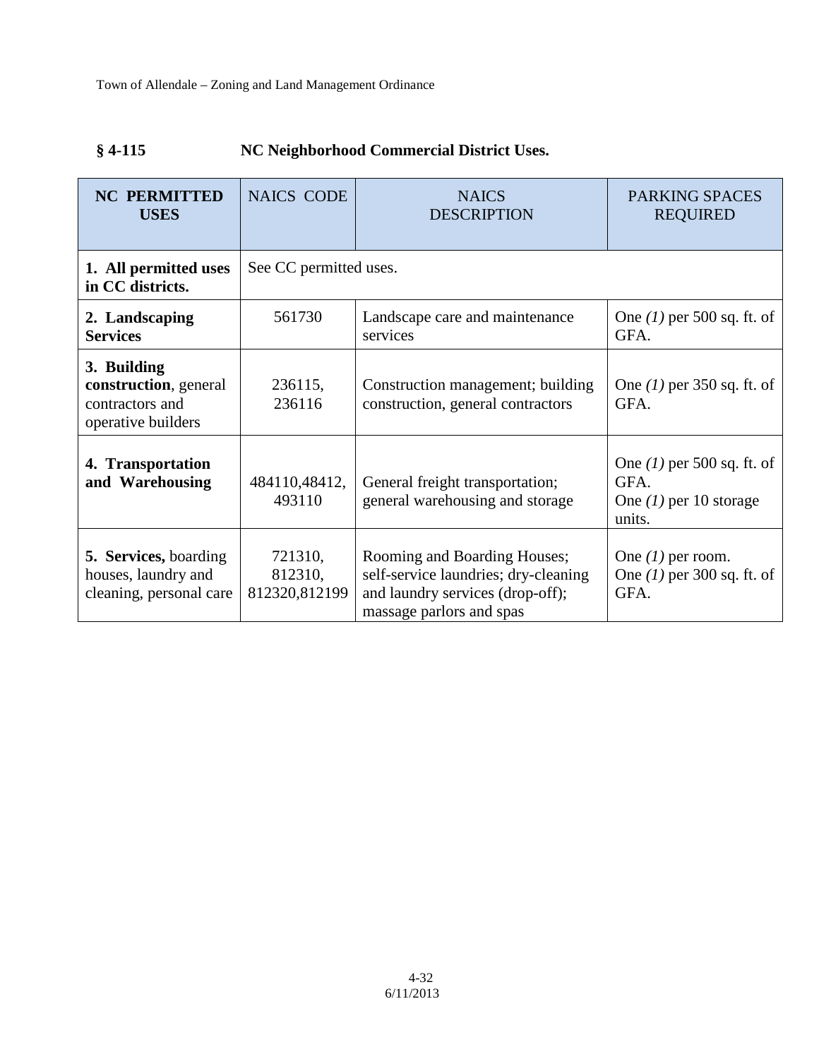### § 4-115 NC Neighborhood Commercial District Uses.

| NC PERMITTED USES | NAICS CODE | NAICS DESCRIPTION | PARKING SPACES REQUIRED |
|---|---|---|---|
| **1. All permitted uses in CC districts.** | See CC permitted uses. | | |
| **2. Landscaping Services** | 561730 | Landscape care and maintenance services | One *(1)* per 500 sq. ft. of GFA. |
| **3. Building construction**, general contractors and operative builders | 236115, 236116 | Construction management; building construction, general contractors | One *(1)* per 350 sq. ft. of GFA. |
| **4. Transportation and Warehousing** | 484110,48412, 493110 | General freight transportation; general warehousing and storage | One *(1)* per 500 sq. ft. of GFA.<br>One *(1)* per 10 storage units. |
| **5. Services,** boarding houses, laundry and cleaning, personal care | 721310, 812310, 812320,812199 | Rooming and Boarding Houses; self-service laundries; dry-cleaning and laundry services (drop-off); massage parlors and spas | One *(1)* per room.<br>One *(1)* per 300 sq. ft. of GFA. |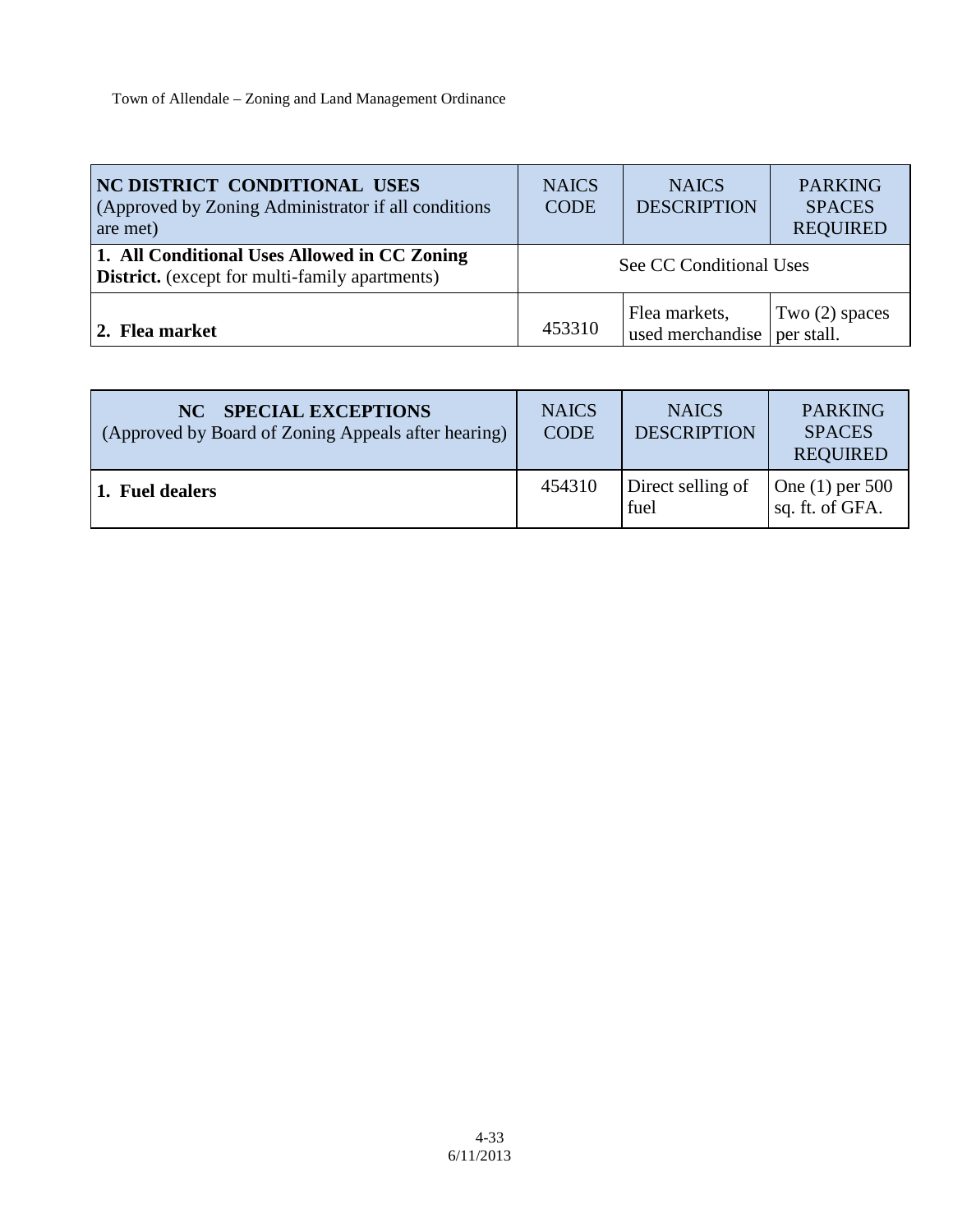| **NC DISTRICT CONDITIONAL USES** (Approved by Zoning Administrator if all conditions are met) | NAICS CODE | NAICS DESCRIPTION | PARKING SPACES REQUIRED |
|---|---|---|---|
| **1. All Conditional Uses Allowed in CC Zoning District.** (except for multi-family apartments) | See CC Conditional Uses | | |
| **2. Flea market** | 453310 | Flea markets, used merchandise | Two (2) spaces per stall. |

| **NC SPECIAL EXCEPTIONS** (Approved by Board of Zoning Appeals after hearing) | NAICS CODE | NAICS DESCRIPTION | PARKING SPACES REQUIRED |
|---|---|---|---|
| **1. Fuel dealers** | 454310 | Direct selling of fuel | One (1) per 500 sq. ft. of GFA. |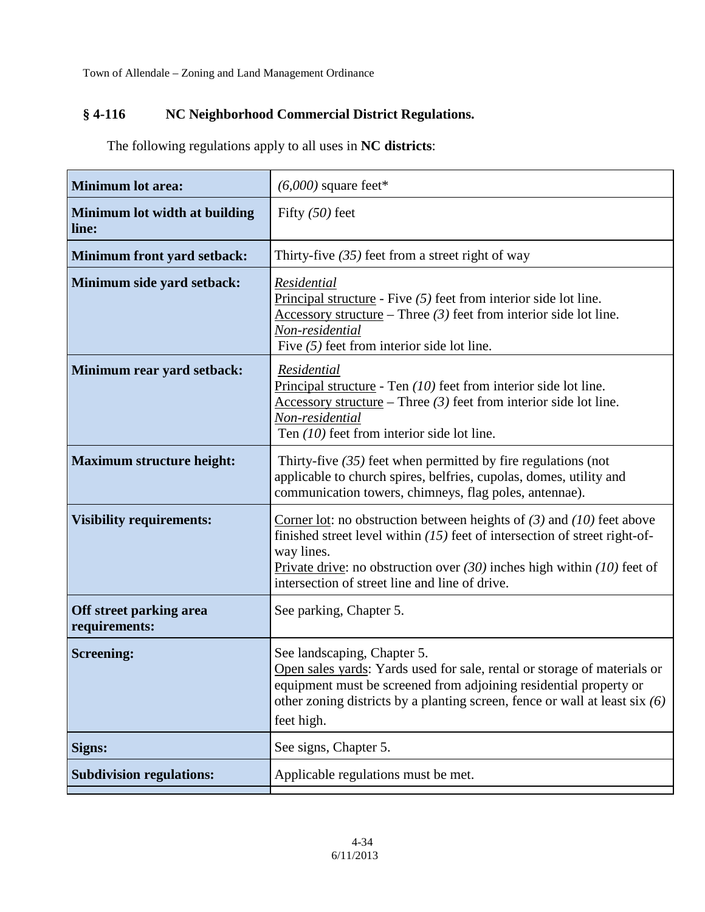## § 4-116 NC Neighborhood Commercial District Regulations.

The following regulations apply to all uses in **NC districts**:

| | |
|---|---|
| **Minimum lot area:** | *(6,000)* square feet* |
| **Minimum lot width at building line:** | Fifty *(50)* feet |
| **Minimum front yard setback:** | Thirty-five *(35)* feet from a street right of way |
| **Minimum side yard setback:** | *Residential*<br>Principal structure - Five *(5)* feet from interior side lot line.<br>Accessory structure – Three *(3)* feet from interior side lot line.<br>*Non-residential*<br>Five *(5)* feet from interior side lot line. |
| **Minimum rear yard setback:** | *Residential*<br>Principal structure - Ten *(10)* feet from interior side lot line.<br>Accessory structure – Three *(3)* feet from interior side lot line.<br>*Non-residential*<br>Ten *(10)* feet from interior side lot line. |
| **Maximum structure height:** | Thirty-five *(35)* feet when permitted by fire regulations (not applicable to church spires, belfries, cupolas, domes, utility and communication towers, chimneys, flag poles, antennae). |
| **Visibility requirements:** | Corner lot: no obstruction between heights of *(3)* and *(10)* feet above finished street level within *(15)* feet of intersection of street right-of-way lines.<br>Private drive: no obstruction over *(30)* inches high within *(10)* feet of intersection of street line and line of drive. |
| **Off street parking area requirements:** | See parking, Chapter 5. |
| **Screening:** | See landscaping, Chapter 5.<br>Open sales yards: Yards used for sale, rental or storage of materials or equipment must be screened from adjoining residential property or other zoning districts by a planting screen, fence or wall at least six *(6)* feet high. |
| **Signs:** | See signs, Chapter 5. |
| **Subdivision regulations:** | Applicable regulations must be met. |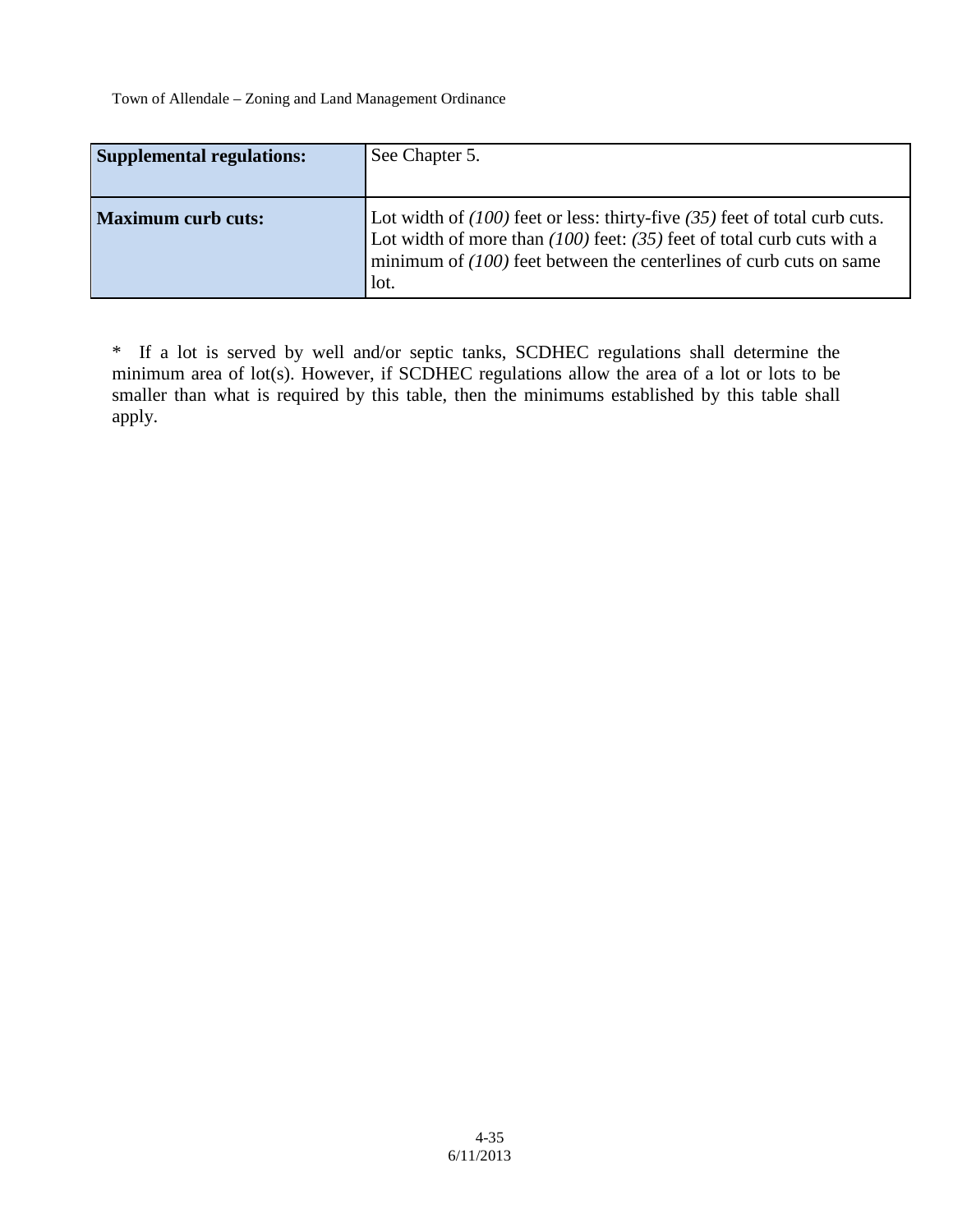| | |
|---|---|
| **Supplemental regulations:** | See Chapter 5. |
| **Maximum curb cuts:** | Lot width of *(100)* feet or less: thirty-five *(35)* feet of total curb cuts. Lot width of more than *(100)* feet: *(35)* feet of total curb cuts with a minimum of *(100)* feet between the centerlines of curb cuts on same lot. |

* If a lot is served by well and/or septic tanks, SCDHEC regulations shall determine the minimum area of lot(s). However, if SCDHEC regulations allow the area of a lot or lots to be smaller than what is required by this table, then the minimums established by this table shall apply.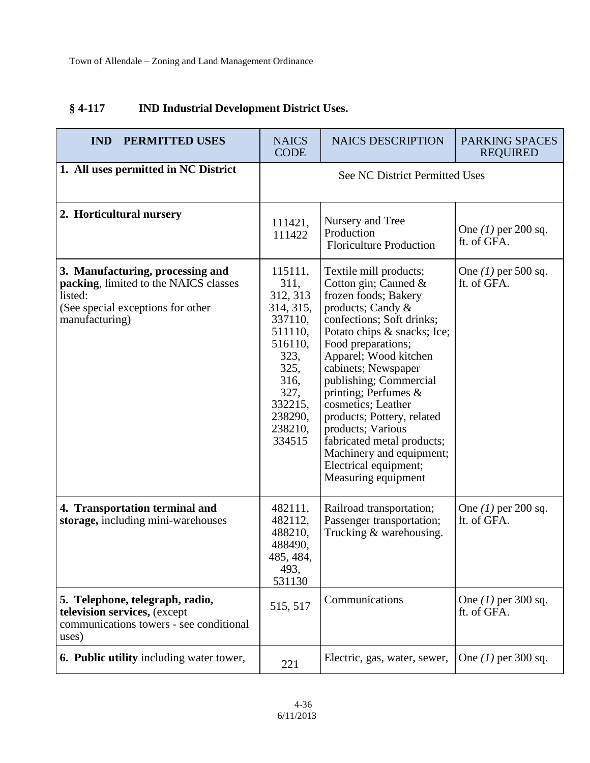## § 4-117 IND Industrial Development District Uses.

| IND PERMITTED USES | NAICS CODE | NAICS DESCRIPTION | PARKING SPACES REQUIRED |
|---|---|---|---|
| **1. All uses permitted in NC District** | See NC District Permitted Uses | | |
| **2. Horticultural nursery** | 111421, 111422 | Nursery and Tree Production Floriculture Production | One *(1)* per 200 sq. ft. of GFA. |
| **3. Manufacturing, processing and packing**, limited to the NAICS classes listed: (See special exceptions for other manufacturing) | 115111, 311, 312, 313 314, 315, 337110, 511110, 516110, 323, 325, 316, 327, 332215, 238290, 238210, 334515 | Textile mill products; Cotton gin; Canned & frozen foods; Bakery products; Candy & confections; Soft drinks; Potato chips & snacks; Ice; Food preparations; Apparel; Wood kitchen cabinets; Newspaper publishing; Commercial printing; Perfumes & cosmetics; Leather products; Pottery, related products; Various fabricated metal products; Machinery and equipment; Electrical equipment; Measuring equipment | One *(1)* per 500 sq. ft. of GFA. |
| **4. Transportation terminal and storage,** including mini-warehouses | 482111, 482112, 488210, 488490, 485, 484, 493, 531130 | Railroad transportation; Passenger transportation; Trucking & warehousing. | One *(1)* per 200 sq. ft. of GFA. |
| **5. Telephone, telegraph, radio, television services,** (except communications towers - see conditional uses) | 515, 517 | Communications | One *(1)* per 300 sq. ft. of GFA. |
| **6. Public utility** including water tower, | 221 | Electric, gas, water, sewer, | One *(1)* per 300 sq. |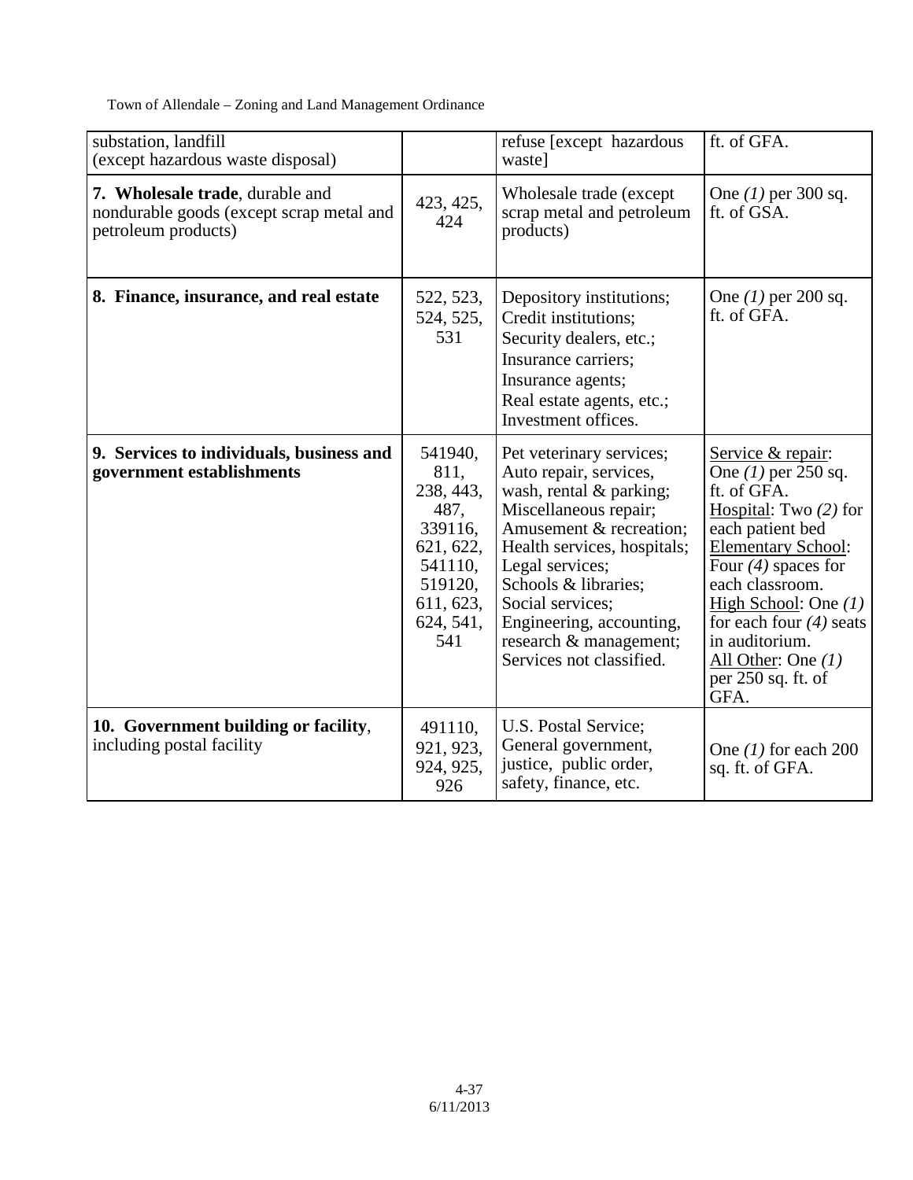| substation, landfill (except hazardous waste disposal) | | refuse [except hazardous waste] | ft. of GFA. |
|---|---|---|---|
| **7. Wholesale trade**, durable and nondurable goods (except scrap metal and petroleum products) | 423, 425, 424 | Wholesale trade (except scrap metal and petroleum products) | One *(1)* per 300 sq. ft. of GSA. |
| **8. Finance, insurance, and real estate** | 522, 523, 524, 525, 531 | Depository institutions; Credit institutions; Security dealers, etc.; Insurance carriers; Insurance agents; Real estate agents, etc.; Investment offices. | One *(1)* per 200 sq. ft. of GFA. |
| **9. Services to individuals, business and government establishments** | 541940, 811, 238, 443, 487, 339116, 621, 622, 541110, 519120, 611, 623, 624, 541, 541 | Pet veterinary services; Auto repair, services, wash, rental & parking; Miscellaneous repair; Amusement & recreation; Health services, hospitals; Legal services; Schools & libraries; Social services; Engineering, accounting, research & management; Services not classified. | Service & repair: One *(1)* per 250 sq. ft. of GFA. Hospital: Two *(2)* for each patient bed Elementary School: Four *(4)* spaces for each classroom. High School: One *(1)* for each four *(4)* seats in auditorium. All Other: One *(1)* per 250 sq. ft. of GFA. |
| **10. Government building or facility**, including postal facility | 491110, 921, 923, 924, 925, 926 | U.S. Postal Service; General government, justice, public order, safety, finance, etc. | One *(1)* for each 200 sq. ft. of GFA. |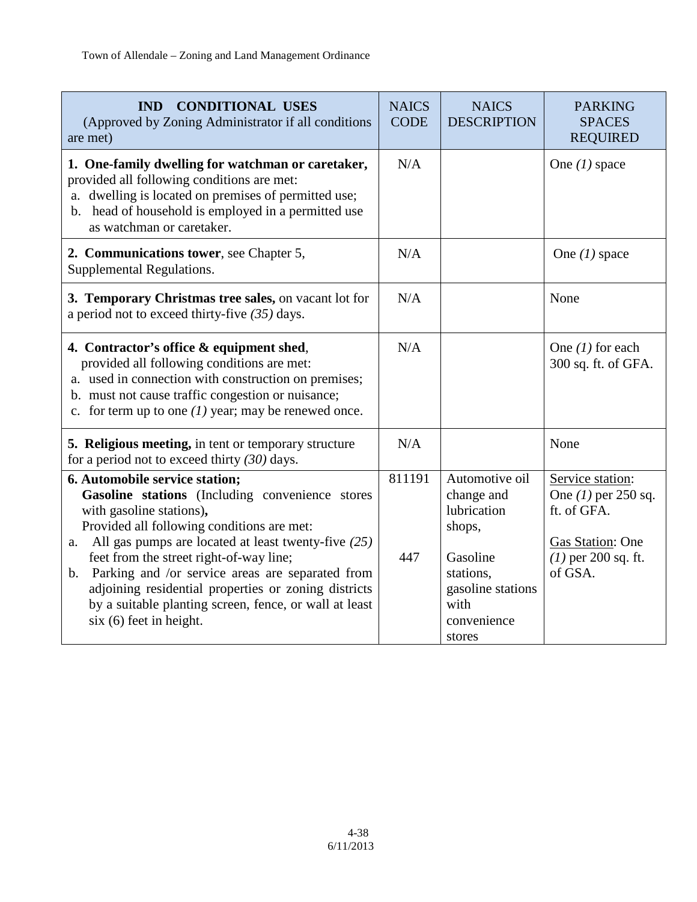| **IND CONDITIONAL USES** (Approved by Zoning Administrator if all conditions are met) | NAICS CODE | NAICS DESCRIPTION | PARKING SPACES REQUIRED |
|---|---|---|---|
| **1. One-family dwelling for watchman or caretaker,** provided all following conditions are met:<br>a. dwelling is located on premises of permitted use;<br>b. head of household is employed in a permitted use as watchman or caretaker. | N/A | | One *(1)* space |
| **2. Communications tower**, see Chapter 5, Supplemental Regulations. | N/A | | One *(1)* space |
| **3. Temporary Christmas tree sales,** on vacant lot for a period not to exceed thirty-five *(35)* days. | N/A | | None |
| **4. Contractor's office & equipment shed**, provided all following conditions are met:<br>a. used in connection with construction on premises;<br>b. must not cause traffic congestion or nuisance;<br>c. for term up to one *(1)* year; may be renewed once. | N/A | | One *(1)* for each 300 sq. ft. of GFA. |
| **5. Religious meeting,** in tent or temporary structure for a period not to exceed thirty *(30)* days. | N/A | | None |
| **6. Automobile service station;**<br>**Gasoline stations** (Including convenience stores with gasoline stations)**,**<br>Provided all following conditions are met:<br>a. All gas pumps are located at least twenty-five *(25)* feet from the street right-of-way line;<br>b. Parking and /or service areas are separated from adjoining residential properties or zoning districts by a suitable planting screen, fence, or wall at least six (6) feet in height. | 811191<br><br>447 | Automotive oil change and lubrication shops,<br><br>Gasoline stations, gasoline stations with convenience stores | Service station: One *(1)* per 250 sq. ft. of GFA.<br><br>Gas Station: One *(1)* per 200 sq. ft. of GSA. |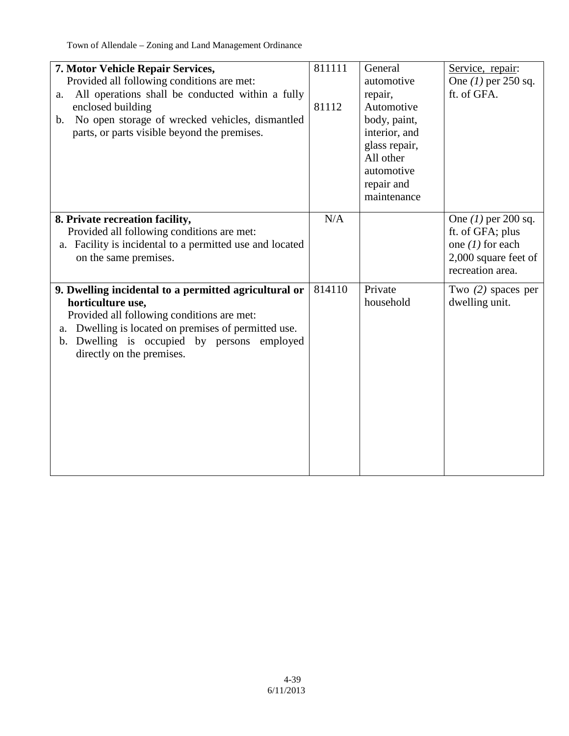| | | | |
|---|---|---|---|
| **7. Motor Vehicle Repair Services,**<br>Provided all following conditions are met:<br>a. All operations shall be conducted within a fully enclosed building<br>b. No open storage of wrecked vehicles, dismantled parts, or parts visible beyond the premises. | 811111<br><br>81112 | General automotive repair,<br>Automotive body, paint, interior, and glass repair, All other automotive repair and maintenance | Service, repair: One *(1)* per 250 sq. ft. of GFA. |
| **8. Private recreation facility,**<br>Provided all following conditions are met:<br>a. Facility is incidental to a permitted use and located on the same premises. | N/A | | One *(1)* per 200 sq. ft. of GFA; plus one *(1)* for each 2,000 square feet of recreation area. |
| **9. Dwelling incidental to a permitted agricultural or horticulture use,**<br>Provided all following conditions are met:<br>a. Dwelling is located on premises of permitted use.<br>b. Dwelling is occupied by persons employed directly on the premises. | 814110 | Private household | Two *(2)* spaces per dwelling unit. |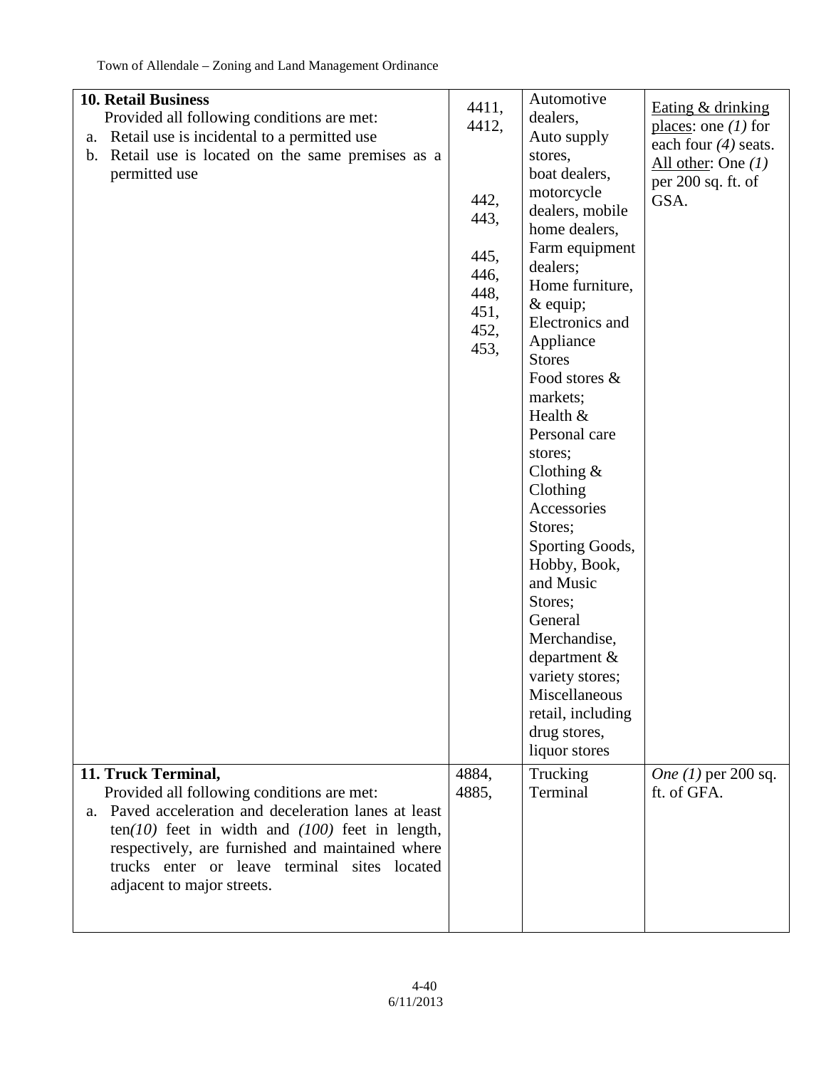| | | | |
|---|---|---|---|
| **10. Retail Business**<br>Provided all following conditions are met:<br>a. Retail use is incidental to a permitted use<br>b. Retail use is located on the same premises as a permitted use | 4411,<br>4412,<br><br><br>442,<br>443,<br><br>445,<br>446,<br>448,<br>451,<br>452,<br>453, | Automotive dealers,<br>Auto supply stores,<br>boat dealers, motorcycle dealers, mobile home dealers, Farm equipment dealers;<br>Home furniture, & equip;<br>Electronics and Appliance Stores<br>Food stores & markets;<br>Health & Personal care stores;<br>Clothing & Clothing Accessories Stores;<br>Sporting Goods, Hobby, Book, and Music Stores;<br>General Merchandise, department & variety stores;<br>Miscellaneous retail, including drug stores, liquor stores | Eating & drinking places: one *(1)* for each four *(4)* seats.<br>All other: One *(1)* per 200 sq. ft. of GSA. |
| **11. Truck Terminal,**<br>Provided all following conditions are met:<br>a. Paved acceleration and deceleration lanes at least ten*(10)* feet in width and *(100)* feet in length, respectively, are furnished and maintained where trucks enter or leave terminal sites located adjacent to major streets. | 4884,<br>4885, | Trucking Terminal | *One (1)* per 200 sq. ft. of GFA. |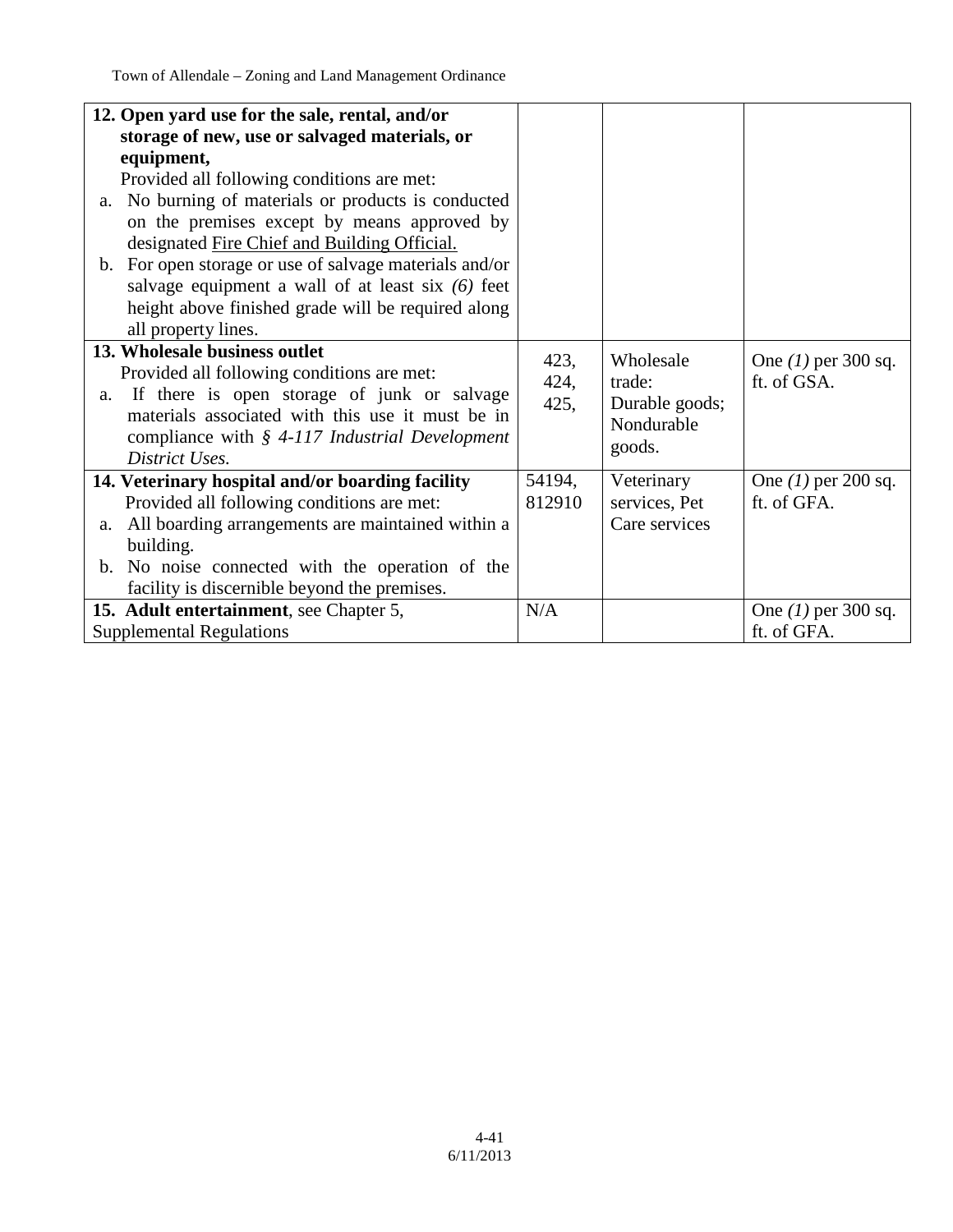| | | | |
|---|---|---|---|
| **12. Open yard use for the sale, rental, and/or storage of new, use or salvaged materials, or equipment,**<br>Provided all following conditions are met:<br>a. No burning of materials or products is conducted on the premises except by means approved by designated Fire Chief and Building Official.<br>b. For open storage or use of salvage materials and/or salvage equipment a wall of at least six *(6)* feet height above finished grade will be required along all property lines. | | | |
| **13. Wholesale business outlet**<br>Provided all following conditions are met:<br>a. If there is open storage of junk or salvage materials associated with this use it must be in compliance with *§ 4-117 Industrial Development District Uses.* | 423, 424, 425, | Wholesale trade: Durable goods; Nondurable goods. | One *(1)* per 300 sq. ft. of GSA. |
| **14. Veterinary hospital and/or boarding facility**<br>Provided all following conditions are met:<br>a. All boarding arrangements are maintained within a building.<br>b. No noise connected with the operation of the facility is discernible beyond the premises. | 54194, 812910 | Veterinary services, Pet Care services | One *(1)* per 200 sq. ft. of GFA. |
| **15. Adult entertainment**, see Chapter 5, Supplemental Regulations | N/A | | One *(1)* per 300 sq. ft. of GFA. |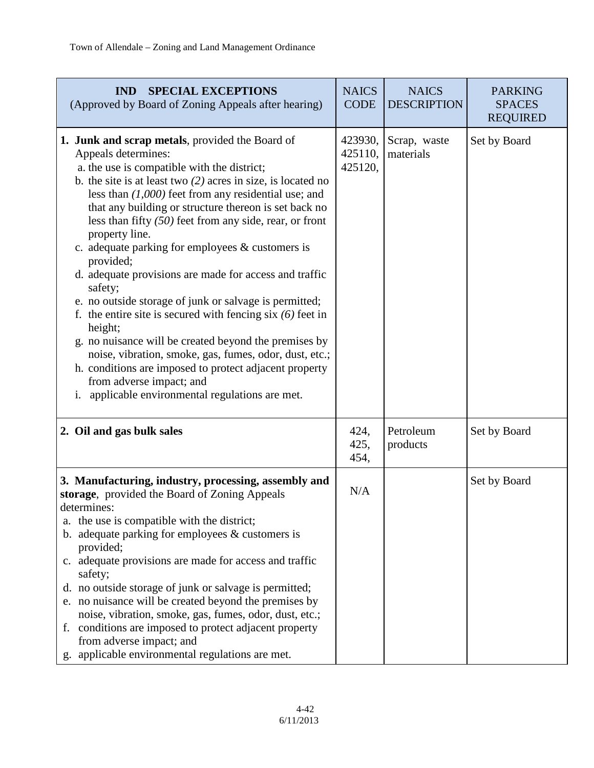| **IND SPECIAL EXCEPTIONS** (Approved by Board of Zoning Appeals after hearing) | NAICS CODE | NAICS DESCRIPTION | PARKING SPACES REQUIRED |
|---|---|---|---|
| **1. Junk and scrap metals**, provided the Board of Appeals determines:<br>a. the use is compatible with the district;<br>b. the site is at least two *(2)* acres in size, is located no less than *(1,000)* feet from any residential use; and that any building or structure thereon is set back no less than fifty *(50)* feet from any side, rear, or front property line.<br>c. adequate parking for employees & customers is provided;<br>d. adequate provisions are made for access and traffic safety;<br>e. no outside storage of junk or salvage is permitted;<br>f. the entire site is secured with fencing six *(6)* feet in height;<br>g. no nuisance will be created beyond the premises by noise, vibration, smoke, gas, fumes, odor, dust, etc.;<br>h. conditions are imposed to protect adjacent property from adverse impact; and<br>i. applicable environmental regulations are met. | 423930, 425110, 425120, | Scrap, waste materials | Set by Board |
| **2. Oil and gas bulk sales** | 424, 425, 454, | Petroleum products | Set by Board |
| **3. Manufacturing, industry, processing, assembly and storage**, provided the Board of Zoning Appeals determines:<br>a. the use is compatible with the district;<br>b. adequate parking for employees & customers is provided;<br>c. adequate provisions are made for access and traffic safety;<br>d. no outside storage of junk or salvage is permitted;<br>e. no nuisance will be created beyond the premises by noise, vibration, smoke, gas, fumes, odor, dust, etc.;<br>f. conditions are imposed to protect adjacent property from adverse impact; and<br>g. applicable environmental regulations are met. | N/A | | Set by Board |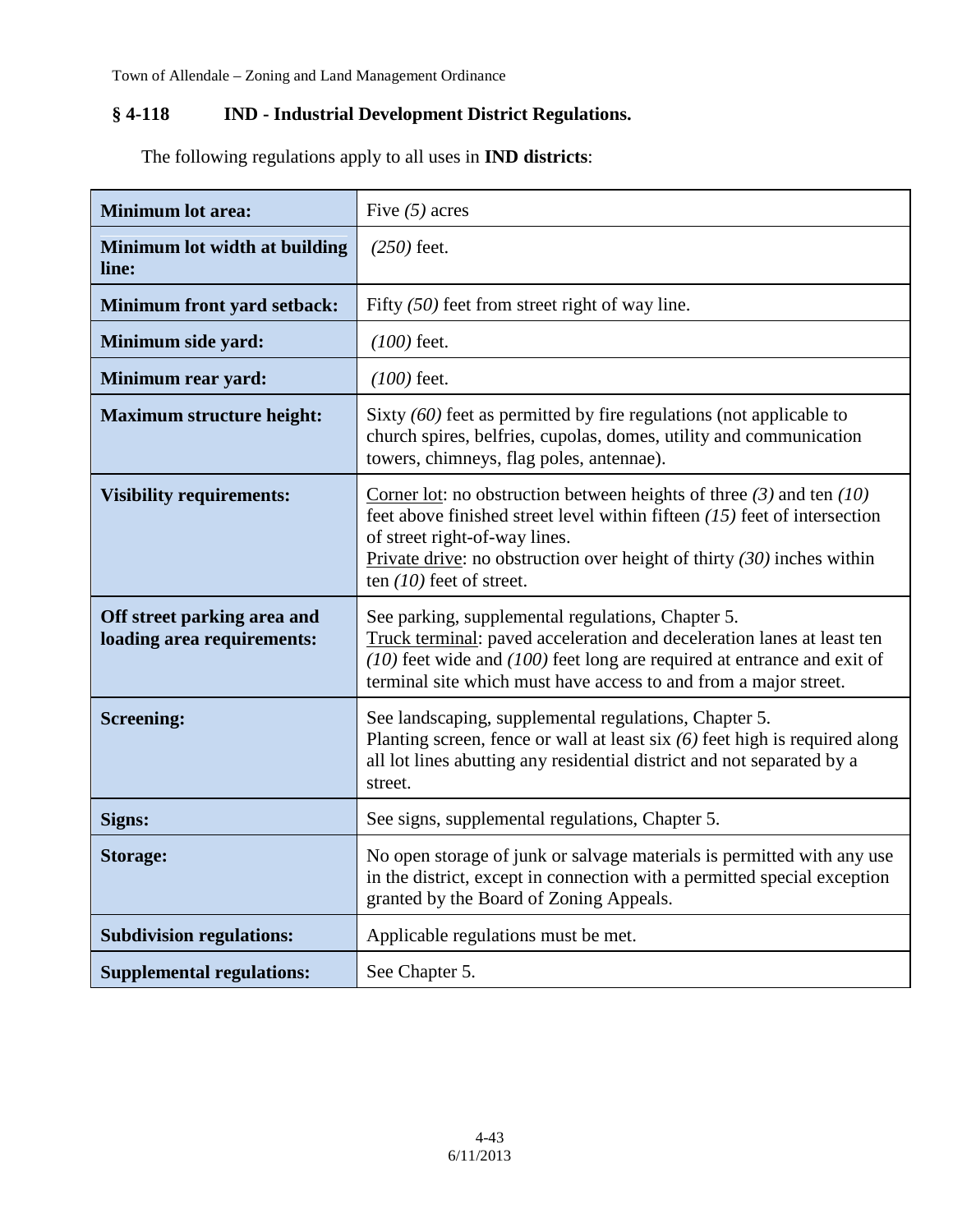## § 4-118 IND - Industrial Development District Regulations.

The following regulations apply to all uses in **IND districts**:

| | |
|---|---|
| **Minimum lot area:** | Five *(5)* acres |
| **Minimum lot width at building line:** | *(250)* feet. |
| **Minimum front yard setback:** | Fifty *(50)* feet from street right of way line. |
| **Minimum side yard:** | *(100)* feet. |
| **Minimum rear yard:** | *(100)* feet. |
| **Maximum structure height:** | Sixty *(60)* feet as permitted by fire regulations (not applicable to church spires, belfries, cupolas, domes, utility and communication towers, chimneys, flag poles, antennae). |
| **Visibility requirements:** | Corner lot: no obstruction between heights of three *(3)* and ten *(10)* feet above finished street level within fifteen *(15)* feet of intersection of street right-of-way lines. Private drive: no obstruction over height of thirty *(30)* inches within ten *(10)* feet of street. |
| **Off street parking area and loading area requirements:** | See parking, supplemental regulations, Chapter 5. Truck terminal: paved acceleration and deceleration lanes at least ten *(10)* feet wide and *(100)* feet long are required at entrance and exit of terminal site which must have access to and from a major street. |
| **Screening:** | See landscaping, supplemental regulations, Chapter 5. Planting screen, fence or wall at least six *(6)* feet high is required along all lot lines abutting any residential district and not separated by a street. |
| **Signs:** | See signs, supplemental regulations, Chapter 5. |
| **Storage:** | No open storage of junk or salvage materials is permitted with any use in the district, except in connection with a permitted special exception granted by the Board of Zoning Appeals. |
| **Subdivision regulations:** | Applicable regulations must be met. |
| **Supplemental regulations:** | See Chapter 5. |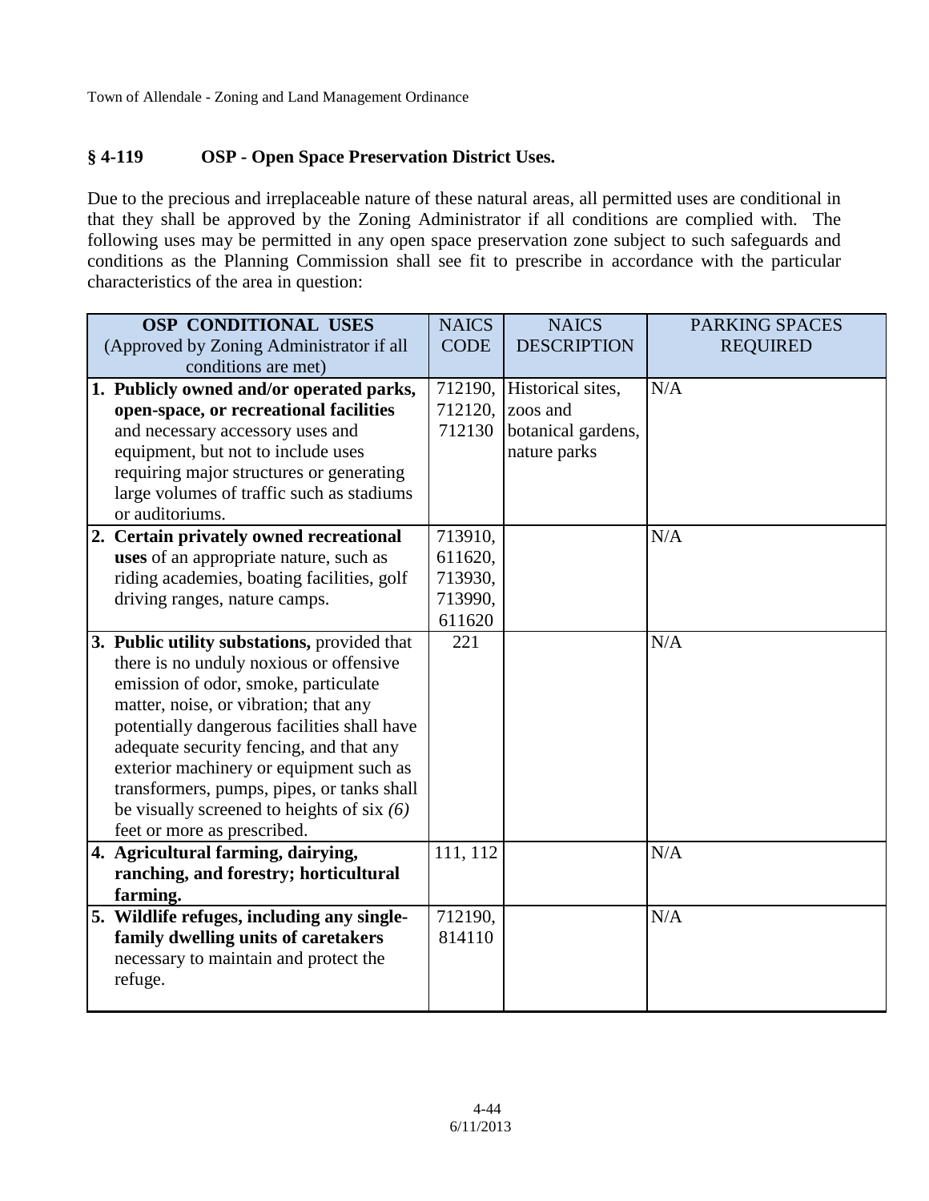## § 4-119 OSP - Open Space Preservation District Uses.

Due to the precious and irreplaceable nature of these natural areas, all permitted uses are conditional in that they shall be approved by the Zoning Administrator if all conditions are complied with. The following uses may be permitted in any open space preservation zone subject to such safeguards and conditions as the Planning Commission shall see fit to prescribe in accordance with the particular characteristics of the area in question:

| OSP CONDITIONAL USES (Approved by Zoning Administrator if all conditions are met) | NAICS CODE | NAICS DESCRIPTION | PARKING SPACES REQUIRED |
|---|---|---|---|
| 1. **Publicly owned and/or operated parks, open-space, or recreational facilities** and necessary accessory uses and equipment, but not to include uses requiring major structures or generating large volumes of traffic such as stadiums or auditoriums. | 712190, 712120, 712130 | Historical sites, zoos and botanical gardens, nature parks | N/A |
| 2. **Certain privately owned recreational uses** of an appropriate nature, such as riding academies, boating facilities, golf driving ranges, nature camps. | 713910, 611620, 713930, 713990, 611620 | | N/A |
| 3. **Public utility substations,** provided that there is no unduly noxious or offensive emission of odor, smoke, particulate matter, noise, or vibration; that any potentially dangerous facilities shall have adequate security fencing, and that any exterior machinery or equipment such as transformers, pumps, pipes, or tanks shall be visually screened to heights of six *(6)* feet or more as prescribed. | 221 | | N/A |
| 4. **Agricultural farming, dairying, ranching, and forestry; horticultural farming.** | 111, 112 | | N/A |
| 5. **Wildlife refuges, including any single-family dwelling units of caretakers** necessary to maintain and protect the refuge. | 712190, 814110 | | N/A |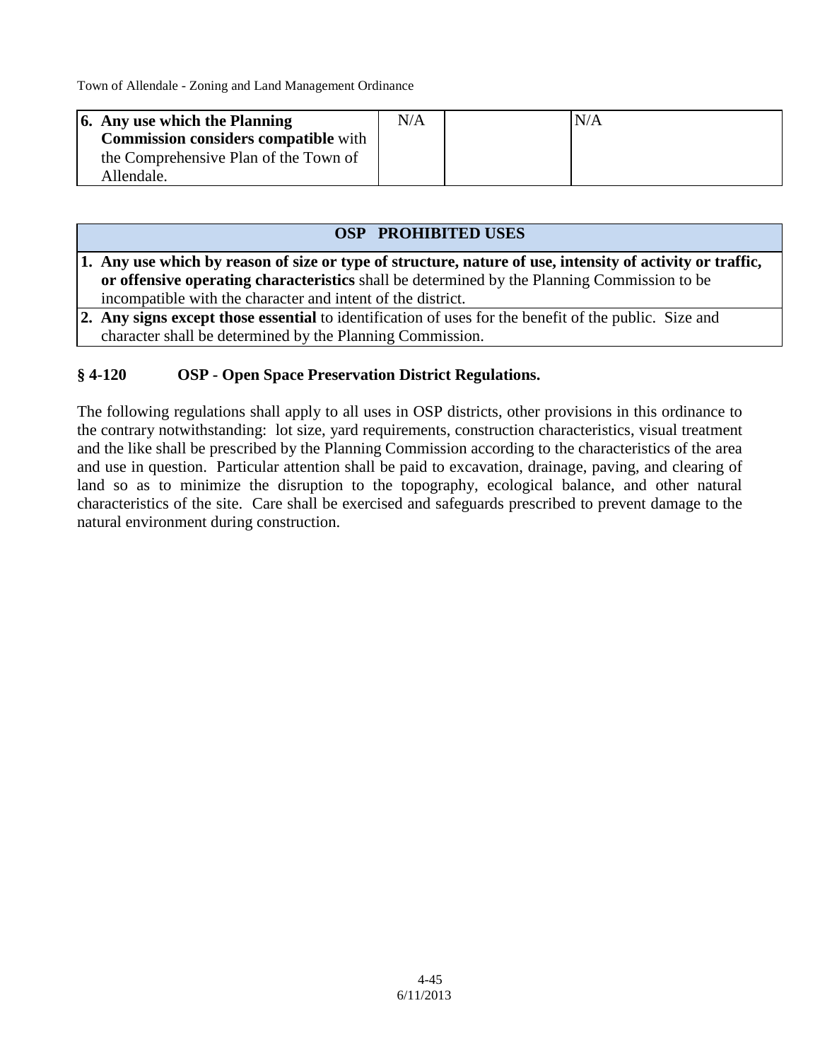| | | | |
|---|---|---|---|
| **6. Any use which the Planning Commission considers compatible** with the Comprehensive Plan of the Town of Allendale. | N/A | | N/A |

| OSP PROHIBITED USES |
|---|
| **1. Any use which by reason of size or type of structure, nature of use, intensity of activity or traffic, or offensive operating characteristics** shall be determined by the Planning Commission to be incompatible with the character and intent of the district. |
| **2. Any signs except those essential** to identification of uses for the benefit of the public. Size and character shall be determined by the Planning Commission. |

### § 4-120 OSP - Open Space Preservation District Regulations.

The following regulations shall apply to all uses in OSP districts, other provisions in this ordinance to the contrary notwithstanding: lot size, yard requirements, construction characteristics, visual treatment and the like shall be prescribed by the Planning Commission according to the characteristics of the area and use in question. Particular attention shall be paid to excavation, drainage, paving, and clearing of land so as to minimize the disruption to the topography, ecological balance, and other natural characteristics of the site. Care shall be exercised and safeguards prescribed to prevent damage to the natural environment during construction.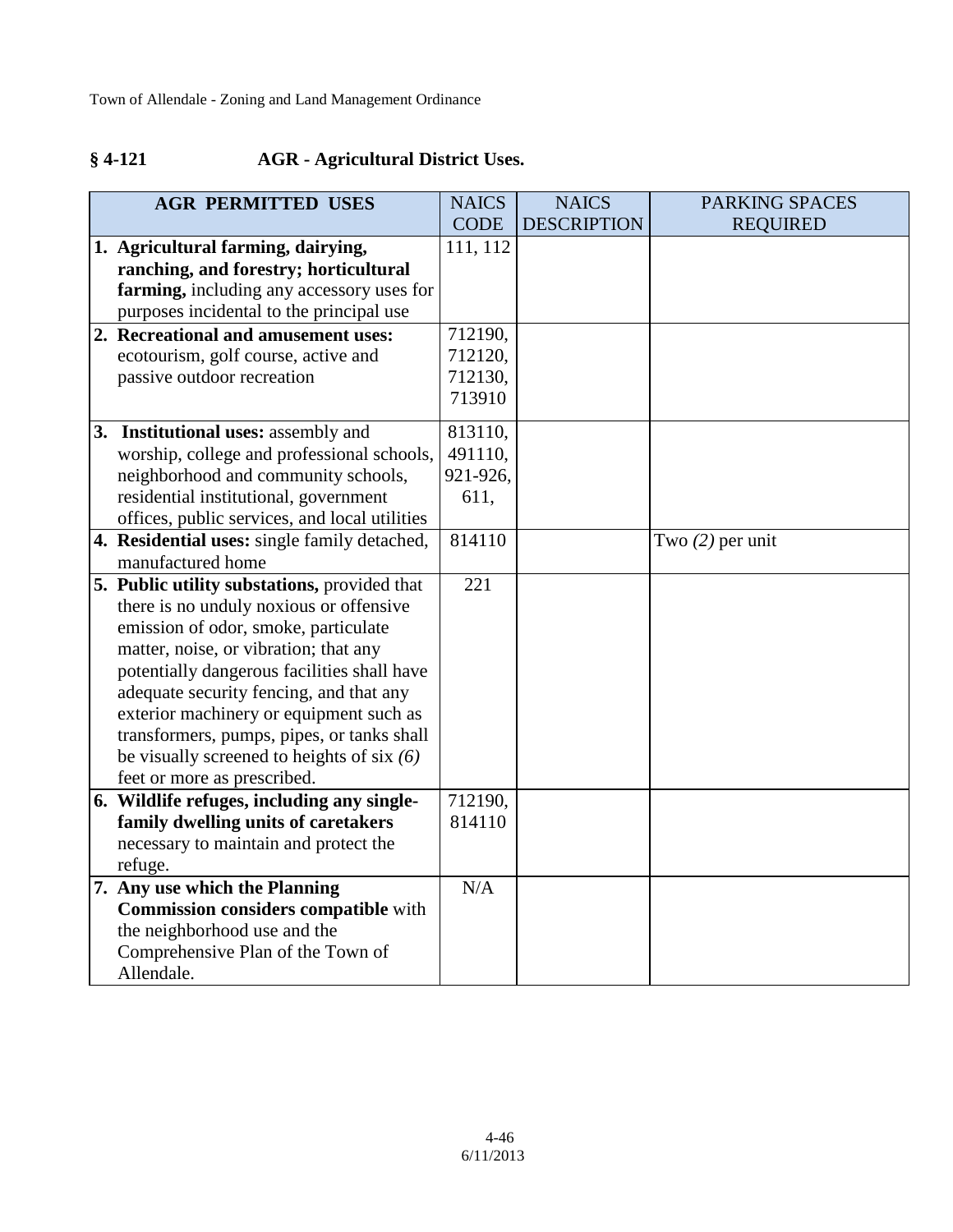## § 4-121 AGR - Agricultural District Uses.

| AGR PERMITTED USES | NAICS CODE | NAICS DESCRIPTION | PARKING SPACES REQUIRED |
|---|---|---|---|
| 1. **Agricultural farming, dairying, ranching, and forestry; horticultural farming,** including any accessory uses for purposes incidental to the principal use | 111, 112 | | |
| 2. **Recreational and amusement uses:** ecotourism, golf course, active and passive outdoor recreation | 712190, 712120, 712130, 713910 | | |
| 3. **Institutional uses:** assembly and worship, college and professional schools, neighborhood and community schools, residential institutional, government offices, public services, and local utilities | 813110, 491110, 921-926, 611, | | |
| 4. **Residential uses:** single family detached, manufactured home | 814110 | | Two *(2)* per unit |
| 5. **Public utility substations,** provided that there is no unduly noxious or offensive emission of odor, smoke, particulate matter, noise, or vibration; that any potentially dangerous facilities shall have adequate security fencing, and that any exterior machinery or equipment such as transformers, pumps, pipes, or tanks shall be visually screened to heights of six *(6)* feet or more as prescribed. | 221 | | |
| 6. **Wildlife refuges, including any single-family dwelling units of caretakers** necessary to maintain and protect the refuge. | 712190, 814110 | | |
| 7. **Any use which the Planning Commission considers compatible** with the neighborhood use and the Comprehensive Plan of the Town of Allendale. | N/A | | |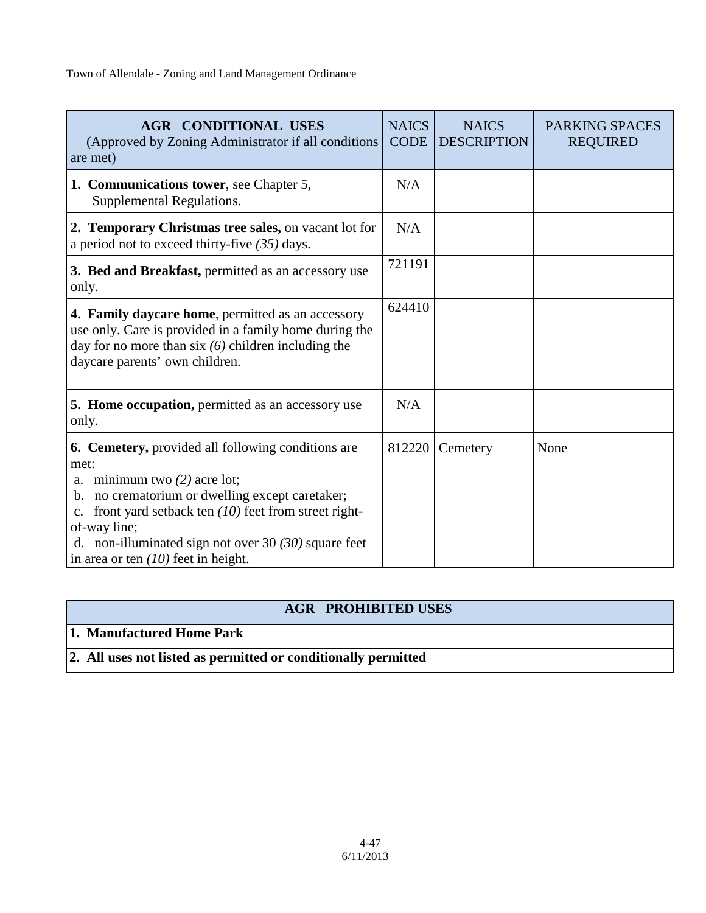| **AGR CONDITIONAL USES** (Approved by Zoning Administrator if all conditions are met) | NAICS CODE | NAICS DESCRIPTION | PARKING SPACES REQUIRED |
|---|---|---|---|
| **1. Communications tower**, see Chapter 5, Supplemental Regulations. | N/A | | |
| **2. Temporary Christmas tree sales,** on vacant lot for a period not to exceed thirty-five *(35)* days. | N/A | | |
| **3. Bed and Breakfast,** permitted as an accessory use only. | 721191 | | |
| **4. Family daycare home**, permitted as an accessory use only. Care is provided in a family home during the day for no more than six *(6)* children including the daycare parents' own children. | 624410 | | |
| **5. Home occupation,** permitted as an accessory use only. | N/A | | |
| **6. Cemetery,** provided all following conditions are met: a. minimum two *(2)* acre lot; b. no crematorium or dwelling except caretaker; c. front yard setback ten *(10)* feet from street right-of-way line; d. non-illuminated sign not over 30 *(30)* square feet in area or ten *(10)* feet in height. | 812220 | Cemetery | None |

| **AGR PROHIBITED USES** |
|---|
| **1. Manufactured Home Park** |
| **2. All uses not listed as permitted or conditionally permitted** |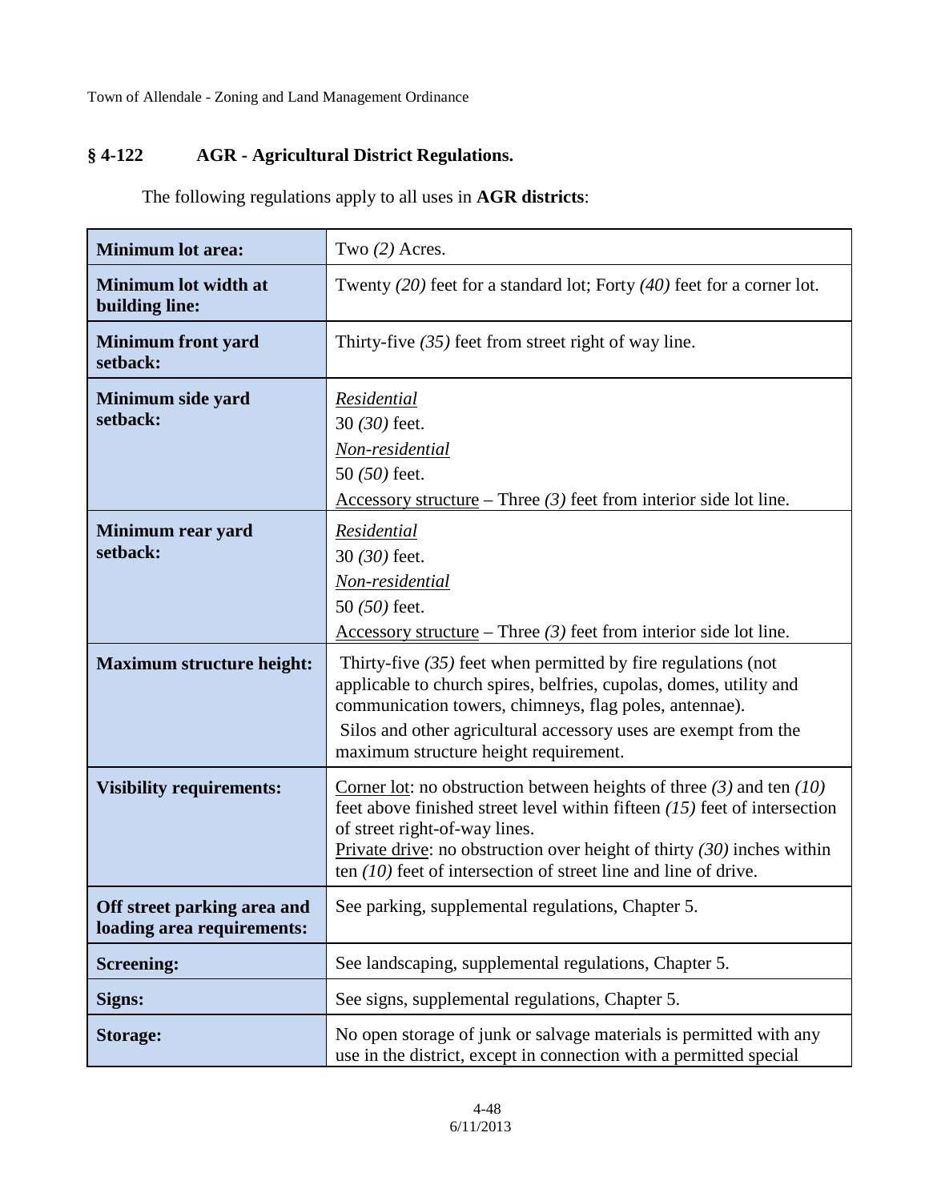### § 4-122 AGR - Agricultural District Regulations.

The following regulations apply to all uses in **AGR districts**:

| | |
|---|---|
| **Minimum lot area:** | Two *(2)* Acres. |
| **Minimum lot width at building line:** | Twenty *(20)* feet for a standard lot; Forty *(40)* feet for a corner lot. |
| **Minimum front yard setback:** | Thirty-five *(35)* feet from street right of way line. |
| **Minimum side yard setback:** | *Residential*<br>30 *(30)* feet.<br>*Non-residential*<br>50 *(50)* feet.<br>Accessory structure – Three *(3)* feet from interior side lot line. |
| **Minimum rear yard setback:** | *Residential*<br>30 *(30)* feet.<br>*Non-residential*<br>50 *(50)* feet.<br>Accessory structure – Three *(3)* feet from interior side lot line. |
| **Maximum structure height:** | Thirty-five *(35)* feet when permitted by fire regulations (not applicable to church spires, belfries, cupolas, domes, utility and communication towers, chimneys, flag poles, antennae).<br>Silos and other agricultural accessory uses are exempt from the maximum structure height requirement. |
| **Visibility requirements:** | Corner lot: no obstruction between heights of three *(3)* and ten *(10)* feet above finished street level within fifteen *(15)* feet of intersection of street right-of-way lines.<br>Private drive: no obstruction over height of thirty *(30)* inches within ten *(10)* feet of intersection of street line and line of drive. |
| **Off street parking area and loading area requirements:** | See parking, supplemental regulations, Chapter 5. |
| **Screening:** | See landscaping, supplemental regulations, Chapter 5. |
| **Signs:** | See signs, supplemental regulations, Chapter 5. |
| **Storage:** | No open storage of junk or salvage materials is permitted with any use in the district, except in connection with a permitted special |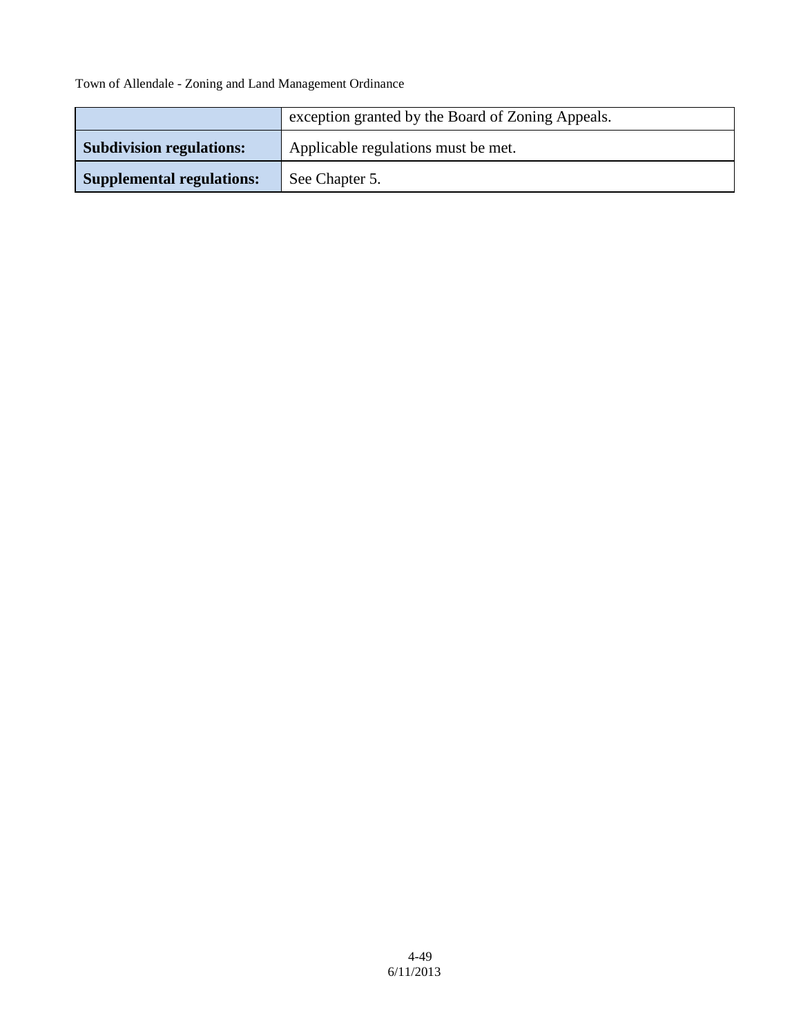| | |
|---|---|
| | exception granted by the Board of Zoning Appeals. |
| **Subdivision regulations:** | Applicable regulations must be met. |
| **Supplemental regulations:** | See Chapter 5. |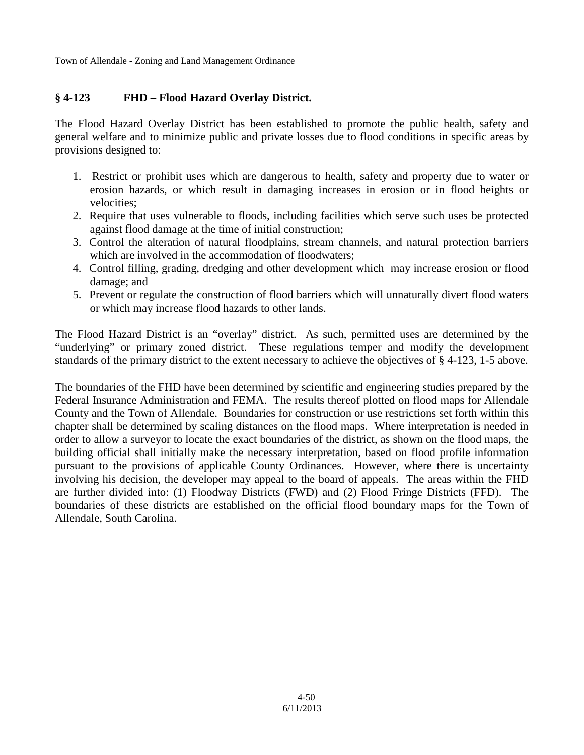## § 4-123 FHD – Flood Hazard Overlay District.

The Flood Hazard Overlay District has been established to promote the public health, safety and general welfare and to minimize public and private losses due to flood conditions in specific areas by provisions designed to:

1. Restrict or prohibit uses which are dangerous to health, safety and property due to water or erosion hazards, or which result in damaging increases in erosion or in flood heights or velocities;
2. Require that uses vulnerable to floods, including facilities which serve such uses be protected against flood damage at the time of initial construction;
3. Control the alteration of natural floodplains, stream channels, and natural protection barriers which are involved in the accommodation of floodwaters;
4. Control filling, grading, dredging and other development which may increase erosion or flood damage; and
5. Prevent or regulate the construction of flood barriers which will unnaturally divert flood waters or which may increase flood hazards to other lands.

The Flood Hazard District is an "overlay" district. As such, permitted uses are determined by the "underlying" or primary zoned district. These regulations temper and modify the development standards of the primary district to the extent necessary to achieve the objectives of § 4-123, 1-5 above.

The boundaries of the FHD have been determined by scientific and engineering studies prepared by the Federal Insurance Administration and FEMA. The results thereof plotted on flood maps for Allendale County and the Town of Allendale. Boundaries for construction or use restrictions set forth within this chapter shall be determined by scaling distances on the flood maps. Where interpretation is needed in order to allow a surveyor to locate the exact boundaries of the district, as shown on the flood maps, the building official shall initially make the necessary interpretation, based on flood profile information pursuant to the provisions of applicable County Ordinances. However, where there is uncertainty involving his decision, the developer may appeal to the board of appeals. The areas within the FHD are further divided into: (1) Floodway Districts (FWD) and (2) Flood Fringe Districts (FFD). The boundaries of these districts are established on the official flood boundary maps for the Town of Allendale, South Carolina.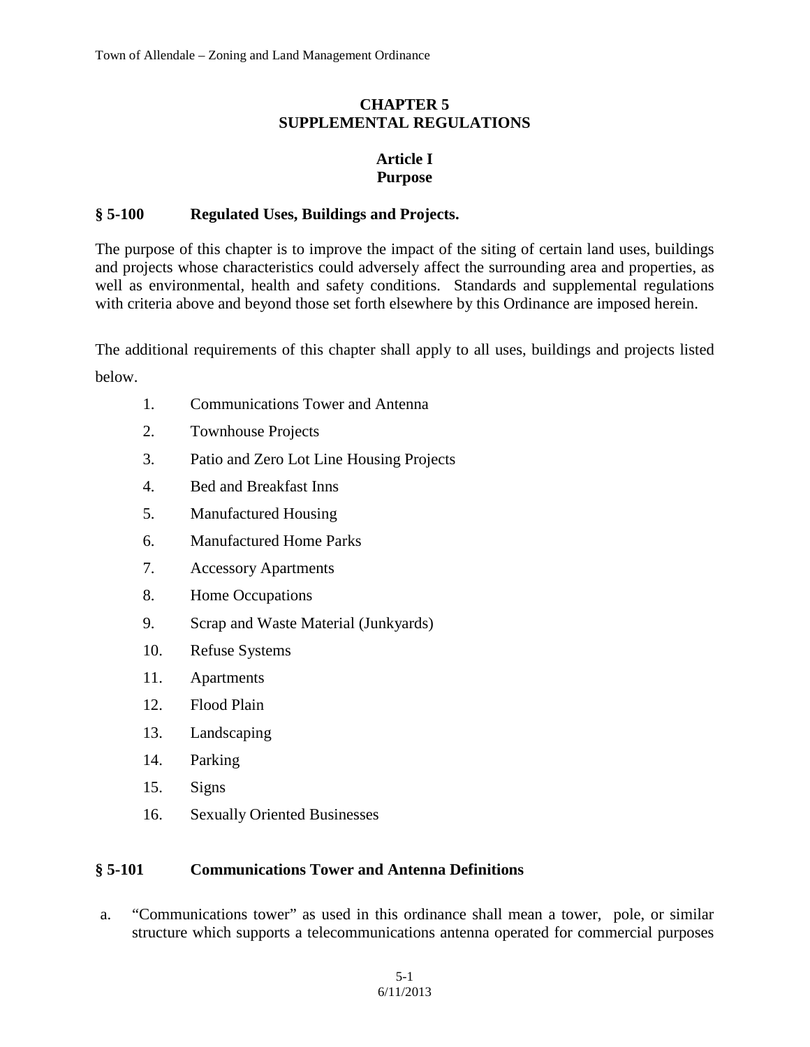# CHAPTER 5
# SUPPLEMENTAL REGULATIONS

## Article I
## Purpose

### § 5-100 Regulated Uses, Buildings and Projects.

The purpose of this chapter is to improve the impact of the siting of certain land uses, buildings and projects whose characteristics could adversely affect the surrounding area and properties, as well as environmental, health and safety conditions. Standards and supplemental regulations with criteria above and beyond those set forth elsewhere by this Ordinance are imposed herein.

The additional requirements of this chapter shall apply to all uses, buildings and projects listed below.

1. Communications Tower and Antenna
2. Townhouse Projects
3. Patio and Zero Lot Line Housing Projects
4. Bed and Breakfast Inns
5. Manufactured Housing
6. Manufactured Home Parks
7. Accessory Apartments
8. Home Occupations
9. Scrap and Waste Material (Junkyards)
10. Refuse Systems
11. Apartments
12. Flood Plain
13. Landscaping
14. Parking
15. Signs
16. Sexually Oriented Businesses

### § 5-101 Communications Tower and Antenna Definitions

a. "Communications tower" as used in this ordinance shall mean a tower, pole, or similar structure which supports a telecommunications antenna operated for commercial purposes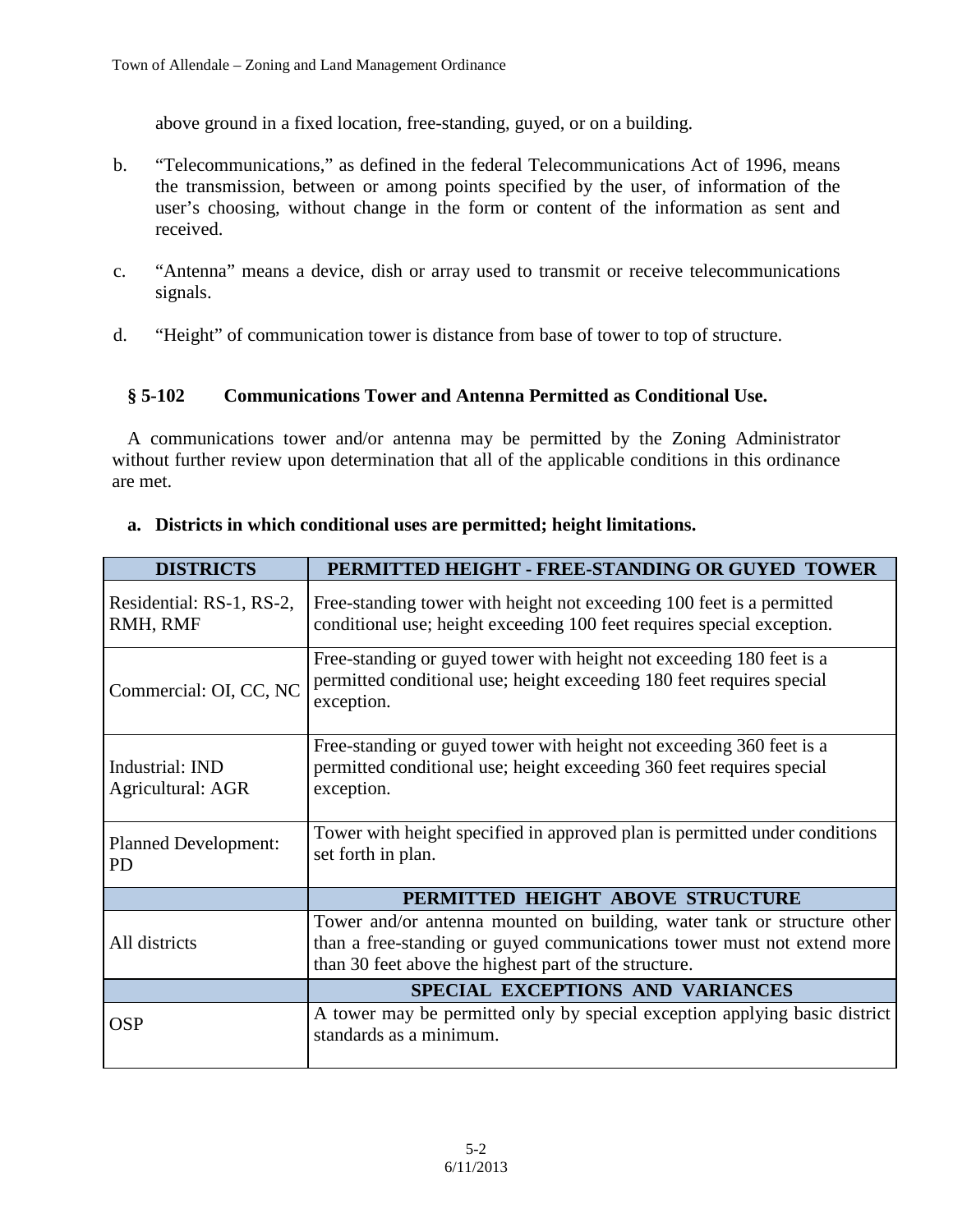above ground in a fixed location, free-standing, guyed, or on a building.

b. "Telecommunications," as defined in the federal Telecommunications Act of 1996, means the transmission, between or among points specified by the user, of information of the user's choosing, without change in the form or content of the information as sent and received.

c. "Antenna" means a device, dish or array used to transmit or receive telecommunications signals.

d. "Height" of communication tower is distance from base of tower to top of structure.

### § 5-102 Communications Tower and Antenna Permitted as Conditional Use.

A communications tower and/or antenna may be permitted by the Zoning Administrator without further review upon determination that all of the applicable conditions in this ordinance are met.

**a. Districts in which conditional uses are permitted; height limitations.**

| DISTRICTS | PERMITTED HEIGHT - FREE-STANDING OR GUYED TOWER |
|---|---|
| Residential: RS-1, RS-2, RMH, RMF | Free-standing tower with height not exceeding 100 feet is a permitted conditional use; height exceeding 100 feet requires special exception. |
| Commercial: OI, CC, NC | Free-standing or guyed tower with height not exceeding 180 feet is a permitted conditional use; height exceeding 180 feet requires special exception. |
| Industrial: IND<br>Agricultural: AGR | Free-standing or guyed tower with height not exceeding 360 feet is a permitted conditional use; height exceeding 360 feet requires special exception. |
| Planned Development: PD | Tower with height specified in approved plan is permitted under conditions set forth in plan. |
| | **PERMITTED HEIGHT ABOVE STRUCTURE** |
| All districts | Tower and/or antenna mounted on building, water tank or structure other than a free-standing or guyed communications tower must not extend more than 30 feet above the highest part of the structure. |
| | **SPECIAL EXCEPTIONS AND VARIANCES** |
| OSP | A tower may be permitted only by special exception applying basic district standards as a minimum. |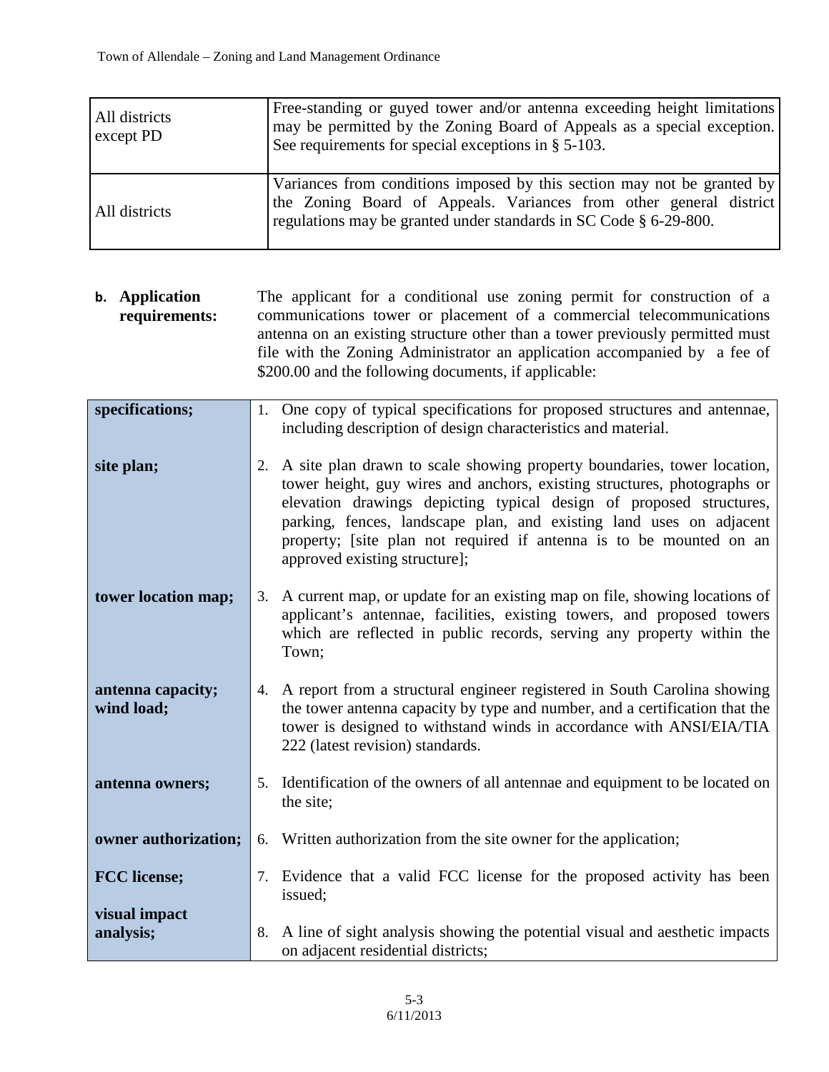| All districts except PD | Free-standing or guyed tower and/or antenna exceeding height limitations may be permitted by the Zoning Board of Appeals as a special exception. See requirements for special exceptions in § 5-103. |
|---|---|
| All districts | Variances from conditions imposed by this section may not be granted by the Zoning Board of Appeals. Variances from other general district regulations may be granted under standards in SC Code § 6-29-800. |

**b. Application requirements:** The applicant for a conditional use zoning permit for construction of a communications tower or placement of a commercial telecommunications antenna on an existing structure other than a tower previously permitted must file with the Zoning Administrator an application accompanied by a fee of $200.00 and the following documents, if applicable:

| | |
|---|---|
| **specifications;** | 1. One copy of typical specifications for proposed structures and antennae, including description of design characteristics and material. |
| **site plan;** | 2. A site plan drawn to scale showing property boundaries, tower location, tower height, guy wires and anchors, existing structures, photographs or elevation drawings depicting typical design of proposed structures, parking, fences, landscape plan, and existing land uses on adjacent property; [site plan not required if antenna is to be mounted on an approved existing structure]; |
| **tower location map;** | 3. A current map, or update for an existing map on file, showing locations of applicant's antennae, facilities, existing towers, and proposed towers which are reflected in public records, serving any property within the Town; |
| **antenna capacity; wind load;** | 4. A report from a structural engineer registered in South Carolina showing the tower antenna capacity by type and number, and a certification that the tower is designed to withstand winds in accordance with ANSI/EIA/TIA 222 (latest revision) standards. |
| **antenna owners;** | 5. Identification of the owners of all antennae and equipment to be located on the site; |
| **owner authorization;** | 6. Written authorization from the site owner for the application; |
| **FCC license;** | 7. Evidence that a valid FCC license for the proposed activity has been issued; |
| **visual impact analysis;** | 8. A line of sight analysis showing the potential visual and aesthetic impacts on adjacent residential districts; |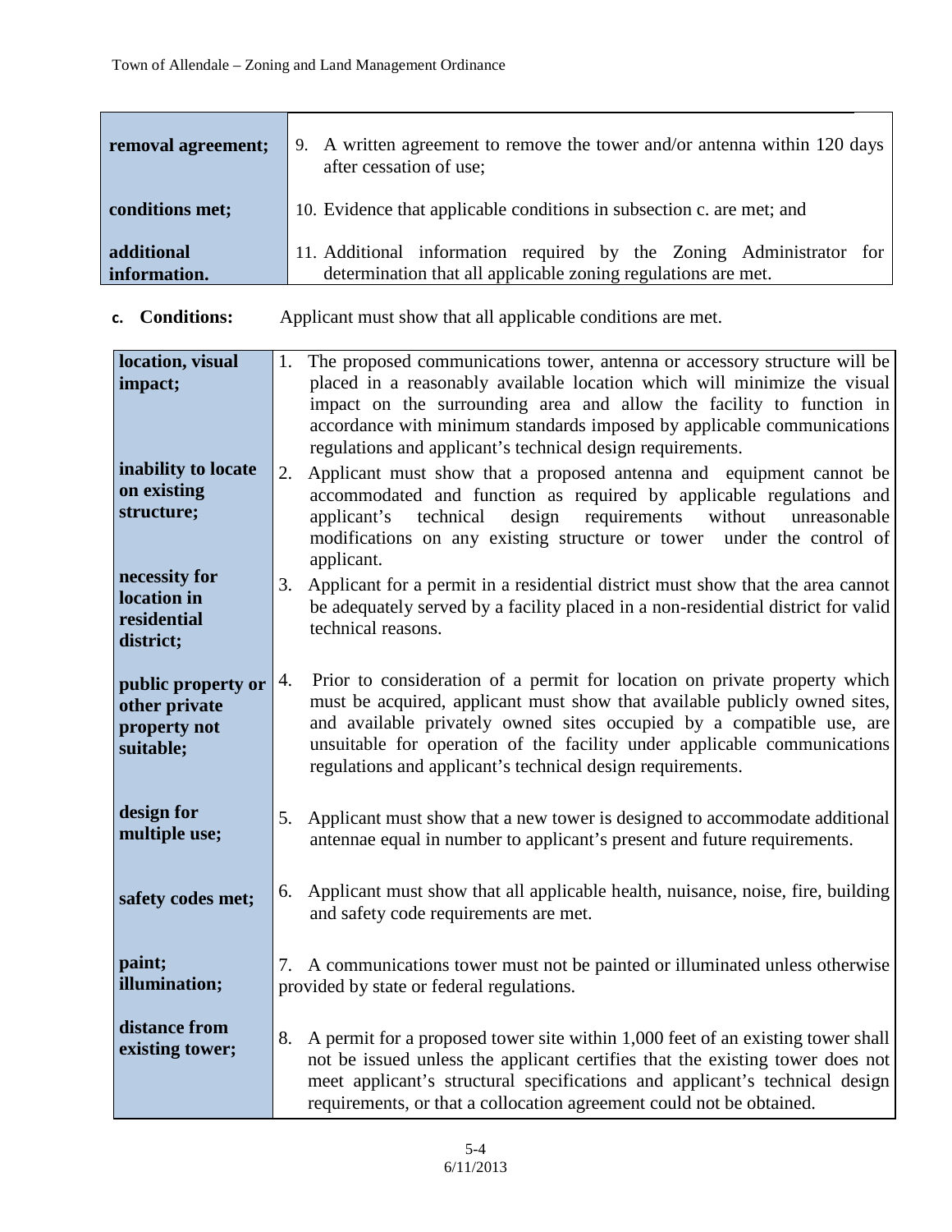| | |
|---|---|
| **removal agreement;** | 9. A written agreement to remove the tower and/or antenna within 120 days after cessation of use; |
| **conditions met;** | 10. Evidence that applicable conditions in subsection c. are met; and |
| **additional information.** | 11. Additional information required by the Zoning Administrator for determination that all applicable zoning regulations are met. |

**c. Conditions:** Applicant must show that all applicable conditions are met.

| | |
|---|---|
| **location, visual impact;** | 1. The proposed communications tower, antenna or accessory structure will be placed in a reasonably available location which will minimize the visual impact on the surrounding area and allow the facility to function in accordance with minimum standards imposed by applicable communications regulations and applicant's technical design requirements. |
| **inability to locate on existing structure;** | 2. Applicant must show that a proposed antenna and equipment cannot be accommodated and function as required by applicable regulations and applicant's technical design requirements without unreasonable modifications on any existing structure or tower under the control of applicant. |
| **necessity for location in residential district;** | 3. Applicant for a permit in a residential district must show that the area cannot be adequately served by a facility placed in a non-residential district for valid technical reasons. |
| **public property or other private property not suitable;** | 4. Prior to consideration of a permit for location on private property which must be acquired, applicant must show that available publicly owned sites, and available privately owned sites occupied by a compatible use, are unsuitable for operation of the facility under applicable communications regulations and applicant's technical design requirements. |
| **design for multiple use;** | 5. Applicant must show that a new tower is designed to accommodate additional antennae equal in number to applicant's present and future requirements. |
| **safety codes met;** | 6. Applicant must show that all applicable health, nuisance, noise, fire, building and safety code requirements are met. |
| **paint; illumination;** | 7. A communications tower must not be painted or illuminated unless otherwise provided by state or federal regulations. |
| **distance from existing tower;** | 8. A permit for a proposed tower site within 1,000 feet of an existing tower shall not be issued unless the applicant certifies that the existing tower does not meet applicant's structural specifications and applicant's technical design requirements, or that a collocation agreement could not be obtained. |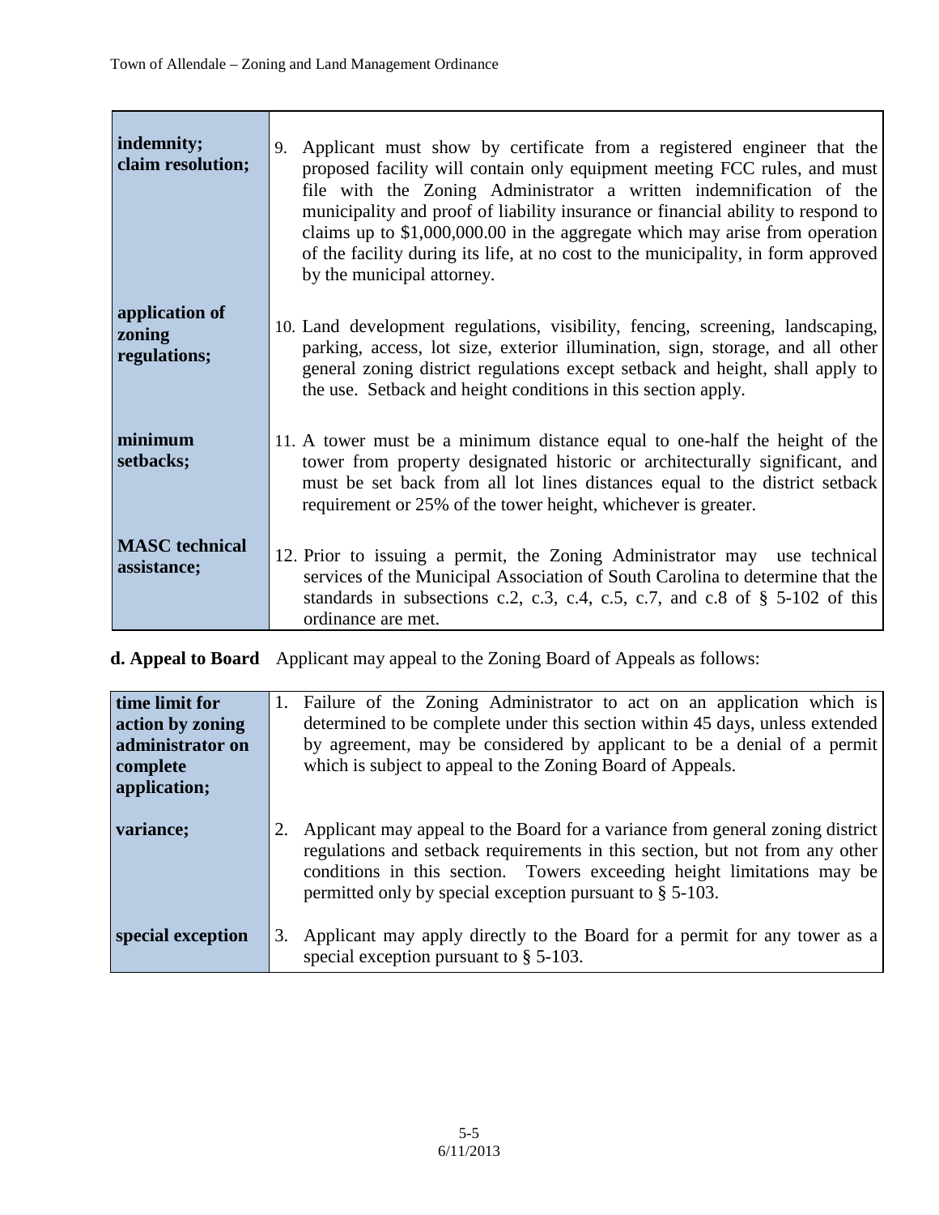| | |
|---|---|
| **indemnity; claim resolution;** | 9. Applicant must show by certificate from a registered engineer that the proposed facility will contain only equipment meeting FCC rules, and must file with the Zoning Administrator a written indemnification of the municipality and proof of liability insurance or financial ability to respond to claims up to $1,000,000.00 in the aggregate which may arise from operation of the facility during its life, at no cost to the municipality, in form approved by the municipal attorney. |
| **application of zoning regulations;** | 10. Land development regulations, visibility, fencing, screening, landscaping, parking, access, lot size, exterior illumination, sign, storage, and all other general zoning district regulations except setback and height, shall apply to the use. Setback and height conditions in this section apply. |
| **minimum setbacks;** | 11. A tower must be a minimum distance equal to one-half the height of the tower from property designated historic or architecturally significant, and must be set back from all lot lines distances equal to the district setback requirement or 25% of the tower height, whichever is greater. |
| **MASC technical assistance;** | 12. Prior to issuing a permit, the Zoning Administrator may use technical services of the Municipal Association of South Carolina to determine that the standards in subsections c.2, c.3, c.4, c.5, c.7, and c.8 of § 5-102 of this ordinance are met. |

**d. Appeal to Board** Applicant may appeal to the Zoning Board of Appeals as follows:

| | |
|---|---|
| **time limit for action by zoning administrator on complete application;** | 1. Failure of the Zoning Administrator to act on an application which is determined to be complete under this section within 45 days, unless extended by agreement, may be considered by applicant to be a denial of a permit which is subject to appeal to the Zoning Board of Appeals. |
| **variance;** | 2. Applicant may appeal to the Board for a variance from general zoning district regulations and setback requirements in this section, but not from any other conditions in this section. Towers exceeding height limitations may be permitted only by special exception pursuant to § 5-103. |
| **special exception** | 3. Applicant may apply directly to the Board for a permit for any tower as a special exception pursuant to § 5-103. |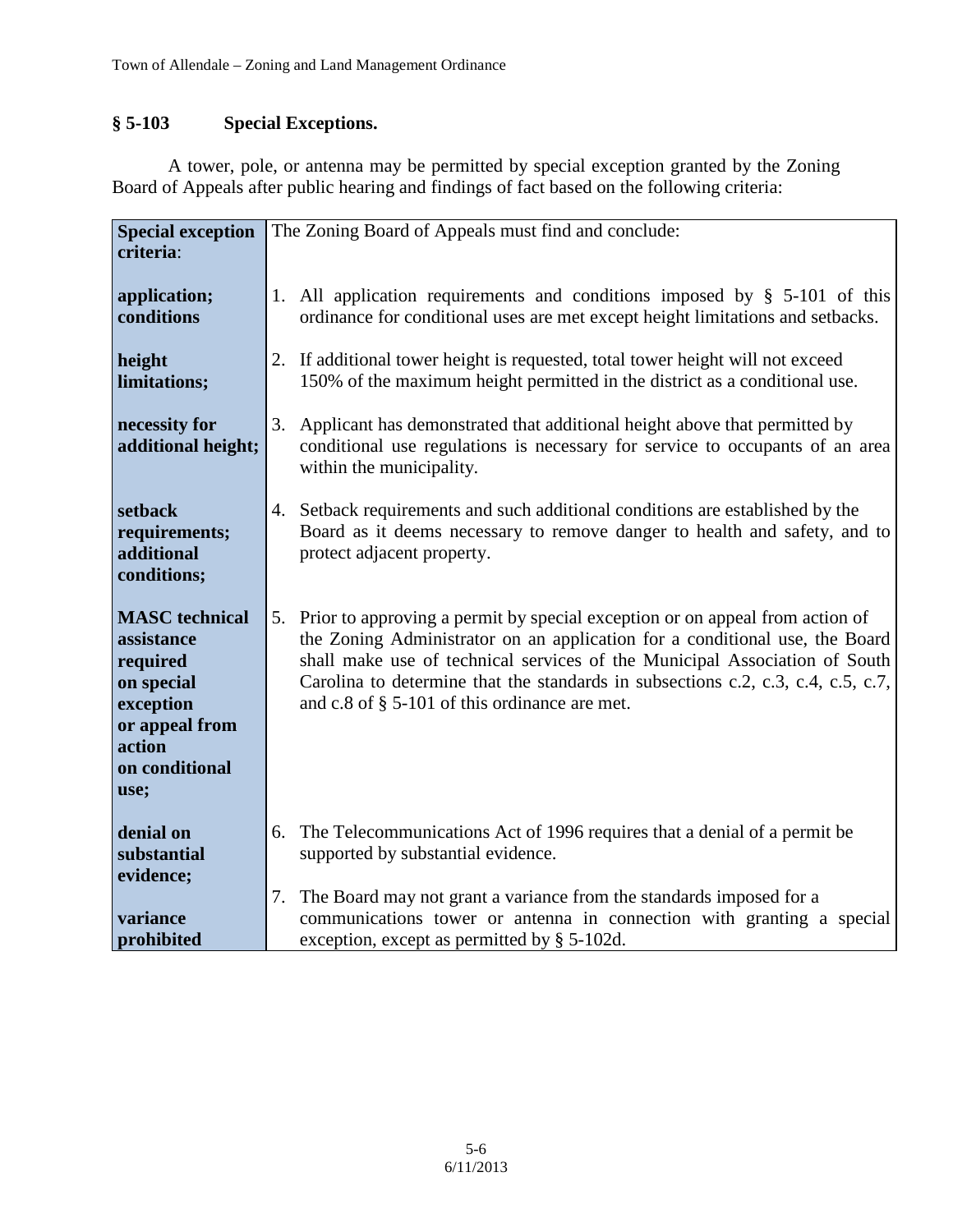### § 5-103 Special Exceptions.

A tower, pole, or antenna may be permitted by special exception granted by the Zoning Board of Appeals after public hearing and findings of fact based on the following criteria:

| **Special exception criteria**: | The Zoning Board of Appeals must find and conclude: |
|---|---|
| **application; conditions** | 1. All application requirements and conditions imposed by § 5-101 of this ordinance for conditional uses are met except height limitations and setbacks. |
| **height limitations;** | 2. If additional tower height is requested, total tower height will not exceed 150% of the maximum height permitted in the district as a conditional use. |
| **necessity for additional height;** | 3. Applicant has demonstrated that additional height above that permitted by conditional use regulations is necessary for service to occupants of an area within the municipality. |
| **setback requirements; additional conditions;** | 4. Setback requirements and such additional conditions are established by the Board as it deems necessary to remove danger to health and safety, and to protect adjacent property. |
| **MASC technical assistance required on special exception or appeal from action on conditional use;** | 5. Prior to approving a permit by special exception or on appeal from action of the Zoning Administrator on an application for a conditional use, the Board shall make use of technical services of the Municipal Association of South Carolina to determine that the standards in subsections c.2, c.3, c.4, c.5, c.7, and c.8 of § 5-101 of this ordinance are met. |
| **denial on substantial evidence;** | 6. The Telecommunications Act of 1996 requires that a denial of a permit be supported by substantial evidence. |
| **variance prohibited** | 7. The Board may not grant a variance from the standards imposed for a communications tower or antenna in connection with granting a special exception, except as permitted by § 5-102d. |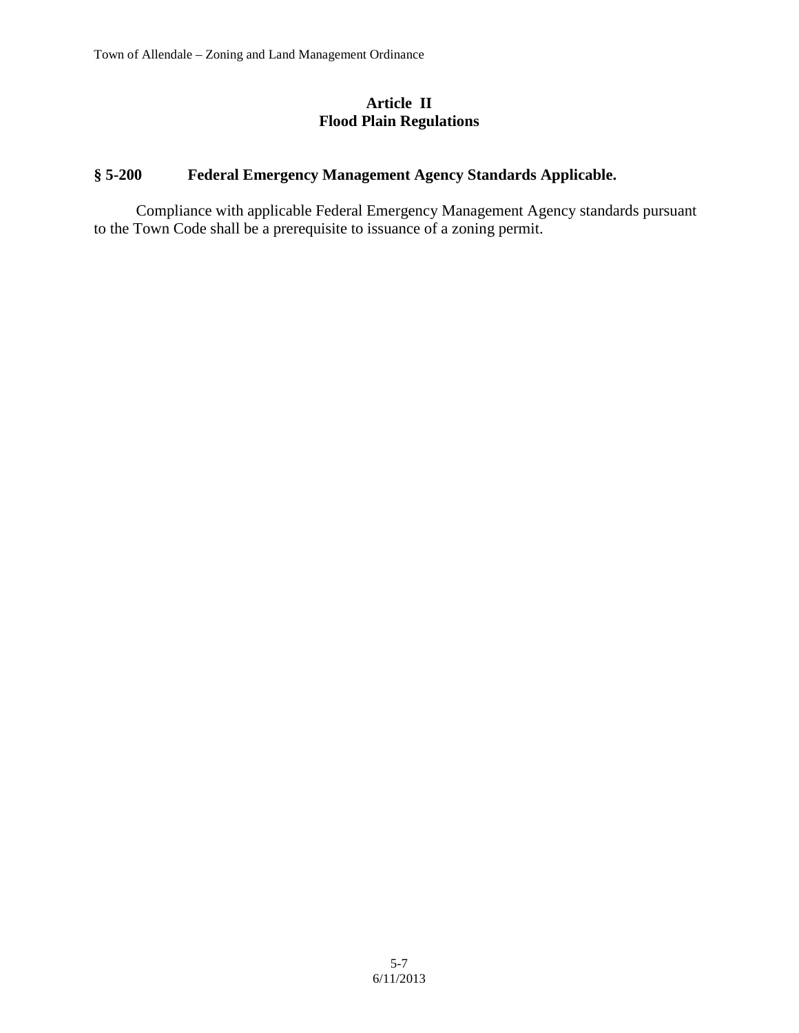## Article II
## Flood Plain Regulations

### § 5-200 Federal Emergency Management Agency Standards Applicable.

Compliance with applicable Federal Emergency Management Agency standards pursuant to the Town Code shall be a prerequisite to issuance of a zoning permit.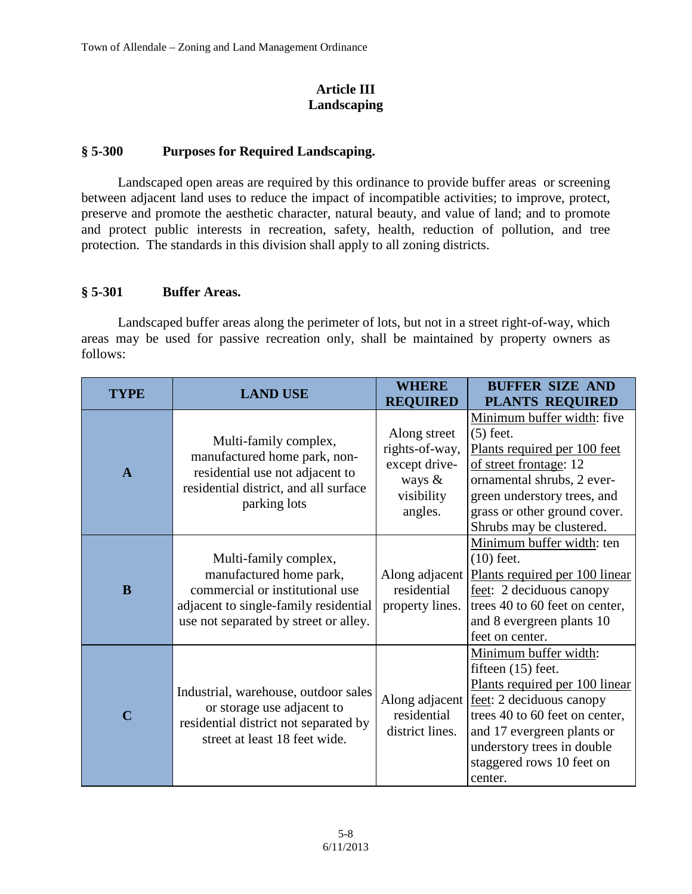## Article III
## Landscaping

### § 5-300 Purposes for Required Landscaping.

Landscaped open areas are required by this ordinance to provide buffer areas or screening between adjacent land uses to reduce the impact of incompatible activities; to improve, protect, preserve and promote the aesthetic character, natural beauty, and value of land; and to promote and protect public interests in recreation, safety, health, reduction of pollution, and tree protection. The standards in this division shall apply to all zoning districts.

### § 5-301 Buffer Areas.

Landscaped buffer areas along the perimeter of lots, but not in a street right-of-way, which areas may be used for passive recreation only, shall be maintained by property owners as follows:

| TYPE | LAND USE | WHERE REQUIRED | BUFFER SIZE AND PLANTS REQUIRED |
|---|---|---|---|
| **A** | Multi-family complex, manufactured home park, non-residential use not adjacent to residential district, and all surface parking lots | Along street rights-of-way, except drive-ways & visibility angles. | Minimum buffer width: five (5) feet. Plants required per 100 feet of street frontage: 12 ornamental shrubs, 2 ever-green understory trees, and grass or other ground cover. Shrubs may be clustered. |
| **B** | Multi-family complex, manufactured home park, commercial or institutional use adjacent to single-family residential use not separated by street or alley. | Along adjacent residential property lines. | Minimum buffer width: ten (10) feet. Plants required per 100 linear feet: 2 deciduous canopy trees 40 to 60 feet on center, and 8 evergreen plants 10 feet on center. |
| **C** | Industrial, warehouse, outdoor sales or storage use adjacent to residential district not separated by street at least 18 feet wide. | Along adjacent residential district lines. | Minimum buffer width: fifteen (15) feet. Plants required per 100 linear feet: 2 deciduous canopy trees 40 to 60 feet on center, and 17 evergreen plants or understory trees in double staggered rows 10 feet on center. |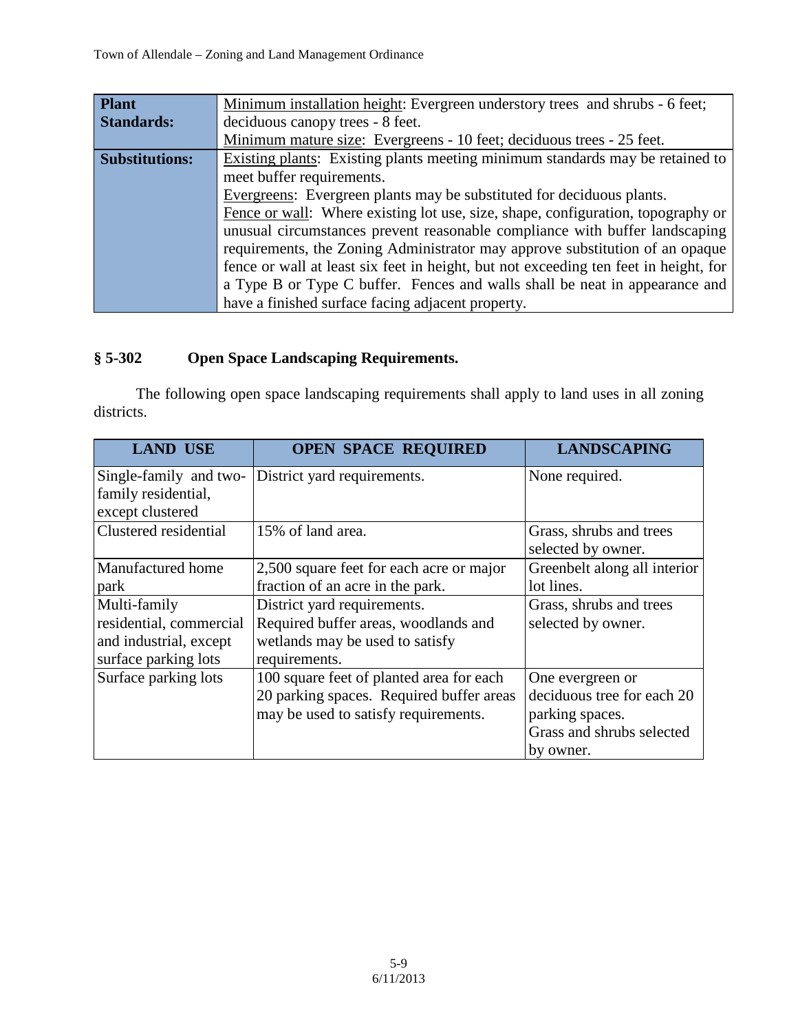| **Plant Standards:** | Minimum installation height: Evergreen understory trees and shrubs - 6 feet; deciduous canopy trees - 8 feet.<br>Minimum mature size: Evergreens - 10 feet; deciduous trees - 25 feet. |
|---|---|
| **Substitutions:** | Existing plants: Existing plants meeting minimum standards may be retained to meet buffer requirements.<br>Evergreens: Evergreen plants may be substituted for deciduous plants.<br>Fence or wall: Where existing lot use, size, shape, configuration, topography or unusual circumstances prevent reasonable compliance with buffer landscaping requirements, the Zoning Administrator may approve substitution of an opaque fence or wall at least six feet in height, but not exceeding ten feet in height, for a Type B or Type C buffer. Fences and walls shall be neat in appearance and have a finished surface facing adjacent property. |

## § 5-302 Open Space Landscaping Requirements.

The following open space landscaping requirements shall apply to land uses in all zoning districts.

| LAND USE | OPEN SPACE REQUIRED | LANDSCAPING |
|---|---|---|
| Single-family and two-family residential, except clustered | District yard requirements. | None required. |
| Clustered residential | 15% of land area. | Grass, shrubs and trees selected by owner. |
| Manufactured home park | 2,500 square feet for each acre or major fraction of an acre in the park. | Greenbelt along all interior lot lines. |
| Multi-family residential, commercial and industrial, except surface parking lots | District yard requirements. Required buffer areas, woodlands and wetlands may be used to satisfy requirements. | Grass, shrubs and trees selected by owner. |
| Surface parking lots | 100 square feet of planted area for each 20 parking spaces. Required buffer areas may be used to satisfy requirements. | One evergreen or deciduous tree for each 20 parking spaces. Grass and shrubs selected by owner. |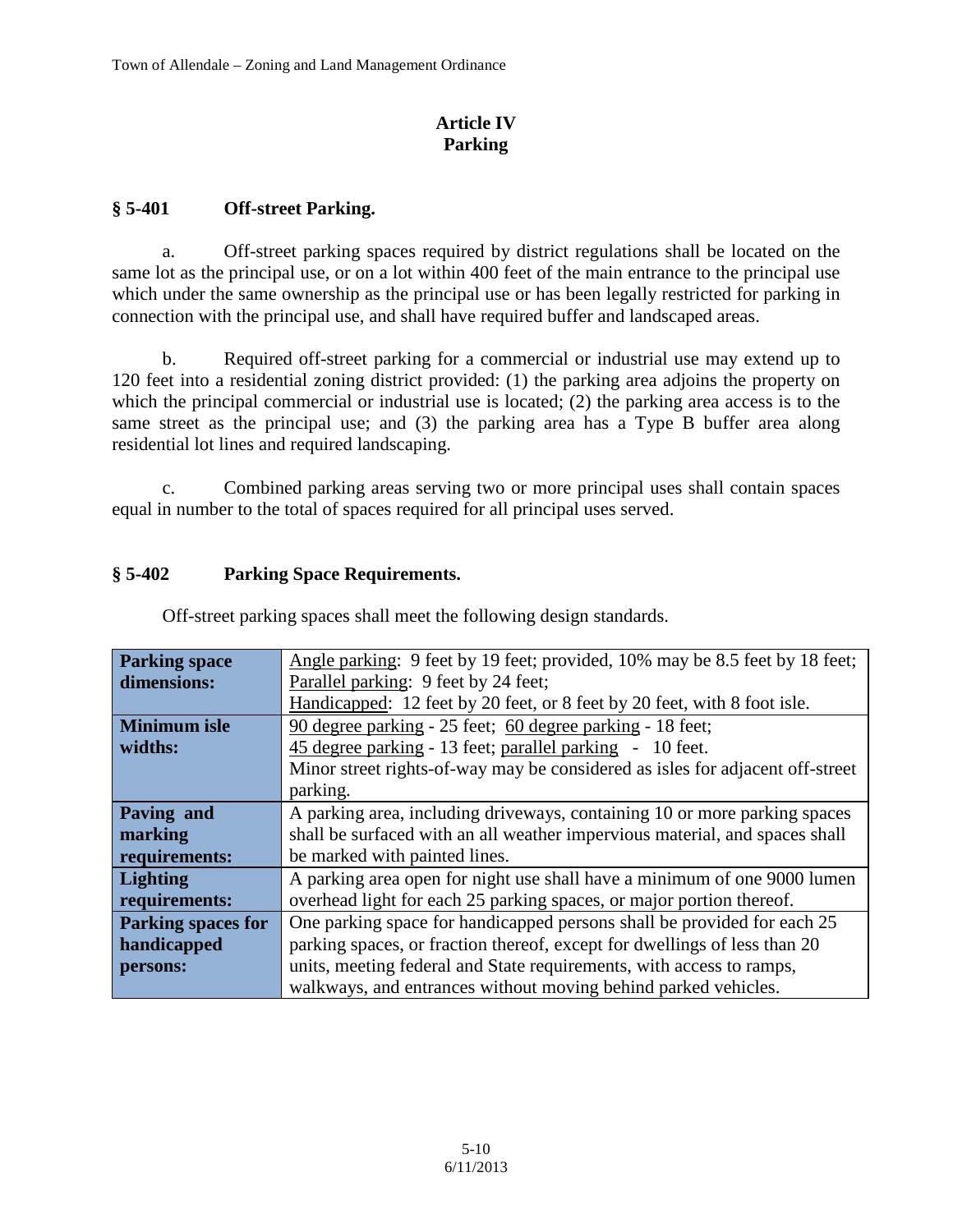# Article IV
# Parking

## § 5-401 Off-street Parking.

a. Off-street parking spaces required by district regulations shall be located on the same lot as the principal use, or on a lot within 400 feet of the main entrance to the principal use which under the same ownership as the principal use or has been legally restricted for parking in connection with the principal use, and shall have required buffer and landscaped areas.

b. Required off-street parking for a commercial or industrial use may extend up to 120 feet into a residential zoning district provided: (1) the parking area adjoins the property on which the principal commercial or industrial use is located; (2) the parking area access is to the same street as the principal use; and (3) the parking area has a Type B buffer area along residential lot lines and required landscaping.

c. Combined parking areas serving two or more principal uses shall contain spaces equal in number to the total of spaces required for all principal uses served.

## § 5-402 Parking Space Requirements.

Off-street parking spaces shall meet the following design standards.

| | |
|---|---|
| **Parking space dimensions:** | Angle parking: 9 feet by 19 feet; provided, 10% may be 8.5 feet by 18 feet; Parallel parking: 9 feet by 24 feet; Handicapped: 12 feet by 20 feet, or 8 feet by 20 feet, with 8 foot isle. |
| **Minimum isle widths:** | 90 degree parking - 25 feet; 60 degree parking - 18 feet; 45 degree parking - 13 feet; parallel parking - 10 feet. Minor street rights-of-way may be considered as isles for adjacent off-street parking. |
| **Paving and marking requirements:** | A parking area, including driveways, containing 10 or more parking spaces shall be surfaced with an all weather impervious material, and spaces shall be marked with painted lines. |
| **Lighting requirements:** | A parking area open for night use shall have a minimum of one 9000 lumen overhead light for each 25 parking spaces, or major portion thereof. |
| **Parking spaces for handicapped persons:** | One parking space for handicapped persons shall be provided for each 25 parking spaces, or fraction thereof, except for dwellings of less than 20 units, meeting federal and State requirements, with access to ramps, walkways, and entrances without moving behind parked vehicles. |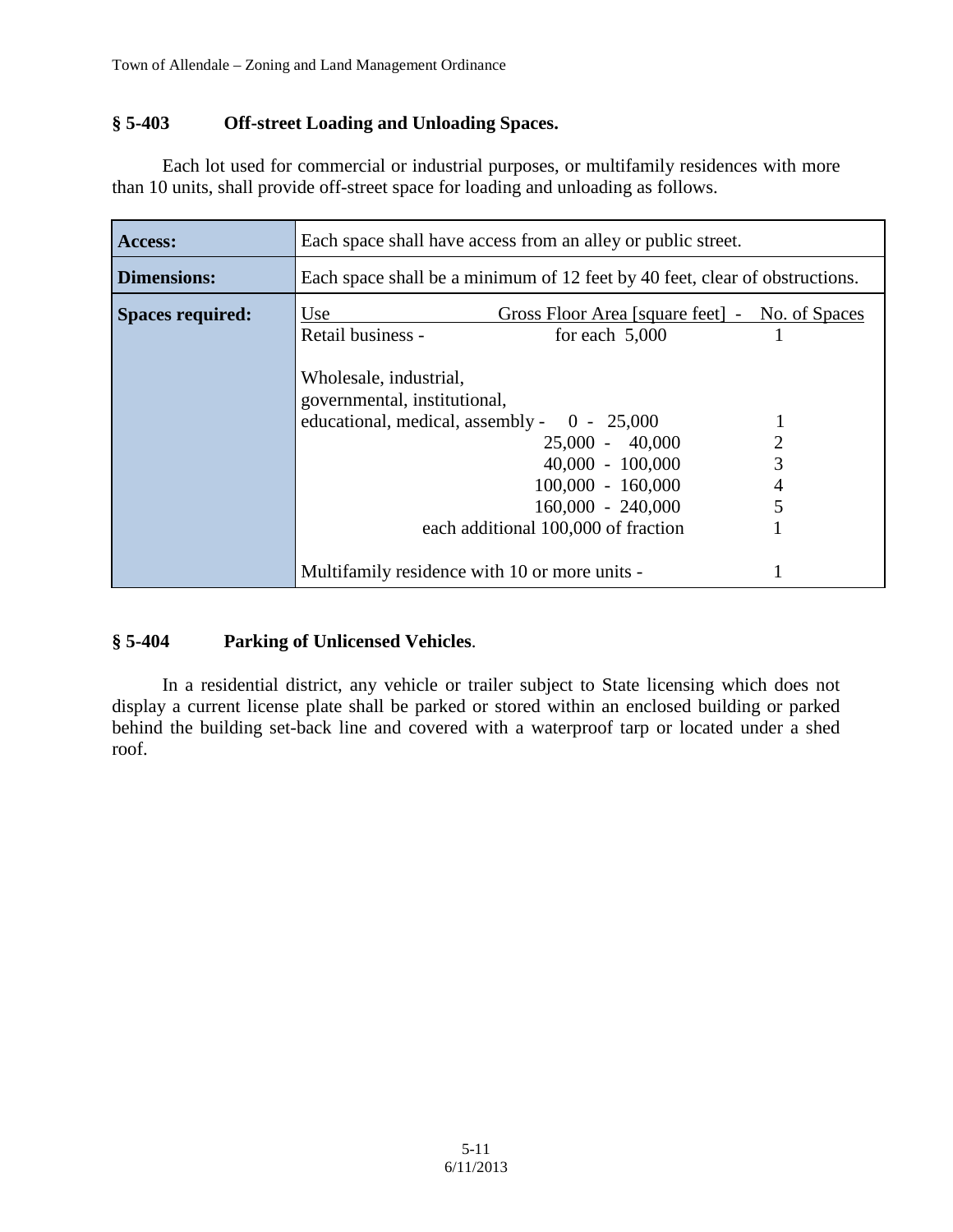### § 5-403 Off-street Loading and Unloading Spaces.

Each lot used for commercial or industrial purposes, or multifamily residences with more than 10 units, shall provide off-street space for loading and unloading as follows.

| | | | |
|---|---|---|---|
| **Access:** | Each space shall have access from an alley or public street. | | |
| **Dimensions:** | Each space shall be a minimum of 12 feet by 40 feet, clear of obstructions. | | |
| **Spaces required:** | Use | Gross Floor Area [square feet] - | No. of Spaces |
| | Retail business - | for each 5,000 | 1 |
| | Wholesale, industrial, governmental, institutional, educational, medical, assembly - | 0 - 25,000 | 1 |
| | | 25,000 - 40,000 | 2 |
| | | 40,000 - 100,000 | 3 |
| | | 100,000 - 160,000 | 4 |
| | | 160,000 - 240,000 | 5 |
| | | each additional 100,000 of fraction | 1 |
| | Multifamily residence with 10 or more units - | | 1 |

### § 5-404 Parking of Unlicensed Vehicles.

In a residential district, any vehicle or trailer subject to State licensing which does not display a current license plate shall be parked or stored within an enclosed building or parked behind the building set-back line and covered with a waterproof tarp or located under a shed roof.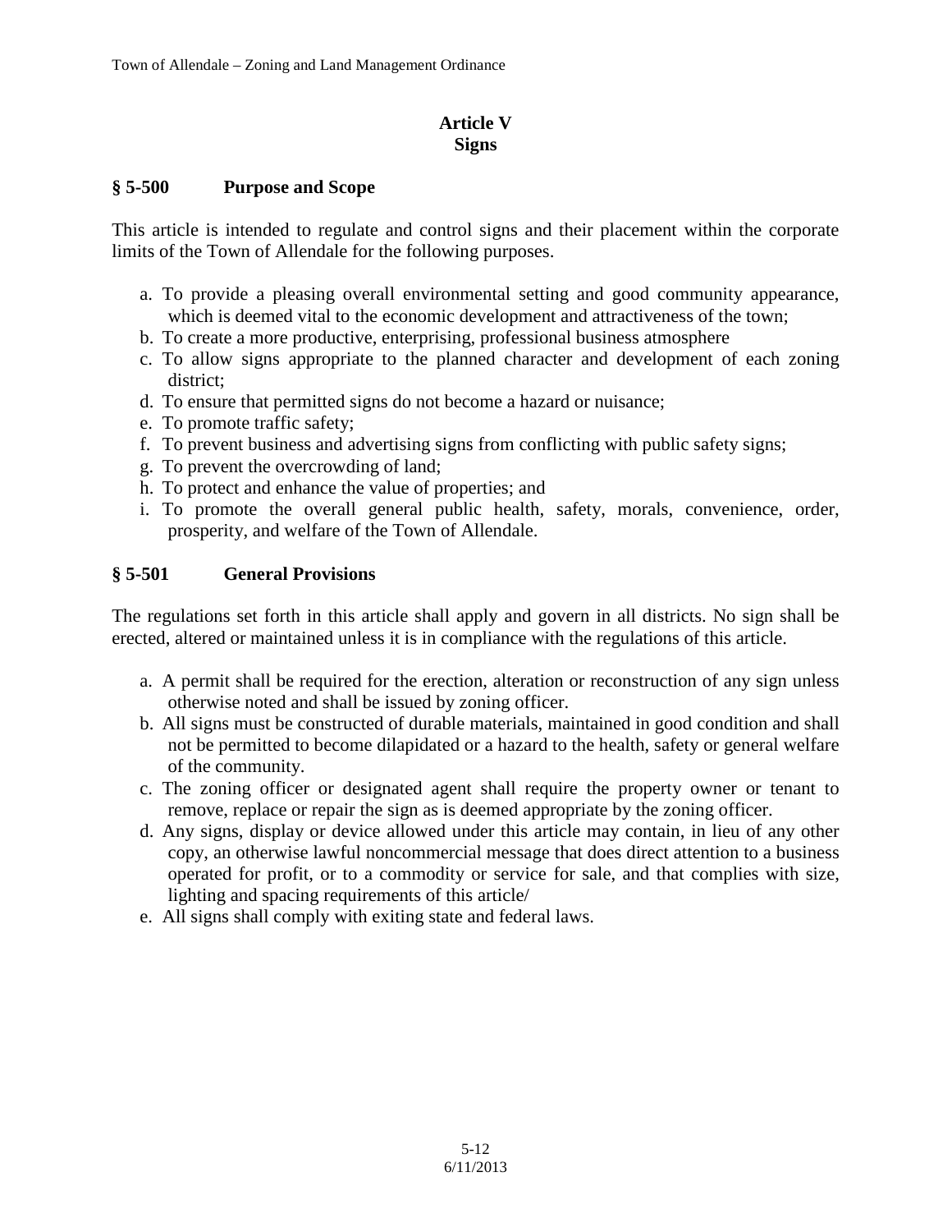# Article V
# Signs

## § 5-500 Purpose and Scope

This article is intended to regulate and control signs and their placement within the corporate limits of the Town of Allendale for the following purposes.

a. To provide a pleasing overall environmental setting and good community appearance, which is deemed vital to the economic development and attractiveness of the town;
b. To create a more productive, enterprising, professional business atmosphere
c. To allow signs appropriate to the planned character and development of each zoning district;
d. To ensure that permitted signs do not become a hazard or nuisance;
e. To promote traffic safety;
f. To prevent business and advertising signs from conflicting with public safety signs;
g. To prevent the overcrowding of land;
h. To protect and enhance the value of properties; and
i. To promote the overall general public health, safety, morals, convenience, order, prosperity, and welfare of the Town of Allendale.

## § 5-501 General Provisions

The regulations set forth in this article shall apply and govern in all districts. No sign shall be erected, altered or maintained unless it is in compliance with the regulations of this article.

a. A permit shall be required for the erection, alteration or reconstruction of any sign unless otherwise noted and shall be issued by zoning officer.
b. All signs must be constructed of durable materials, maintained in good condition and shall not be permitted to become dilapidated or a hazard to the health, safety or general welfare of the community.
c. The zoning officer or designated agent shall require the property owner or tenant to remove, replace or repair the sign as is deemed appropriate by the zoning officer.
d. Any signs, display or device allowed under this article may contain, in lieu of any other copy, an otherwise lawful noncommercial message that does direct attention to a business operated for profit, or to a commodity or service for sale, and that complies with size, lighting and spacing requirements of this article/
e. All signs shall comply with exiting state and federal laws.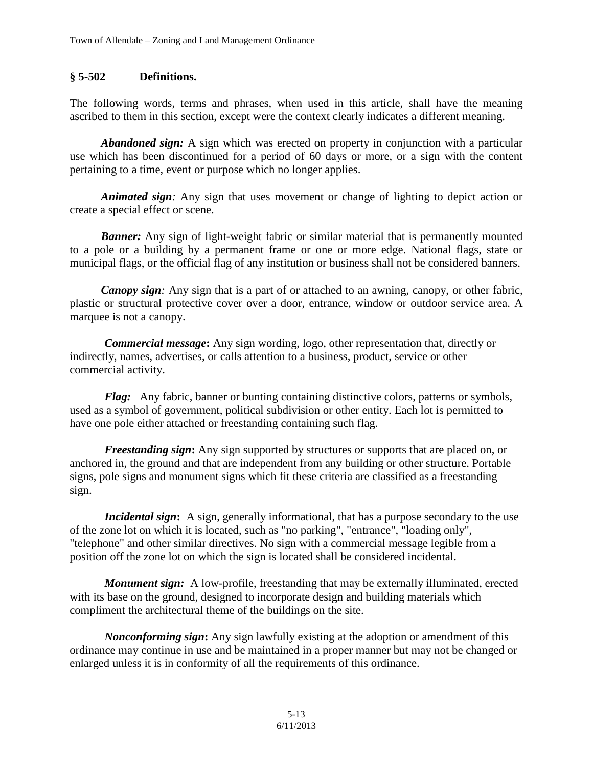## § 5-502 Definitions.

The following words, terms and phrases, when used in this article, shall have the meaning ascribed to them in this section, except were the context clearly indicates a different meaning.

***Abandoned sign:*** A sign which was erected on property in conjunction with a particular use which has been discontinued for a period of 60 days or more, or a sign with the content pertaining to a time, event or purpose which no longer applies.

***Animated sign:*** Any sign that uses movement or change of lighting to depict action or create a special effect or scene.

***Banner:*** Any sign of light-weight fabric or similar material that is permanently mounted to a pole or a building by a permanent frame or one or more edge. National flags, state or municipal flags, or the official flag of any institution or business shall not be considered banners.

***Canopy sign:*** Any sign that is a part of or attached to an awning, canopy, or other fabric, plastic or structural protective cover over a door, entrance, window or outdoor service area. A marquee is not a canopy.

***Commercial message*:** Any sign wording, logo, other representation that, directly or indirectly, names, advertises, or calls attention to a business, product, service or other commercial activity.

***Flag:*** Any fabric, banner or bunting containing distinctive colors, patterns or symbols, used as a symbol of government, political subdivision or other entity. Each lot is permitted to have one pole either attached or freestanding containing such flag.

***Freestanding sign*:** Any sign supported by structures or supports that are placed on, or anchored in, the ground and that are independent from any building or other structure. Portable signs, pole signs and monument signs which fit these criteria are classified as a freestanding sign.

***Incidental sign*:** A sign, generally informational, that has a purpose secondary to the use of the zone lot on which it is located, such as "no parking", "entrance", "loading only", "telephone" and other similar directives. No sign with a commercial message legible from a position off the zone lot on which the sign is located shall be considered incidental.

***Monument sign:*** A low-profile, freestanding that may be externally illuminated, erected with its base on the ground, designed to incorporate design and building materials which compliment the architectural theme of the buildings on the site.

***Nonconforming sign*:** Any sign lawfully existing at the adoption or amendment of this ordinance may continue in use and be maintained in a proper manner but may not be changed or enlarged unless it is in conformity of all the requirements of this ordinance.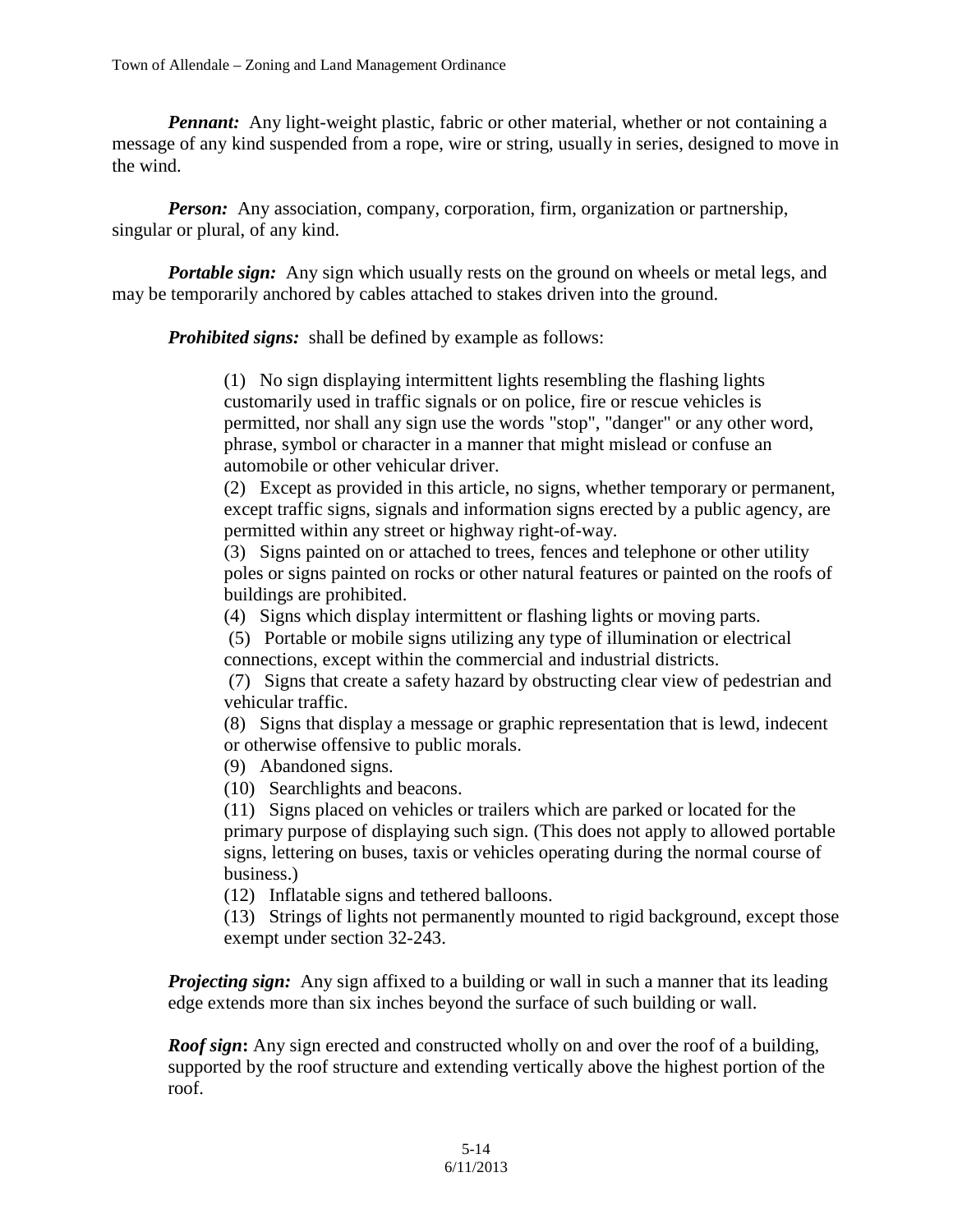***Pennant:*** Any light-weight plastic, fabric or other material, whether or not containing a message of any kind suspended from a rope, wire or string, usually in series, designed to move in the wind.

***Person:*** Any association, company, corporation, firm, organization or partnership, singular or plural, of any kind.

***Portable sign:*** Any sign which usually rests on the ground on wheels or metal legs, and may be temporarily anchored by cables attached to stakes driven into the ground.

***Prohibited signs:*** shall be defined by example as follows:

(1) No sign displaying intermittent lights resembling the flashing lights customarily used in traffic signals or on police, fire or rescue vehicles is permitted, nor shall any sign use the words "stop", "danger" or any other word, phrase, symbol or character in a manner that might mislead or confuse an automobile or other vehicular driver.
(2) Except as provided in this article, no signs, whether temporary or permanent, except traffic signs, signals and information signs erected by a public agency, are permitted within any street or highway right-of-way.
(3) Signs painted on or attached to trees, fences and telephone or other utility poles or signs painted on rocks or other natural features or painted on the roofs of buildings are prohibited.
(4) Signs which display intermittent or flashing lights or moving parts.
(5) Portable or mobile signs utilizing any type of illumination or electrical connections, except within the commercial and industrial districts.
(7) Signs that create a safety hazard by obstructing clear view of pedestrian and vehicular traffic.
(8) Signs that display a message or graphic representation that is lewd, indecent or otherwise offensive to public morals.
(9) Abandoned signs.
(10) Searchlights and beacons.
(11) Signs placed on vehicles or trailers which are parked or located for the primary purpose of displaying such sign. (This does not apply to allowed portable signs, lettering on buses, taxis or vehicles operating during the normal course of business.)
(12) Inflatable signs and tethered balloons.
(13) Strings of lights not permanently mounted to rigid background, except those exempt under section 32-243.

***Projecting sign:*** Any sign affixed to a building or wall in such a manner that its leading edge extends more than six inches beyond the surface of such building or wall.

***Roof sign*:** Any sign erected and constructed wholly on and over the roof of a building, supported by the roof structure and extending vertically above the highest portion of the roof.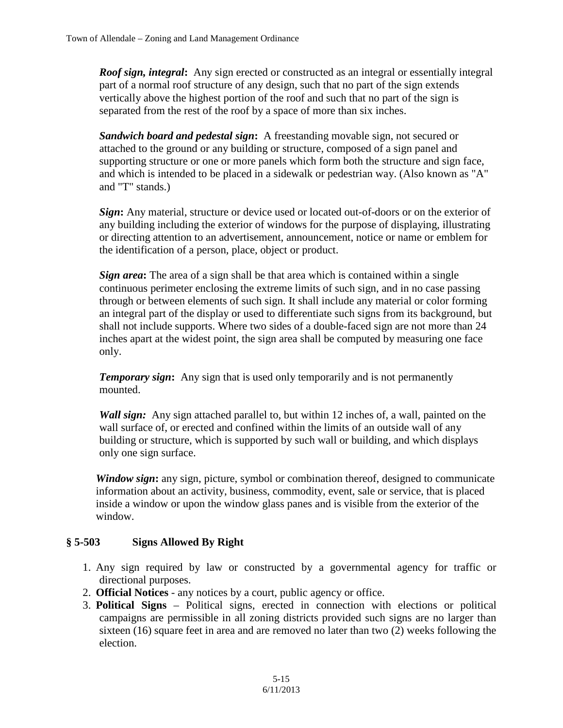***Roof sign, integral*:** Any sign erected or constructed as an integral or essentially integral part of a normal roof structure of any design, such that no part of the sign extends vertically above the highest portion of the roof and such that no part of the sign is separated from the rest of the roof by a space of more than six inches.

***Sandwich board and pedestal sign*:** A freestanding movable sign, not secured or attached to the ground or any building or structure, composed of a sign panel and supporting structure or one or more panels which form both the structure and sign face, and which is intended to be placed in a sidewalk or pedestrian way. (Also known as "A" and "T" stands.)

***Sign*:** Any material, structure or device used or located out-of-doors or on the exterior of any building including the exterior of windows for the purpose of displaying, illustrating or directing attention to an advertisement, announcement, notice or name or emblem for the identification of a person, place, object or product.

***Sign area*:** The area of a sign shall be that area which is contained within a single continuous perimeter enclosing the extreme limits of such sign, and in no case passing through or between elements of such sign. It shall include any material or color forming an integral part of the display or used to differentiate such signs from its background, but shall not include supports. Where two sides of a double-faced sign are not more than 24 inches apart at the widest point, the sign area shall be computed by measuring one face only.

***Temporary sign*:** Any sign that is used only temporarily and is not permanently mounted.

***Wall sign:*** Any sign attached parallel to, but within 12 inches of, a wall, painted on the wall surface of, or erected and confined within the limits of an outside wall of any building or structure, which is supported by such wall or building, and which displays only one sign surface.

***Window sign*:** any sign, picture, symbol or combination thereof, designed to communicate information about an activity, business, commodity, event, sale or service, that is placed inside a window or upon the window glass panes and is visible from the exterior of the window.

## § 5-503 Signs Allowed By Right

1. Any sign required by law or constructed by a governmental agency for traffic or directional purposes.
2. **Official Notices** - any notices by a court, public agency or office.
3. **Political Signs** – Political signs, erected in connection with elections or political campaigns are permissible in all zoning districts provided such signs are no larger than sixteen (16) square feet in area and are removed no later than two (2) weeks following the election.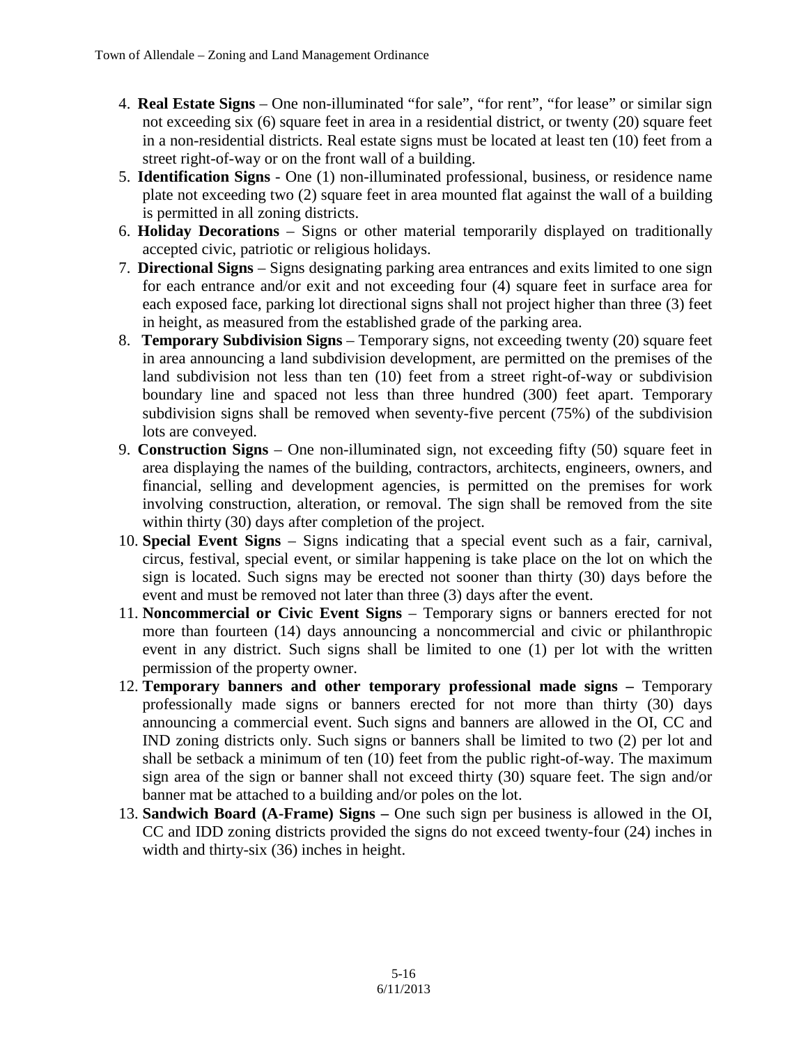4. **Real Estate Signs** – One non-illuminated "for sale", "for rent", "for lease" or similar sign not exceeding six (6) square feet in area in a residential district, or twenty (20) square feet in a non-residential districts. Real estate signs must be located at least ten (10) feet from a street right-of-way or on the front wall of a building.
5. **Identification Signs** - One (1) non-illuminated professional, business, or residence name plate not exceeding two (2) square feet in area mounted flat against the wall of a building is permitted in all zoning districts.
6. **Holiday Decorations** – Signs or other material temporarily displayed on traditionally accepted civic, patriotic or religious holidays.
7. **Directional Signs** – Signs designating parking area entrances and exits limited to one sign for each entrance and/or exit and not exceeding four (4) square feet in surface area for each exposed face, parking lot directional signs shall not project higher than three (3) feet in height, as measured from the established grade of the parking area.
8. **Temporary Subdivision Signs** – Temporary signs, not exceeding twenty (20) square feet in area announcing a land subdivision development, are permitted on the premises of the land subdivision not less than ten (10) feet from a street right-of-way or subdivision boundary line and spaced not less than three hundred (300) feet apart. Temporary subdivision signs shall be removed when seventy-five percent (75%) of the subdivision lots are conveyed.
9. **Construction Signs** – One non-illuminated sign, not exceeding fifty (50) square feet in area displaying the names of the building, contractors, architects, engineers, owners, and financial, selling and development agencies, is permitted on the premises for work involving construction, alteration, or removal. The sign shall be removed from the site within thirty (30) days after completion of the project.
10. **Special Event Signs** – Signs indicating that a special event such as a fair, carnival, circus, festival, special event, or similar happening is take place on the lot on which the sign is located. Such signs may be erected not sooner than thirty (30) days before the event and must be removed not later than three (3) days after the event.
11. **Noncommercial or Civic Event Signs** – Temporary signs or banners erected for not more than fourteen (14) days announcing a noncommercial and civic or philanthropic event in any district. Such signs shall be limited to one (1) per lot with the written permission of the property owner.
12. **Temporary banners and other temporary professional made signs –** Temporary professionally made signs or banners erected for not more than thirty (30) days announcing a commercial event. Such signs and banners are allowed in the OI, CC and IND zoning districts only. Such signs or banners shall be limited to two (2) per lot and shall be setback a minimum of ten (10) feet from the public right-of-way. The maximum sign area of the sign or banner shall not exceed thirty (30) square feet. The sign and/or banner mat be attached to a building and/or poles on the lot.
13. **Sandwich Board (A-Frame) Signs –** One such sign per business is allowed in the OI, CC and IDD zoning districts provided the signs do not exceed twenty-four (24) inches in width and thirty-six (36) inches in height.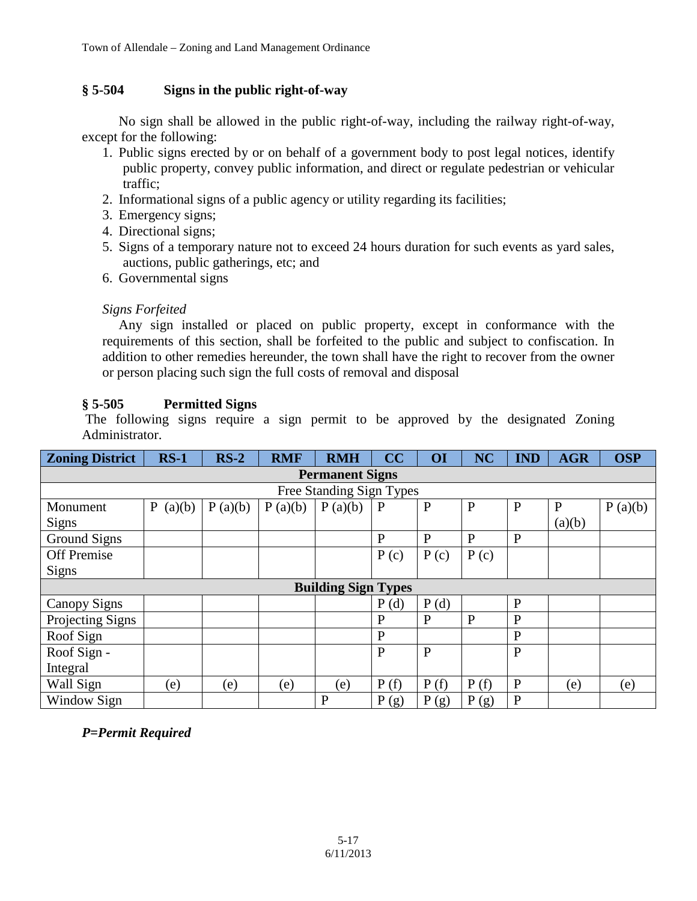### § 5-504 Signs in the public right-of-way

No sign shall be allowed in the public right-of-way, including the railway right-of-way, except for the following:

1. Public signs erected by or on behalf of a government body to post legal notices, identify public property, convey public information, and direct or regulate pedestrian or vehicular traffic;
2. Informational signs of a public agency or utility regarding its facilities;
3. Emergency signs;
4. Directional signs;
5. Signs of a temporary nature not to exceed 24 hours duration for such events as yard sales, auctions, public gatherings, etc; and
6. Governmental signs

*Signs Forfeited*

Any sign installed or placed on public property, except in conformance with the requirements of this section, shall be forfeited to the public and subject to confiscation. In addition to other remedies hereunder, the town shall have the right to recover from the owner or person placing such sign the full costs of removal and disposal

### § 5-505 Permitted Signs

The following signs require a sign permit to be approved by the designated Zoning Administrator.

| Zoning District | RS-1 | RS-2 | RMF | RMH | CC | OI | NC | IND | AGR | OSP |
|---|---|---|---|---|---|---|---|---|---|---|
| **Permanent Signs** | | | | | | | | | | |
| Free Standing Sign Types | | | | | | | | | | |
| Monument Signs | P (a)(b) | P (a)(b) | P (a)(b) | P (a)(b) | P | P | P | P | P (a)(b) | P (a)(b) |
| Ground Signs | | | | | P | P | P | P | | |
| Off Premise Signs | | | | | P (c) | P (c) | P (c) | | | |
| **Building Sign Types** | | | | | | | | | | |
| Canopy Signs | | | | | P (d) | P (d) | | P | | |
| Projecting Signs | | | | | P | P | P | P | | |
| Roof Sign | | | | | P | | | P | | |
| Roof Sign - Integral | | | | | P | P | | P | | |
| Wall Sign | (e) | (e) | (e) | (e) | P (f) | P (f) | P (f) | P | (e) | (e) |
| Window Sign | | | | P | P (g) | P (g) | P (g) | P | | |

***P=Permit Required***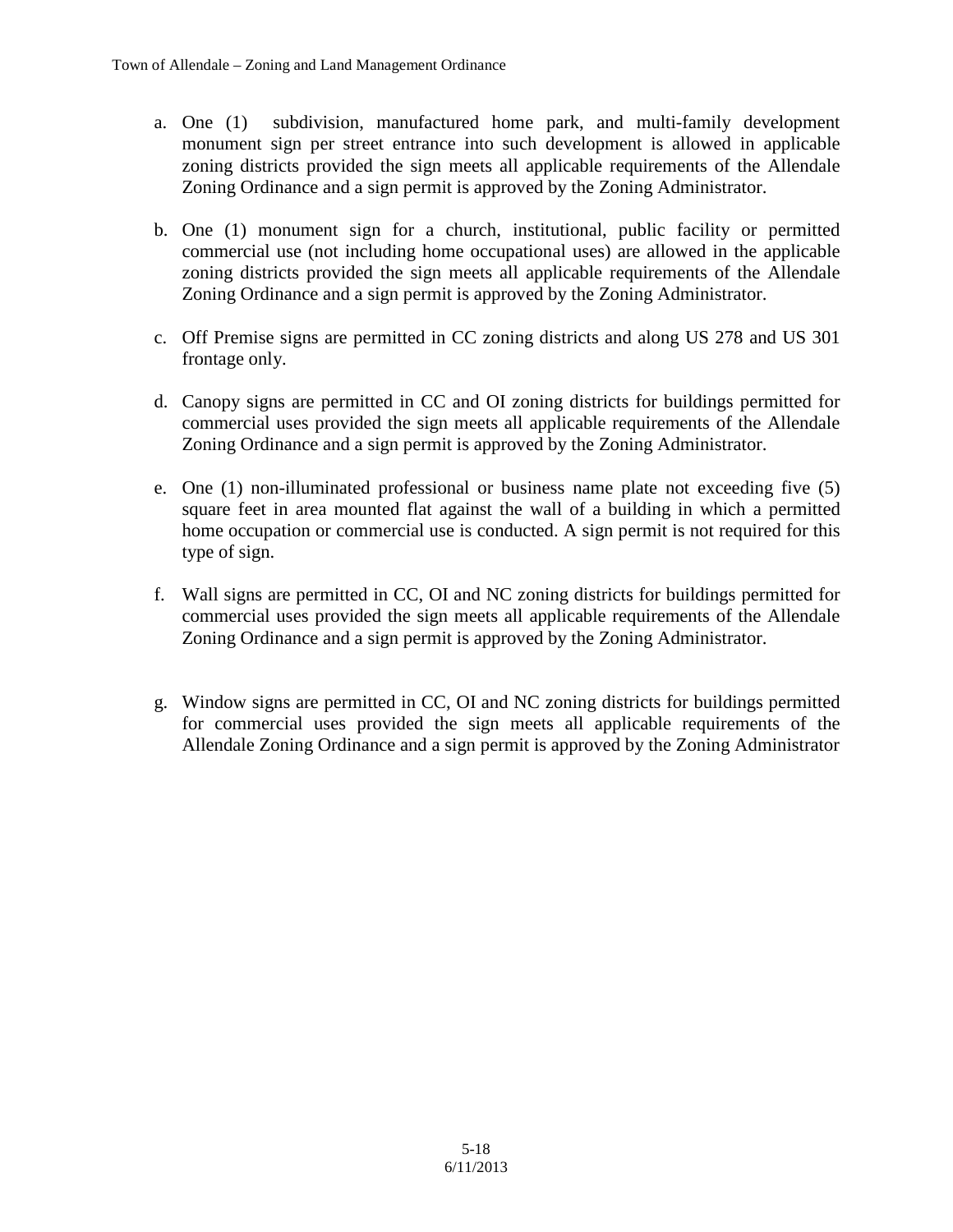a. One (1) subdivision, manufactured home park, and multi-family development monument sign per street entrance into such development is allowed in applicable zoning districts provided the sign meets all applicable requirements of the Allendale Zoning Ordinance and a sign permit is approved by the Zoning Administrator.

b. One (1) monument sign for a church, institutional, public facility or permitted commercial use (not including home occupational uses) are allowed in the applicable zoning districts provided the sign meets all applicable requirements of the Allendale Zoning Ordinance and a sign permit is approved by the Zoning Administrator.

c. Off Premise signs are permitted in CC zoning districts and along US 278 and US 301 frontage only.

d. Canopy signs are permitted in CC and OI zoning districts for buildings permitted for commercial uses provided the sign meets all applicable requirements of the Allendale Zoning Ordinance and a sign permit is approved by the Zoning Administrator.

e. One (1) non-illuminated professional or business name plate not exceeding five (5) square feet in area mounted flat against the wall of a building in which a permitted home occupation or commercial use is conducted. A sign permit is not required for this type of sign.

f. Wall signs are permitted in CC, OI and NC zoning districts for buildings permitted for commercial uses provided the sign meets all applicable requirements of the Allendale Zoning Ordinance and a sign permit is approved by the Zoning Administrator.

g. Window signs are permitted in CC, OI and NC zoning districts for buildings permitted for commercial uses provided the sign meets all applicable requirements of the Allendale Zoning Ordinance and a sign permit is approved by the Zoning Administrator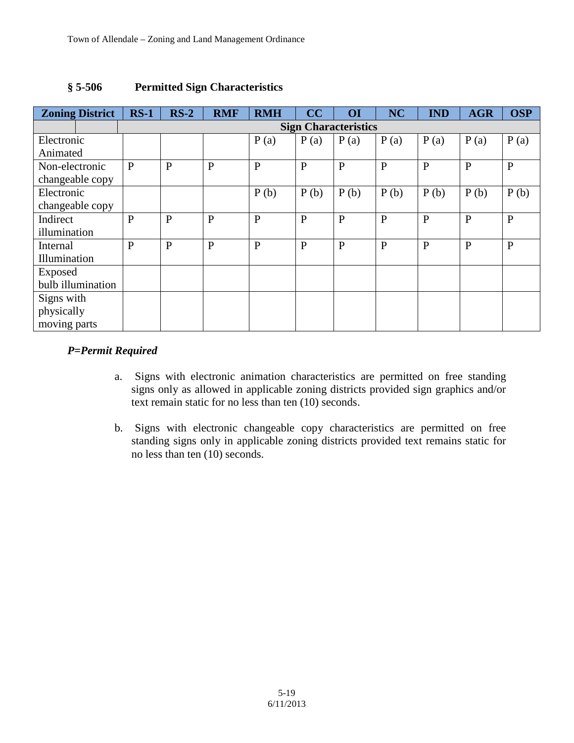## § 5-506 Permitted Sign Characteristics

| Zoning District | RS-1 | RS-2 | RMF | RMH | CC | OI | NC | IND | AGR | OSP |
|---|---|---|---|---|---|---|---|---|---|---|
| | **Sign Characteristics** | | | | | | | | | |
| Electronic Animated | | | | P (a) | P (a) | P (a) | P (a) | P (a) | P (a) | P (a) |
| Non-electronic changeable copy | P | P | P | P | P | P | P | P | P | P |
| Electronic changeable copy | | | | P (b) | P (b) | P (b) | P (b) | P (b) | P (b) | P (b) |
| Indirect illumination | P | P | P | P | P | P | P | P | P | P |
| Internal Illumination | P | P | P | P | P | P | P | P | P | P |
| Exposed bulb illumination | | | | | | | | | | |
| Signs with physically moving parts | | | | | | | | | | |

***P=Permit Required***

a. Signs with electronic animation characteristics are permitted on free standing signs only as allowed in applicable zoning districts provided sign graphics and/or text remain static for no less than ten (10) seconds.

b. Signs with electronic changeable copy characteristics are permitted on free standing signs only in applicable zoning districts provided text remains static for no less than ten (10) seconds.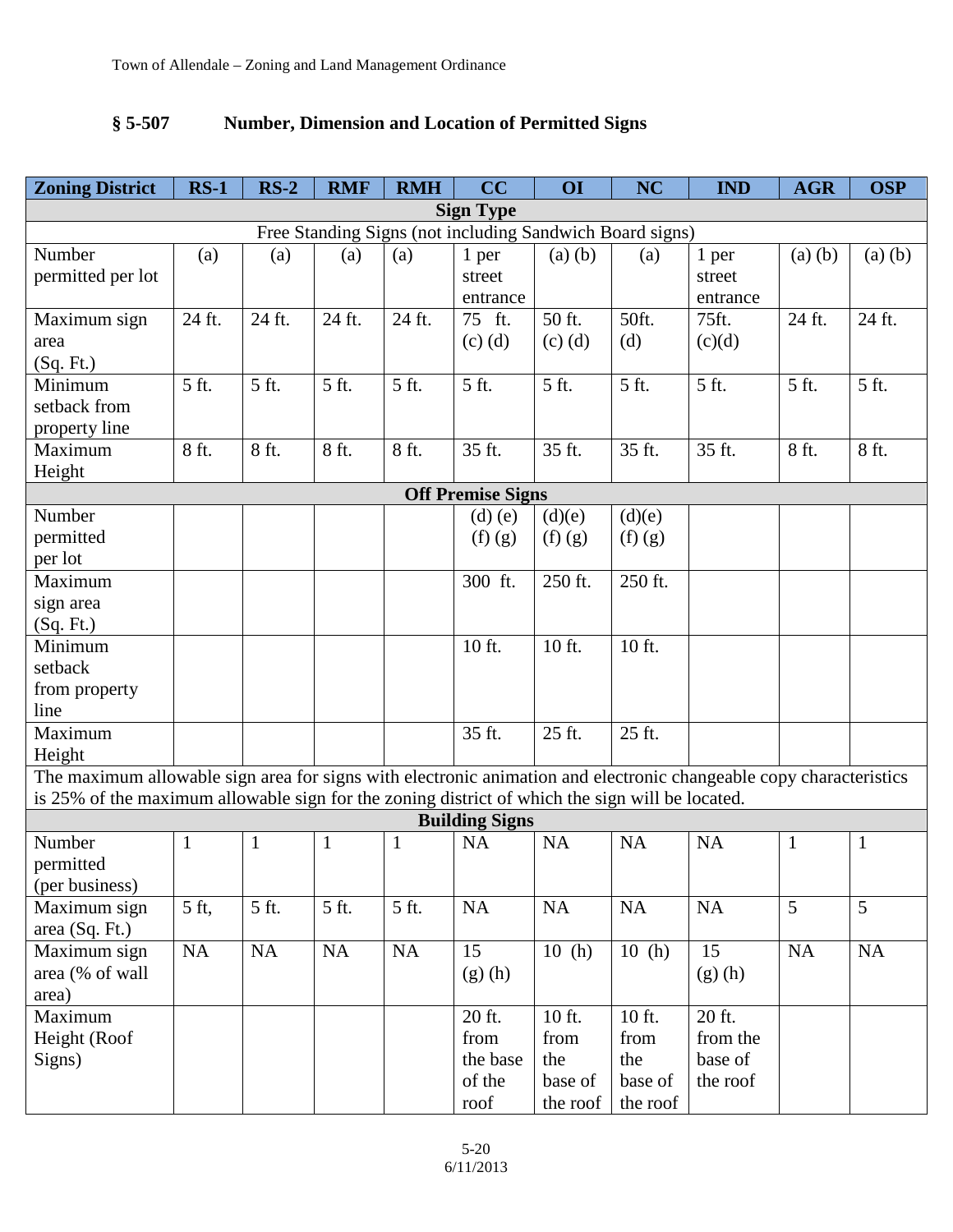## § 5-507 Number, Dimension and Location of Permitted Signs

| Zoning District | RS-1 | RS-2 | RMF | RMH | CC | OI | NC | IND | AGR | OSP |
|---|---|---|---|---|---|---|---|---|---|---|
| **Sign Type** | | | | | | | | | | |
| Free Standing Signs (not including Sandwich Board signs) | | | | | | | | | | |
| Number permitted per lot | (a) | (a) | (a) | (a) | 1 per street entrance | (a) (b) | (a) | 1 per street entrance | (a) (b) | (a) (b) |
| Maximum sign area (Sq. Ft.) | 24 ft. | 24 ft. | 24 ft. | 24 ft. | 75 ft. (c) (d) | 50 ft. (c) (d) | 50ft. (d) | 75ft. (c)(d) | 24 ft. | 24 ft. |
| Minimum setback from property line | 5 ft. | 5 ft. | 5 ft. | 5 ft. | 5 ft. | 5 ft. | 5 ft. | 5 ft. | 5 ft. | 5 ft. |
| Maximum Height | 8 ft. | 8 ft. | 8 ft. | 8 ft. | 35 ft. | 35 ft. | 35 ft. | 35 ft. | 8 ft. | 8 ft. |
| **Off Premise Signs** | | | | | | | | | | |
| Number permitted per lot | | | | | (d) (e) (f) (g) | (d)(e) (f) (g) | (d)(e) (f) (g) | | | |
| Maximum sign area (Sq. Ft.) | | | | | 300 ft. | 250 ft. | 250 ft. | | | |
| Minimum setback from property line | | | | | 10 ft. | 10 ft. | 10 ft. | | | |
| Maximum Height | | | | | 35 ft. | 25 ft. | 25 ft. | | | |
| The maximum allowable sign area for signs with electronic animation and electronic changeable copy characteristics is 25% of the maximum allowable sign for the zoning district of which the sign will be located. | | | | | | | | | | |
| **Building Signs** | | | | | | | | | | |
| Number permitted (per business) | 1 | 1 | 1 | 1 | NA | NA | NA | NA | 1 | 1 |
| Maximum sign area (Sq. Ft.) | 5 ft, | 5 ft. | 5 ft. | 5 ft. | NA | NA | NA | NA | 5 | 5 |
| Maximum sign area (% of wall area) | NA | NA | NA | NA | 15 (g) (h) | 10 (h) | 10 (h) | 15 (g) (h) | NA | NA |
| Maximum Height (Roof Signs) | | | | | 20 ft. from the base of the roof | 10 ft. from the base of the roof | 10 ft. from the base of the roof | 20 ft. from the base of the roof | | |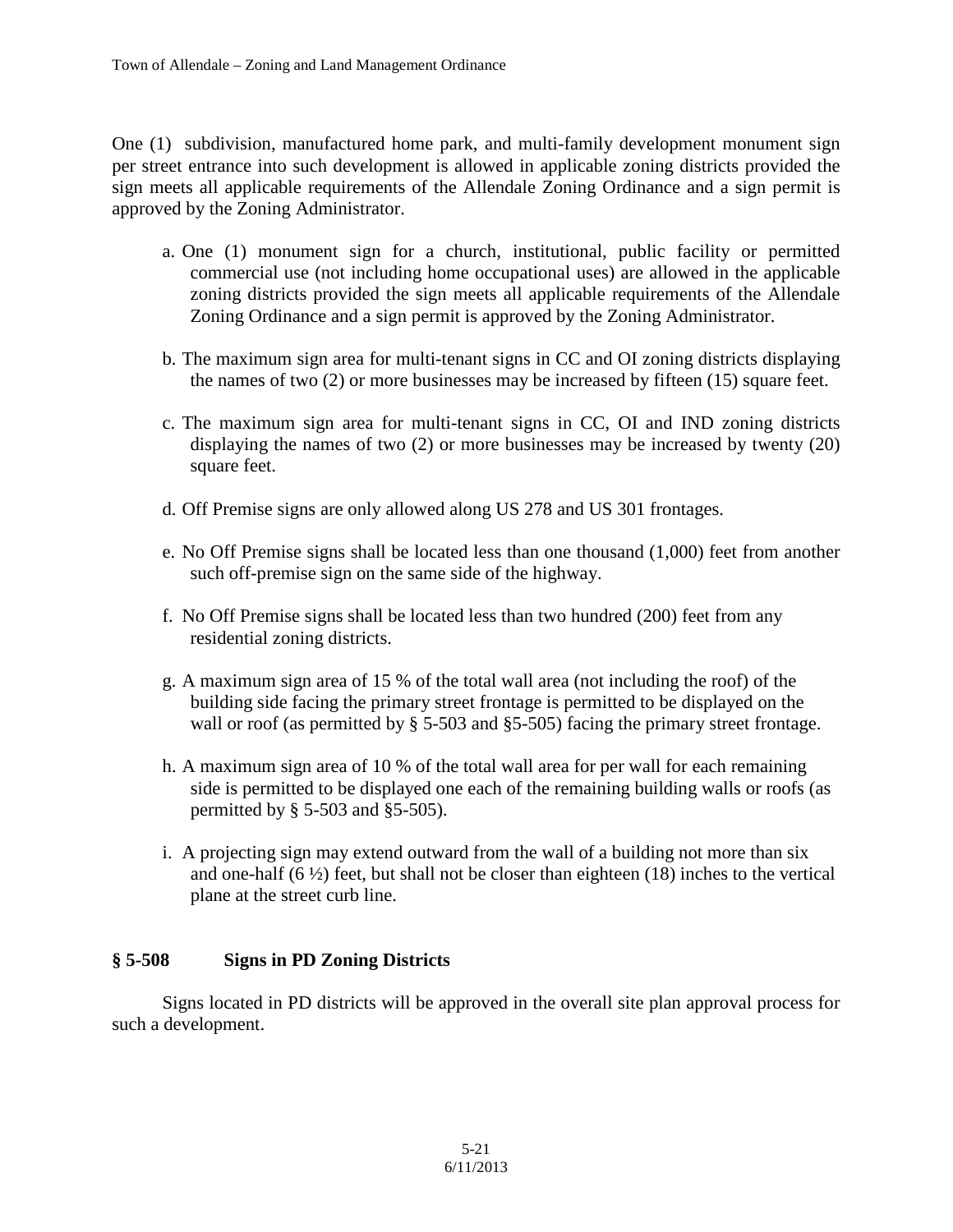One (1) subdivision, manufactured home park, and multi-family development monument sign per street entrance into such development is allowed in applicable zoning districts provided the sign meets all applicable requirements of the Allendale Zoning Ordinance and a sign permit is approved by the Zoning Administrator.

a. One (1) monument sign for a church, institutional, public facility or permitted commercial use (not including home occupational uses) are allowed in the applicable zoning districts provided the sign meets all applicable requirements of the Allendale Zoning Ordinance and a sign permit is approved by the Zoning Administrator.

b. The maximum sign area for multi-tenant signs in CC and OI zoning districts displaying the names of two (2) or more businesses may be increased by fifteen (15) square feet.

c. The maximum sign area for multi-tenant signs in CC, OI and IND zoning districts displaying the names of two (2) or more businesses may be increased by twenty (20) square feet.

d. Off Premise signs are only allowed along US 278 and US 301 frontages.

e. No Off Premise signs shall be located less than one thousand (1,000) feet from another such off-premise sign on the same side of the highway.

f. No Off Premise signs shall be located less than two hundred (200) feet from any residential zoning districts.

g. A maximum sign area of 15 % of the total wall area (not including the roof) of the building side facing the primary street frontage is permitted to be displayed on the wall or roof (as permitted by § 5-503 and §5-505) facing the primary street frontage.

h. A maximum sign area of 10 % of the total wall area for per wall for each remaining side is permitted to be displayed one each of the remaining building walls or roofs (as permitted by § 5-503 and §5-505).

i. A projecting sign may extend outward from the wall of a building not more than six and one-half (6 ½) feet, but shall not be closer than eighteen (18) inches to the vertical plane at the street curb line.

## § 5-508 Signs in PD Zoning Districts

Signs located in PD districts will be approved in the overall site plan approval process for such a development.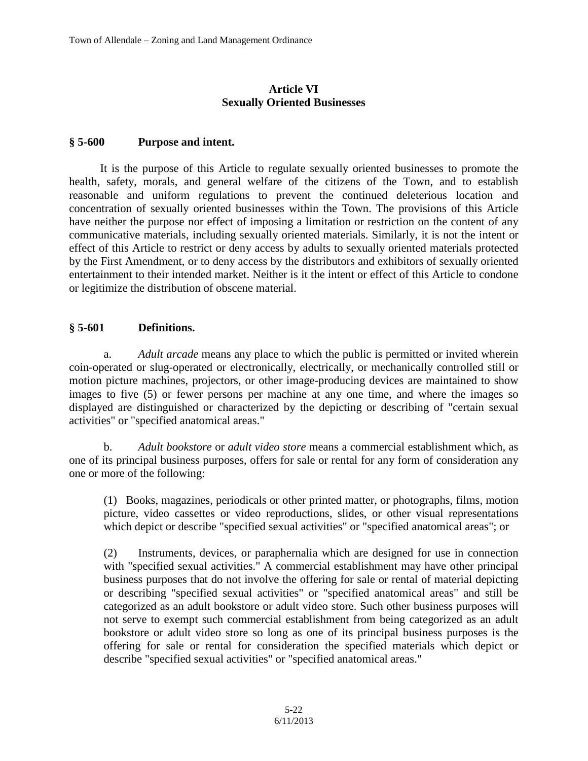## Article VI
## Sexually Oriented Businesses

### § 5-600 Purpose and intent.

It is the purpose of this Article to regulate sexually oriented businesses to promote the health, safety, morals, and general welfare of the citizens of the Town, and to establish reasonable and uniform regulations to prevent the continued deleterious location and concentration of sexually oriented businesses within the Town. The provisions of this Article have neither the purpose nor effect of imposing a limitation or restriction on the content of any communicative materials, including sexually oriented materials. Similarly, it is not the intent or effect of this Article to restrict or deny access by adults to sexually oriented materials protected by the First Amendment, or to deny access by the distributors and exhibitors of sexually oriented entertainment to their intended market. Neither is it the intent or effect of this Article to condone or legitimize the distribution of obscene material.

### § 5-601 Definitions.

a. *Adult arcade* means any place to which the public is permitted or invited wherein coin-operated or slug-operated or electronically, electrically, or mechanically controlled still or motion picture machines, projectors, or other image-producing devices are maintained to show images to five (5) or fewer persons per machine at any one time, and where the images so displayed are distinguished or characterized by the depicting or describing of "certain sexual activities" or "specified anatomical areas."

b. *Adult bookstore* or *adult video store* means a commercial establishment which, as one of its principal business purposes, offers for sale or rental for any form of consideration any one or more of the following:

(1) Books, magazines, periodicals or other printed matter, or photographs, films, motion picture, video cassettes or video reproductions, slides, or other visual representations which depict or describe "specified sexual activities" or "specified anatomical areas"; or

(2) Instruments, devices, or paraphernalia which are designed for use in connection with "specified sexual activities." A commercial establishment may have other principal business purposes that do not involve the offering for sale or rental of material depicting or describing "specified sexual activities" or "specified anatomical areas" and still be categorized as an adult bookstore or adult video store. Such other business purposes will not serve to exempt such commercial establishment from being categorized as an adult bookstore or adult video store so long as one of its principal business purposes is the offering for sale or rental for consideration the specified materials which depict or describe "specified sexual activities" or "specified anatomical areas."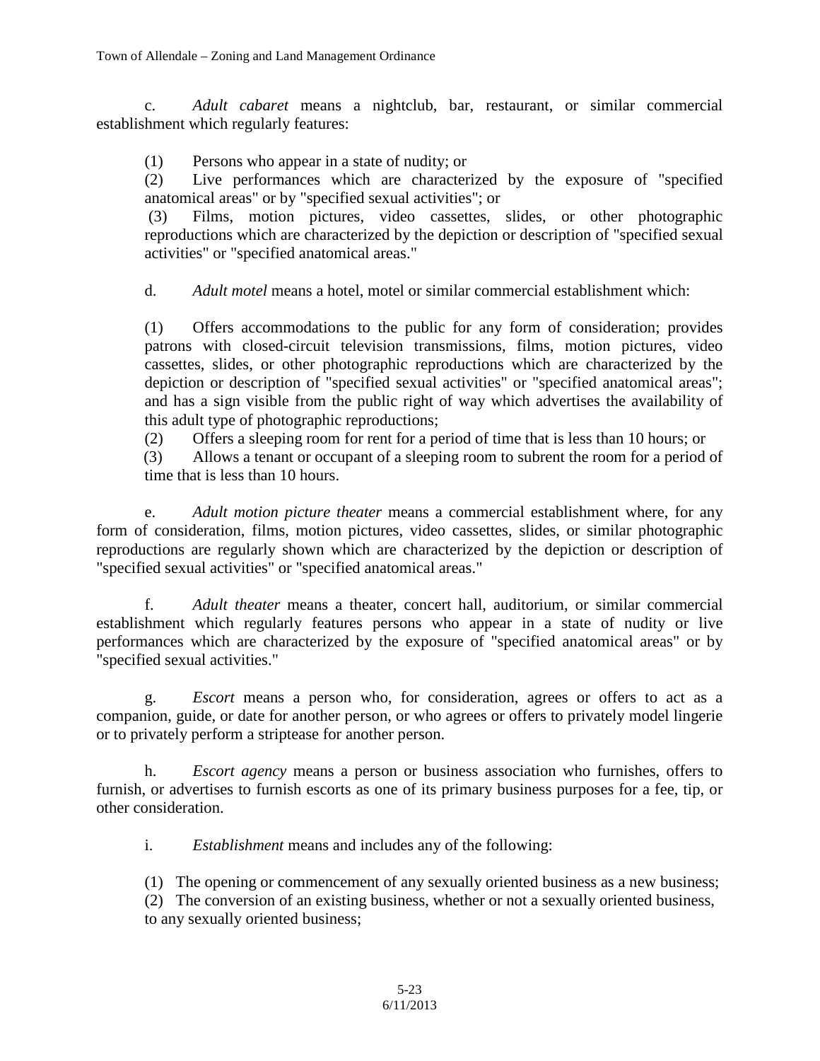c. *Adult cabaret* means a nightclub, bar, restaurant, or similar commercial establishment which regularly features:

(1) Persons who appear in a state of nudity; or
(2) Live performances which are characterized by the exposure of "specified anatomical areas" or by "specified sexual activities"; or
(3) Films, motion pictures, video cassettes, slides, or other photographic reproductions which are characterized by the depiction or description of "specified sexual activities" or "specified anatomical areas."

d. *Adult motel* means a hotel, motel or similar commercial establishment which:

(1) Offers accommodations to the public for any form of consideration; provides patrons with closed-circuit television transmissions, films, motion pictures, video cassettes, slides, or other photographic reproductions which are characterized by the depiction or description of "specified sexual activities" or "specified anatomical areas"; and has a sign visible from the public right of way which advertises the availability of this adult type of photographic reproductions;
(2) Offers a sleeping room for rent for a period of time that is less than 10 hours; or
(3) Allows a tenant or occupant of a sleeping room to subrent the room for a period of time that is less than 10 hours.

e. *Adult motion picture theater* means a commercial establishment where, for any form of consideration, films, motion pictures, video cassettes, slides, or similar photographic reproductions are regularly shown which are characterized by the depiction or description of "specified sexual activities" or "specified anatomical areas."

f. *Adult theater* means a theater, concert hall, auditorium, or similar commercial establishment which regularly features persons who appear in a state of nudity or live performances which are characterized by the exposure of "specified anatomical areas" or by "specified sexual activities."

g. *Escort* means a person who, for consideration, agrees or offers to act as a companion, guide, or date for another person, or who agrees or offers to privately model lingerie or to privately perform a striptease for another person.

h. *Escort agency* means a person or business association who furnishes, offers to furnish, or advertises to furnish escorts as one of its primary business purposes for a fee, tip, or other consideration.

i. *Establishment* means and includes any of the following:

(1) The opening or commencement of any sexually oriented business as a new business;
(2) The conversion of an existing business, whether or not a sexually oriented business, to any sexually oriented business;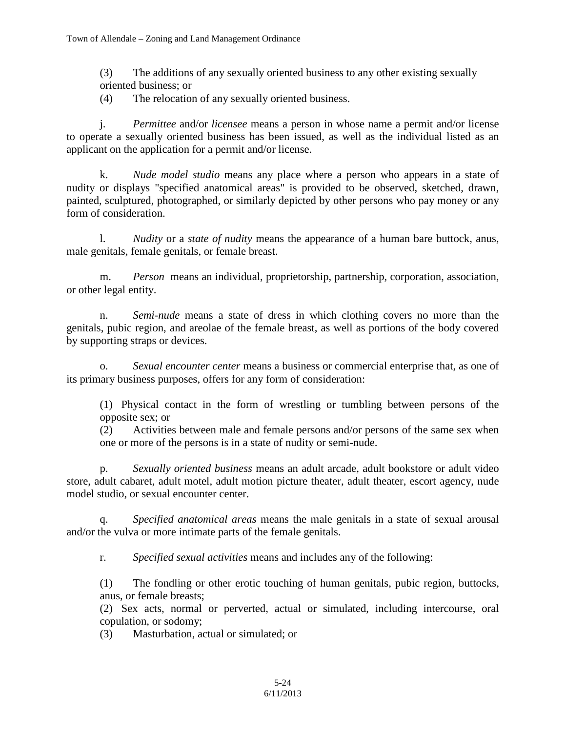(3) The additions of any sexually oriented business to any other existing sexually oriented business; or

(4) The relocation of any sexually oriented business.

j. *Permittee* and/or *licensee* means a person in whose name a permit and/or license to operate a sexually oriented business has been issued, as well as the individual listed as an applicant on the application for a permit and/or license.

k. *Nude model studio* means any place where a person who appears in a state of nudity or displays "specified anatomical areas" is provided to be observed, sketched, drawn, painted, sculptured, photographed, or similarly depicted by other persons who pay money or any form of consideration.

l. *Nudity* or a *state of nudity* means the appearance of a human bare buttock, anus, male genitals, female genitals, or female breast.

m. *Person* means an individual, proprietorship, partnership, corporation, association, or other legal entity.

n. *Semi-nude* means a state of dress in which clothing covers no more than the genitals, pubic region, and areolae of the female breast, as well as portions of the body covered by supporting straps or devices.

o. *Sexual encounter center* means a business or commercial enterprise that, as one of its primary business purposes, offers for any form of consideration:

(1) Physical contact in the form of wrestling or tumbling between persons of the opposite sex; or

(2) Activities between male and female persons and/or persons of the same sex when one or more of the persons is in a state of nudity or semi-nude.

p. *Sexually oriented business* means an adult arcade, adult bookstore or adult video store, adult cabaret, adult motel, adult motion picture theater, adult theater, escort agency, nude model studio, or sexual encounter center.

q. *Specified anatomical areas* means the male genitals in a state of sexual arousal and/or the vulva or more intimate parts of the female genitals.

r. *Specified sexual activities* means and includes any of the following:

(1) The fondling or other erotic touching of human genitals, pubic region, buttocks, anus, or female breasts;

(2) Sex acts, normal or perverted, actual or simulated, including intercourse, oral copulation, or sodomy;

(3) Masturbation, actual or simulated; or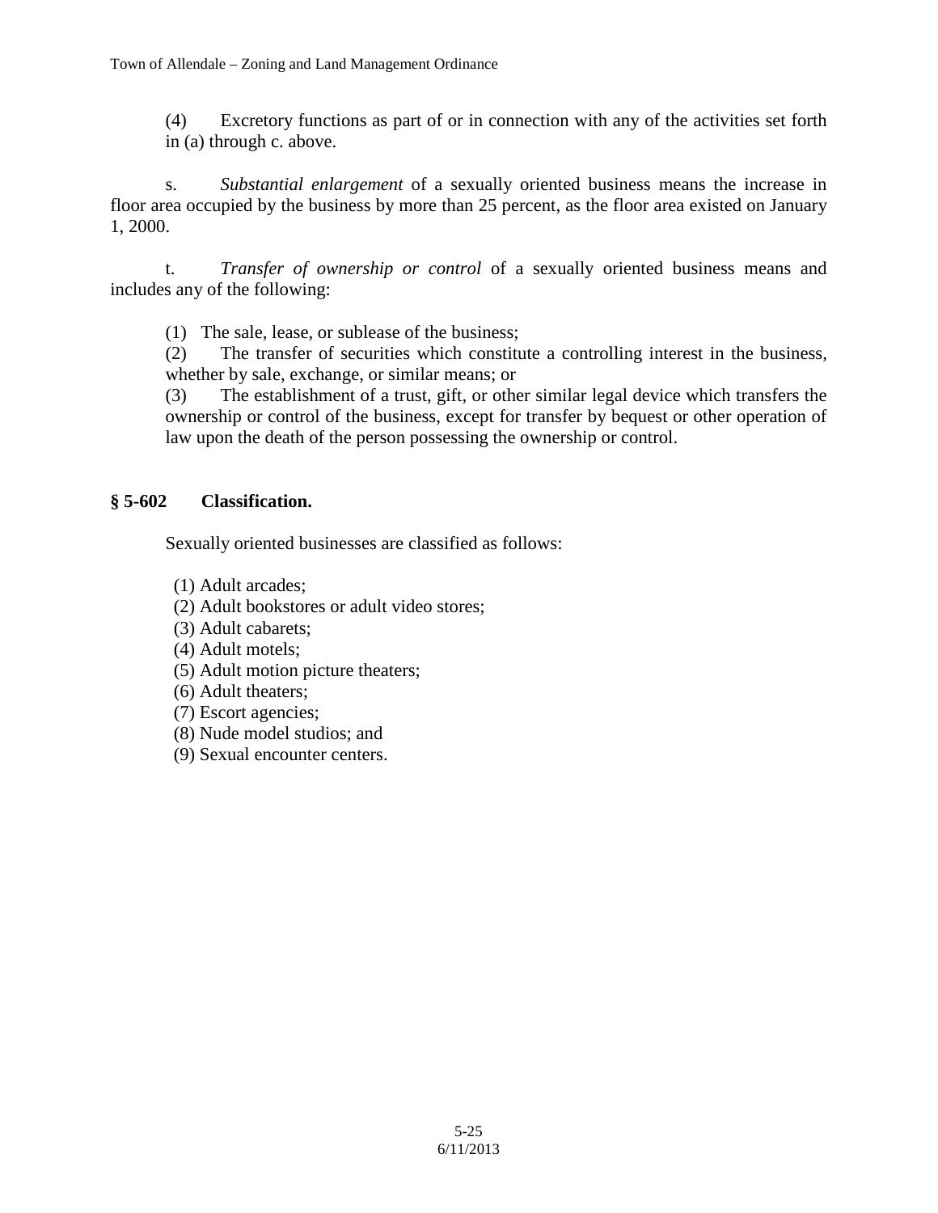(4) Excretory functions as part of or in connection with any of the activities set forth in (a) through c. above.

s. *Substantial enlargement* of a sexually oriented business means the increase in floor area occupied by the business by more than 25 percent, as the floor area existed on January 1, 2000.

t. *Transfer of ownership or control* of a sexually oriented business means and includes any of the following:

(1) The sale, lease, or sublease of the business;
(2) The transfer of securities which constitute a controlling interest in the business, whether by sale, exchange, or similar means; or
(3) The establishment of a trust, gift, or other similar legal device which transfers the ownership or control of the business, except for transfer by bequest or other operation of law upon the death of the person possessing the ownership or control.

## § 5-602 Classification.

Sexually oriented businesses are classified as follows:

(1) Adult arcades;
(2) Adult bookstores or adult video stores;
(3) Adult cabarets;
(4) Adult motels;
(5) Adult motion picture theaters;
(6) Adult theaters;
(7) Escort agencies;
(8) Nude model studios; and
(9) Sexual encounter centers.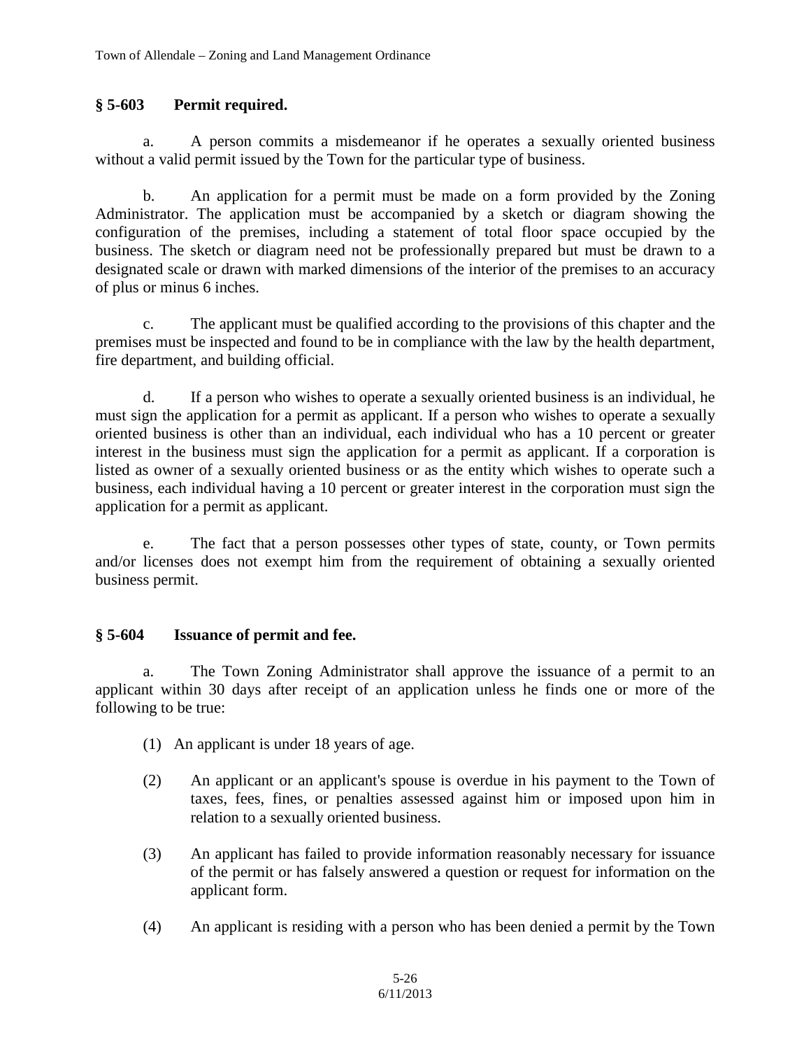## § 5-603 Permit required.

a. A person commits a misdemeanor if he operates a sexually oriented business without a valid permit issued by the Town for the particular type of business.

b. An application for a permit must be made on a form provided by the Zoning Administrator. The application must be accompanied by a sketch or diagram showing the configuration of the premises, including a statement of total floor space occupied by the business. The sketch or diagram need not be professionally prepared but must be drawn to a designated scale or drawn with marked dimensions of the interior of the premises to an accuracy of plus or minus 6 inches.

c. The applicant must be qualified according to the provisions of this chapter and the premises must be inspected and found to be in compliance with the law by the health department, fire department, and building official.

d. If a person who wishes to operate a sexually oriented business is an individual, he must sign the application for a permit as applicant. If a person who wishes to operate a sexually oriented business is other than an individual, each individual who has a 10 percent or greater interest in the business must sign the application for a permit as applicant. If a corporation is listed as owner of a sexually oriented business or as the entity which wishes to operate such a business, each individual having a 10 percent or greater interest in the corporation must sign the application for a permit as applicant.

e. The fact that a person possesses other types of state, county, or Town permits and/or licenses does not exempt him from the requirement of obtaining a sexually oriented business permit.

## § 5-604 Issuance of permit and fee.

a. The Town Zoning Administrator shall approve the issuance of a permit to an applicant within 30 days after receipt of an application unless he finds one or more of the following to be true:

(1) An applicant is under 18 years of age.

(2) An applicant or an applicant's spouse is overdue in his payment to the Town of taxes, fees, fines, or penalties assessed against him or imposed upon him in relation to a sexually oriented business.

(3) An applicant has failed to provide information reasonably necessary for issuance of the permit or has falsely answered a question or request for information on the applicant form.

(4) An applicant is residing with a person who has been denied a permit by the Town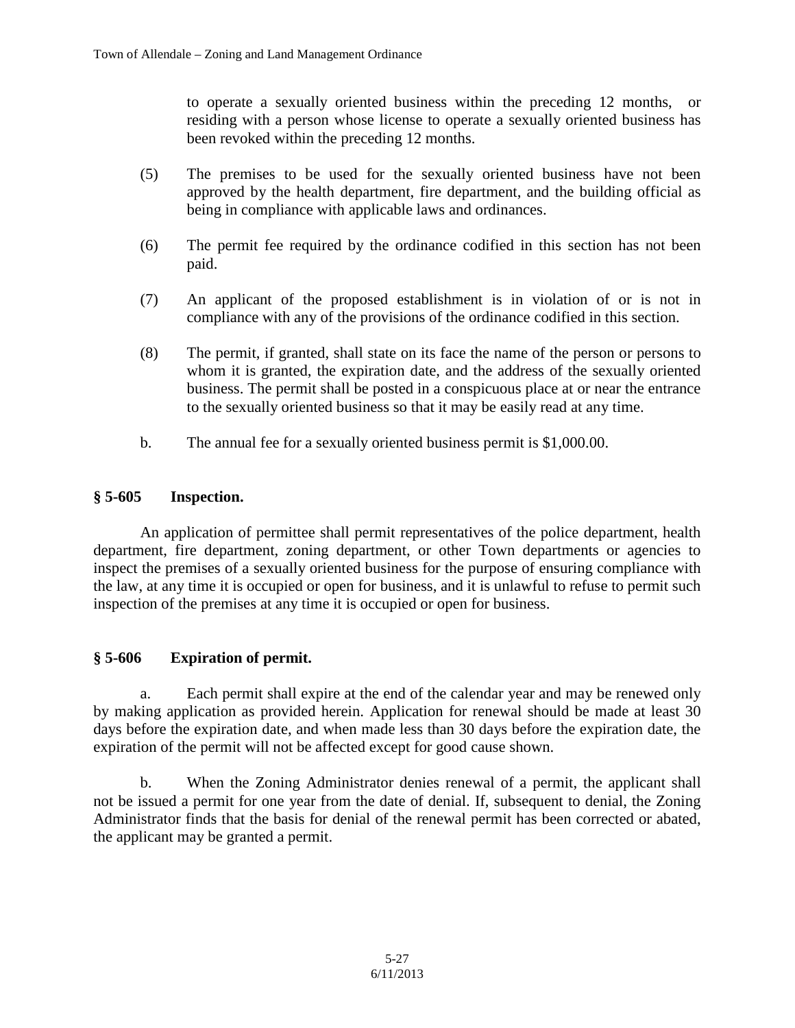to operate a sexually oriented business within the preceding 12 months, or residing with a person whose license to operate a sexually oriented business has been revoked within the preceding 12 months.

(5) The premises to be used for the sexually oriented business have not been approved by the health department, fire department, and the building official as being in compliance with applicable laws and ordinances.

(6) The permit fee required by the ordinance codified in this section has not been paid.

(7) An applicant of the proposed establishment is in violation of or is not in compliance with any of the provisions of the ordinance codified in this section.

(8) The permit, if granted, shall state on its face the name of the person or persons to whom it is granted, the expiration date, and the address of the sexually oriented business. The permit shall be posted in a conspicuous place at or near the entrance to the sexually oriented business so that it may be easily read at any time.

b. The annual fee for a sexually oriented business permit is $1,000.00.

### § 5-605 Inspection.

An application of permittee shall permit representatives of the police department, health department, fire department, zoning department, or other Town departments or agencies to inspect the premises of a sexually oriented business for the purpose of ensuring compliance with the law, at any time it is occupied or open for business, and it is unlawful to refuse to permit such inspection of the premises at any time it is occupied or open for business.

### § 5-606 Expiration of permit.

a. Each permit shall expire at the end of the calendar year and may be renewed only by making application as provided herein. Application for renewal should be made at least 30 days before the expiration date, and when made less than 30 days before the expiration date, the expiration of the permit will not be affected except for good cause shown.

b. When the Zoning Administrator denies renewal of a permit, the applicant shall not be issued a permit for one year from the date of denial. If, subsequent to denial, the Zoning Administrator finds that the basis for denial of the renewal permit has been corrected or abated, the applicant may be granted a permit.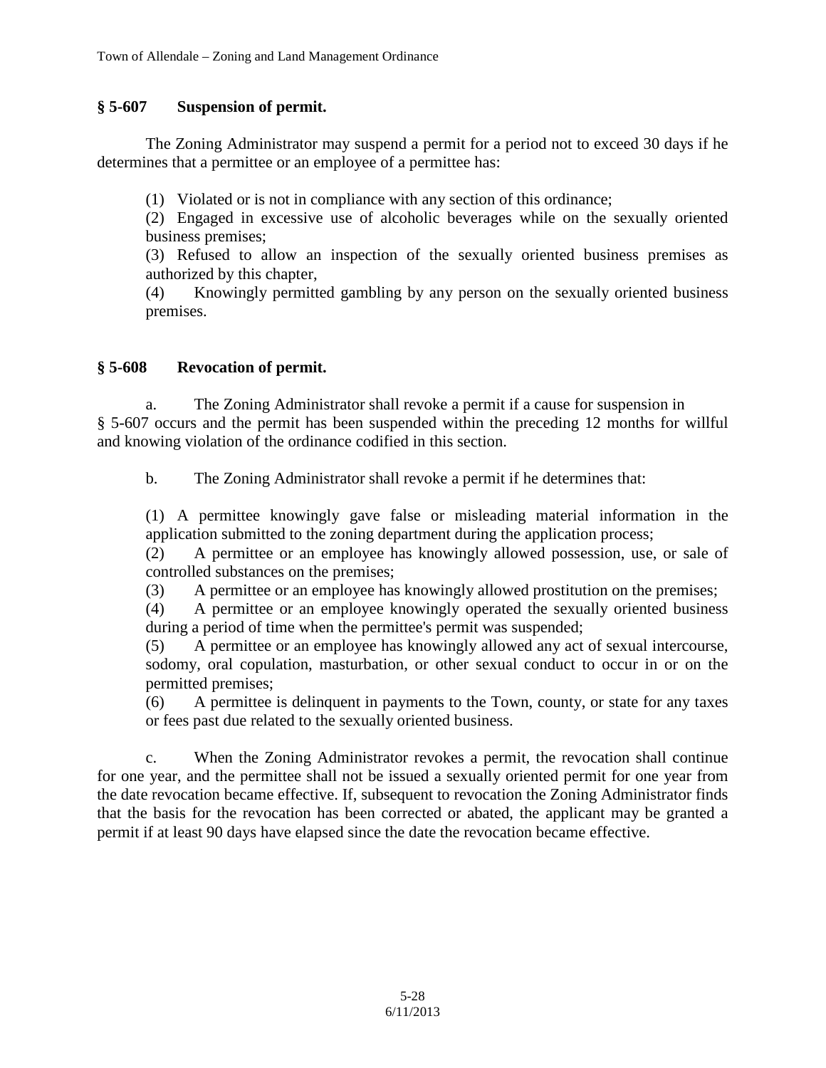## § 5-607 Suspension of permit.

The Zoning Administrator may suspend a permit for a period not to exceed 30 days if he determines that a permittee or an employee of a permittee has:

(1) Violated or is not in compliance with any section of this ordinance;
(2) Engaged in excessive use of alcoholic beverages while on the sexually oriented business premises;
(3) Refused to allow an inspection of the sexually oriented business premises as authorized by this chapter,
(4) Knowingly permitted gambling by any person on the sexually oriented business premises.

## § 5-608 Revocation of permit.

a. The Zoning Administrator shall revoke a permit if a cause for suspension in § 5-607 occurs and the permit has been suspended within the preceding 12 months for willful and knowing violation of the ordinance codified in this section.

b. The Zoning Administrator shall revoke a permit if he determines that:

(1) A permittee knowingly gave false or misleading material information in the application submitted to the zoning department during the application process;
(2) A permittee or an employee has knowingly allowed possession, use, or sale of controlled substances on the premises;
(3) A permittee or an employee has knowingly allowed prostitution on the premises;
(4) A permittee or an employee knowingly operated the sexually oriented business during a period of time when the permittee's permit was suspended;
(5) A permittee or an employee has knowingly allowed any act of sexual intercourse, sodomy, oral copulation, masturbation, or other sexual conduct to occur in or on the permitted premises;
(6) A permittee is delinquent in payments to the Town, county, or state for any taxes or fees past due related to the sexually oriented business.

c. When the Zoning Administrator revokes a permit, the revocation shall continue for one year, and the permittee shall not be issued a sexually oriented permit for one year from the date revocation became effective. If, subsequent to revocation the Zoning Administrator finds that the basis for the revocation has been corrected or abated, the applicant may be granted a permit if at least 90 days have elapsed since the date the revocation became effective.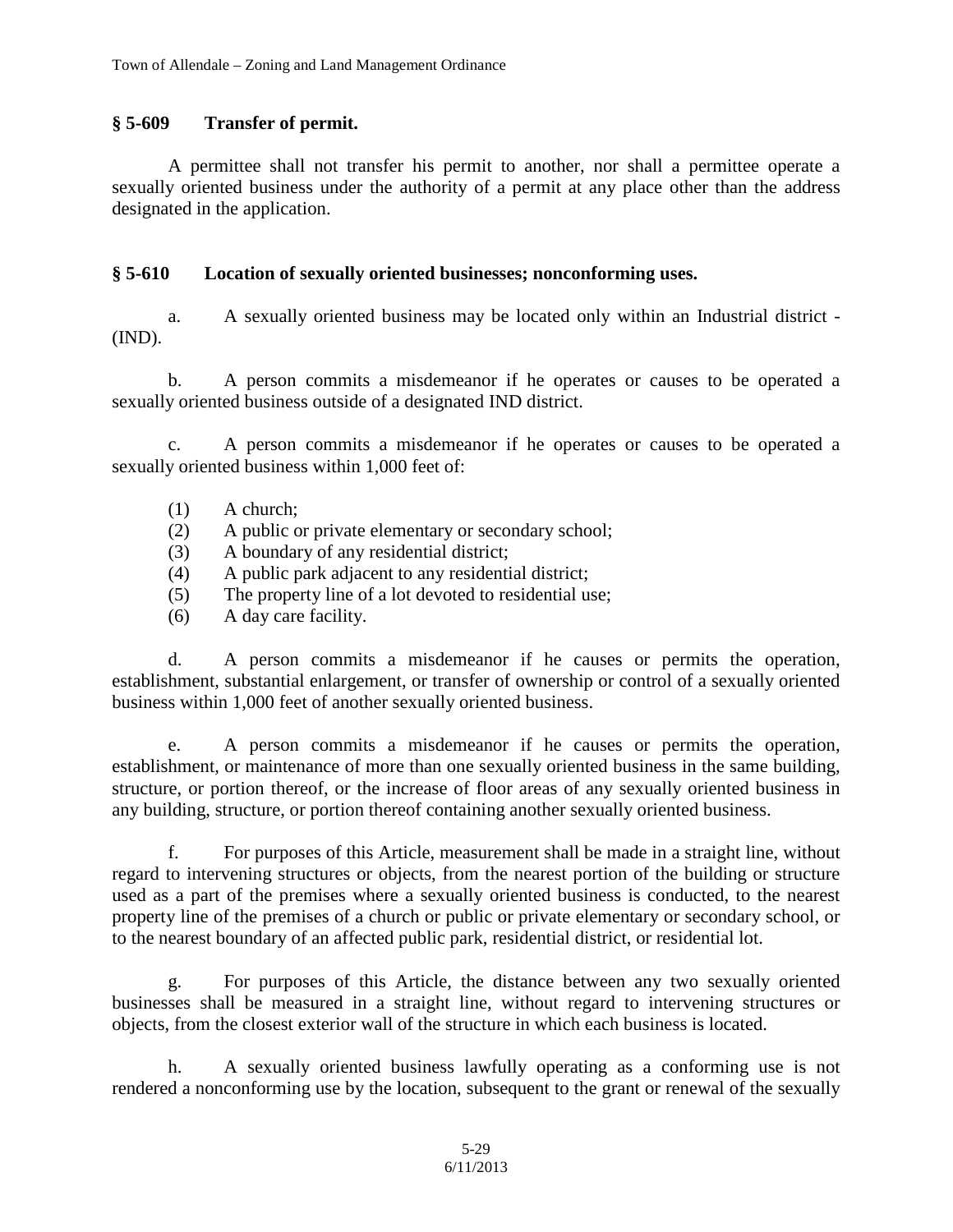## § 5-609 Transfer of permit.

A permittee shall not transfer his permit to another, nor shall a permittee operate a sexually oriented business under the authority of a permit at any place other than the address designated in the application.

## § 5-610 Location of sexually oriented businesses; nonconforming uses.

a. A sexually oriented business may be located only within an Industrial district - (IND).

b. A person commits a misdemeanor if he operates or causes to be operated a sexually oriented business outside of a designated IND district.

c. A person commits a misdemeanor if he operates or causes to be operated a sexually oriented business within 1,000 feet of:

(1) A church;
(2) A public or private elementary or secondary school;
(3) A boundary of any residential district;
(4) A public park adjacent to any residential district;
(5) The property line of a lot devoted to residential use;
(6) A day care facility.

d. A person commits a misdemeanor if he causes or permits the operation, establishment, substantial enlargement, or transfer of ownership or control of a sexually oriented business within 1,000 feet of another sexually oriented business.

e. A person commits a misdemeanor if he causes or permits the operation, establishment, or maintenance of more than one sexually oriented business in the same building, structure, or portion thereof, or the increase of floor areas of any sexually oriented business in any building, structure, or portion thereof containing another sexually oriented business.

f. For purposes of this Article, measurement shall be made in a straight line, without regard to intervening structures or objects, from the nearest portion of the building or structure used as a part of the premises where a sexually oriented business is conducted, to the nearest property line of the premises of a church or public or private elementary or secondary school, or to the nearest boundary of an affected public park, residential district, or residential lot.

g. For purposes of this Article, the distance between any two sexually oriented businesses shall be measured in a straight line, without regard to intervening structures or objects, from the closest exterior wall of the structure in which each business is located.

h. A sexually oriented business lawfully operating as a conforming use is not rendered a nonconforming use by the location, subsequent to the grant or renewal of the sexually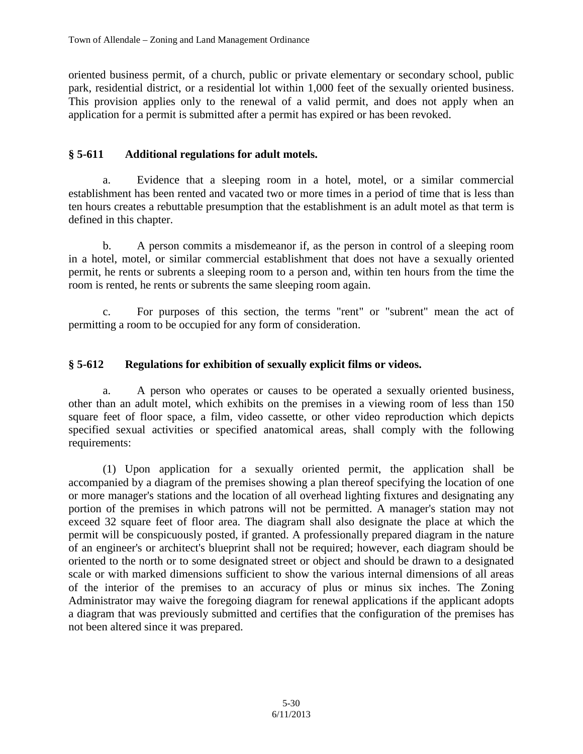oriented business permit, of a church, public or private elementary or secondary school, public park, residential district, or a residential lot within 1,000 feet of the sexually oriented business. This provision applies only to the renewal of a valid permit, and does not apply when an application for a permit is submitted after a permit has expired or has been revoked.

## § 5-611 Additional regulations for adult motels.

a. Evidence that a sleeping room in a hotel, motel, or a similar commercial establishment has been rented and vacated two or more times in a period of time that is less than ten hours creates a rebuttable presumption that the establishment is an adult motel as that term is defined in this chapter.

b. A person commits a misdemeanor if, as the person in control of a sleeping room in a hotel, motel, or similar commercial establishment that does not have a sexually oriented permit, he rents or subrents a sleeping room to a person and, within ten hours from the time the room is rented, he rents or subrents the same sleeping room again.

c. For purposes of this section, the terms "rent" or "subrent" mean the act of permitting a room to be occupied for any form of consideration.

## § 5-612 Regulations for exhibition of sexually explicit films or videos.

a. A person who operates or causes to be operated a sexually oriented business, other than an adult motel, which exhibits on the premises in a viewing room of less than 150 square feet of floor space, a film, video cassette, or other video reproduction which depicts specified sexual activities or specified anatomical areas, shall comply with the following requirements:

(1) Upon application for a sexually oriented permit, the application shall be accompanied by a diagram of the premises showing a plan thereof specifying the location of one or more manager's stations and the location of all overhead lighting fixtures and designating any portion of the premises in which patrons will not be permitted. A manager's station may not exceed 32 square feet of floor area. The diagram shall also designate the place at which the permit will be conspicuously posted, if granted. A professionally prepared diagram in the nature of an engineer's or architect's blueprint shall not be required; however, each diagram should be oriented to the north or to some designated street or object and should be drawn to a designated scale or with marked dimensions sufficient to show the various internal dimensions of all areas of the interior of the premises to an accuracy of plus or minus six inches. The Zoning Administrator may waive the foregoing diagram for renewal applications if the applicant adopts a diagram that was previously submitted and certifies that the configuration of the premises has not been altered since it was prepared.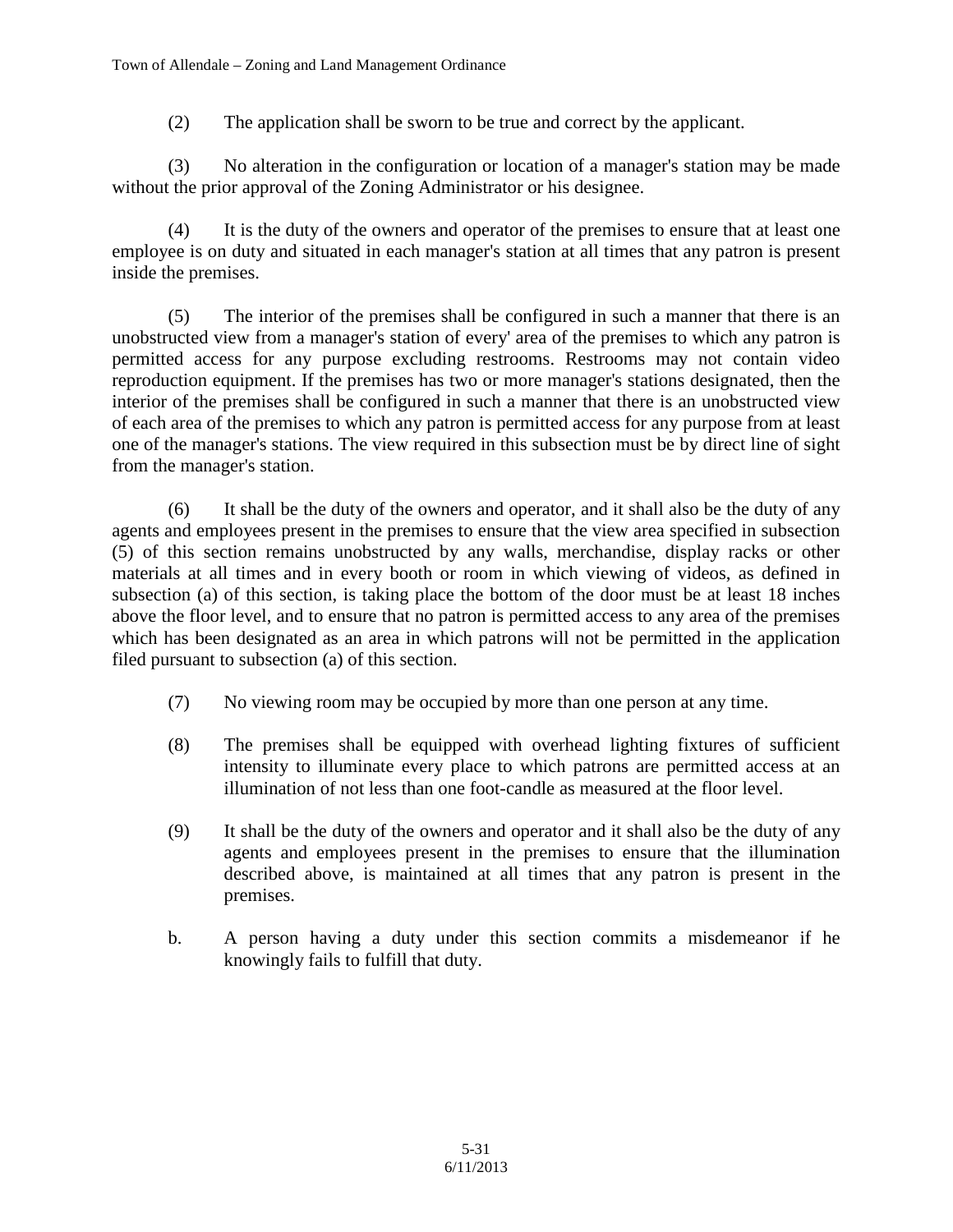(2) The application shall be sworn to be true and correct by the applicant.

(3) No alteration in the configuration or location of a manager's station may be made without the prior approval of the Zoning Administrator or his designee.

(4) It is the duty of the owners and operator of the premises to ensure that at least one employee is on duty and situated in each manager's station at all times that any patron is present inside the premises.

(5) The interior of the premises shall be configured in such a manner that there is an unobstructed view from a manager's station of every' area of the premises to which any patron is permitted access for any purpose excluding restrooms. Restrooms may not contain video reproduction equipment. If the premises has two or more manager's stations designated, then the interior of the premises shall be configured in such a manner that there is an unobstructed view of each area of the premises to which any patron is permitted access for any purpose from at least one of the manager's stations. The view required in this subsection must be by direct line of sight from the manager's station.

(6) It shall be the duty of the owners and operator, and it shall also be the duty of any agents and employees present in the premises to ensure that the view area specified in subsection (5) of this section remains unobstructed by any walls, merchandise, display racks or other materials at all times and in every booth or room in which viewing of videos, as defined in subsection (a) of this section, is taking place the bottom of the door must be at least 18 inches above the floor level, and to ensure that no patron is permitted access to any area of the premises which has been designated as an area in which patrons will not be permitted in the application filed pursuant to subsection (a) of this section.

(7) No viewing room may be occupied by more than one person at any time.

(8) The premises shall be equipped with overhead lighting fixtures of sufficient intensity to illuminate every place to which patrons are permitted access at an illumination of not less than one foot-candle as measured at the floor level.

(9) It shall be the duty of the owners and operator and it shall also be the duty of any agents and employees present in the premises to ensure that the illumination described above, is maintained at all times that any patron is present in the premises.

b. A person having a duty under this section commits a misdemeanor if he knowingly fails to fulfill that duty.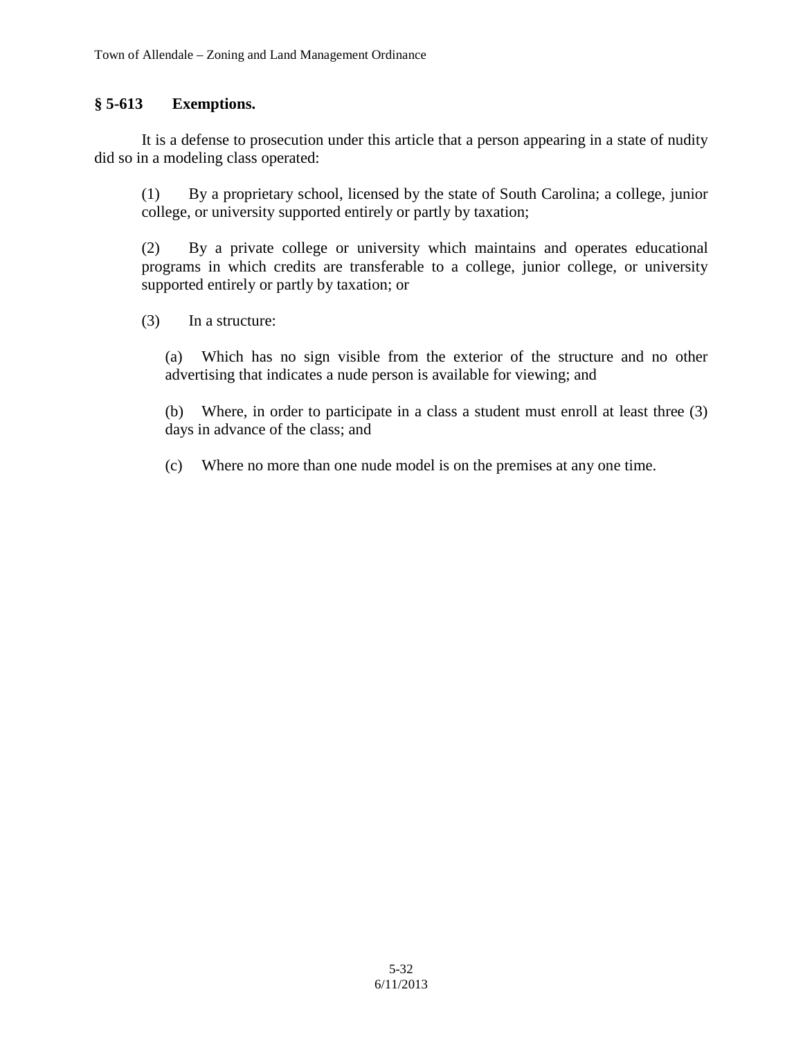### § 5-613 Exemptions.

It is a defense to prosecution under this article that a person appearing in a state of nudity did so in a modeling class operated:

(1) By a proprietary school, licensed by the state of South Carolina; a college, junior college, or university supported entirely or partly by taxation;

(2) By a private college or university which maintains and operates educational programs in which credits are transferable to a college, junior college, or university supported entirely or partly by taxation; or

(3) In a structure:

(a) Which has no sign visible from the exterior of the structure and no other advertising that indicates a nude person is available for viewing; and

(b) Where, in order to participate in a class a student must enroll at least three (3) days in advance of the class; and

(c) Where no more than one nude model is on the premises at any one time.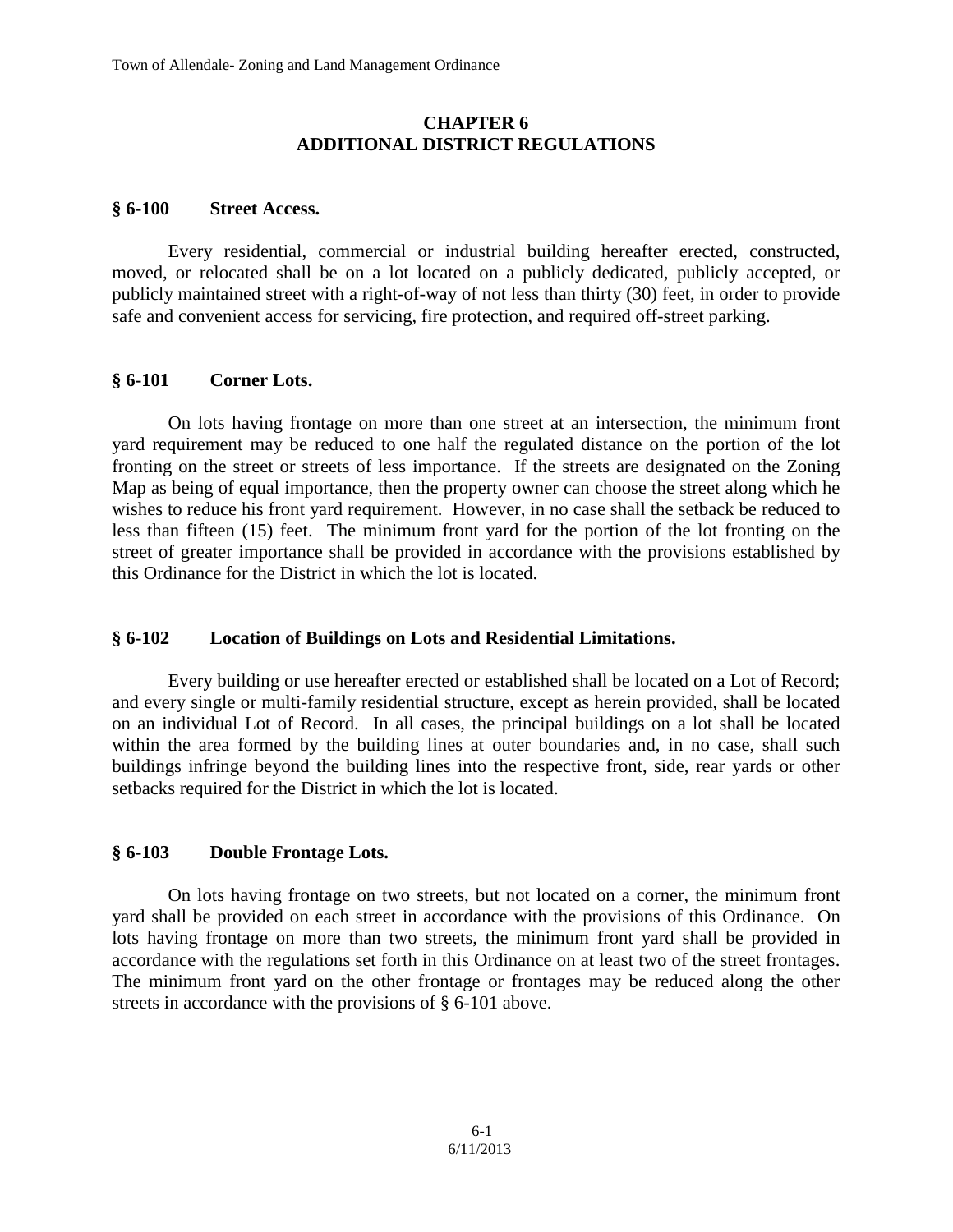# CHAPTER 6
# ADDITIONAL DISTRICT REGULATIONS

## § 6-100 Street Access.

Every residential, commercial or industrial building hereafter erected, constructed, moved, or relocated shall be on a lot located on a publicly dedicated, publicly accepted, or publicly maintained street with a right-of-way of not less than thirty (30) feet, in order to provide safe and convenient access for servicing, fire protection, and required off-street parking.

## § 6-101 Corner Lots.

On lots having frontage on more than one street at an intersection, the minimum front yard requirement may be reduced to one half the regulated distance on the portion of the lot fronting on the street or streets of less importance. If the streets are designated on the Zoning Map as being of equal importance, then the property owner can choose the street along which he wishes to reduce his front yard requirement. However, in no case shall the setback be reduced to less than fifteen (15) feet. The minimum front yard for the portion of the lot fronting on the street of greater importance shall be provided in accordance with the provisions established by this Ordinance for the District in which the lot is located.

## § 6-102 Location of Buildings on Lots and Residential Limitations.

Every building or use hereafter erected or established shall be located on a Lot of Record; and every single or multi-family residential structure, except as herein provided, shall be located on an individual Lot of Record. In all cases, the principal buildings on a lot shall be located within the area formed by the building lines at outer boundaries and, in no case, shall such buildings infringe beyond the building lines into the respective front, side, rear yards or other setbacks required for the District in which the lot is located.

## § 6-103 Double Frontage Lots.

On lots having frontage on two streets, but not located on a corner, the minimum front yard shall be provided on each street in accordance with the provisions of this Ordinance. On lots having frontage on more than two streets, the minimum front yard shall be provided in accordance with the regulations set forth in this Ordinance on at least two of the street frontages. The minimum front yard on the other frontage or frontages may be reduced along the other streets in accordance with the provisions of § 6-101 above.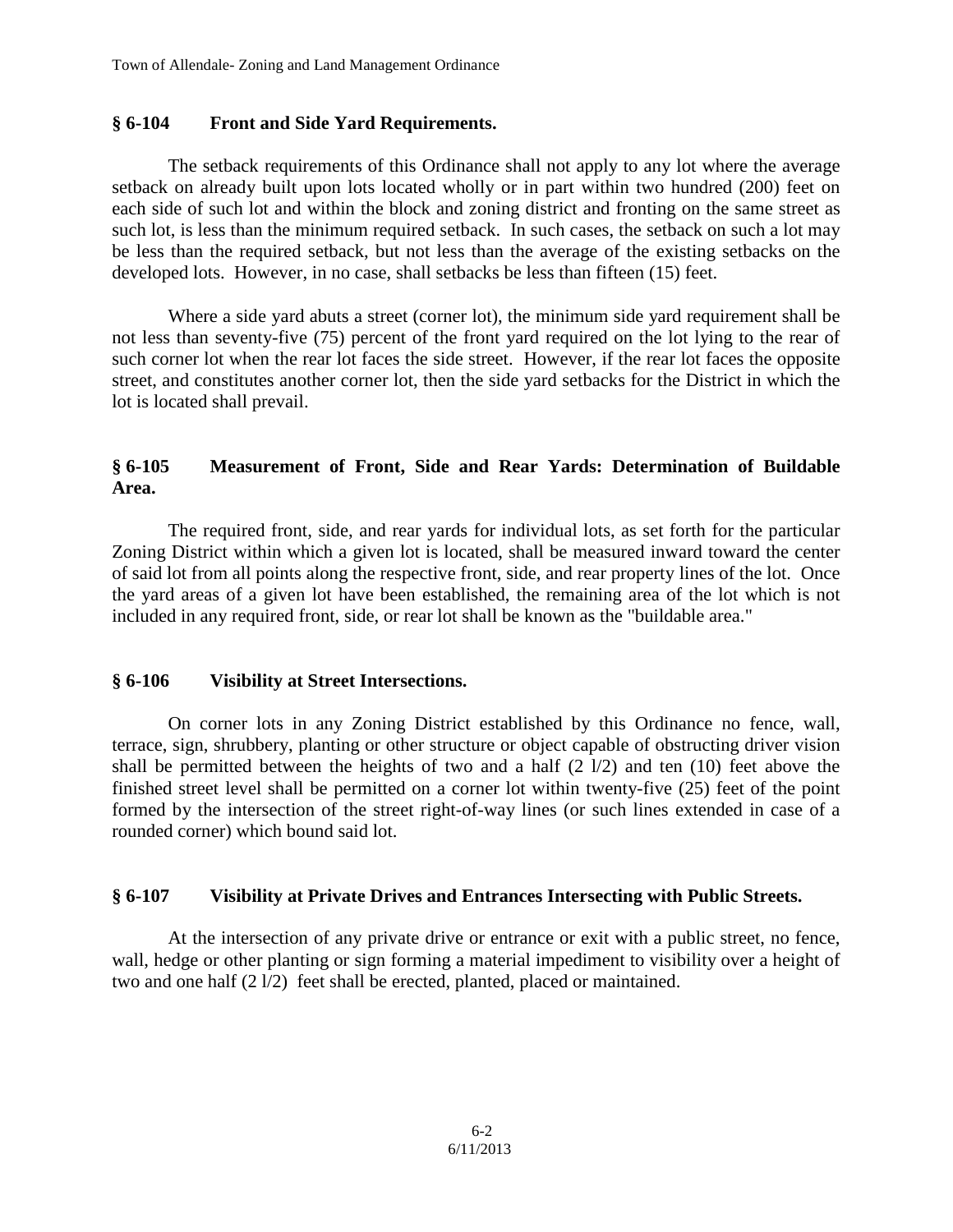## § 6-104 Front and Side Yard Requirements.

The setback requirements of this Ordinance shall not apply to any lot where the average setback on already built upon lots located wholly or in part within two hundred (200) feet on each side of such lot and within the block and zoning district and fronting on the same street as such lot, is less than the minimum required setback. In such cases, the setback on such a lot may be less than the required setback, but not less than the average of the existing setbacks on the developed lots. However, in no case, shall setbacks be less than fifteen (15) feet.

Where a side yard abuts a street (corner lot), the minimum side yard requirement shall be not less than seventy-five (75) percent of the front yard required on the lot lying to the rear of such corner lot when the rear lot faces the side street. However, if the rear lot faces the opposite street, and constitutes another corner lot, then the side yard setbacks for the District in which the lot is located shall prevail.

## § 6-105 Measurement of Front, Side and Rear Yards: Determination of Buildable Area.

The required front, side, and rear yards for individual lots, as set forth for the particular Zoning District within which a given lot is located, shall be measured inward toward the center of said lot from all points along the respective front, side, and rear property lines of the lot. Once the yard areas of a given lot have been established, the remaining area of the lot which is not included in any required front, side, or rear lot shall be known as the "buildable area."

## § 6-106 Visibility at Street Intersections.

On corner lots in any Zoning District established by this Ordinance no fence, wall, terrace, sign, shrubbery, planting or other structure or object capable of obstructing driver vision shall be permitted between the heights of two and a half (2 l/2) and ten (10) feet above the finished street level shall be permitted on a corner lot within twenty-five (25) feet of the point formed by the intersection of the street right-of-way lines (or such lines extended in case of a rounded corner) which bound said lot.

## § 6-107 Visibility at Private Drives and Entrances Intersecting with Public Streets.

At the intersection of any private drive or entrance or exit with a public street, no fence, wall, hedge or other planting or sign forming a material impediment to visibility over a height of two and one half (2 l/2) feet shall be erected, planted, placed or maintained.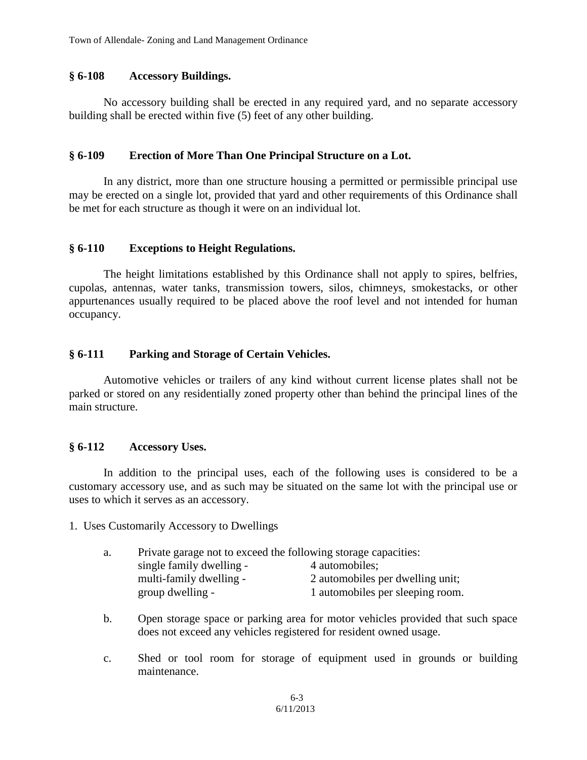## § 6-108 Accessory Buildings.

No accessory building shall be erected in any required yard, and no separate accessory building shall be erected within five (5) feet of any other building.

## § 6-109 Erection of More Than One Principal Structure on a Lot.

In any district, more than one structure housing a permitted or permissible principal use may be erected on a single lot, provided that yard and other requirements of this Ordinance shall be met for each structure as though it were on an individual lot.

## § 6-110 Exceptions to Height Regulations.

The height limitations established by this Ordinance shall not apply to spires, belfries, cupolas, antennas, water tanks, transmission towers, silos, chimneys, smokestacks, or other appurtenances usually required to be placed above the roof level and not intended for human occupancy.

## § 6-111 Parking and Storage of Certain Vehicles.

Automotive vehicles or trailers of any kind without current license plates shall not be parked or stored on any residentially zoned property other than behind the principal lines of the main structure.

## § 6-112 Accessory Uses.

In addition to the principal uses, each of the following uses is considered to be a customary accessory use, and as such may be situated on the same lot with the principal use or uses to which it serves as an accessory.

1. Uses Customarily Accessory to Dwellings

   a. Private garage not to exceed the following storage capacities:
      single family dwelling - 4 automobiles;
      multi-family dwelling - 2 automobiles per dwelling unit;
      group dwelling - 1 automobiles per sleeping room.

   b. Open storage space or parking area for motor vehicles provided that such space does not exceed any vehicles registered for resident owned usage.

   c. Shed or tool room for storage of equipment used in grounds or building maintenance.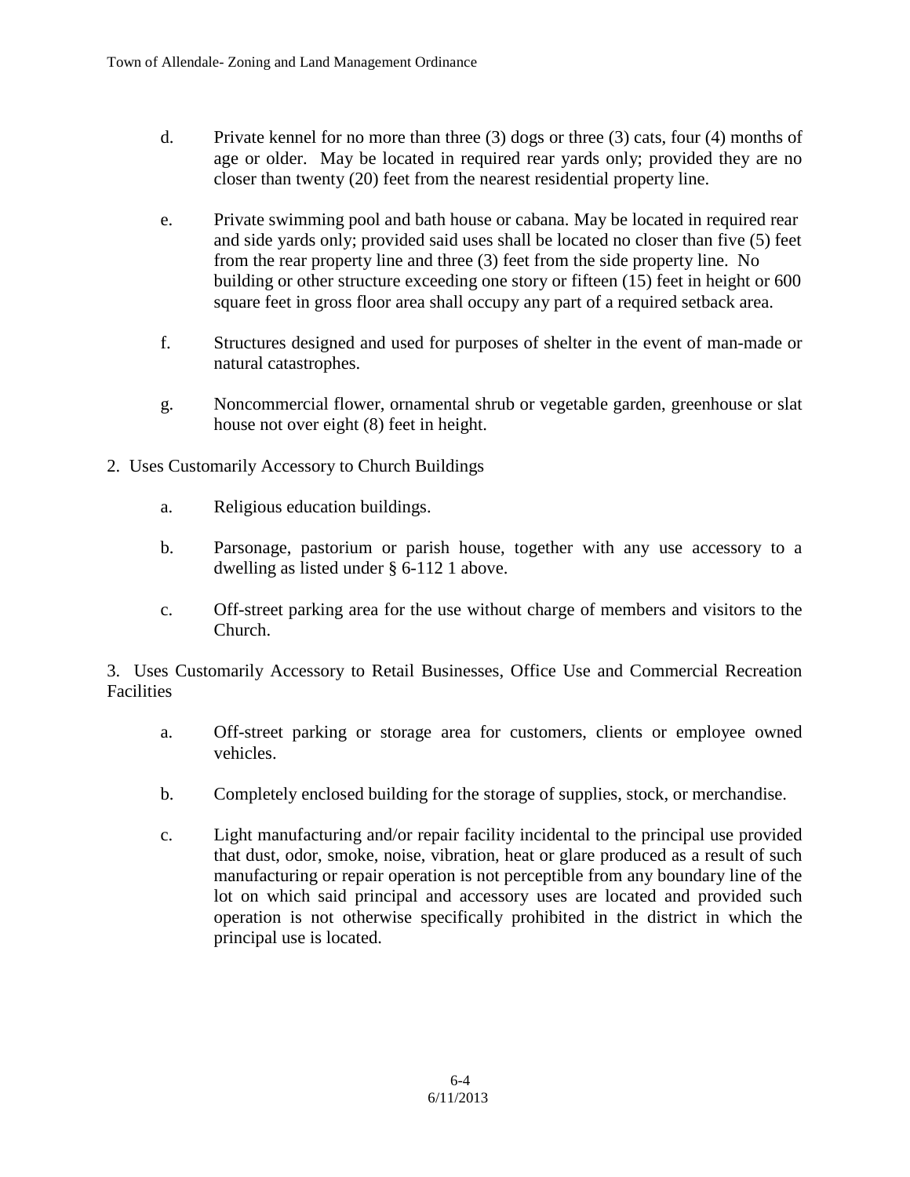d. Private kennel for no more than three (3) dogs or three (3) cats, four (4) months of age or older. May be located in required rear yards only; provided they are no closer than twenty (20) feet from the nearest residential property line.

e. Private swimming pool and bath house or cabana. May be located in required rear and side yards only; provided said uses shall be located no closer than five (5) feet from the rear property line and three (3) feet from the side property line. No building or other structure exceeding one story or fifteen (15) feet in height or 600 square feet in gross floor area shall occupy any part of a required setback area.

f. Structures designed and used for purposes of shelter in the event of man-made or natural catastrophes.

g. Noncommercial flower, ornamental shrub or vegetable garden, greenhouse or slat house not over eight (8) feet in height.

2. Uses Customarily Accessory to Church Buildings

a. Religious education buildings.

b. Parsonage, pastorium or parish house, together with any use accessory to a dwelling as listed under § 6-112 1 above.

c. Off-street parking area for the use without charge of members and visitors to the Church.

3. Uses Customarily Accessory to Retail Businesses, Office Use and Commercial Recreation Facilities

a. Off-street parking or storage area for customers, clients or employee owned vehicles.

b. Completely enclosed building for the storage of supplies, stock, or merchandise.

c. Light manufacturing and/or repair facility incidental to the principal use provided that dust, odor, smoke, noise, vibration, heat or glare produced as a result of such manufacturing or repair operation is not perceptible from any boundary line of the lot on which said principal and accessory uses are located and provided such operation is not otherwise specifically prohibited in the district in which the principal use is located.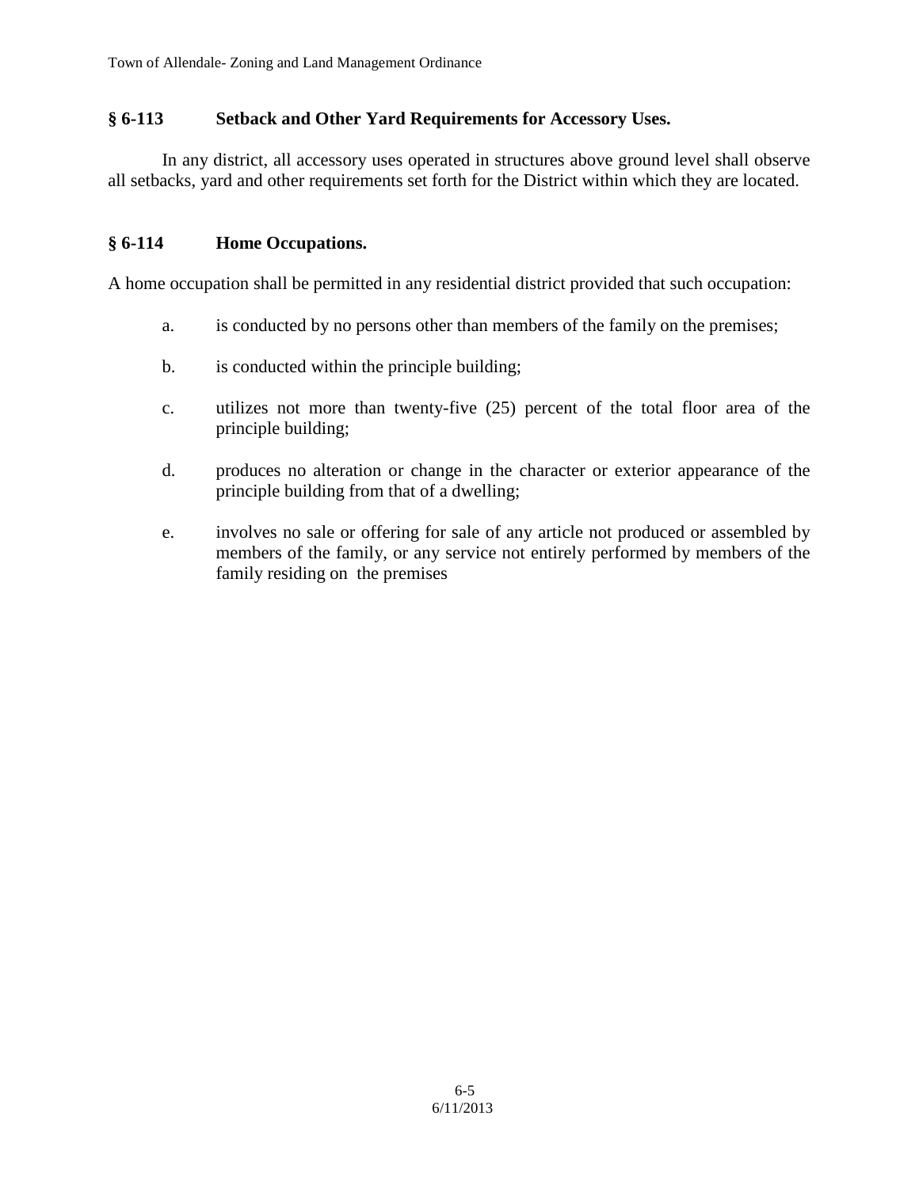### § 6-113 Setback and Other Yard Requirements for Accessory Uses.

In any district, all accessory uses operated in structures above ground level shall observe all setbacks, yard and other requirements set forth for the District within which they are located.

### § 6-114 Home Occupations.

A home occupation shall be permitted in any residential district provided that such occupation:

a. is conducted by no persons other than members of the family on the premises;

b. is conducted within the principle building;

c. utilizes not more than twenty-five (25) percent of the total floor area of the principle building;

d. produces no alteration or change in the character or exterior appearance of the principle building from that of a dwelling;

e. involves no sale or offering for sale of any article not produced or assembled by members of the family, or any service not entirely performed by members of the family residing on the premises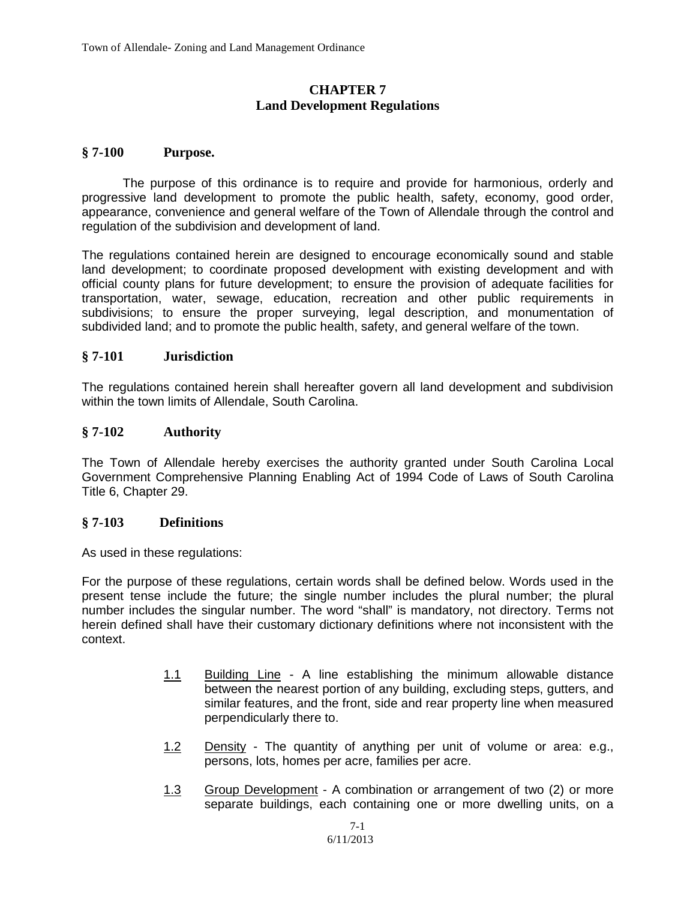# CHAPTER 7
## Land Development Regulations

### § 7-100 Purpose.

The purpose of this ordinance is to require and provide for harmonious, orderly and progressive land development to promote the public health, safety, economy, good order, appearance, convenience and general welfare of the Town of Allendale through the control and regulation of the subdivision and development of land.

The regulations contained herein are designed to encourage economically sound and stable land development; to coordinate proposed development with existing development and with official county plans for future development; to ensure the provision of adequate facilities for transportation, water, sewage, education, recreation and other public requirements in subdivisions; to ensure the proper surveying, legal description, and monumentation of subdivided land; and to promote the public health, safety, and general welfare of the town.

### § 7-101 Jurisdiction

The regulations contained herein shall hereafter govern all land development and subdivision within the town limits of Allendale, South Carolina.

### § 7-102 Authority

The Town of Allendale hereby exercises the authority granted under South Carolina Local Government Comprehensive Planning Enabling Act of 1994 Code of Laws of South Carolina Title 6, Chapter 29.

### § 7-103 Definitions

As used in these regulations:

For the purpose of these regulations, certain words shall be defined below. Words used in the present tense include the future; the single number includes the plural number; the plural number includes the singular number. The word "shall" is mandatory, not directory. Terms not herein defined shall have their customary dictionary definitions where not inconsistent with the context.

1.1 Building Line - A line establishing the minimum allowable distance between the nearest portion of any building, excluding steps, gutters, and similar features, and the front, side and rear property line when measured perpendicularly there to.

1.2 Density - The quantity of anything per unit of volume or area: e.g., persons, lots, homes per acre, families per acre.

1.3 Group Development - A combination or arrangement of two (2) or more separate buildings, each containing one or more dwelling units, on a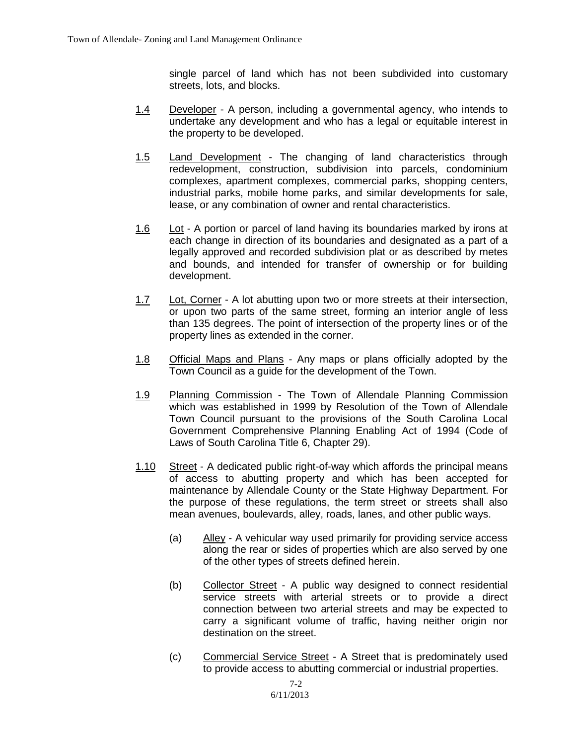single parcel of land which has not been subdivided into customary streets, lots, and blocks.

1.4 Developer - A person, including a governmental agency, who intends to undertake any development and who has a legal or equitable interest in the property to be developed.

1.5 Land Development - The changing of land characteristics through redevelopment, construction, subdivision into parcels, condominium complexes, apartment complexes, commercial parks, shopping centers, industrial parks, mobile home parks, and similar developments for sale, lease, or any combination of owner and rental characteristics.

1.6 Lot - A portion or parcel of land having its boundaries marked by irons at each change in direction of its boundaries and designated as a part of a legally approved and recorded subdivision plat or as described by metes and bounds, and intended for transfer of ownership or for building development.

1.7 Lot, Corner - A lot abutting upon two or more streets at their intersection, or upon two parts of the same street, forming an interior angle of less than 135 degrees. The point of intersection of the property lines or of the property lines as extended in the corner.

1.8 Official Maps and Plans - Any maps or plans officially adopted by the Town Council as a guide for the development of the Town.

1.9 Planning Commission - The Town of Allendale Planning Commission which was established in 1999 by Resolution of the Town of Allendale Town Council pursuant to the provisions of the South Carolina Local Government Comprehensive Planning Enabling Act of 1994 (Code of Laws of South Carolina Title 6, Chapter 29).

1.10 Street - A dedicated public right-of-way which affords the principal means of access to abutting property and which has been accepted for maintenance by Allendale County or the State Highway Department. For the purpose of these regulations, the term street or streets shall also mean avenues, boulevards, alley, roads, lanes, and other public ways.

(a) Alley - A vehicular way used primarily for providing service access along the rear or sides of properties which are also served by one of the other types of streets defined herein.

(b) Collector Street - A public way designed to connect residential service streets with arterial streets or to provide a direct connection between two arterial streets and may be expected to carry a significant volume of traffic, having neither origin nor destination on the street.

(c) Commercial Service Street - A Street that is predominately used to provide access to abutting commercial or industrial properties.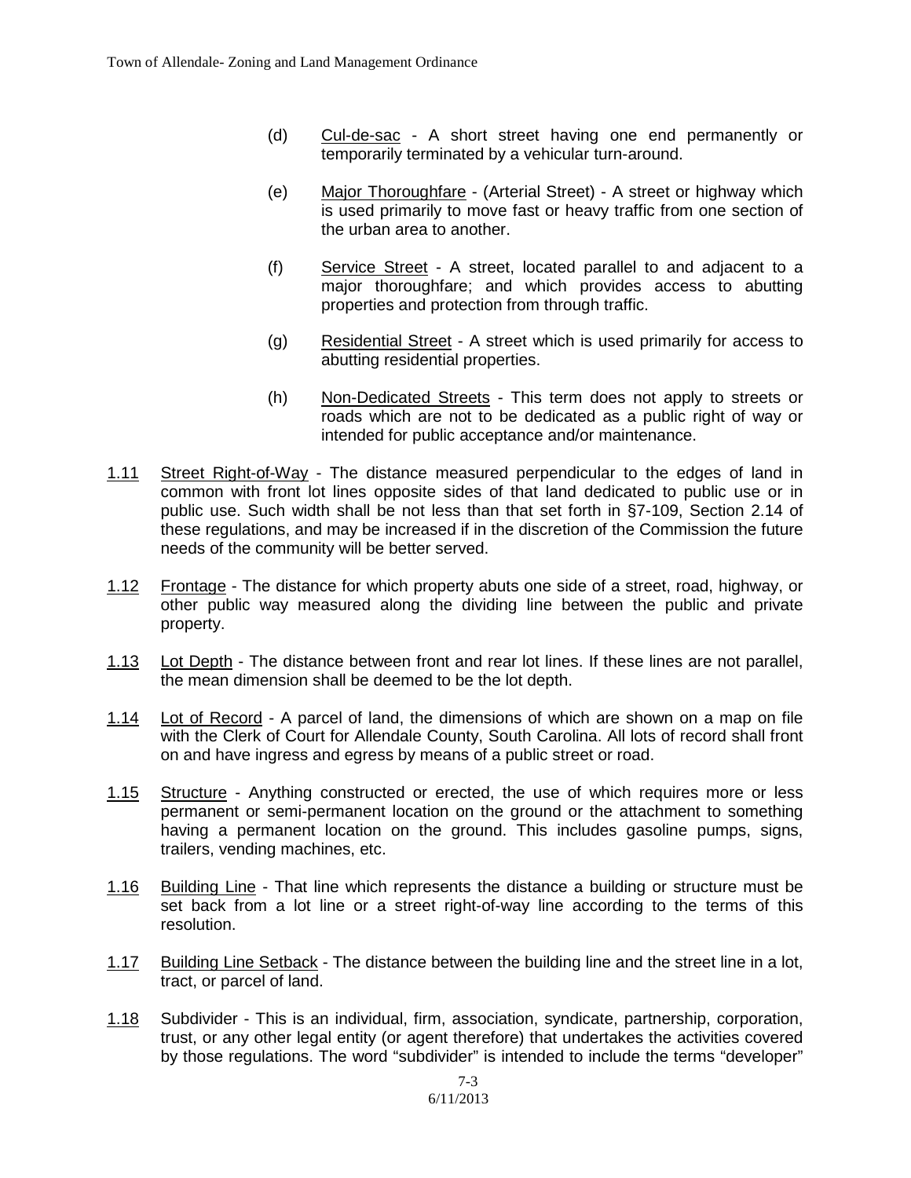(d) Cul-de-sac - A short street having one end permanently or temporarily terminated by a vehicular turn-around.

(e) Major Thoroughfare - (Arterial Street) - A street or highway which is used primarily to move fast or heavy traffic from one section of the urban area to another.

(f) Service Street - A street, located parallel to and adjacent to a major thoroughfare; and which provides access to abutting properties and protection from through traffic.

(g) Residential Street - A street which is used primarily for access to abutting residential properties.

(h) Non-Dedicated Streets - This term does not apply to streets or roads which are not to be dedicated as a public right of way or intended for public acceptance and/or maintenance.

1.11 Street Right-of-Way - The distance measured perpendicular to the edges of land in common with front lot lines opposite sides of that land dedicated to public use or in public use. Such width shall be not less than that set forth in §7-109, Section 2.14 of these regulations, and may be increased if in the discretion of the Commission the future needs of the community will be better served.

1.12 Frontage - The distance for which property abuts one side of a street, road, highway, or other public way measured along the dividing line between the public and private property.

1.13 Lot Depth - The distance between front and rear lot lines. If these lines are not parallel, the mean dimension shall be deemed to be the lot depth.

1.14 Lot of Record - A parcel of land, the dimensions of which are shown on a map on file with the Clerk of Court for Allendale County, South Carolina. All lots of record shall front on and have ingress and egress by means of a public street or road.

1.15 Structure - Anything constructed or erected, the use of which requires more or less permanent or semi-permanent location on the ground or the attachment to something having a permanent location on the ground. This includes gasoline pumps, signs, trailers, vending machines, etc.

1.16 Building Line - That line which represents the distance a building or structure must be set back from a lot line or a street right-of-way line according to the terms of this resolution.

1.17 Building Line Setback - The distance between the building line and the street line in a lot, tract, or parcel of land.

1.18 Subdivider - This is an individual, firm, association, syndicate, partnership, corporation, trust, or any other legal entity (or agent therefore) that undertakes the activities covered by those regulations. The word "subdivider" is intended to include the terms "developer"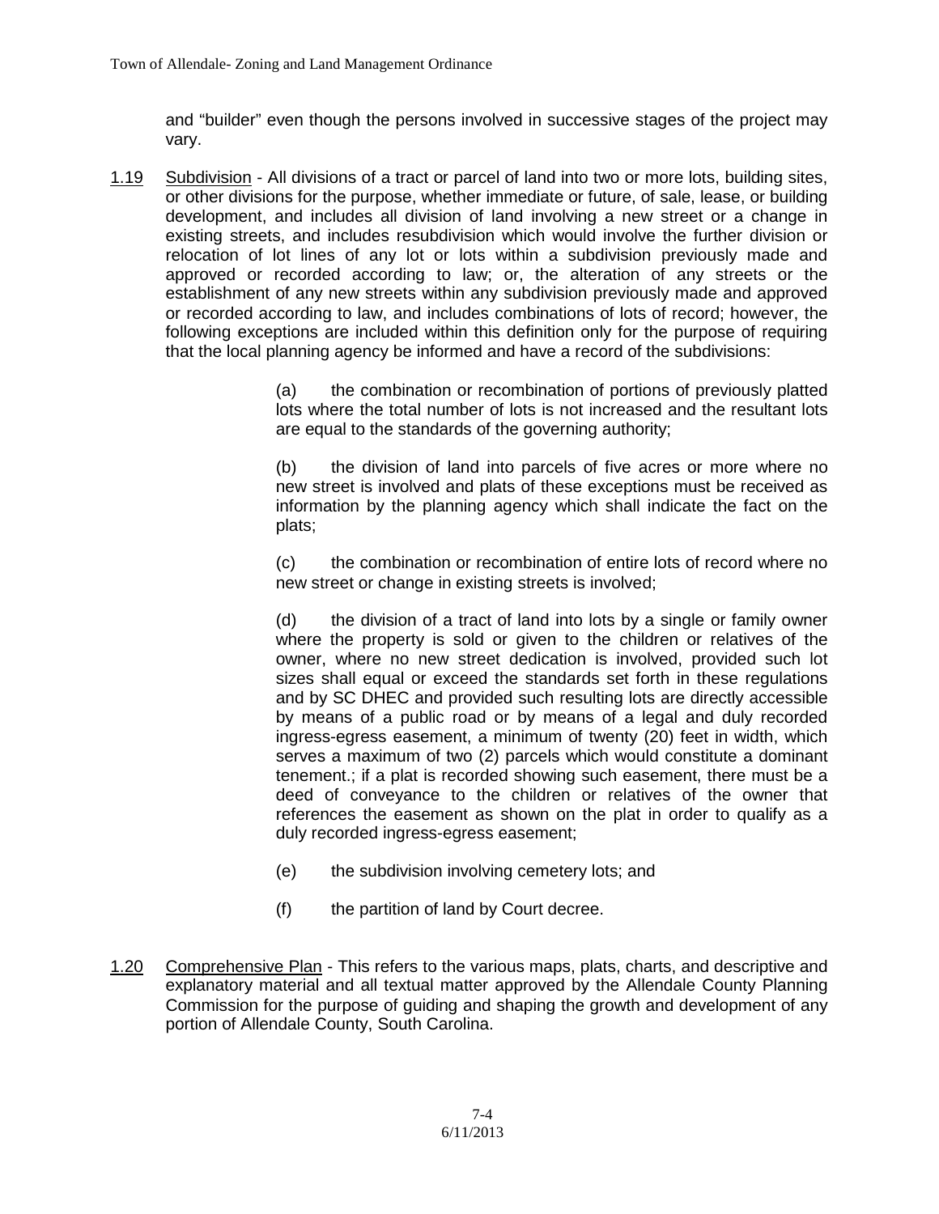and "builder" even though the persons involved in successive stages of the project may vary.

1.19 Subdivision - All divisions of a tract or parcel of land into two or more lots, building sites, or other divisions for the purpose, whether immediate or future, of sale, lease, or building development, and includes all division of land involving a new street or a change in existing streets, and includes resubdivision which would involve the further division or relocation of lot lines of any lot or lots within a subdivision previously made and approved or recorded according to law; or, the alteration of any streets or the establishment of any new streets within any subdivision previously made and approved or recorded according to law, and includes combinations of lots of record; however, the following exceptions are included within this definition only for the purpose of requiring that the local planning agency be informed and have a record of the subdivisions:

(a) the combination or recombination of portions of previously platted lots where the total number of lots is not increased and the resultant lots are equal to the standards of the governing authority;

(b) the division of land into parcels of five acres or more where no new street is involved and plats of these exceptions must be received as information by the planning agency which shall indicate the fact on the plats;

(c) the combination or recombination of entire lots of record where no new street or change in existing streets is involved;

(d) the division of a tract of land into lots by a single or family owner where the property is sold or given to the children or relatives of the owner, where no new street dedication is involved, provided such lot sizes shall equal or exceed the standards set forth in these regulations and by SC DHEC and provided such resulting lots are directly accessible by means of a public road or by means of a legal and duly recorded ingress-egress easement, a minimum of twenty (20) feet in width, which serves a maximum of two (2) parcels which would constitute a dominant tenement.; if a plat is recorded showing such easement, there must be a deed of conveyance to the children or relatives of the owner that references the easement as shown on the plat in order to qualify as a duly recorded ingress-egress easement;

(e) the subdivision involving cemetery lots; and

(f) the partition of land by Court decree.

1.20 Comprehensive Plan - This refers to the various maps, plats, charts, and descriptive and explanatory material and all textual matter approved by the Allendale County Planning Commission for the purpose of guiding and shaping the growth and development of any portion of Allendale County, South Carolina.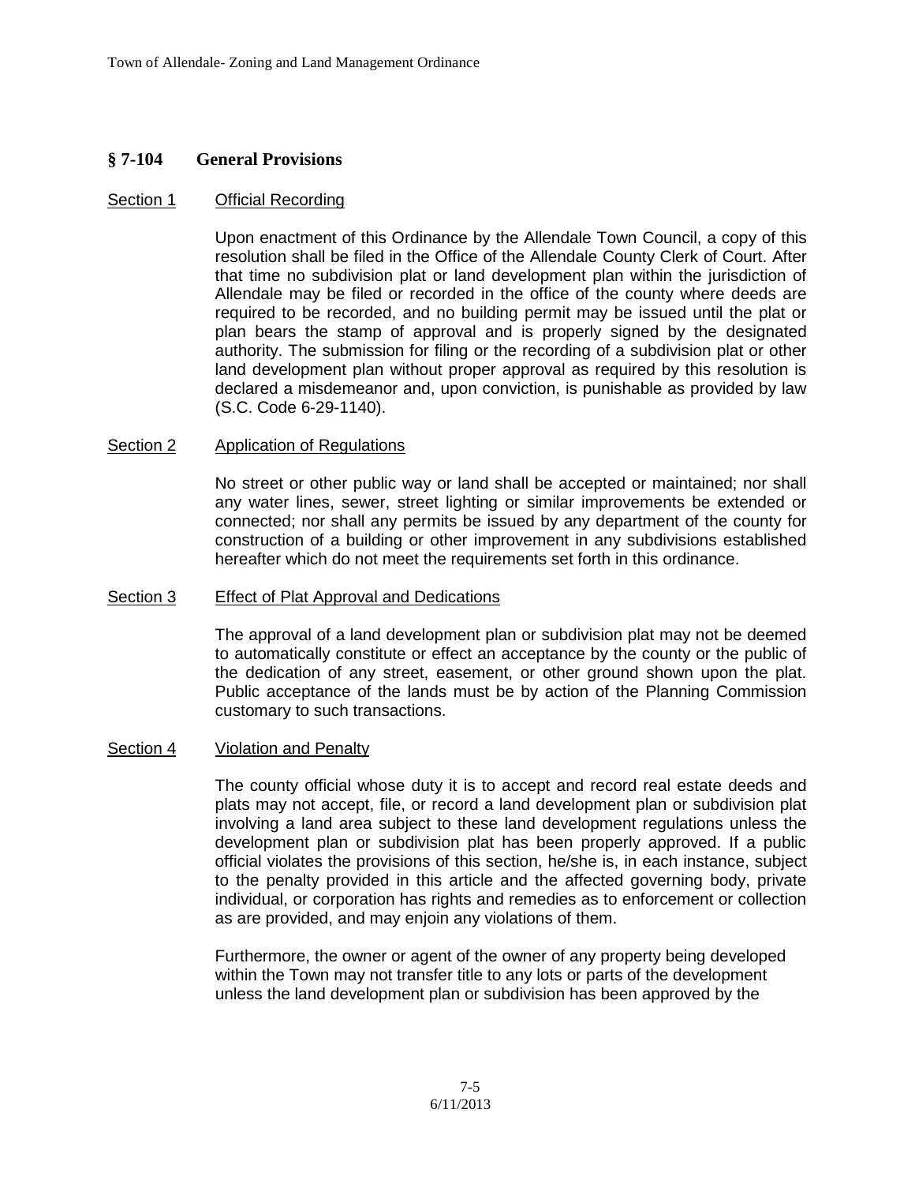## § 7-104 General Provisions

### Section 1 Official Recording

Upon enactment of this Ordinance by the Allendale Town Council, a copy of this resolution shall be filed in the Office of the Allendale County Clerk of Court. After that time no subdivision plat or land development plan within the jurisdiction of Allendale may be filed or recorded in the office of the county where deeds are required to be recorded, and no building permit may be issued until the plat or plan bears the stamp of approval and is properly signed by the designated authority. The submission for filing or the recording of a subdivision plat or other land development plan without proper approval as required by this resolution is declared a misdemeanor and, upon conviction, is punishable as provided by law (S.C. Code 6-29-1140).

### Section 2 Application of Regulations

No street or other public way or land shall be accepted or maintained; nor shall any water lines, sewer, street lighting or similar improvements be extended or connected; nor shall any permits be issued by any department of the county for construction of a building or other improvement in any subdivisions established hereafter which do not meet the requirements set forth in this ordinance.

### Section 3 Effect of Plat Approval and Dedications

The approval of a land development plan or subdivision plat may not be deemed to automatically constitute or effect an acceptance by the county or the public of the dedication of any street, easement, or other ground shown upon the plat. Public acceptance of the lands must be by action of the Planning Commission customary to such transactions.

### Section 4 Violation and Penalty

The county official whose duty it is to accept and record real estate deeds and plats may not accept, file, or record a land development plan or subdivision plat involving a land area subject to these land development regulations unless the development plan or subdivision plat has been properly approved. If a public official violates the provisions of this section, he/she is, in each instance, subject to the penalty provided in this article and the affected governing body, private individual, or corporation has rights and remedies as to enforcement or collection as are provided, and may enjoin any violations of them.

Furthermore, the owner or agent of the owner of any property being developed within the Town may not transfer title to any lots or parts of the development unless the land development plan or subdivision has been approved by the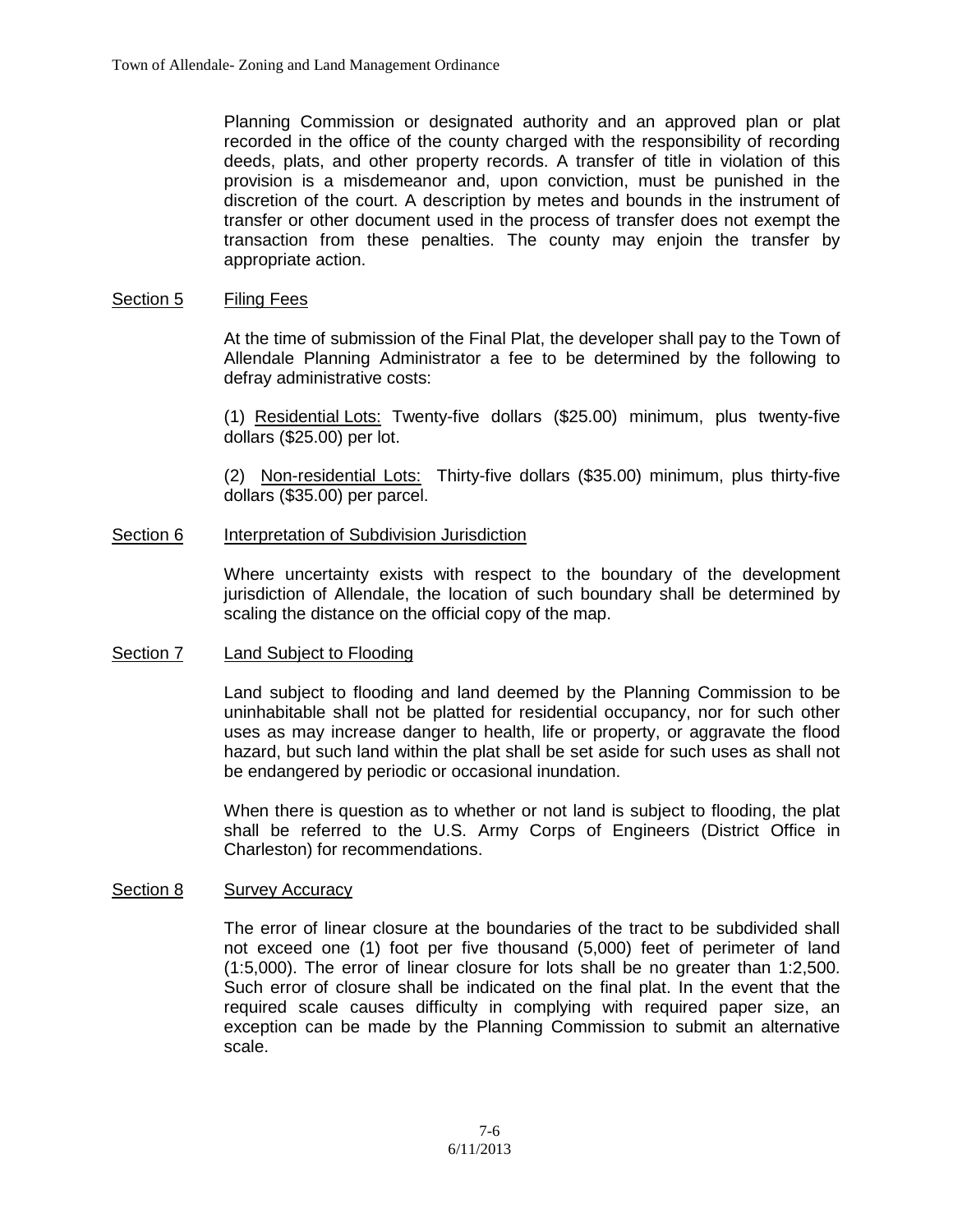Planning Commission or designated authority and an approved plan or plat recorded in the office of the county charged with the responsibility of recording deeds, plats, and other property records. A transfer of title in violation of this provision is a misdemeanor and, upon conviction, must be punished in the discretion of the court. A description by metes and bounds in the instrument of transfer or other document used in the process of transfer does not exempt the transaction from these penalties. The county may enjoin the transfer by appropriate action.

## Section 5 Filing Fees

At the time of submission of the Final Plat, the developer shall pay to the Town of Allendale Planning Administrator a fee to be determined by the following to defray administrative costs:

(1) Residential Lots: Twenty-five dollars ($25.00) minimum, plus twenty-five dollars ($25.00) per lot.

(2) Non-residential Lots: Thirty-five dollars ($35.00) minimum, plus thirty-five dollars ($35.00) per parcel.

## Section 6 Interpretation of Subdivision Jurisdiction

Where uncertainty exists with respect to the boundary of the development jurisdiction of Allendale, the location of such boundary shall be determined by scaling the distance on the official copy of the map.

## Section 7 Land Subject to Flooding

Land subject to flooding and land deemed by the Planning Commission to be uninhabitable shall not be platted for residential occupancy, nor for such other uses as may increase danger to health, life or property, or aggravate the flood hazard, but such land within the plat shall be set aside for such uses as shall not be endangered by periodic or occasional inundation.

When there is question as to whether or not land is subject to flooding, the plat shall be referred to the U.S. Army Corps of Engineers (District Office in Charleston) for recommendations.

## Section 8 Survey Accuracy

The error of linear closure at the boundaries of the tract to be subdivided shall not exceed one (1) foot per five thousand (5,000) feet of perimeter of land (1:5,000). The error of linear closure for lots shall be no greater than 1:2,500. Such error of closure shall be indicated on the final plat. In the event that the required scale causes difficulty in complying with required paper size, an exception can be made by the Planning Commission to submit an alternative scale.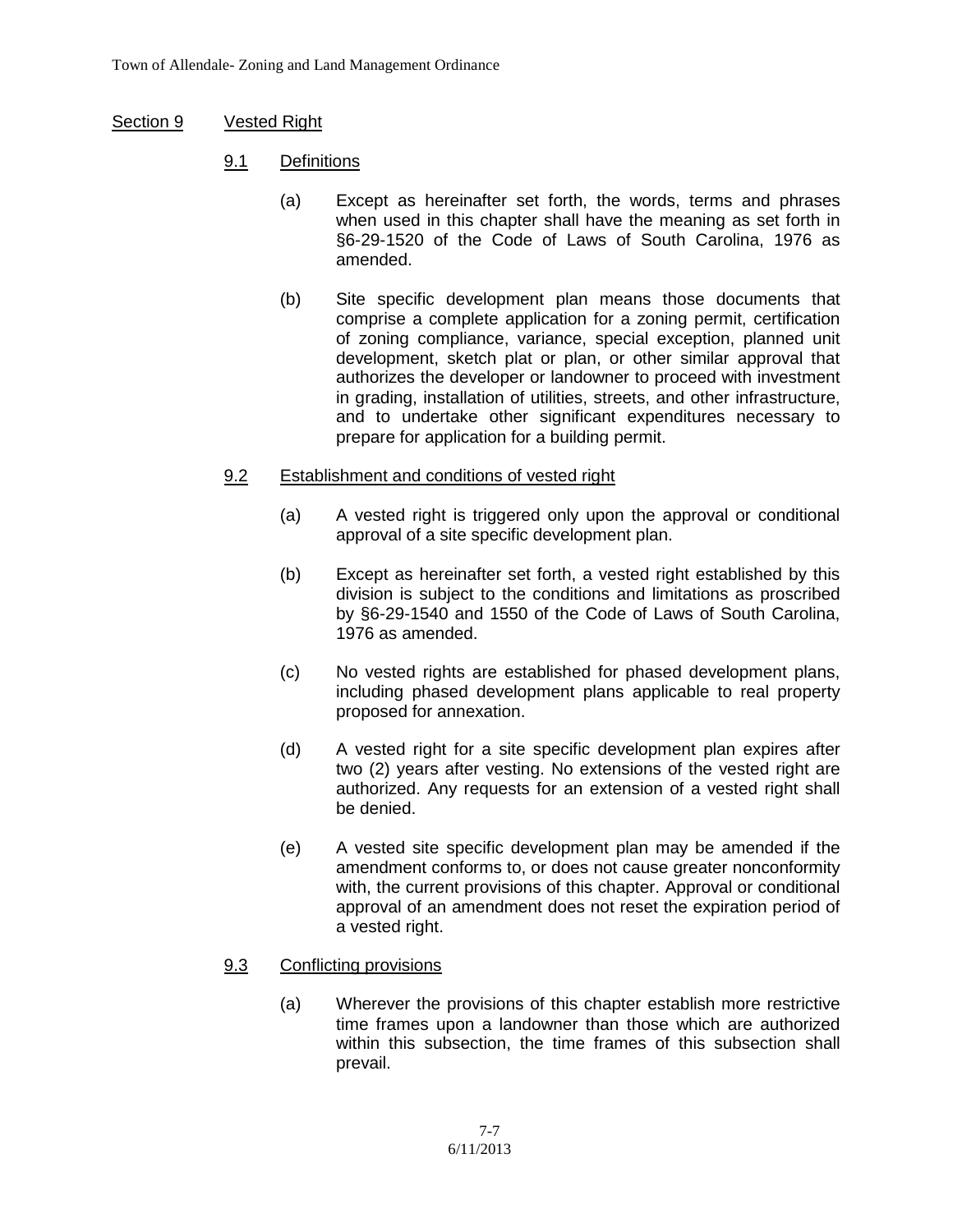## Section 9 Vested Right

### 9.1 Definitions

(a) Except as hereinafter set forth, the words, terms and phrases when used in this chapter shall have the meaning as set forth in §6-29-1520 of the Code of Laws of South Carolina, 1976 as amended.

(b) Site specific development plan means those documents that comprise a complete application for a zoning permit, certification of zoning compliance, variance, special exception, planned unit development, sketch plat or plan, or other similar approval that authorizes the developer or landowner to proceed with investment in grading, installation of utilities, streets, and other infrastructure, and to undertake other significant expenditures necessary to prepare for application for a building permit.

### 9.2 Establishment and conditions of vested right

(a) A vested right is triggered only upon the approval or conditional approval of a site specific development plan.

(b) Except as hereinafter set forth, a vested right established by this division is subject to the conditions and limitations as proscribed by §6-29-1540 and 1550 of the Code of Laws of South Carolina, 1976 as amended.

(c) No vested rights are established for phased development plans, including phased development plans applicable to real property proposed for annexation.

(d) A vested right for a site specific development plan expires after two (2) years after vesting. No extensions of the vested right are authorized. Any requests for an extension of a vested right shall be denied.

(e) A vested site specific development plan may be amended if the amendment conforms to, or does not cause greater nonconformity with, the current provisions of this chapter. Approval or conditional approval of an amendment does not reset the expiration period of a vested right.

### 9.3 Conflicting provisions

(a) Wherever the provisions of this chapter establish more restrictive time frames upon a landowner than those which are authorized within this subsection, the time frames of this subsection shall prevail.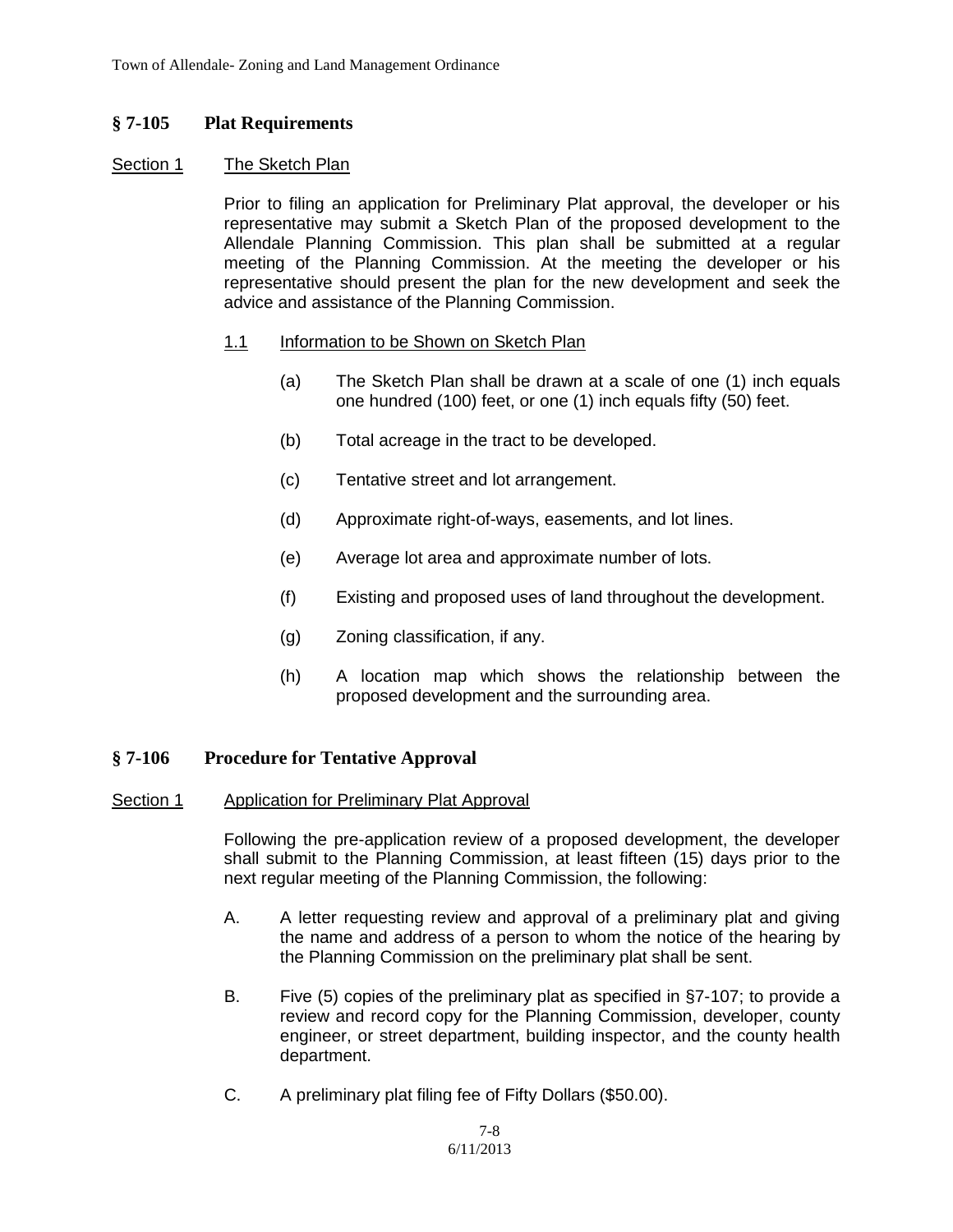## § 7-105 Plat Requirements

Section 1 The Sketch Plan

Prior to filing an application for Preliminary Plat approval, the developer or his representative may submit a Sketch Plan of the proposed development to the Allendale Planning Commission. This plan shall be submitted at a regular meeting of the Planning Commission. At the meeting the developer or his representative should present the plan for the new development and seek the advice and assistance of the Planning Commission.

1.1 Information to be Shown on Sketch Plan

(a) The Sketch Plan shall be drawn at a scale of one (1) inch equals one hundred (100) feet, or one (1) inch equals fifty (50) feet.

(b) Total acreage in the tract to be developed.

(c) Tentative street and lot arrangement.

(d) Approximate right-of-ways, easements, and lot lines.

(e) Average lot area and approximate number of lots.

(f) Existing and proposed uses of land throughout the development.

(g) Zoning classification, if any.

(h) A location map which shows the relationship between the proposed development and the surrounding area.

## § 7-106 Procedure for Tentative Approval

Section 1 Application for Preliminary Plat Approval

Following the pre-application review of a proposed development, the developer shall submit to the Planning Commission, at least fifteen (15) days prior to the next regular meeting of the Planning Commission, the following:

A. A letter requesting review and approval of a preliminary plat and giving the name and address of a person to whom the notice of the hearing by the Planning Commission on the preliminary plat shall be sent.

B. Five (5) copies of the preliminary plat as specified in §7-107; to provide a review and record copy for the Planning Commission, developer, county engineer, or street department, building inspector, and the county health department.

C. A preliminary plat filing fee of Fifty Dollars ($50.00).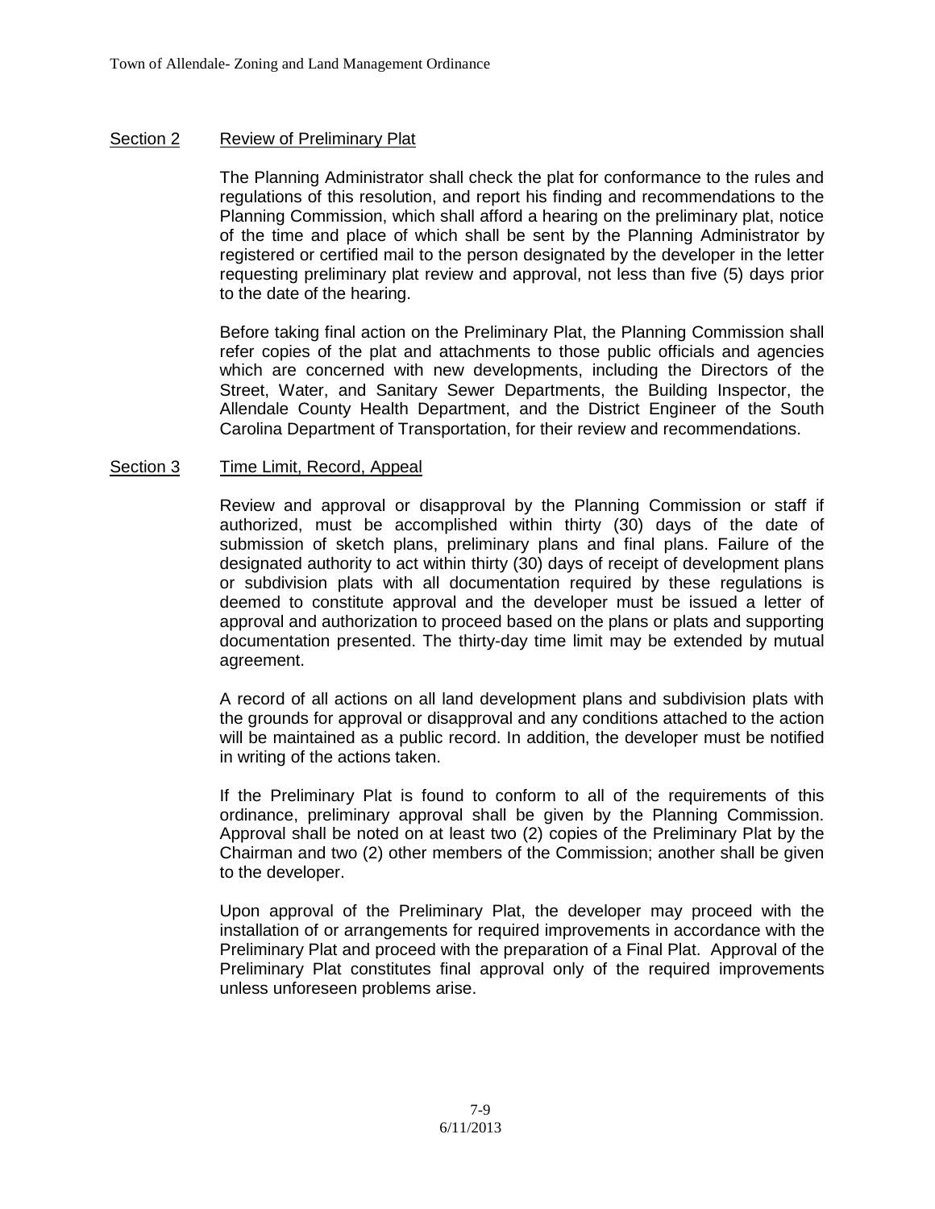## Section 2 Review of Preliminary Plat

The Planning Administrator shall check the plat for conformance to the rules and regulations of this resolution, and report his finding and recommendations to the Planning Commission, which shall afford a hearing on the preliminary plat, notice of the time and place of which shall be sent by the Planning Administrator by registered or certified mail to the person designated by the developer in the letter requesting preliminary plat review and approval, not less than five (5) days prior to the date of the hearing.

Before taking final action on the Preliminary Plat, the Planning Commission shall refer copies of the plat and attachments to those public officials and agencies which are concerned with new developments, including the Directors of the Street, Water, and Sanitary Sewer Departments, the Building Inspector, the Allendale County Health Department, and the District Engineer of the South Carolina Department of Transportation, for their review and recommendations.

## Section 3 Time Limit, Record, Appeal

Review and approval or disapproval by the Planning Commission or staff if authorized, must be accomplished within thirty (30) days of the date of submission of sketch plans, preliminary plans and final plans. Failure of the designated authority to act within thirty (30) days of receipt of development plans or subdivision plats with all documentation required by these regulations is deemed to constitute approval and the developer must be issued a letter of approval and authorization to proceed based on the plans or plats and supporting documentation presented. The thirty-day time limit may be extended by mutual agreement.

A record of all actions on all land development plans and subdivision plats with the grounds for approval or disapproval and any conditions attached to the action will be maintained as a public record. In addition, the developer must be notified in writing of the actions taken.

If the Preliminary Plat is found to conform to all of the requirements of this ordinance, preliminary approval shall be given by the Planning Commission. Approval shall be noted on at least two (2) copies of the Preliminary Plat by the Chairman and two (2) other members of the Commission; another shall be given to the developer.

Upon approval of the Preliminary Plat, the developer may proceed with the installation of or arrangements for required improvements in accordance with the Preliminary Plat and proceed with the preparation of a Final Plat. Approval of the Preliminary Plat constitutes final approval only of the required improvements unless unforeseen problems arise.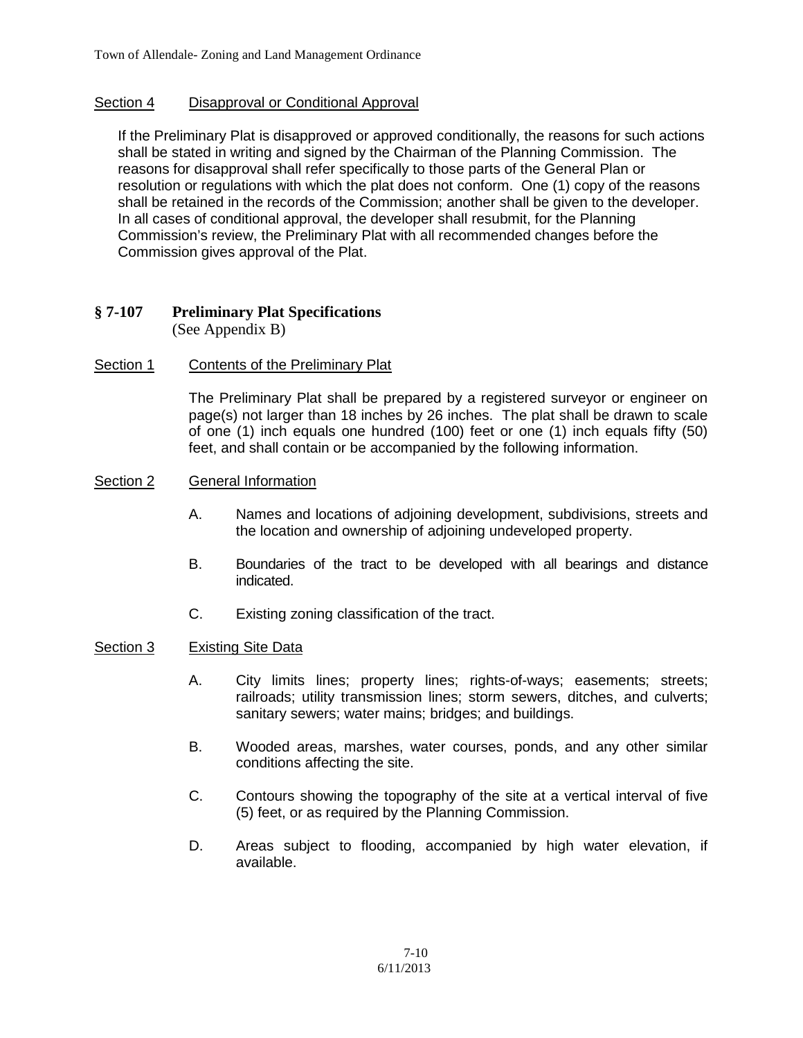Section 4 Disapproval or Conditional Approval

If the Preliminary Plat is disapproved or approved conditionally, the reasons for such actions shall be stated in writing and signed by the Chairman of the Planning Commission. The reasons for disapproval shall refer specifically to those parts of the General Plan or resolution or regulations with which the plat does not conform. One (1) copy of the reasons shall be retained in the records of the Commission; another shall be given to the developer. In all cases of conditional approval, the developer shall resubmit, for the Planning Commission's review, the Preliminary Plat with all recommended changes before the Commission gives approval of the Plat.

## § 7-107 Preliminary Plat Specifications

(See Appendix B)

Section 1 Contents of the Preliminary Plat

The Preliminary Plat shall be prepared by a registered surveyor or engineer on page(s) not larger than 18 inches by 26 inches. The plat shall be drawn to scale of one (1) inch equals one hundred (100) feet or one (1) inch equals fifty (50) feet, and shall contain or be accompanied by the following information.

Section 2 General Information

A. Names and locations of adjoining development, subdivisions, streets and the location and ownership of adjoining undeveloped property.

B. Boundaries of the tract to be developed with all bearings and distance indicated.

C. Existing zoning classification of the tract.

Section 3 Existing Site Data

A. City limits lines; property lines; rights-of-ways; easements; streets; railroads; utility transmission lines; storm sewers, ditches, and culverts; sanitary sewers; water mains; bridges; and buildings.

B. Wooded areas, marshes, water courses, ponds, and any other similar conditions affecting the site.

C. Contours showing the topography of the site at a vertical interval of five (5) feet, or as required by the Planning Commission.

D. Areas subject to flooding, accompanied by high water elevation, if available.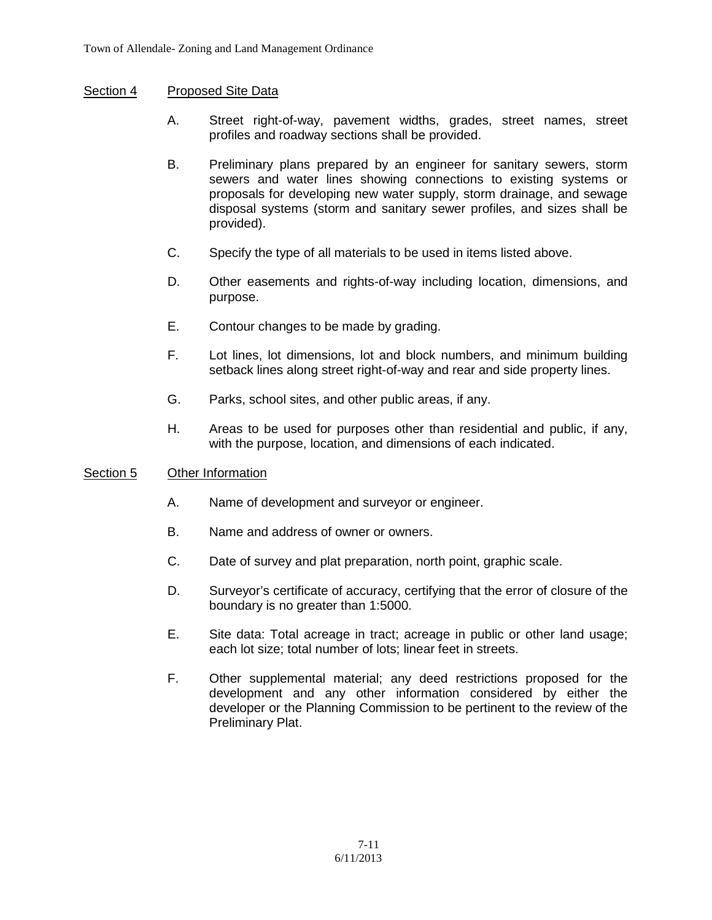## Section 4 Proposed Site Data

A. Street right-of-way, pavement widths, grades, street names, street profiles and roadway sections shall be provided.

B. Preliminary plans prepared by an engineer for sanitary sewers, storm sewers and water lines showing connections to existing systems or proposals for developing new water supply, storm drainage, and sewage disposal systems (storm and sanitary sewer profiles, and sizes shall be provided).

C. Specify the type of all materials to be used in items listed above.

D. Other easements and rights-of-way including location, dimensions, and purpose.

E. Contour changes to be made by grading.

F. Lot lines, lot dimensions, lot and block numbers, and minimum building setback lines along street right-of-way and rear and side property lines.

G. Parks, school sites, and other public areas, if any.

H. Areas to be used for purposes other than residential and public, if any, with the purpose, location, and dimensions of each indicated.

## Section 5 Other Information

A. Name of development and surveyor or engineer.

B. Name and address of owner or owners.

C. Date of survey and plat preparation, north point, graphic scale.

D. Surveyor's certificate of accuracy, certifying that the error of closure of the boundary is no greater than 1:5000.

E. Site data: Total acreage in tract; acreage in public or other land usage; each lot size; total number of lots; linear feet in streets.

F. Other supplemental material; any deed restrictions proposed for the development and any other information considered by either the developer or the Planning Commission to be pertinent to the review of the Preliminary Plat.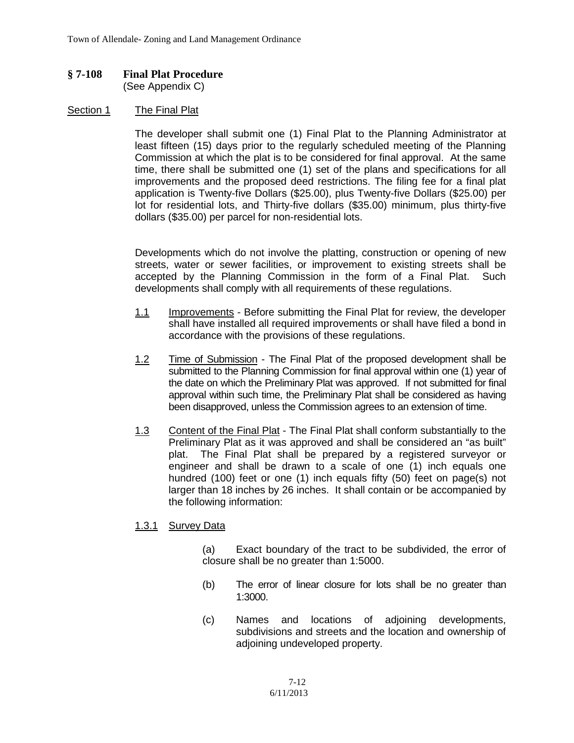## § 7-108 Final Plat Procedure

(See Appendix C)

Section 1 The Final Plat

The developer shall submit one (1) Final Plat to the Planning Administrator at least fifteen (15) days prior to the regularly scheduled meeting of the Planning Commission at which the plat is to be considered for final approval. At the same time, there shall be submitted one (1) set of the plans and specifications for all improvements and the proposed deed restrictions. The filing fee for a final plat application is Twenty-five Dollars ($25.00), plus Twenty-five Dollars ($25.00) per lot for residential lots, and Thirty-five dollars ($35.00) minimum, plus thirty-five dollars ($35.00) per parcel for non-residential lots.

Developments which do not involve the platting, construction or opening of new streets, water or sewer facilities, or improvement to existing streets shall be accepted by the Planning Commission in the form of a Final Plat. Such developments shall comply with all requirements of these regulations.

1.1 Improvements - Before submitting the Final Plat for review, the developer shall have installed all required improvements or shall have filed a bond in accordance with the provisions of these regulations.

1.2 Time of Submission - The Final Plat of the proposed development shall be submitted to the Planning Commission for final approval within one (1) year of the date on which the Preliminary Plat was approved. If not submitted for final approval within such time, the Preliminary Plat shall be considered as having been disapproved, unless the Commission agrees to an extension of time.

1.3 Content of the Final Plat - The Final Plat shall conform substantially to the Preliminary Plat as it was approved and shall be considered an "as built" plat. The Final Plat shall be prepared by a registered surveyor or engineer and shall be drawn to a scale of one (1) inch equals one hundred (100) feet or one (1) inch equals fifty (50) feet on page(s) not larger than 18 inches by 26 inches. It shall contain or be accompanied by the following information:

1.3.1 Survey Data

(a) Exact boundary of the tract to be subdivided, the error of closure shall be no greater than 1:5000.

(b) The error of linear closure for lots shall be no greater than 1:3000.

(c) Names and locations of adjoining developments, subdivisions and streets and the location and ownership of adjoining undeveloped property.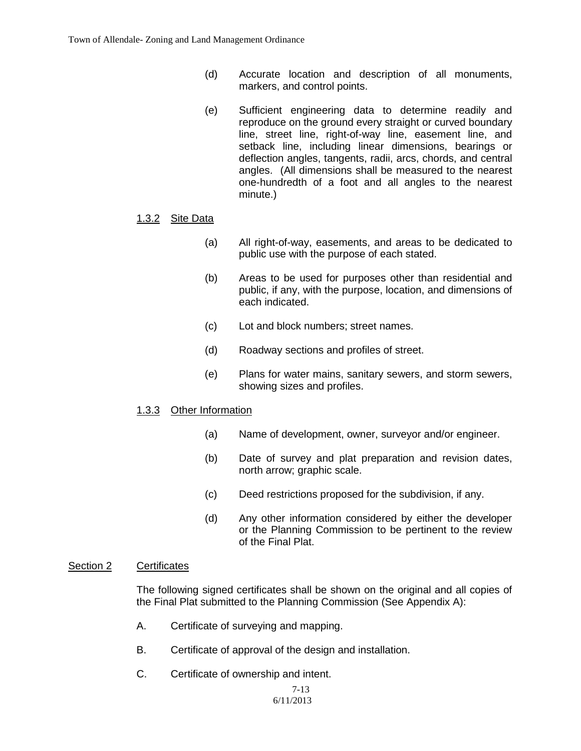(d) Accurate location and description of all monuments, markers, and control points.

(e) Sufficient engineering data to determine readily and reproduce on the ground every straight or curved boundary line, street line, right-of-way line, easement line, and setback line, including linear dimensions, bearings or deflection angles, tangents, radii, arcs, chords, and central angles. (All dimensions shall be measured to the nearest one-hundredth of a foot and all angles to the nearest minute.)

#### 1.3.2 Site Data

(a) All right-of-way, easements, and areas to be dedicated to public use with the purpose of each stated.

(b) Areas to be used for purposes other than residential and public, if any, with the purpose, location, and dimensions of each indicated.

(c) Lot and block numbers; street names.

(d) Roadway sections and profiles of street.

(e) Plans for water mains, sanitary sewers, and storm sewers, showing sizes and profiles.

#### 1.3.3 Other Information

(a) Name of development, owner, surveyor and/or engineer.

(b) Date of survey and plat preparation and revision dates, north arrow; graphic scale.

(c) Deed restrictions proposed for the subdivision, if any.

(d) Any other information considered by either the developer or the Planning Commission to be pertinent to the review of the Final Plat.

## Section 2 Certificates

The following signed certificates shall be shown on the original and all copies of the Final Plat submitted to the Planning Commission (See Appendix A):

A. Certificate of surveying and mapping.

B. Certificate of approval of the design and installation.

C. Certificate of ownership and intent.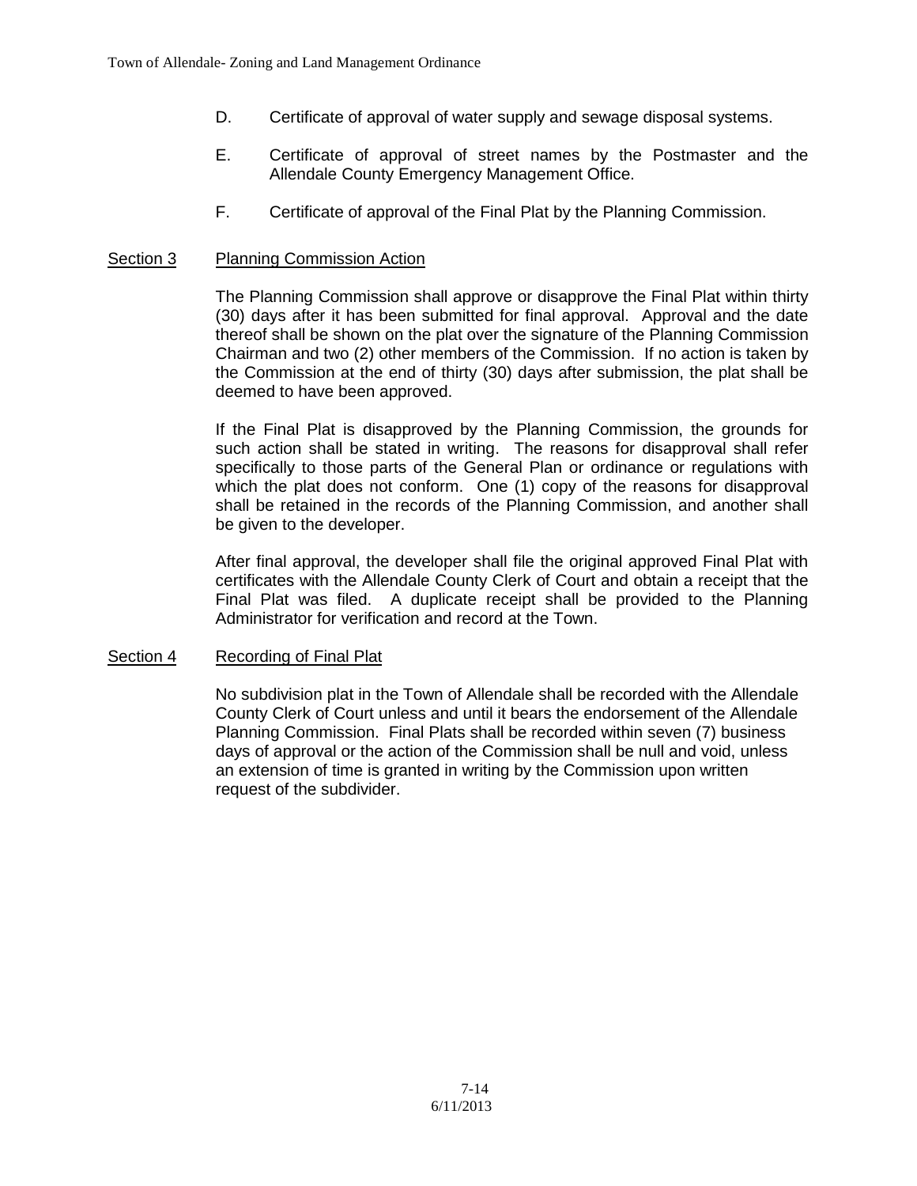D. Certificate of approval of water supply and sewage disposal systems.

E. Certificate of approval of street names by the Postmaster and the Allendale County Emergency Management Office.

F. Certificate of approval of the Final Plat by the Planning Commission.

### Section 3 Planning Commission Action

The Planning Commission shall approve or disapprove the Final Plat within thirty (30) days after it has been submitted for final approval. Approval and the date thereof shall be shown on the plat over the signature of the Planning Commission Chairman and two (2) other members of the Commission. If no action is taken by the Commission at the end of thirty (30) days after submission, the plat shall be deemed to have been approved.

If the Final Plat is disapproved by the Planning Commission, the grounds for such action shall be stated in writing. The reasons for disapproval shall refer specifically to those parts of the General Plan or ordinance or regulations with which the plat does not conform. One (1) copy of the reasons for disapproval shall be retained in the records of the Planning Commission, and another shall be given to the developer.

After final approval, the developer shall file the original approved Final Plat with certificates with the Allendale County Clerk of Court and obtain a receipt that the Final Plat was filed. A duplicate receipt shall be provided to the Planning Administrator for verification and record at the Town.

### Section 4 Recording of Final Plat

No subdivision plat in the Town of Allendale shall be recorded with the Allendale County Clerk of Court unless and until it bears the endorsement of the Allendale Planning Commission. Final Plats shall be recorded within seven (7) business days of approval or the action of the Commission shall be null and void, unless an extension of time is granted in writing by the Commission upon written request of the subdivider.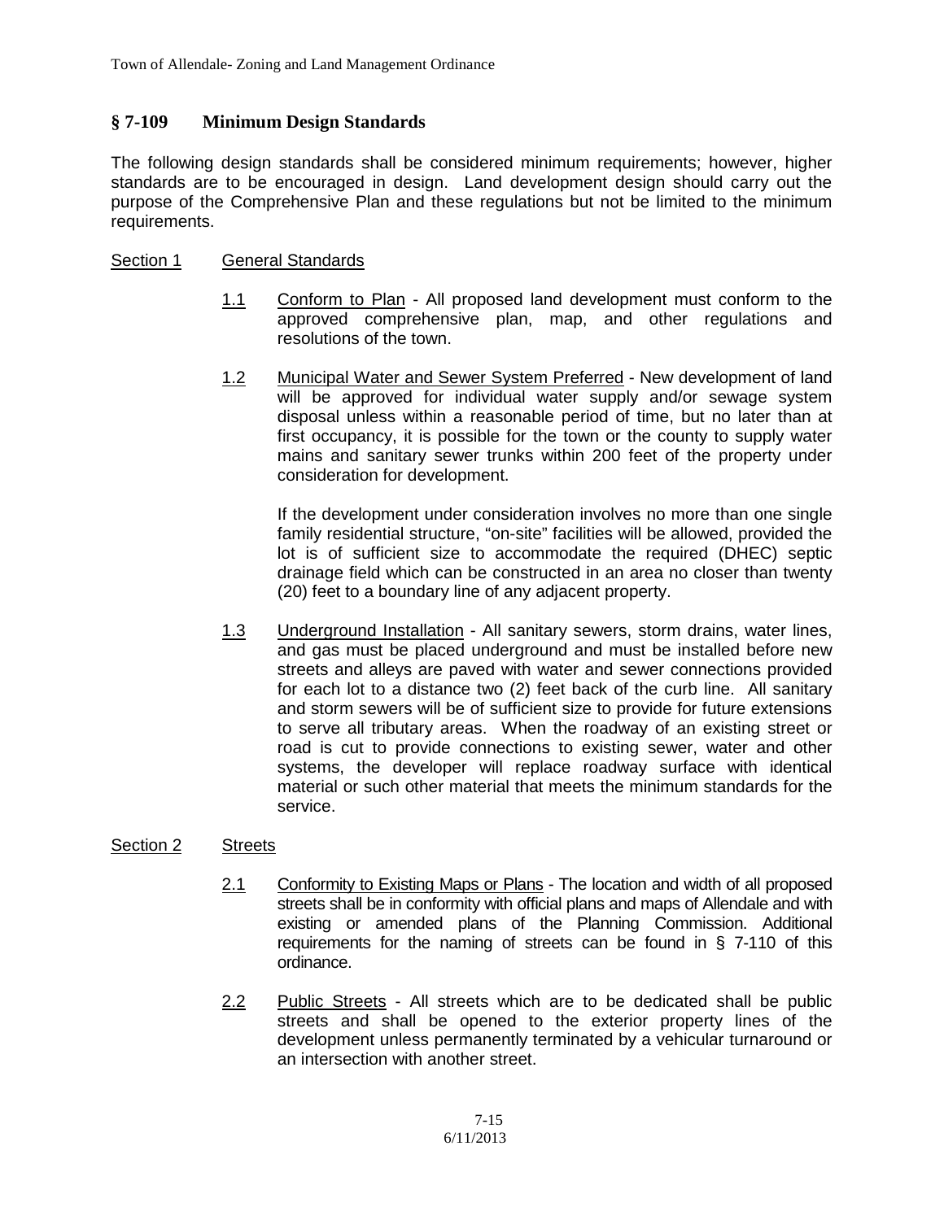## § 7-109 Minimum Design Standards

The following design standards shall be considered minimum requirements; however, higher standards are to be encouraged in design. Land development design should carry out the purpose of the Comprehensive Plan and these regulations but not be limited to the minimum requirements.

### Section 1 General Standards

1.1 Conform to Plan - All proposed land development must conform to the approved comprehensive plan, map, and other regulations and resolutions of the town.

1.2 Municipal Water and Sewer System Preferred - New development of land will be approved for individual water supply and/or sewage system disposal unless within a reasonable period of time, but no later than at first occupancy, it is possible for the town or the county to supply water mains and sanitary sewer trunks within 200 feet of the property under consideration for development.

If the development under consideration involves no more than one single family residential structure, "on-site" facilities will be allowed, provided the lot is of sufficient size to accommodate the required (DHEC) septic drainage field which can be constructed in an area no closer than twenty (20) feet to a boundary line of any adjacent property.

1.3 Underground Installation - All sanitary sewers, storm drains, water lines, and gas must be placed underground and must be installed before new streets and alleys are paved with water and sewer connections provided for each lot to a distance two (2) feet back of the curb line. All sanitary and storm sewers will be of sufficient size to provide for future extensions to serve all tributary areas. When the roadway of an existing street or road is cut to provide connections to existing sewer, water and other systems, the developer will replace roadway surface with identical material or such other material that meets the minimum standards for the service.

### Section 2 Streets

2.1 Conformity to Existing Maps or Plans - The location and width of all proposed streets shall be in conformity with official plans and maps of Allendale and with existing or amended plans of the Planning Commission. Additional requirements for the naming of streets can be found in § 7-110 of this ordinance.

2.2 Public Streets - All streets which are to be dedicated shall be public streets and shall be opened to the exterior property lines of the development unless permanently terminated by a vehicular turnaround or an intersection with another street.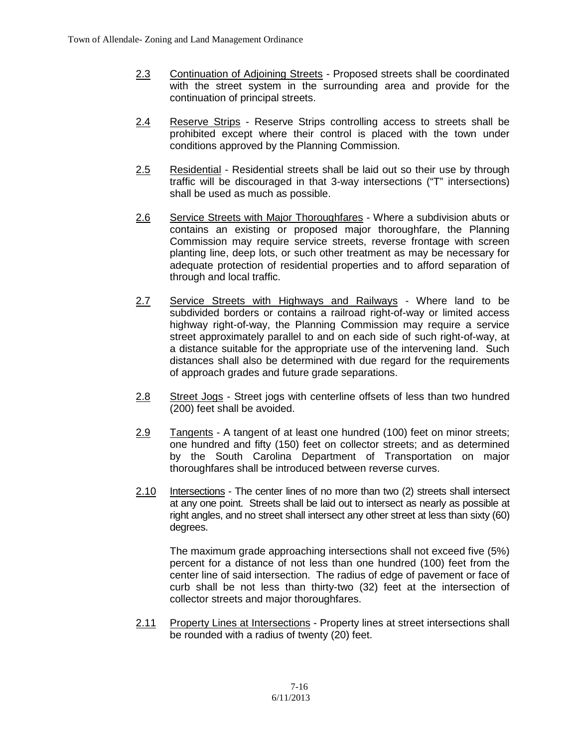2.3 Continuation of Adjoining Streets - Proposed streets shall be coordinated with the street system in the surrounding area and provide for the continuation of principal streets.

2.4 Reserve Strips - Reserve Strips controlling access to streets shall be prohibited except where their control is placed with the town under conditions approved by the Planning Commission.

2.5 Residential - Residential streets shall be laid out so their use by through traffic will be discouraged in that 3-way intersections ("T" intersections) shall be used as much as possible.

2.6 Service Streets with Major Thoroughfares - Where a subdivision abuts or contains an existing or proposed major thoroughfare, the Planning Commission may require service streets, reverse frontage with screen planting line, deep lots, or such other treatment as may be necessary for adequate protection of residential properties and to afford separation of through and local traffic.

2.7 Service Streets with Highways and Railways - Where land to be subdivided borders or contains a railroad right-of-way or limited access highway right-of-way, the Planning Commission may require a service street approximately parallel to and on each side of such right-of-way, at a distance suitable for the appropriate use of the intervening land. Such distances shall also be determined with due regard for the requirements of approach grades and future grade separations.

2.8 Street Jogs - Street jogs with centerline offsets of less than two hundred (200) feet shall be avoided.

2.9 Tangents - A tangent of at least one hundred (100) feet on minor streets; one hundred and fifty (150) feet on collector streets; and as determined by the South Carolina Department of Transportation on major thoroughfares shall be introduced between reverse curves.

2.10 Intersections - The center lines of no more than two (2) streets shall intersect at any one point. Streets shall be laid out to intersect as nearly as possible at right angles, and no street shall intersect any other street at less than sixty (60) degrees.

The maximum grade approaching intersections shall not exceed five (5%) percent for a distance of not less than one hundred (100) feet from the center line of said intersection. The radius of edge of pavement or face of curb shall be not less than thirty-two (32) feet at the intersection of collector streets and major thoroughfares.

2.11 Property Lines at Intersections - Property lines at street intersections shall be rounded with a radius of twenty (20) feet.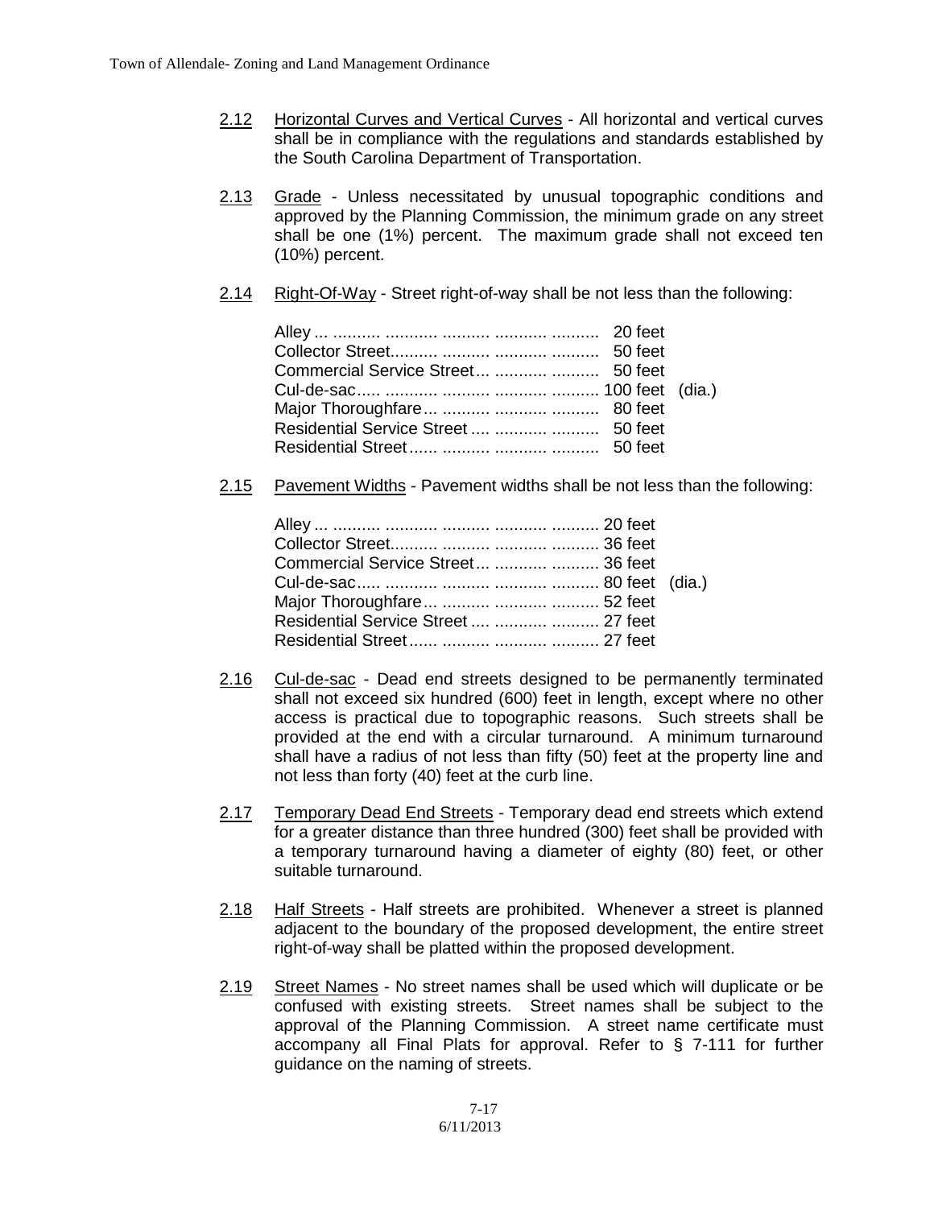2.12 Horizontal Curves and Vertical Curves - All horizontal and vertical curves shall be in compliance with the regulations and standards established by the South Carolina Department of Transportation.

2.13 Grade - Unless necessitated by unusual topographic conditions and approved by the Planning Commission, the minimum grade on any street shall be one (1%) percent. The maximum grade shall not exceed ten (10%) percent.

2.14 Right-Of-Way - Street right-of-way shall be not less than the following:

| | |
|---|---|
| Alley | 20 feet |
| Collector Street | 50 feet |
| Commercial Service Street | 50 feet |
| Cul-de-sac | 100 feet (dia.) |
| Major Thoroughfare | 80 feet |
| Residential Service Street | 50 feet |
| Residential Street | 50 feet |

2.15 Pavement Widths - Pavement widths shall be not less than the following:

| | |
|---|---|
| Alley | 20 feet |
| Collector Street | 36 feet |
| Commercial Service Street | 36 feet |
| Cul-de-sac | 80 feet (dia.) |
| Major Thoroughfare | 52 feet |
| Residential Service Street | 27 feet |
| Residential Street | 27 feet |

2.16 Cul-de-sac - Dead end streets designed to be permanently terminated shall not exceed six hundred (600) feet in length, except where no other access is practical due to topographic reasons. Such streets shall be provided at the end with a circular turnaround. A minimum turnaround shall have a radius of not less than fifty (50) feet at the property line and not less than forty (40) feet at the curb line.

2.17 Temporary Dead End Streets - Temporary dead end streets which extend for a greater distance than three hundred (300) feet shall be provided with a temporary turnaround having a diameter of eighty (80) feet, or other suitable turnaround.

2.18 Half Streets - Half streets are prohibited. Whenever a street is planned adjacent to the boundary of the proposed development, the entire street right-of-way shall be platted within the proposed development.

2.19 Street Names - No street names shall be used which will duplicate or be confused with existing streets. Street names shall be subject to the approval of the Planning Commission. A street name certificate must accompany all Final Plats for approval. Refer to § 7-111 for further guidance on the naming of streets.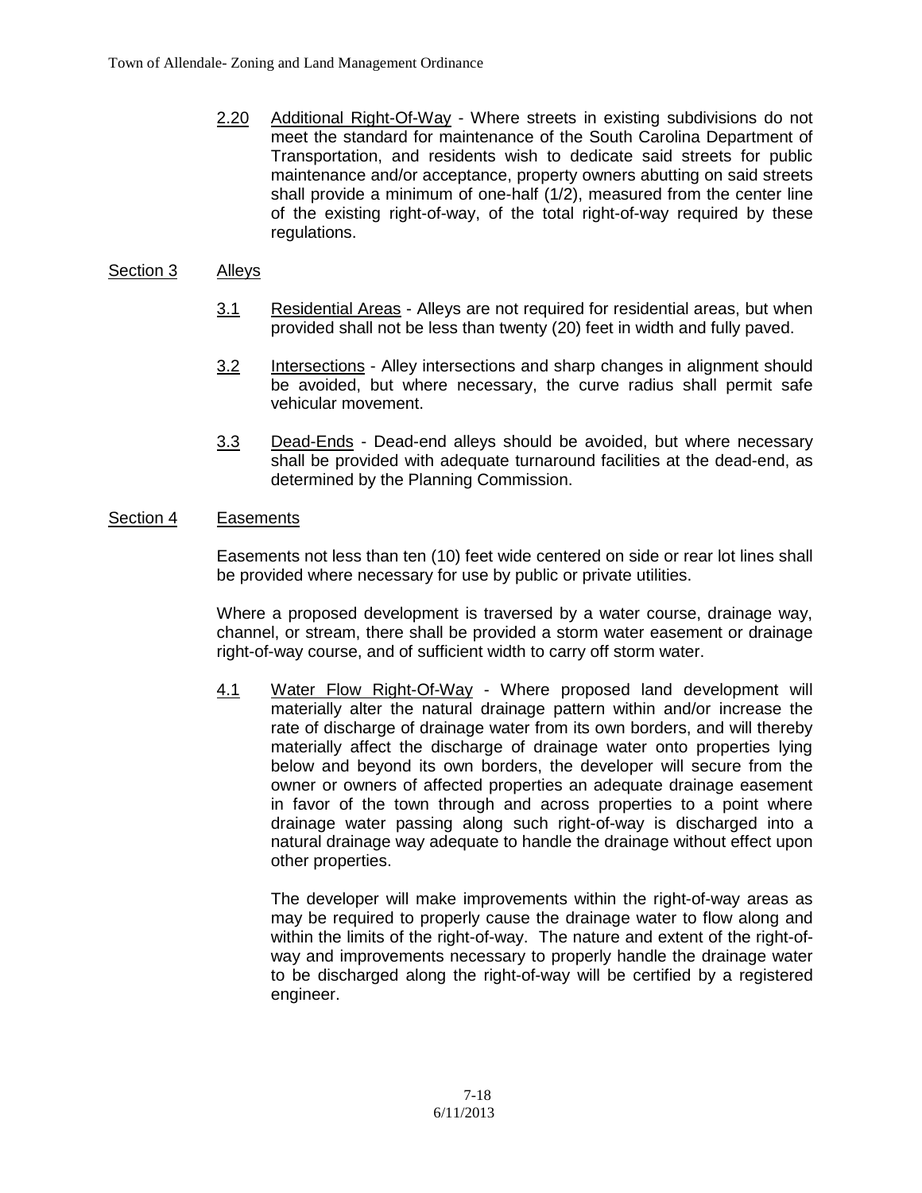2.20 Additional Right-Of-Way - Where streets in existing subdivisions do not meet the standard for maintenance of the South Carolina Department of Transportation, and residents wish to dedicate said streets for public maintenance and/or acceptance, property owners abutting on said streets shall provide a minimum of one-half (1/2), measured from the center line of the existing right-of-way, of the total right-of-way required by these regulations.

## Section 3 Alleys

3.1 Residential Areas - Alleys are not required for residential areas, but when provided shall not be less than twenty (20) feet in width and fully paved.

3.2 Intersections - Alley intersections and sharp changes in alignment should be avoided, but where necessary, the curve radius shall permit safe vehicular movement.

3.3 Dead-Ends - Dead-end alleys should be avoided, but where necessary shall be provided with adequate turnaround facilities at the dead-end, as determined by the Planning Commission.

## Section 4 Easements

Easements not less than ten (10) feet wide centered on side or rear lot lines shall be provided where necessary for use by public or private utilities.

Where a proposed development is traversed by a water course, drainage way, channel, or stream, there shall be provided a storm water easement or drainage right-of-way course, and of sufficient width to carry off storm water.

4.1 Water Flow Right-Of-Way - Where proposed land development will materially alter the natural drainage pattern within and/or increase the rate of discharge of drainage water from its own borders, and will thereby materially affect the discharge of drainage water onto properties lying below and beyond its own borders, the developer will secure from the owner or owners of affected properties an adequate drainage easement in favor of the town through and across properties to a point where drainage water passing along such right-of-way is discharged into a natural drainage way adequate to handle the drainage without effect upon other properties.

The developer will make improvements within the right-of-way areas as may be required to properly cause the drainage water to flow along and within the limits of the right-of-way. The nature and extent of the right-of-way and improvements necessary to properly handle the drainage water to be discharged along the right-of-way will be certified by a registered engineer.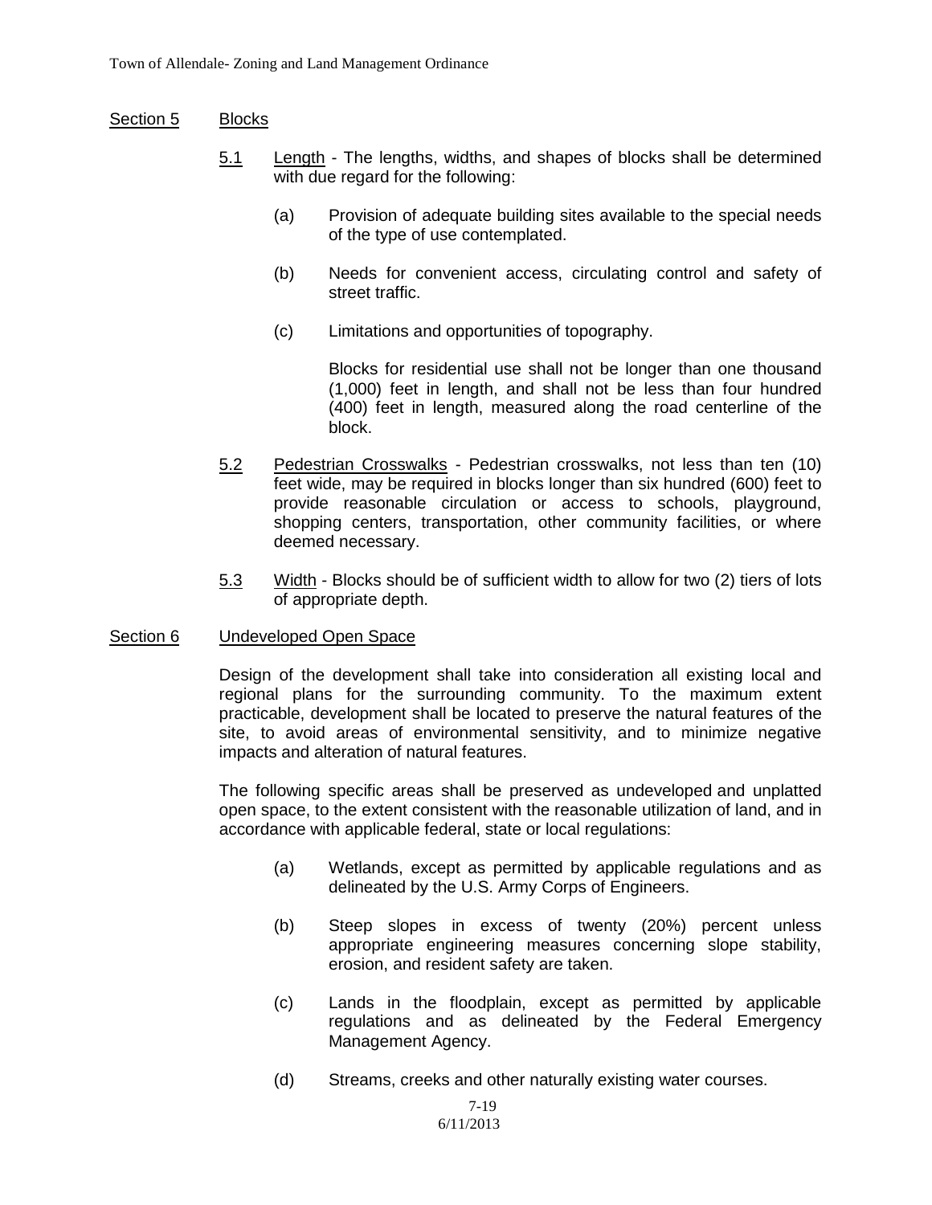## Section 5 Blocks

5.1 Length - The lengths, widths, and shapes of blocks shall be determined with due regard for the following:

(a) Provision of adequate building sites available to the special needs of the type of use contemplated.

(b) Needs for convenient access, circulating control and safety of street traffic.

(c) Limitations and opportunities of topography.

Blocks for residential use shall not be longer than one thousand (1,000) feet in length, and shall not be less than four hundred (400) feet in length, measured along the road centerline of the block.

5.2 Pedestrian Crosswalks - Pedestrian crosswalks, not less than ten (10) feet wide, may be required in blocks longer than six hundred (600) feet to provide reasonable circulation or access to schools, playground, shopping centers, transportation, other community facilities, or where deemed necessary.

5.3 Width - Blocks should be of sufficient width to allow for two (2) tiers of lots of appropriate depth.

## Section 6 Undeveloped Open Space

Design of the development shall take into consideration all existing local and regional plans for the surrounding community. To the maximum extent practicable, development shall be located to preserve the natural features of the site, to avoid areas of environmental sensitivity, and to minimize negative impacts and alteration of natural features.

The following specific areas shall be preserved as undeveloped and unplatted open space, to the extent consistent with the reasonable utilization of land, and in accordance with applicable federal, state or local regulations:

(a) Wetlands, except as permitted by applicable regulations and as delineated by the U.S. Army Corps of Engineers.

(b) Steep slopes in excess of twenty (20%) percent unless appropriate engineering measures concerning slope stability, erosion, and resident safety are taken.

(c) Lands in the floodplain, except as permitted by applicable regulations and as delineated by the Federal Emergency Management Agency.

(d) Streams, creeks and other naturally existing water courses.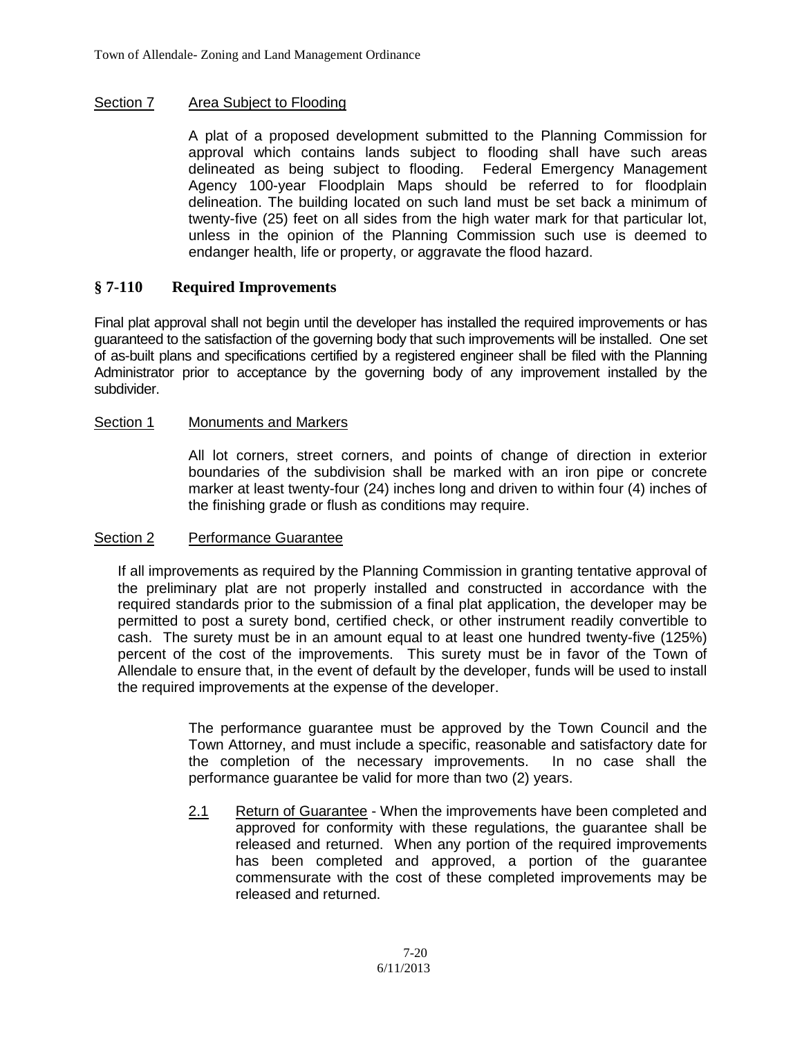Section 7 Area Subject to Flooding

A plat of a proposed development submitted to the Planning Commission for approval which contains lands subject to flooding shall have such areas delineated as being subject to flooding. Federal Emergency Management Agency 100-year Floodplain Maps should be referred to for floodplain delineation. The building located on such land must be set back a minimum of twenty-five (25) feet on all sides from the high water mark for that particular lot, unless in the opinion of the Planning Commission such use is deemed to endanger health, life or property, or aggravate the flood hazard.

## § 7-110 Required Improvements

Final plat approval shall not begin until the developer has installed the required improvements or has guaranteed to the satisfaction of the governing body that such improvements will be installed. One set of as-built plans and specifications certified by a registered engineer shall be filed with the Planning Administrator prior to acceptance by the governing body of any improvement installed by the subdivider.

Section 1 Monuments and Markers

All lot corners, street corners, and points of change of direction in exterior boundaries of the subdivision shall be marked with an iron pipe or concrete marker at least twenty-four (24) inches long and driven to within four (4) inches of the finishing grade or flush as conditions may require.

Section 2 Performance Guarantee

If all improvements as required by the Planning Commission in granting tentative approval of the preliminary plat are not properly installed and constructed in accordance with the required standards prior to the submission of a final plat application, the developer may be permitted to post a surety bond, certified check, or other instrument readily convertible to cash. The surety must be in an amount equal to at least one hundred twenty-five (125%) percent of the cost of the improvements. This surety must be in favor of the Town of Allendale to ensure that, in the event of default by the developer, funds will be used to install the required improvements at the expense of the developer.

The performance guarantee must be approved by the Town Council and the Town Attorney, and must include a specific, reasonable and satisfactory date for the completion of the necessary improvements. In no case shall the performance guarantee be valid for more than two (2) years.

2.1 Return of Guarantee - When the improvements have been completed and approved for conformity with these regulations, the guarantee shall be released and returned. When any portion of the required improvements has been completed and approved, a portion of the guarantee commensurate with the cost of these completed improvements may be released and returned.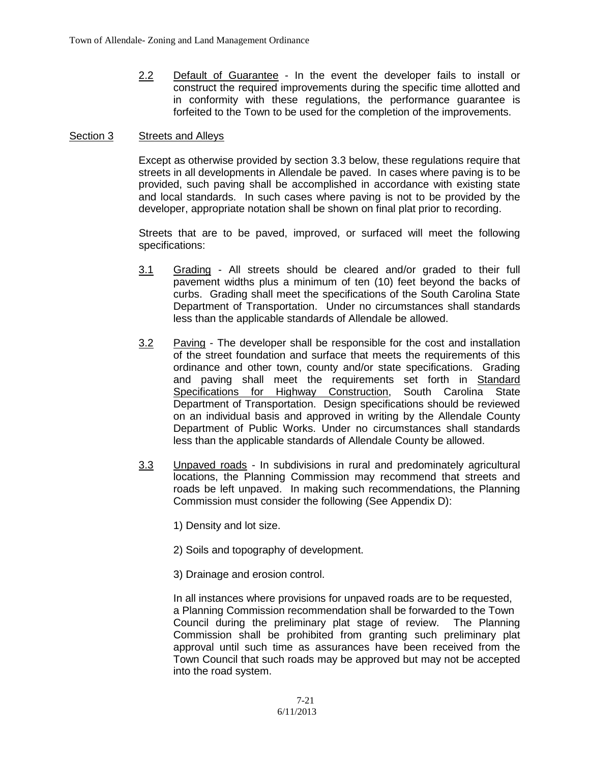2.2 Default of Guarantee - In the event the developer fails to install or construct the required improvements during the specific time allotted and in conformity with these regulations, the performance guarantee is forfeited to the Town to be used for the completion of the improvements.

## Section 3 Streets and Alleys

Except as otherwise provided by section 3.3 below, these regulations require that streets in all developments in Allendale be paved. In cases where paving is to be provided, such paving shall be accomplished in accordance with existing state and local standards. In such cases where paving is not to be provided by the developer, appropriate notation shall be shown on final plat prior to recording.

Streets that are to be paved, improved, or surfaced will meet the following specifications:

3.1 Grading - All streets should be cleared and/or graded to their full pavement widths plus a minimum of ten (10) feet beyond the backs of curbs. Grading shall meet the specifications of the South Carolina State Department of Transportation. Under no circumstances shall standards less than the applicable standards of Allendale be allowed.

3.2 Paving - The developer shall be responsible for the cost and installation of the street foundation and surface that meets the requirements of this ordinance and other town, county and/or state specifications. Grading and paving shall meet the requirements set forth in Standard Specifications for Highway Construction, South Carolina State Department of Transportation. Design specifications should be reviewed on an individual basis and approved in writing by the Allendale County Department of Public Works. Under no circumstances shall standards less than the applicable standards of Allendale County be allowed.

3.3 Unpaved roads - In subdivisions in rural and predominately agricultural locations, the Planning Commission may recommend that streets and roads be left unpaved. In making such recommendations, the Planning Commission must consider the following (See Appendix D):

1) Density and lot size.

2) Soils and topography of development.

3) Drainage and erosion control.

In all instances where provisions for unpaved roads are to be requested, a Planning Commission recommendation shall be forwarded to the Town Council during the preliminary plat stage of review. The Planning Commission shall be prohibited from granting such preliminary plat approval until such time as assurances have been received from the Town Council that such roads may be approved but may not be accepted into the road system.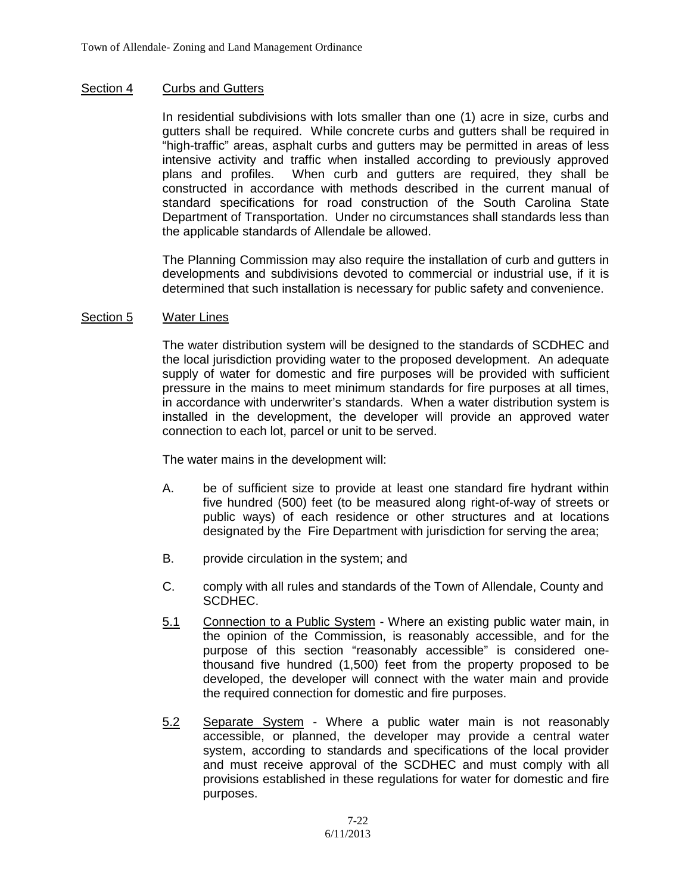## Section 4 Curbs and Gutters

In residential subdivisions with lots smaller than one (1) acre in size, curbs and gutters shall be required. While concrete curbs and gutters shall be required in "high-traffic" areas, asphalt curbs and gutters may be permitted in areas of less intensive activity and traffic when installed according to previously approved plans and profiles. When curb and gutters are required, they shall be constructed in accordance with methods described in the current manual of standard specifications for road construction of the South Carolina State Department of Transportation. Under no circumstances shall standards less than the applicable standards of Allendale be allowed.

The Planning Commission may also require the installation of curb and gutters in developments and subdivisions devoted to commercial or industrial use, if it is determined that such installation is necessary for public safety and convenience.

## Section 5 Water Lines

The water distribution system will be designed to the standards of SCDHEC and the local jurisdiction providing water to the proposed development. An adequate supply of water for domestic and fire purposes will be provided with sufficient pressure in the mains to meet minimum standards for fire purposes at all times, in accordance with underwriter's standards. When a water distribution system is installed in the development, the developer will provide an approved water connection to each lot, parcel or unit to be served.

The water mains in the development will:

A. be of sufficient size to provide at least one standard fire hydrant within five hundred (500) feet (to be measured along right-of-way of streets or public ways) of each residence or other structures and at locations designated by the Fire Department with jurisdiction for serving the area;

B. provide circulation in the system; and

C. comply with all rules and standards of the Town of Allendale, County and SCDHEC.

5.1 Connection to a Public System - Where an existing public water main, in the opinion of the Commission, is reasonably accessible, and for the purpose of this section "reasonably accessible" is considered one-thousand five hundred (1,500) feet from the property proposed to be developed, the developer will connect with the water main and provide the required connection for domestic and fire purposes.

5.2 Separate System - Where a public water main is not reasonably accessible, or planned, the developer may provide a central water system, according to standards and specifications of the local provider and must receive approval of the SCDHEC and must comply with all provisions established in these regulations for water for domestic and fire purposes.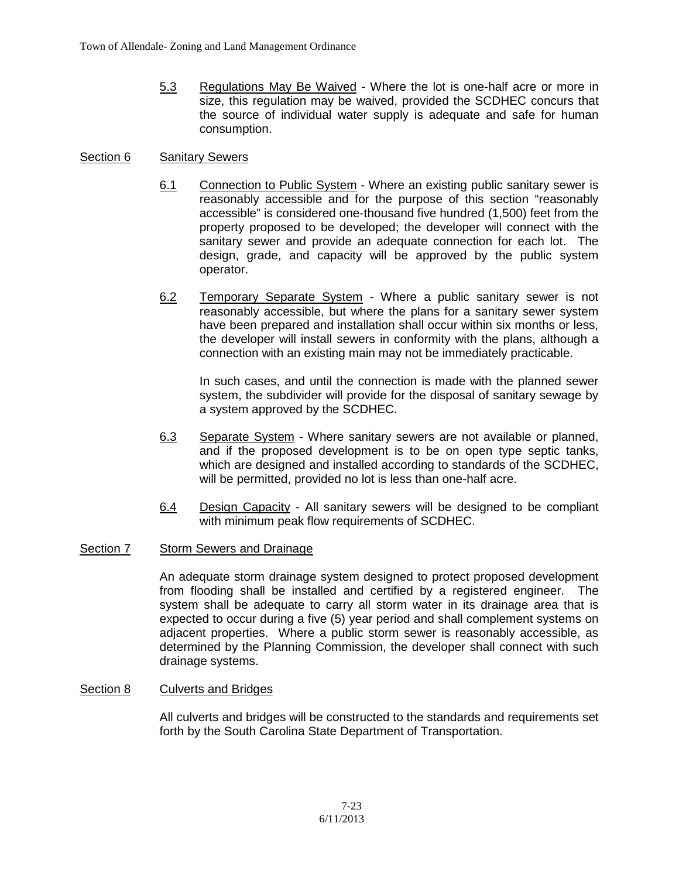5.3 Regulations May Be Waived - Where the lot is one-half acre or more in size, this regulation may be waived, provided the SCDHEC concurs that the source of individual water supply is adequate and safe for human consumption.

## Section 6 Sanitary Sewers

6.1 Connection to Public System - Where an existing public sanitary sewer is reasonably accessible and for the purpose of this section "reasonably accessible" is considered one-thousand five hundred (1,500) feet from the property proposed to be developed; the developer will connect with the sanitary sewer and provide an adequate connection for each lot. The design, grade, and capacity will be approved by the public system operator.

6.2 Temporary Separate System - Where a public sanitary sewer is not reasonably accessible, but where the plans for a sanitary sewer system have been prepared and installation shall occur within six months or less, the developer will install sewers in conformity with the plans, although a connection with an existing main may not be immediately practicable.

In such cases, and until the connection is made with the planned sewer system, the subdivider will provide for the disposal of sanitary sewage by a system approved by the SCDHEC.

6.3 Separate System - Where sanitary sewers are not available or planned, and if the proposed development is to be on open type septic tanks, which are designed and installed according to standards of the SCDHEC, will be permitted, provided no lot is less than one-half acre.

6.4 Design Capacity - All sanitary sewers will be designed to be compliant with minimum peak flow requirements of SCDHEC.

## Section 7 Storm Sewers and Drainage

An adequate storm drainage system designed to protect proposed development from flooding shall be installed and certified by a registered engineer. The system shall be adequate to carry all storm water in its drainage area that is expected to occur during a five (5) year period and shall complement systems on adjacent properties. Where a public storm sewer is reasonably accessible, as determined by the Planning Commission, the developer shall connect with such drainage systems.

## Section 8 Culverts and Bridges

All culverts and bridges will be constructed to the standards and requirements set forth by the South Carolina State Department of Transportation.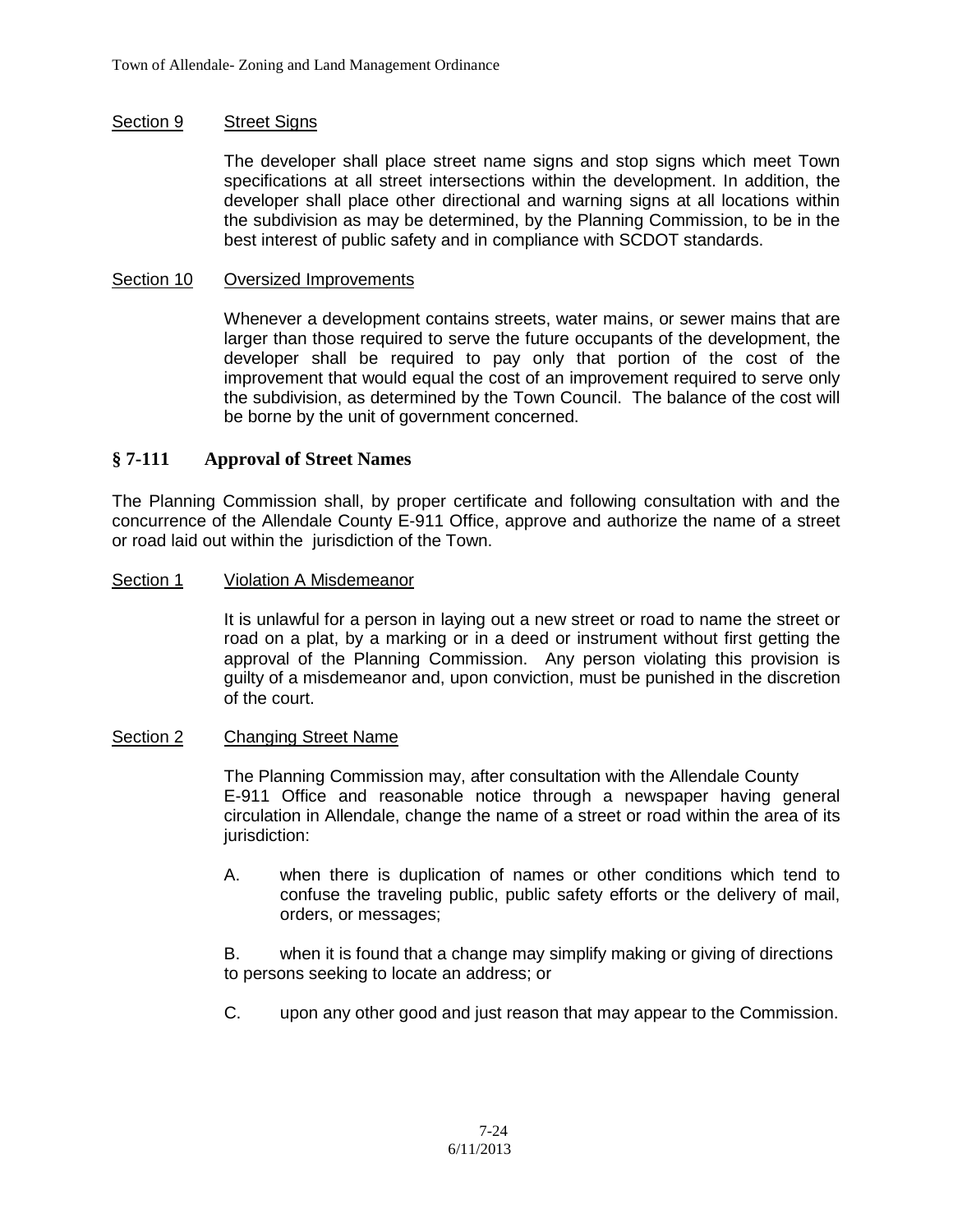### Section 9 Street Signs

The developer shall place street name signs and stop signs which meet Town specifications at all street intersections within the development. In addition, the developer shall place other directional and warning signs at all locations within the subdivision as may be determined, by the Planning Commission, to be in the best interest of public safety and in compliance with SCDOT standards.

### Section 10 Oversized Improvements

Whenever a development contains streets, water mains, or sewer mains that are larger than those required to serve the future occupants of the development, the developer shall be required to pay only that portion of the cost of the improvement that would equal the cost of an improvement required to serve only the subdivision, as determined by the Town Council. The balance of the cost will be borne by the unit of government concerned.

## § 7-111 Approval of Street Names

The Planning Commission shall, by proper certificate and following consultation with and the concurrence of the Allendale County E-911 Office, approve and authorize the name of a street or road laid out within the jurisdiction of the Town.

### Section 1 Violation A Misdemeanor

It is unlawful for a person in laying out a new street or road to name the street or road on a plat, by a marking or in a deed or instrument without first getting the approval of the Planning Commission. Any person violating this provision is guilty of a misdemeanor and, upon conviction, must be punished in the discretion of the court.

### Section 2 Changing Street Name

The Planning Commission may, after consultation with the Allendale County E-911 Office and reasonable notice through a newspaper having general circulation in Allendale, change the name of a street or road within the area of its jurisdiction:

A. when there is duplication of names or other conditions which tend to confuse the traveling public, public safety efforts or the delivery of mail, orders, or messages;

B. when it is found that a change may simplify making or giving of directions to persons seeking to locate an address; or

C. upon any other good and just reason that may appear to the Commission.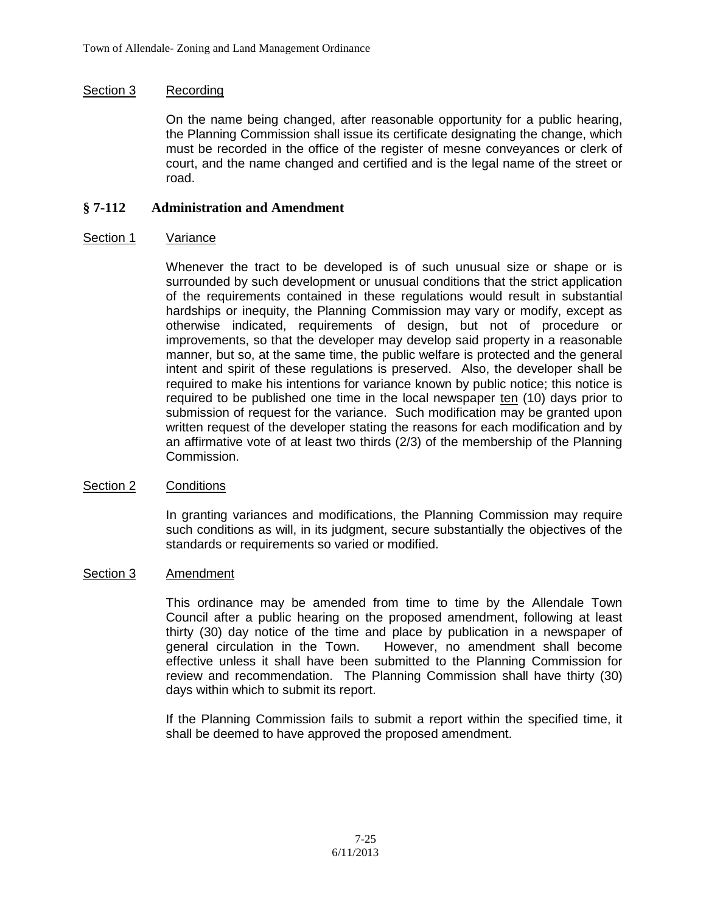Section 3 Recording

On the name being changed, after reasonable opportunity for a public hearing, the Planning Commission shall issue its certificate designating the change, which must be recorded in the office of the register of mesne conveyances or clerk of court, and the name changed and certified and is the legal name of the street or road.

## § 7-112 Administration and Amendment

Section 1 Variance

Whenever the tract to be developed is of such unusual size or shape or is surrounded by such development or unusual conditions that the strict application of the requirements contained in these regulations would result in substantial hardships or inequity, the Planning Commission may vary or modify, except as otherwise indicated, requirements of design, but not of procedure or improvements, so that the developer may develop said property in a reasonable manner, but so, at the same time, the public welfare is protected and the general intent and spirit of these regulations is preserved. Also, the developer shall be required to make his intentions for variance known by public notice; this notice is required to be published one time in the local newspaper ten (10) days prior to submission of request for the variance. Such modification may be granted upon written request of the developer stating the reasons for each modification and by an affirmative vote of at least two thirds (2/3) of the membership of the Planning Commission.

Section 2 Conditions

In granting variances and modifications, the Planning Commission may require such conditions as will, in its judgment, secure substantially the objectives of the standards or requirements so varied or modified.

Section 3 Amendment

This ordinance may be amended from time to time by the Allendale Town Council after a public hearing on the proposed amendment, following at least thirty (30) day notice of the time and place by publication in a newspaper of general circulation in the Town. However, no amendment shall become effective unless it shall have been submitted to the Planning Commission for review and recommendation. The Planning Commission shall have thirty (30) days within which to submit its report.

If the Planning Commission fails to submit a report within the specified time, it shall be deemed to have approved the proposed amendment.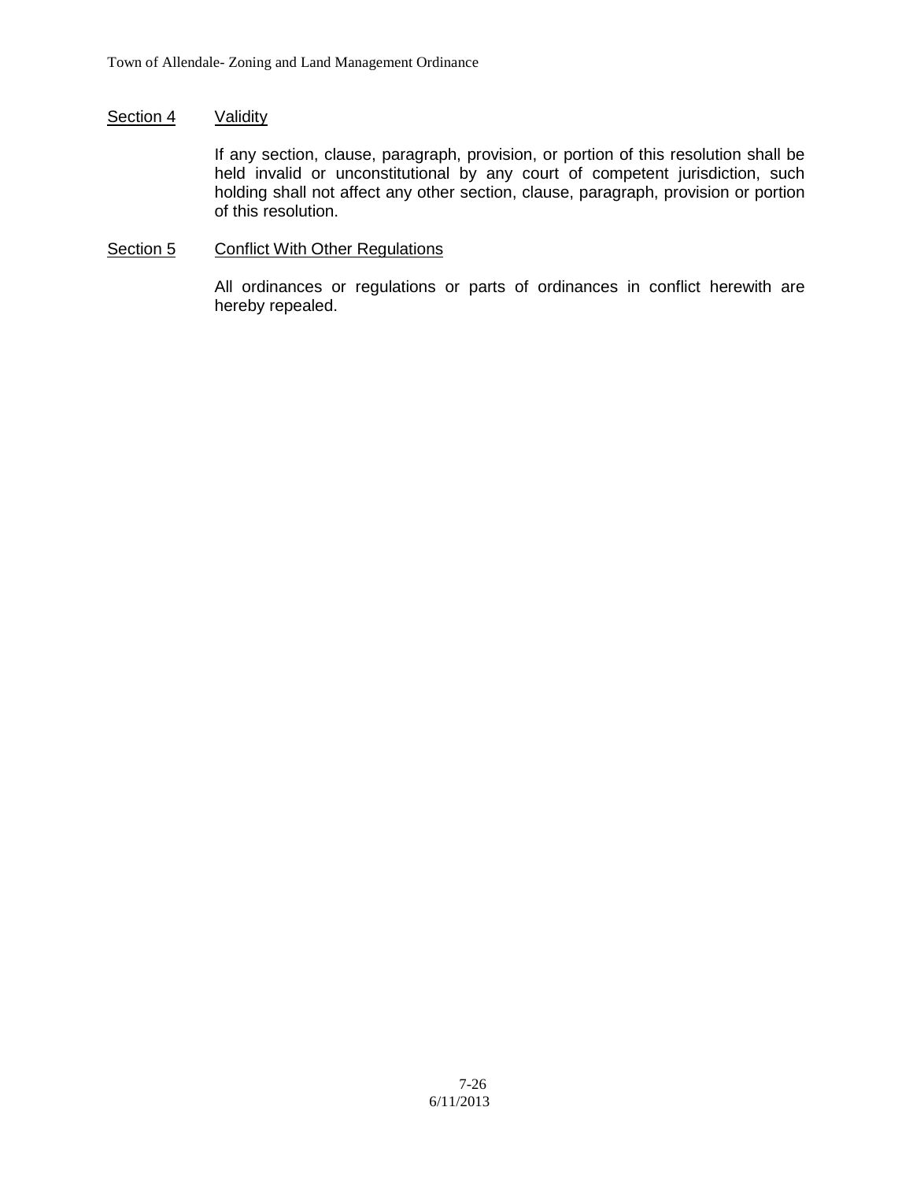## Section 4 Validity

If any section, clause, paragraph, provision, or portion of this resolution shall be held invalid or unconstitutional by any court of competent jurisdiction, such holding shall not affect any other section, clause, paragraph, provision or portion of this resolution.

## Section 5 Conflict With Other Regulations

All ordinances or regulations or parts of ordinances in conflict herewith are hereby repealed.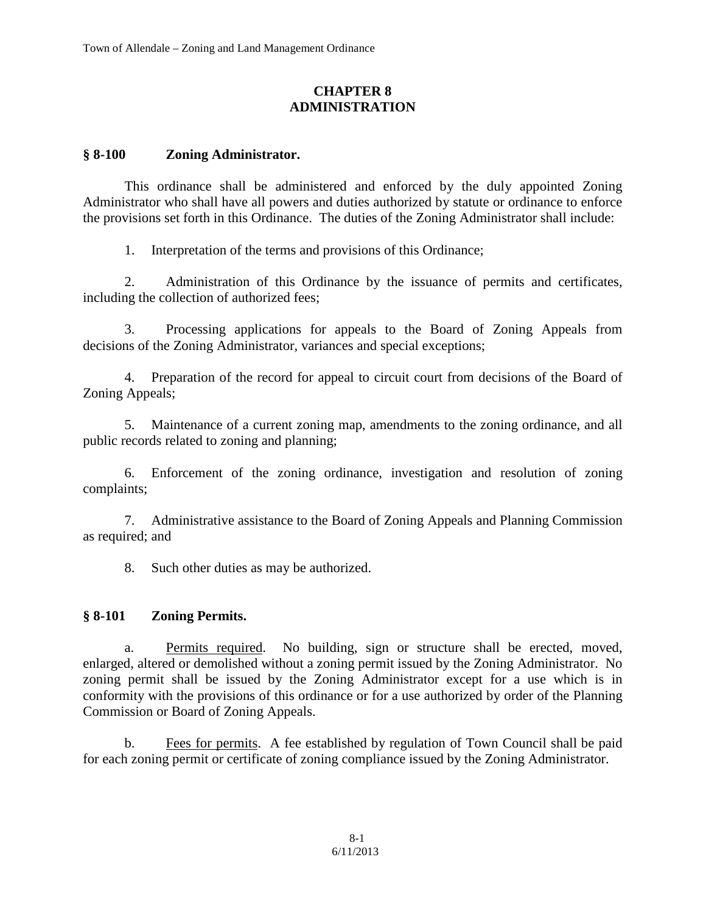# CHAPTER 8
# ADMINISTRATION

## § 8-100 Zoning Administrator.

This ordinance shall be administered and enforced by the duly appointed Zoning Administrator who shall have all powers and duties authorized by statute or ordinance to enforce the provisions set forth in this Ordinance. The duties of the Zoning Administrator shall include:

1. Interpretation of the terms and provisions of this Ordinance;

2. Administration of this Ordinance by the issuance of permits and certificates, including the collection of authorized fees;

3. Processing applications for appeals to the Board of Zoning Appeals from decisions of the Zoning Administrator, variances and special exceptions;

4. Preparation of the record for appeal to circuit court from decisions of the Board of Zoning Appeals;

5. Maintenance of a current zoning map, amendments to the zoning ordinance, and all public records related to zoning and planning;

6. Enforcement of the zoning ordinance, investigation and resolution of zoning complaints;

7. Administrative assistance to the Board of Zoning Appeals and Planning Commission as required; and

8. Such other duties as may be authorized.

## § 8-101 Zoning Permits.

a. Permits required. No building, sign or structure shall be erected, moved, enlarged, altered or demolished without a zoning permit issued by the Zoning Administrator. No zoning permit shall be issued by the Zoning Administrator except for a use which is in conformity with the provisions of this ordinance or for a use authorized by order of the Planning Commission or Board of Zoning Appeals.

b. Fees for permits. A fee established by regulation of Town Council shall be paid for each zoning permit or certificate of zoning compliance issued by the Zoning Administrator.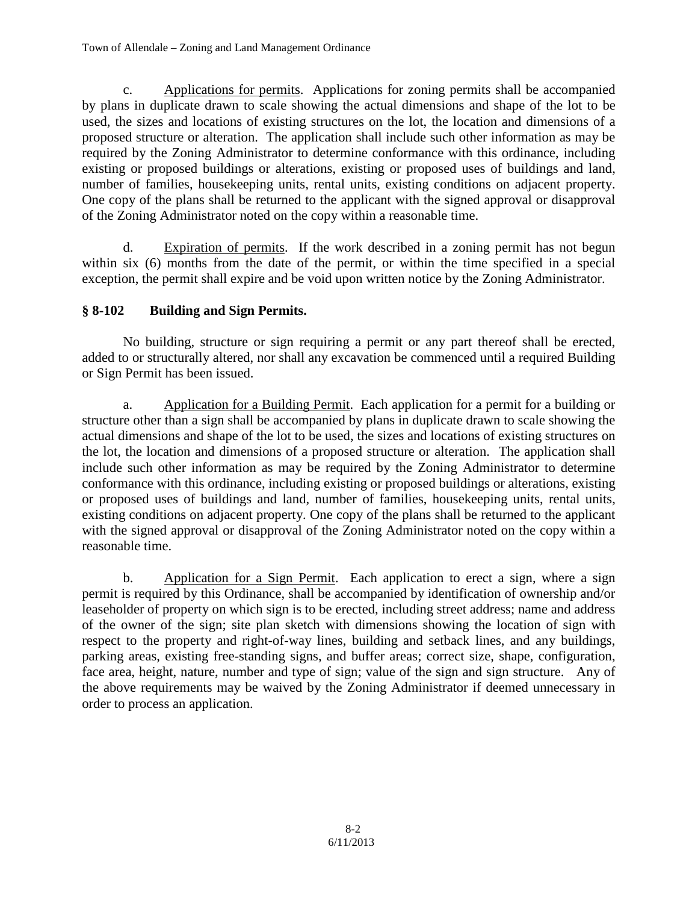c. Applications for permits. Applications for zoning permits shall be accompanied by plans in duplicate drawn to scale showing the actual dimensions and shape of the lot to be used, the sizes and locations of existing structures on the lot, the location and dimensions of a proposed structure or alteration. The application shall include such other information as may be required by the Zoning Administrator to determine conformance with this ordinance, including existing or proposed buildings or alterations, existing or proposed uses of buildings and land, number of families, housekeeping units, rental units, existing conditions on adjacent property. One copy of the plans shall be returned to the applicant with the signed approval or disapproval of the Zoning Administrator noted on the copy within a reasonable time.

d. Expiration of permits. If the work described in a zoning permit has not begun within six (6) months from the date of the permit, or within the time specified in a special exception, the permit shall expire and be void upon written notice by the Zoning Administrator.

## § 8-102 Building and Sign Permits.

No building, structure or sign requiring a permit or any part thereof shall be erected, added to or structurally altered, nor shall any excavation be commenced until a required Building or Sign Permit has been issued.

a. Application for a Building Permit. Each application for a permit for a building or structure other than a sign shall be accompanied by plans in duplicate drawn to scale showing the actual dimensions and shape of the lot to be used, the sizes and locations of existing structures on the lot, the location and dimensions of a proposed structure or alteration. The application shall include such other information as may be required by the Zoning Administrator to determine conformance with this ordinance, including existing or proposed buildings or alterations, existing or proposed uses of buildings and land, number of families, housekeeping units, rental units, existing conditions on adjacent property. One copy of the plans shall be returned to the applicant with the signed approval or disapproval of the Zoning Administrator noted on the copy within a reasonable time.

b. Application for a Sign Permit. Each application to erect a sign, where a sign permit is required by this Ordinance, shall be accompanied by identification of ownership and/or leaseholder of property on which sign is to be erected, including street address; name and address of the owner of the sign; site plan sketch with dimensions showing the location of sign with respect to the property and right-of-way lines, building and setback lines, and any buildings, parking areas, existing free-standing signs, and buffer areas; correct size, shape, configuration, face area, height, nature, number and type of sign; value of the sign and sign structure. Any of the above requirements may be waived by the Zoning Administrator if deemed unnecessary in order to process an application.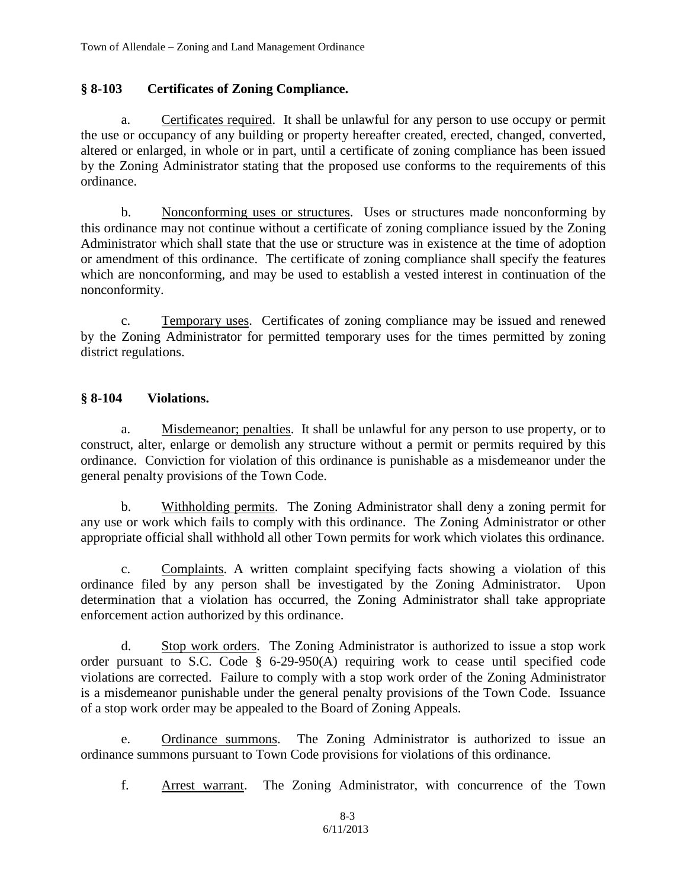## § 8-103 Certificates of Zoning Compliance.

a. Certificates required. It shall be unlawful for any person to use occupy or permit the use or occupancy of any building or property hereafter created, erected, changed, converted, altered or enlarged, in whole or in part, until a certificate of zoning compliance has been issued by the Zoning Administrator stating that the proposed use conforms to the requirements of this ordinance.

b. Nonconforming uses or structures. Uses or structures made nonconforming by this ordinance may not continue without a certificate of zoning compliance issued by the Zoning Administrator which shall state that the use or structure was in existence at the time of adoption or amendment of this ordinance. The certificate of zoning compliance shall specify the features which are nonconforming, and may be used to establish a vested interest in continuation of the nonconformity.

c. Temporary uses. Certificates of zoning compliance may be issued and renewed by the Zoning Administrator for permitted temporary uses for the times permitted by zoning district regulations.

## § 8-104 Violations.

a. Misdemeanor; penalties. It shall be unlawful for any person to use property, or to construct, alter, enlarge or demolish any structure without a permit or permits required by this ordinance. Conviction for violation of this ordinance is punishable as a misdemeanor under the general penalty provisions of the Town Code.

b. Withholding permits. The Zoning Administrator shall deny a zoning permit for any use or work which fails to comply with this ordinance. The Zoning Administrator or other appropriate official shall withhold all other Town permits for work which violates this ordinance.

c. Complaints. A written complaint specifying facts showing a violation of this ordinance filed by any person shall be investigated by the Zoning Administrator. Upon determination that a violation has occurred, the Zoning Administrator shall take appropriate enforcement action authorized by this ordinance.

d. Stop work orders. The Zoning Administrator is authorized to issue a stop work order pursuant to S.C. Code § 6-29-950(A) requiring work to cease until specified code violations are corrected. Failure to comply with a stop work order of the Zoning Administrator is a misdemeanor punishable under the general penalty provisions of the Town Code. Issuance of a stop work order may be appealed to the Board of Zoning Appeals.

e. Ordinance summons. The Zoning Administrator is authorized to issue an ordinance summons pursuant to Town Code provisions for violations of this ordinance.

f. Arrest warrant. The Zoning Administrator, with concurrence of the Town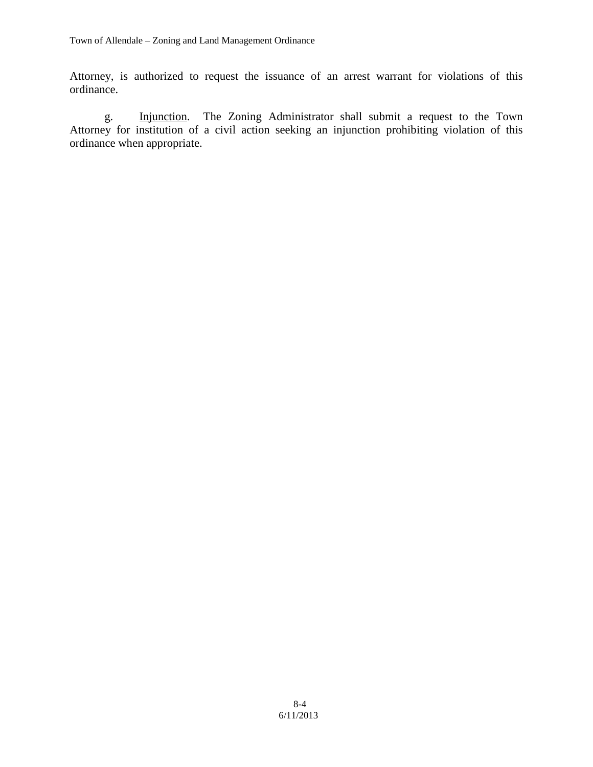Attorney, is authorized to request the issuance of an arrest warrant for violations of this ordinance.

g. Injunction. The Zoning Administrator shall submit a request to the Town Attorney for institution of a civil action seeking an injunction prohibiting violation of this ordinance when appropriate.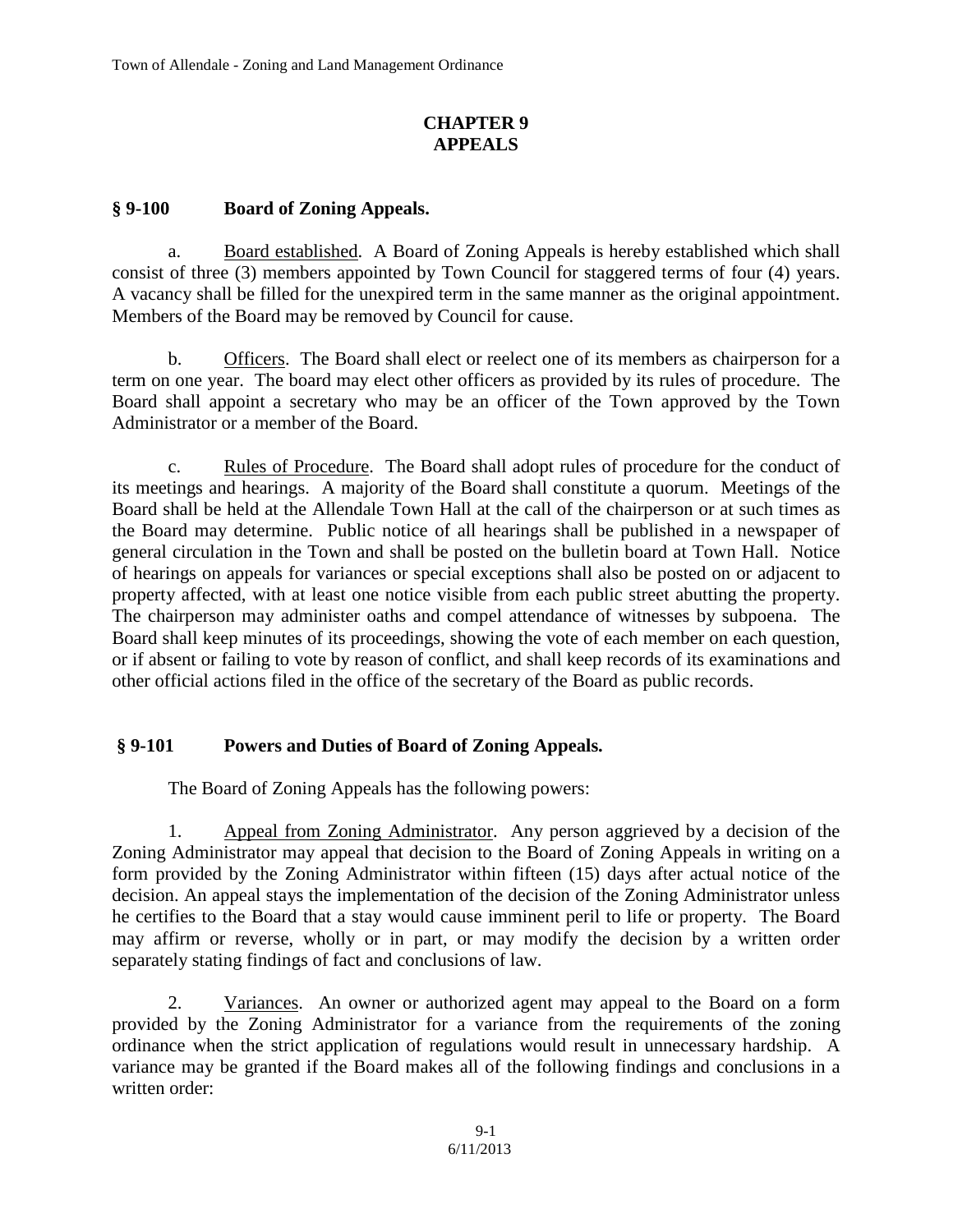# CHAPTER 9
# APPEALS

## § 9-100 Board of Zoning Appeals.

a. Board established. A Board of Zoning Appeals is hereby established which shall consist of three (3) members appointed by Town Council for staggered terms of four (4) years. A vacancy shall be filled for the unexpired term in the same manner as the original appointment. Members of the Board may be removed by Council for cause.

b. Officers. The Board shall elect or reelect one of its members as chairperson for a term on one year. The board may elect other officers as provided by its rules of procedure. The Board shall appoint a secretary who may be an officer of the Town approved by the Town Administrator or a member of the Board.

c. Rules of Procedure. The Board shall adopt rules of procedure for the conduct of its meetings and hearings. A majority of the Board shall constitute a quorum. Meetings of the Board shall be held at the Allendale Town Hall at the call of the chairperson or at such times as the Board may determine. Public notice of all hearings shall be published in a newspaper of general circulation in the Town and shall be posted on the bulletin board at Town Hall. Notice of hearings on appeals for variances or special exceptions shall also be posted on or adjacent to property affected, with at least one notice visible from each public street abutting the property. The chairperson may administer oaths and compel attendance of witnesses by subpoena. The Board shall keep minutes of its proceedings, showing the vote of each member on each question, or if absent or failing to vote by reason of conflict, and shall keep records of its examinations and other official actions filed in the office of the secretary of the Board as public records.

## § 9-101 Powers and Duties of Board of Zoning Appeals.

The Board of Zoning Appeals has the following powers:

1. Appeal from Zoning Administrator. Any person aggrieved by a decision of the Zoning Administrator may appeal that decision to the Board of Zoning Appeals in writing on a form provided by the Zoning Administrator within fifteen (15) days after actual notice of the decision. An appeal stays the implementation of the decision of the Zoning Administrator unless he certifies to the Board that a stay would cause imminent peril to life or property. The Board may affirm or reverse, wholly or in part, or may modify the decision by a written order separately stating findings of fact and conclusions of law.

2. Variances. An owner or authorized agent may appeal to the Board on a form provided by the Zoning Administrator for a variance from the requirements of the zoning ordinance when the strict application of regulations would result in unnecessary hardship. A variance may be granted if the Board makes all of the following findings and conclusions in a written order: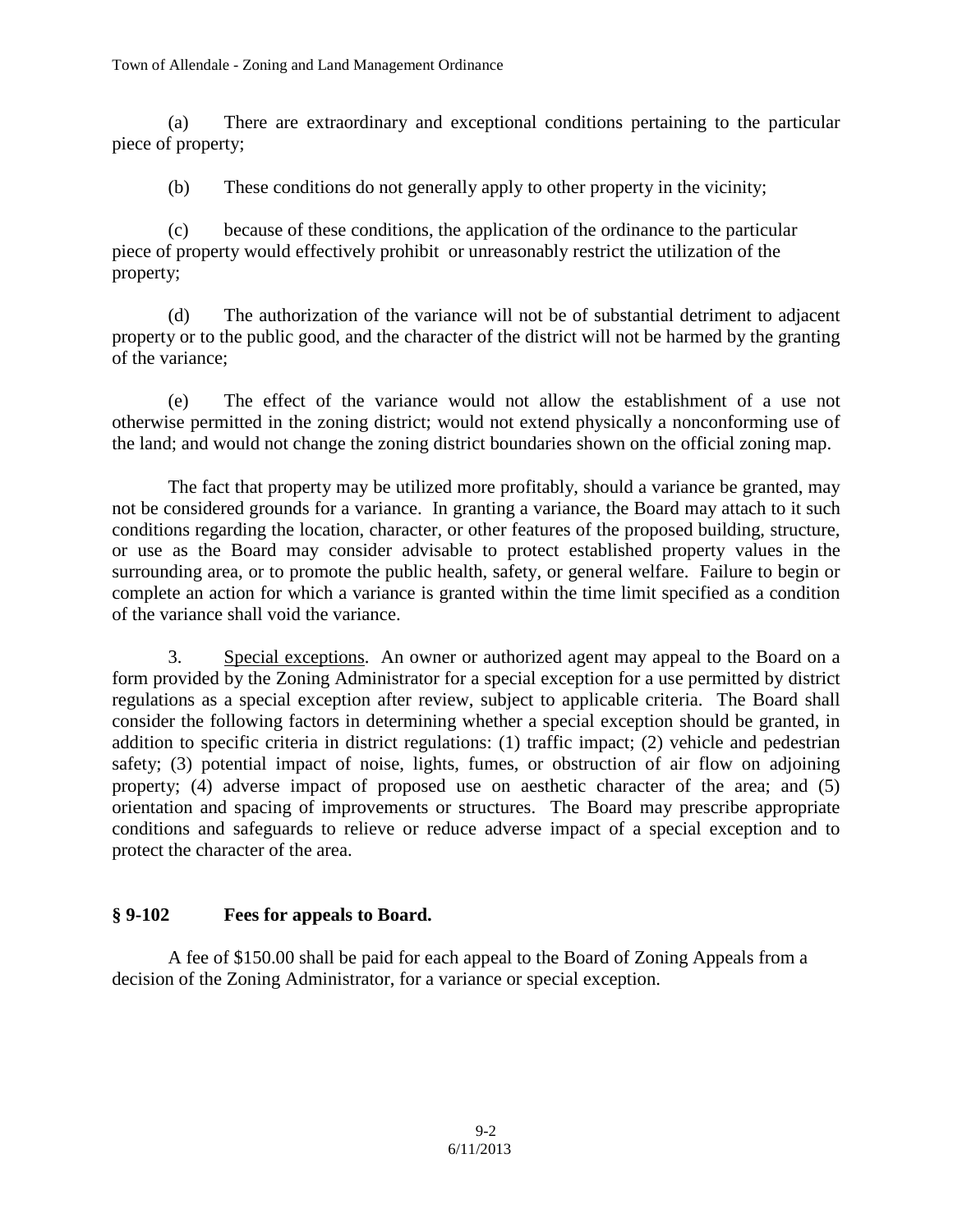(a) There are extraordinary and exceptional conditions pertaining to the particular piece of property;

(b) These conditions do not generally apply to other property in the vicinity;

(c) because of these conditions, the application of the ordinance to the particular piece of property would effectively prohibit or unreasonably restrict the utilization of the property;

(d) The authorization of the variance will not be of substantial detriment to adjacent property or to the public good, and the character of the district will not be harmed by the granting of the variance;

(e) The effect of the variance would not allow the establishment of a use not otherwise permitted in the zoning district; would not extend physically a nonconforming use of the land; and would not change the zoning district boundaries shown on the official zoning map.

The fact that property may be utilized more profitably, should a variance be granted, may not be considered grounds for a variance. In granting a variance, the Board may attach to it such conditions regarding the location, character, or other features of the proposed building, structure, or use as the Board may consider advisable to protect established property values in the surrounding area, or to promote the public health, safety, or general welfare. Failure to begin or complete an action for which a variance is granted within the time limit specified as a condition of the variance shall void the variance.

3. Special exceptions. An owner or authorized agent may appeal to the Board on a form provided by the Zoning Administrator for a special exception for a use permitted by district regulations as a special exception after review, subject to applicable criteria. The Board shall consider the following factors in determining whether a special exception should be granted, in addition to specific criteria in district regulations: (1) traffic impact; (2) vehicle and pedestrian safety; (3) potential impact of noise, lights, fumes, or obstruction of air flow on adjoining property; (4) adverse impact of proposed use on aesthetic character of the area; and (5) orientation and spacing of improvements or structures. The Board may prescribe appropriate conditions and safeguards to relieve or reduce adverse impact of a special exception and to protect the character of the area.

## § 9-102 Fees for appeals to Board.

A fee of $150.00 shall be paid for each appeal to the Board of Zoning Appeals from a decision of the Zoning Administrator, for a variance or special exception.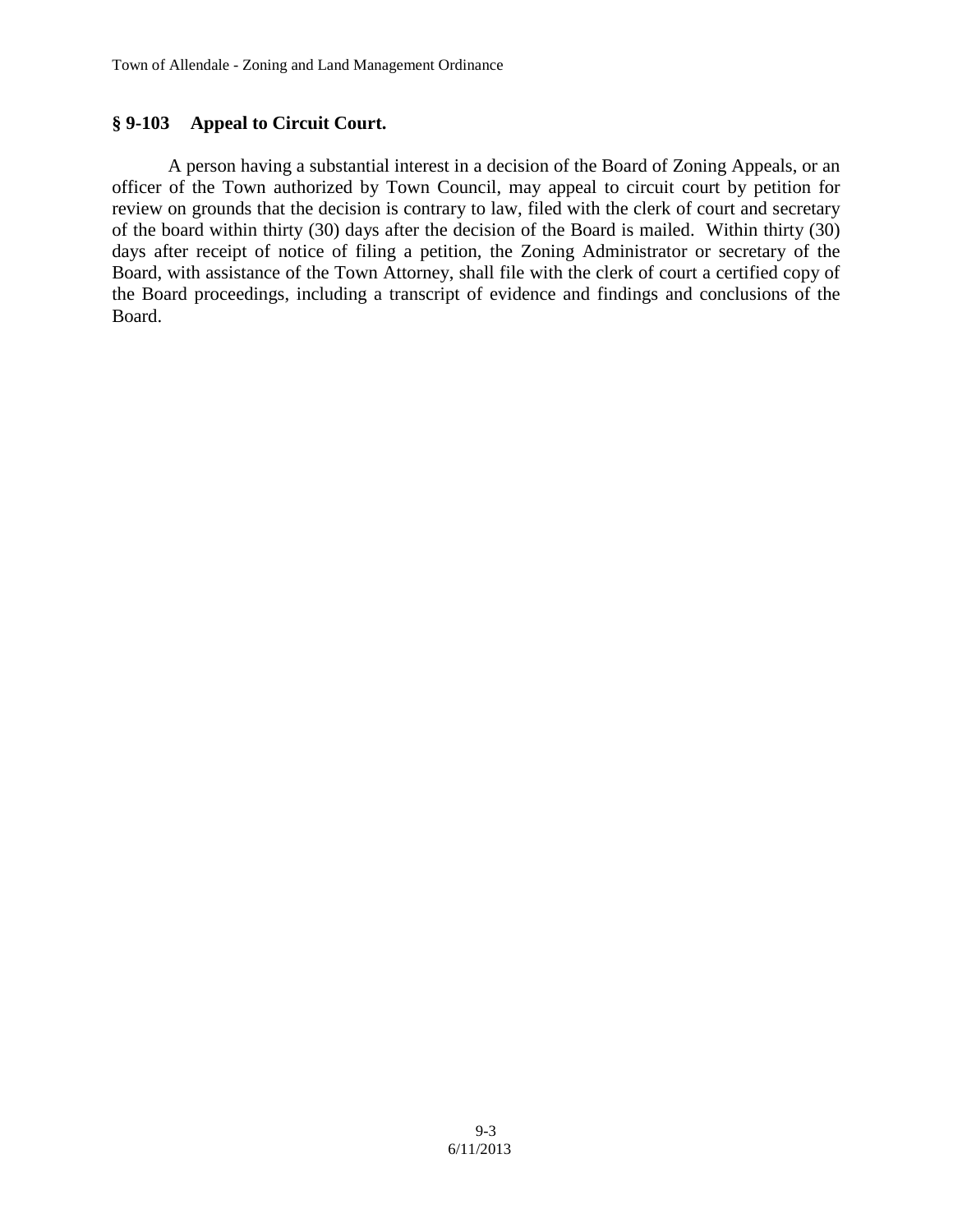## § 9-103 Appeal to Circuit Court.

A person having a substantial interest in a decision of the Board of Zoning Appeals, or an officer of the Town authorized by Town Council, may appeal to circuit court by petition for review on grounds that the decision is contrary to law, filed with the clerk of court and secretary of the board within thirty (30) days after the decision of the Board is mailed. Within thirty (30) days after receipt of notice of filing a petition, the Zoning Administrator or secretary of the Board, with assistance of the Town Attorney, shall file with the clerk of court a certified copy of the Board proceedings, including a transcript of evidence and findings and conclusions of the Board.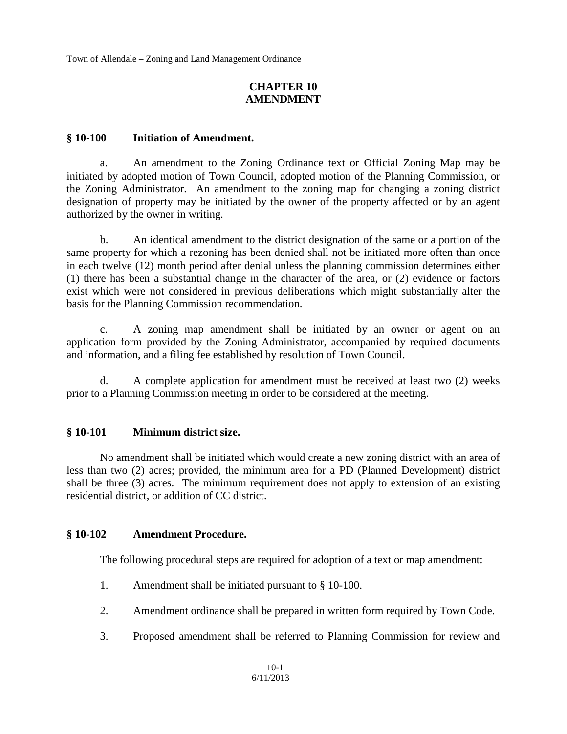# CHAPTER 10
# AMENDMENT

## § 10-100 Initiation of Amendment.

a. An amendment to the Zoning Ordinance text or Official Zoning Map may be initiated by adopted motion of Town Council, adopted motion of the Planning Commission, or the Zoning Administrator. An amendment to the zoning map for changing a zoning district designation of property may be initiated by the owner of the property affected or by an agent authorized by the owner in writing.

b. An identical amendment to the district designation of the same or a portion of the same property for which a rezoning has been denied shall not be initiated more often than once in each twelve (12) month period after denial unless the planning commission determines either (1) there has been a substantial change in the character of the area, or (2) evidence or factors exist which were not considered in previous deliberations which might substantially alter the basis for the Planning Commission recommendation.

c. A zoning map amendment shall be initiated by an owner or agent on an application form provided by the Zoning Administrator, accompanied by required documents and information, and a filing fee established by resolution of Town Council.

d. A complete application for amendment must be received at least two (2) weeks prior to a Planning Commission meeting in order to be considered at the meeting.

## § 10-101 Minimum district size.

No amendment shall be initiated which would create a new zoning district with an area of less than two (2) acres; provided, the minimum area for a PD (Planned Development) district shall be three (3) acres. The minimum requirement does not apply to extension of an existing residential district, or addition of CC district.

## § 10-102 Amendment Procedure.

The following procedural steps are required for adoption of a text or map amendment:

1. Amendment shall be initiated pursuant to § 10-100.
2. Amendment ordinance shall be prepared in written form required by Town Code.
3. Proposed amendment shall be referred to Planning Commission for review and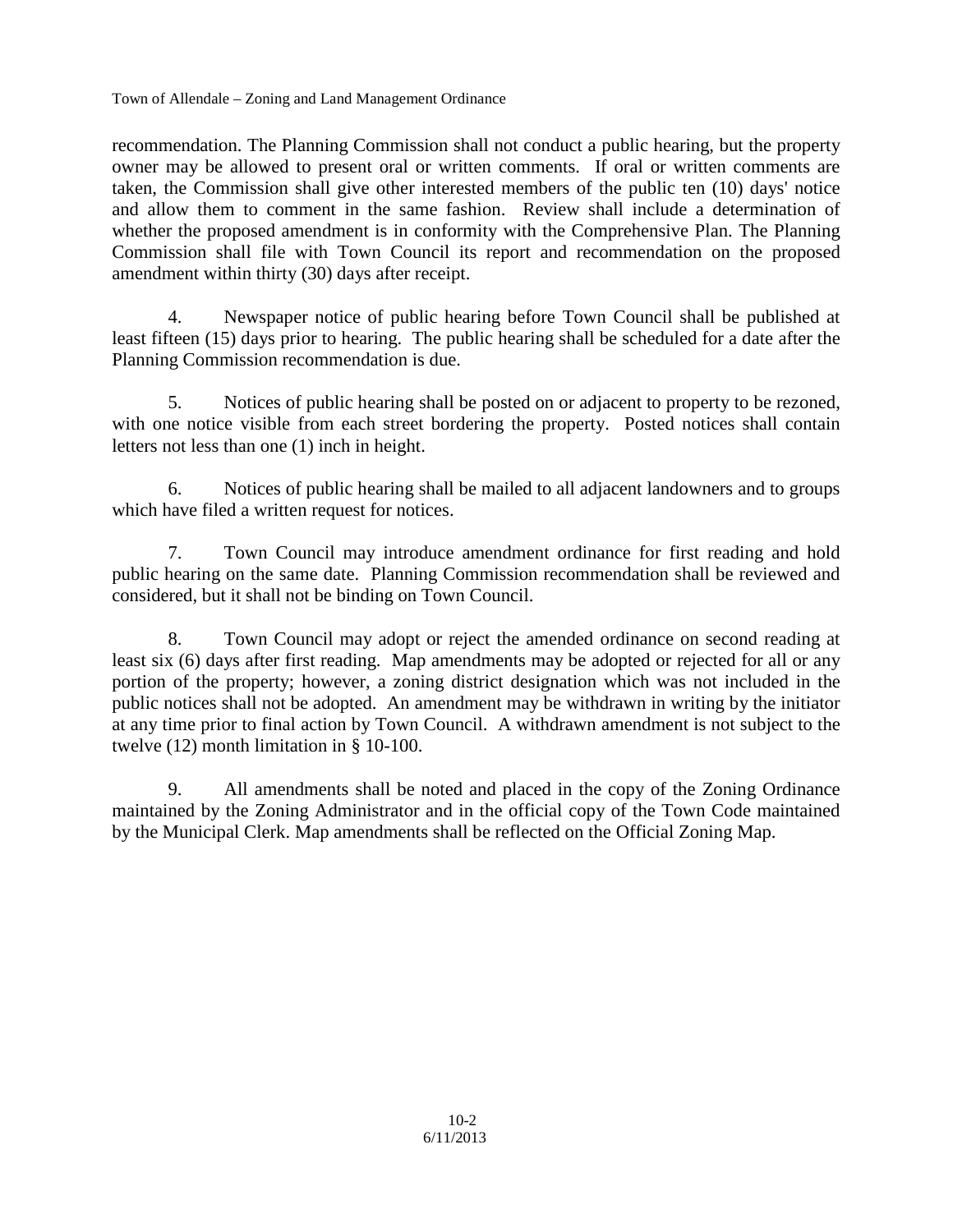recommendation. The Planning Commission shall not conduct a public hearing, but the property owner may be allowed to present oral or written comments. If oral or written comments are taken, the Commission shall give other interested members of the public ten (10) days' notice and allow them to comment in the same fashion. Review shall include a determination of whether the proposed amendment is in conformity with the Comprehensive Plan. The Planning Commission shall file with Town Council its report and recommendation on the proposed amendment within thirty (30) days after receipt.

4. Newspaper notice of public hearing before Town Council shall be published at least fifteen (15) days prior to hearing. The public hearing shall be scheduled for a date after the Planning Commission recommendation is due.

5. Notices of public hearing shall be posted on or adjacent to property to be rezoned, with one notice visible from each street bordering the property. Posted notices shall contain letters not less than one (1) inch in height.

6. Notices of public hearing shall be mailed to all adjacent landowners and to groups which have filed a written request for notices.

7. Town Council may introduce amendment ordinance for first reading and hold public hearing on the same date. Planning Commission recommendation shall be reviewed and considered, but it shall not be binding on Town Council.

8. Town Council may adopt or reject the amended ordinance on second reading at least six (6) days after first reading. Map amendments may be adopted or rejected for all or any portion of the property; however, a zoning district designation which was not included in the public notices shall not be adopted. An amendment may be withdrawn in writing by the initiator at any time prior to final action by Town Council. A withdrawn amendment is not subject to the twelve (12) month limitation in § 10-100.

9. All amendments shall be noted and placed in the copy of the Zoning Ordinance maintained by the Zoning Administrator and in the official copy of the Town Code maintained by the Municipal Clerk. Map amendments shall be reflected on the Official Zoning Map.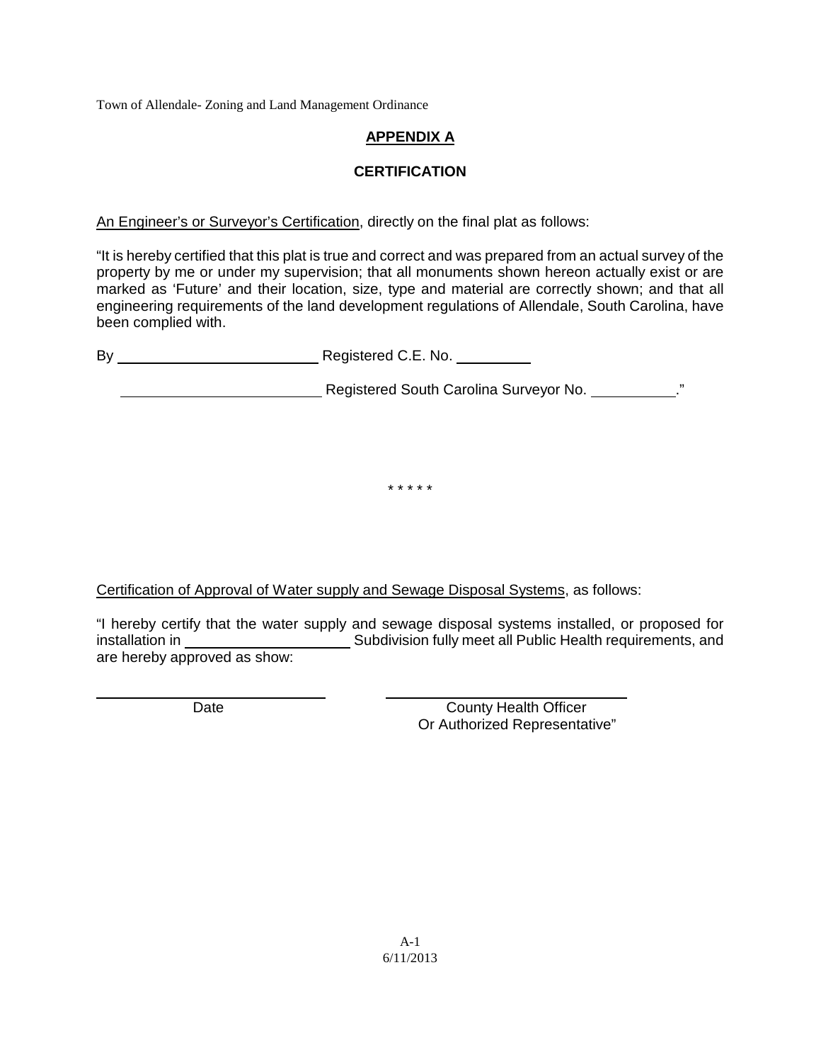## APPENDIX A

## CERTIFICATION

An Engineer's or Surveyor's Certification, directly on the final plat as follows:

"It is hereby certified that this plat is true and correct and was prepared from an actual survey of the property by me or under my supervision; that all monuments shown hereon actually exist or are marked as 'Future' and their location, size, type and material are correctly shown; and that all engineering requirements of the land development regulations of Allendale, South Carolina, have been complied with.

By \_\_\_\_\_\_\_\_\_\_\_\_\_\_\_\_\_\_\_\_\_\_\_\_\_ Registered C.E. No. \_\_\_\_\_\_\_\_\_\_

\_\_\_\_\_\_\_\_\_\_\_\_\_\_\_\_\_\_\_\_\_\_\_\_\_ Registered South Carolina Surveyor No. \_\_\_\_\_\_\_\_\_\_\_."

\* \* \* \* \*

Certification of Approval of Water supply and Sewage Disposal Systems, as follows:

"I hereby certify that the water supply and sewage disposal systems installed, or proposed for installation in \_\_\_\_\_\_\_\_\_\_\_\_\_\_\_\_\_\_\_\_\_ Subdivision fully meet all Public Health requirements, and are hereby approved as show:

| \_\_\_\_\_\_\_\_\_\_\_\_\_\_\_\_\_\_\_\_\_\_\_\_\_ | \_\_\_\_\_\_\_\_\_\_\_\_\_\_\_\_\_\_\_\_\_\_\_\_\_ |
|---|---|
| Date | County Health Officer<br>Or Authorized Representative" |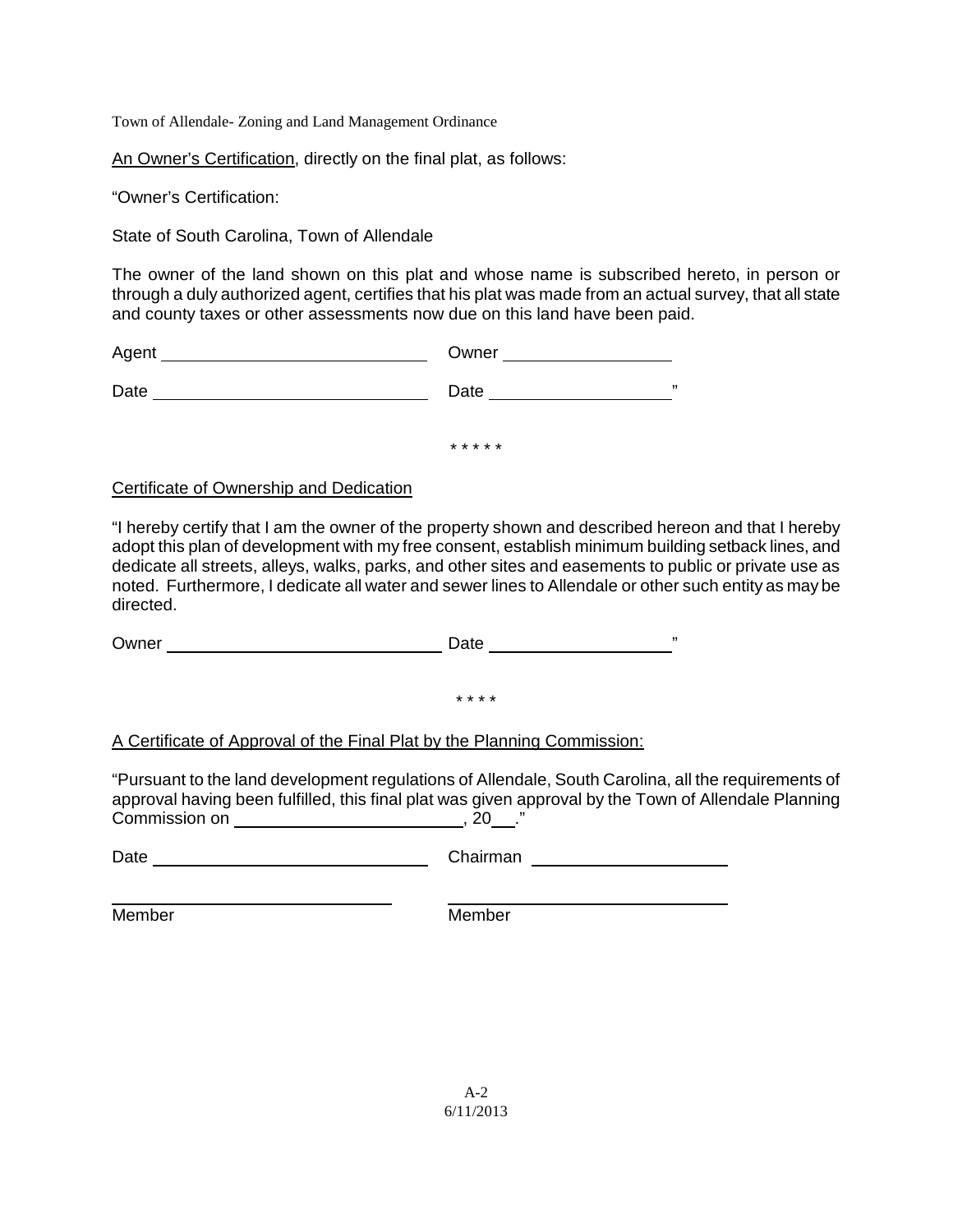An Owner's Certification, directly on the final plat, as follows:

"Owner's Certification:

State of South Carolina, Town of Allendale

The owner of the land shown on this plat and whose name is subscribed hereto, in person or through a duly authorized agent, certifies that his plat was made from an actual survey, that all state and county taxes or other assessments now due on this land have been paid.

Agent ____________________________ Owner __________________

Date ____________________________ Date ___________________"

* * * * *

Certificate of Ownership and Dedication

"I hereby certify that I am the owner of the property shown and described hereon and that I hereby adopt this plan of development with my free consent, establish minimum building setback lines, and dedicate all streets, alleys, walks, parks, and other sites and easements to public or private use as noted. Furthermore, I dedicate all water and sewer lines to Allendale or other such entity as may be directed.

Owner ____________________________ Date ___________________"

* * * *

A Certificate of Approval of the Final Plat by the Planning Commission:

"Pursuant to the land development regulations of Allendale, South Carolina, all the requirements of approval having been fulfilled, this final plat was given approval by the Town of Allendale Planning Commission on ________________________, 20___."

Date ____________________________ Chairman ____________________

____________________________ ____________________________

Member Member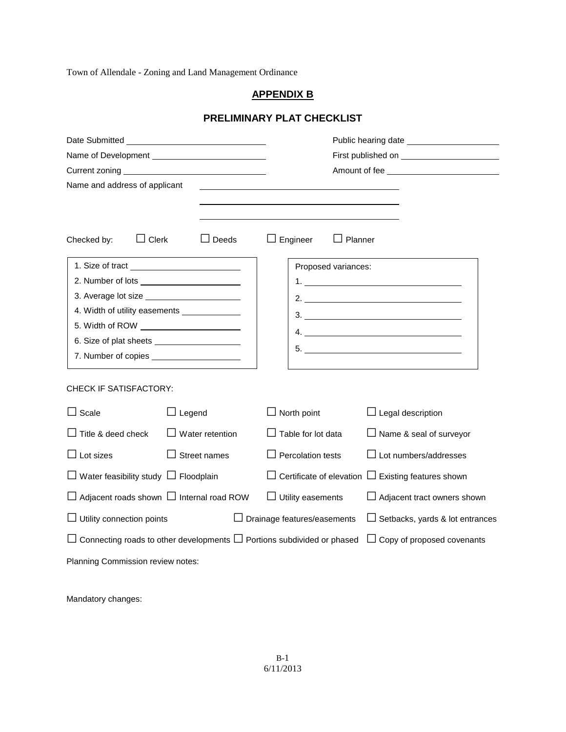## APPENDIX B

## PRELIMINARY PLAT CHECKLIST

Date Submitted ______________________________ Public hearing date ____________________

Name of Development _________________________ First published on ____________________

Current zoning ______________________________ Amount of fee _________________________

Name and address of applicant ________________________________________

________________________________________

________________________________________

Checked by: ☐ Clerk ☐ Deeds ☐ Engineer ☐ Planner

1. Size of tract ____________________
2. Number of lots ____________________
3. Average lot size ____________________
4. Width of utility easements ____________
5. Width of ROW ____________________
6. Size of plat sheets ________________
7. Number of copies ________________

Proposed variances:

1. ________________________________
2. ________________________________
3. ________________________________
4. ________________________________
5. ________________________________

CHECK IF SATISFACTORY:

☐ Scale ☐ Legend ☐ North point ☐ Legal description

☐ Title & deed check ☐ Water retention ☐ Table for lot data ☐ Name & seal of surveyor

☐ Lot sizes ☐ Street names ☐ Percolation tests ☐ Lot numbers/addresses

☐ Water feasibility study ☐ Floodplain ☐ Certificate of elevation ☐ Existing features shown

☐ Adjacent roads shown ☐ Internal road ROW ☐ Utility easements ☐ Adjacent tract owners shown

☐ Utility connection points ☐ Drainage features/easements ☐ Setbacks, yards & lot entrances

☐ Connecting roads to other developments ☐ Portions subdivided or phased ☐ Copy of proposed covenants

Planning Commission review notes:

Mandatory changes: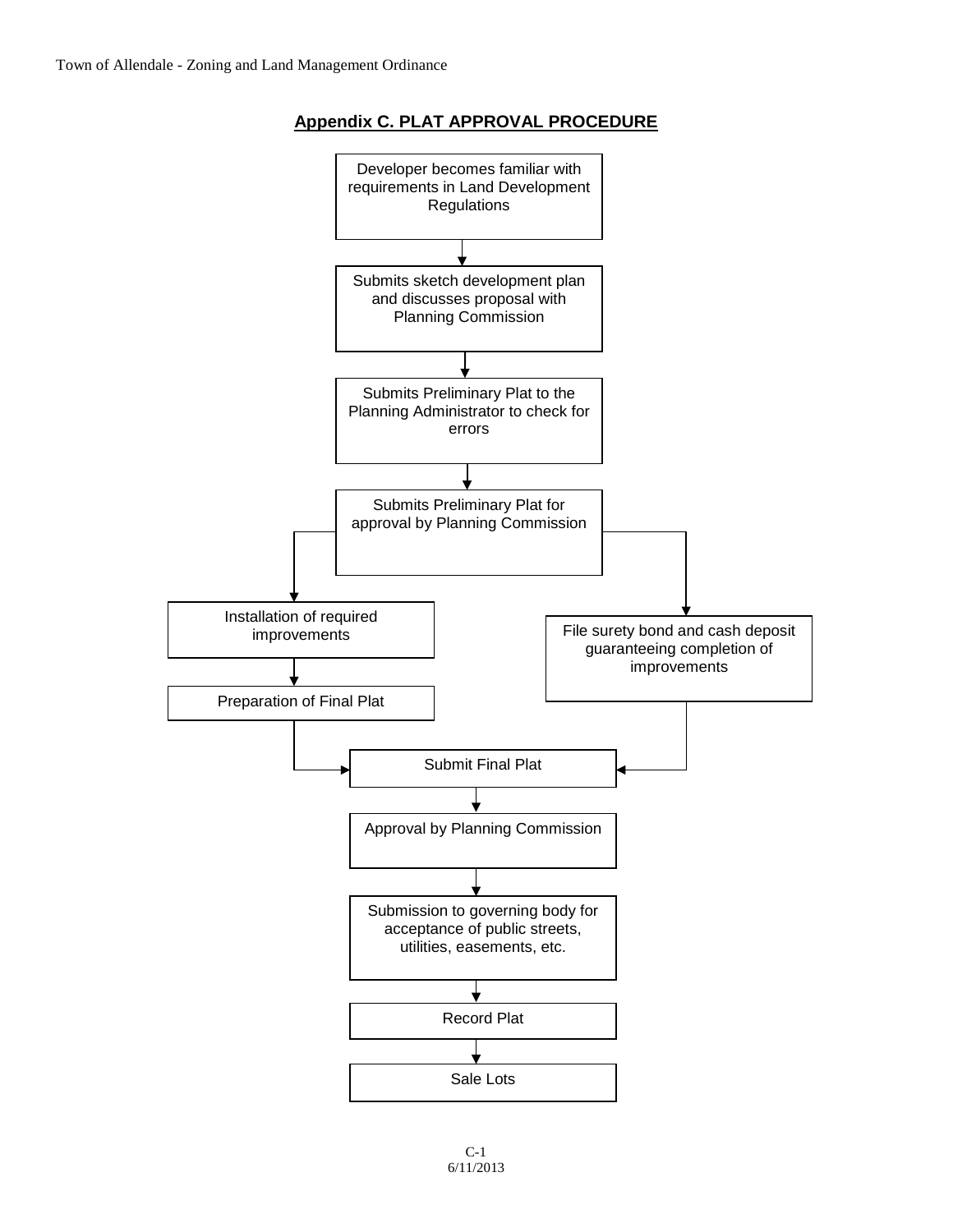## Appendix C. PLAT APPROVAL PROCEDURE

Developer becomes familiar with requirements in Land Development Regulations

↓

Submits sketch development plan and discusses proposal with Planning Commission

↓

Submits Preliminary Plat to the Planning Administrator to check for errors

↓

Submits Preliminary Plat for approval by Planning Commission

↓ (two paths)

- Installation of required improvements → Preparation of Final Plat
- File surety bond and cash deposit guaranteeing completion of improvements

↓

Submit Final Plat

↓

Approval by Planning Commission

↓

Submission to governing body for acceptance of public streets, utilities, easements, etc.

↓

Record Plat

↓

Sale Lots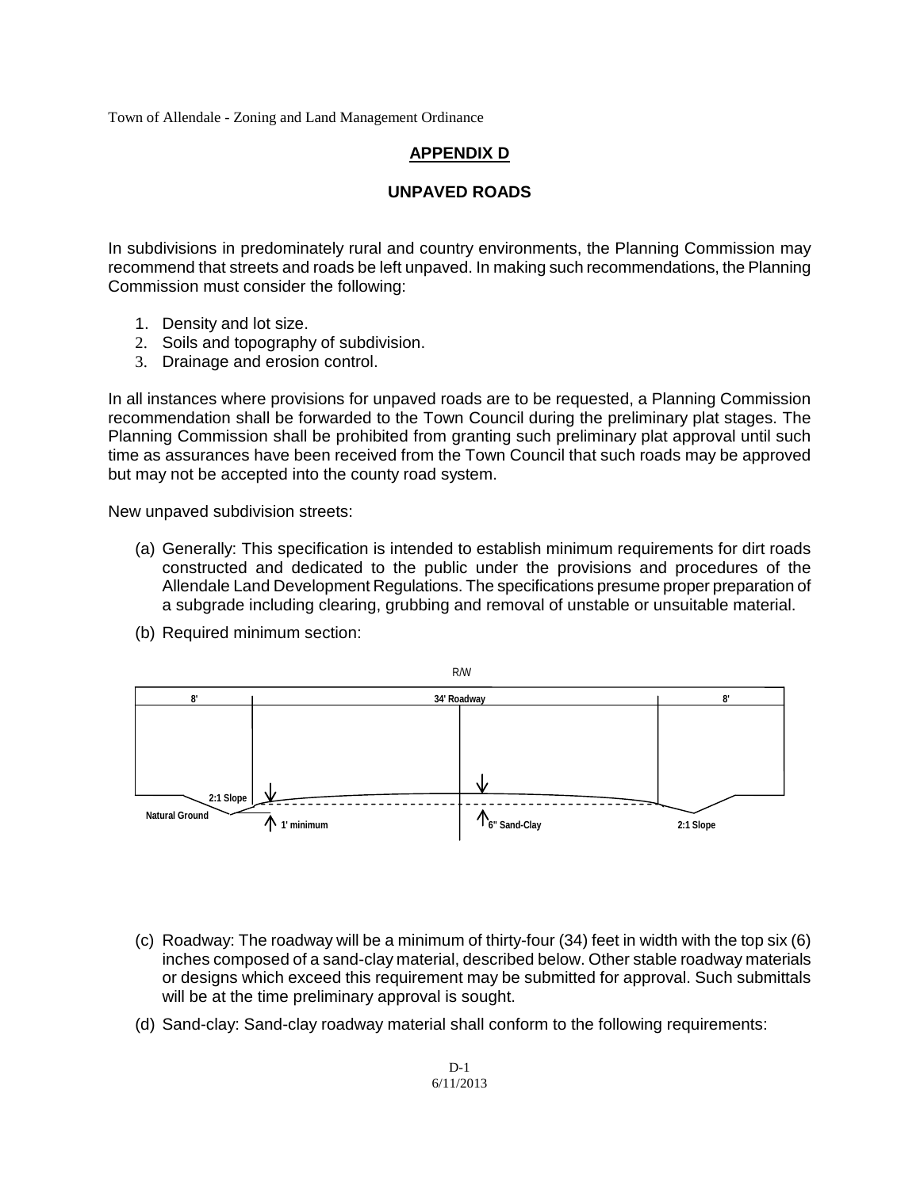# APPENDIX D

## UNPAVED ROADS

In subdivisions in predominately rural and country environments, the Planning Commission may recommend that streets and roads be left unpaved. In making such recommendations, the Planning Commission must consider the following:

1. Density and lot size.
2. Soils and topography of subdivision.
3. Drainage and erosion control.

In all instances where provisions for unpaved roads are to be requested, a Planning Commission recommendation shall be forwarded to the Town Council during the preliminary plat stages. The Planning Commission shall be prohibited from granting such preliminary plat approval until such time as assurances have been received from the Town Council that such roads may be approved but may not be accepted into the county road system.

New unpaved subdivision streets:

(a) Generally: This specification is intended to establish minimum requirements for dirt roads constructed and dedicated to the public under the provisions and procedures of the Allendale Land Development Regulations. The specifications presume proper preparation of a subgrade including clearing, grubbing and removal of unstable or unsuitable material.

(b) Required minimum section:

R/W

8' | 34' Roadway | 8'

2:1 Slope

Natural Ground

1' minimum

6" Sand-Clay

2:1 Slope

(c) Roadway: The roadway will be a minimum of thirty-four (34) feet in width with the top six (6) inches composed of a sand-clay material, described below. Other stable roadway materials or designs which exceed this requirement may be submitted for approval. Such submittals will be at the time preliminary approval is sought.

(d) Sand-clay: Sand-clay roadway material shall conform to the following requirements: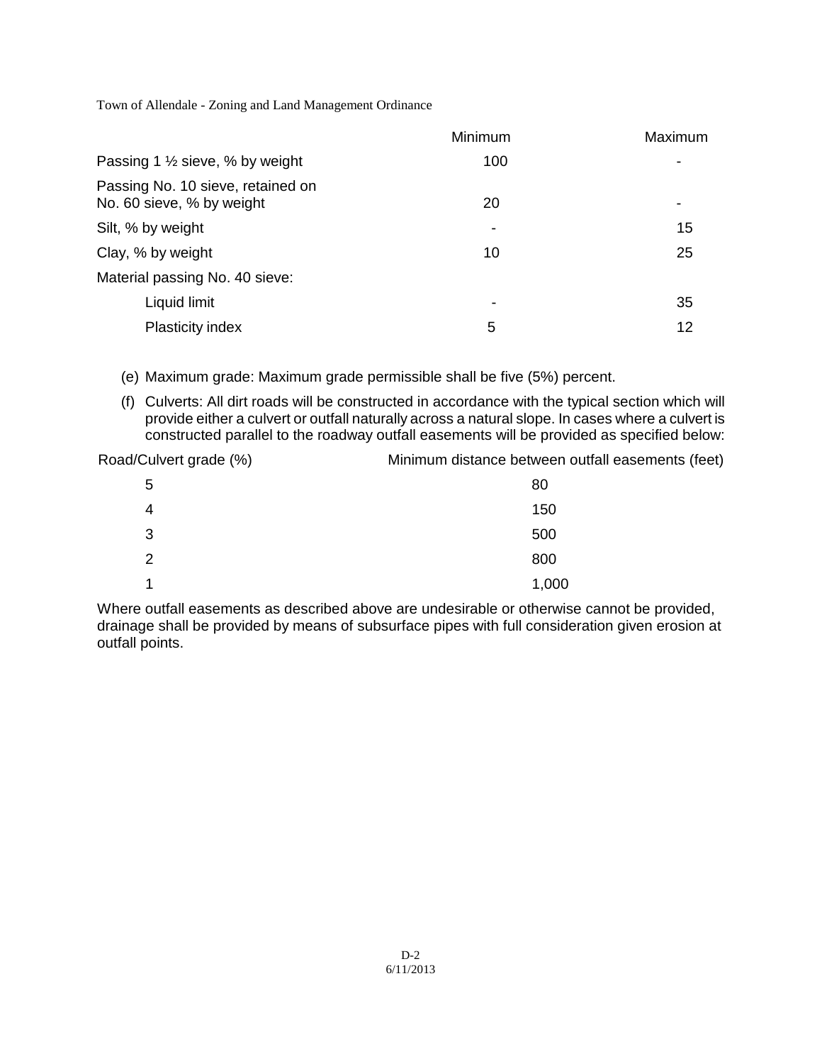| | Minimum | Maximum |
|---|---|---|
| Passing 1 ½ sieve, % by weight | 100 | - |
| Passing No. 10 sieve, retained on No. 60 sieve, % by weight | 20 | - |
| Silt, % by weight | - | 15 |
| Clay, % by weight | 10 | 25 |
| Material passing No. 40 sieve: | | |
| Liquid limit | - | 35 |
| Plasticity index | 5 | 12 |

(e) Maximum grade: Maximum grade permissible shall be five (5%) percent.

(f) Culverts: All dirt roads will be constructed in accordance with the typical section which will provide either a culvert or outfall naturally across a natural slope. In cases where a culvert is constructed parallel to the roadway outfall easements will be provided as specified below:

| Road/Culvert grade (%) | Minimum distance between outfall easements (feet) |
|---|---|
| 5 | 80 |
| 4 | 150 |
| 3 | 500 |
| 2 | 800 |
| 1 | 1,000 |

Where outfall easements as described above are undesirable or otherwise cannot be provided, drainage shall be provided by means of subsurface pipes with full consideration given erosion at outfall points.